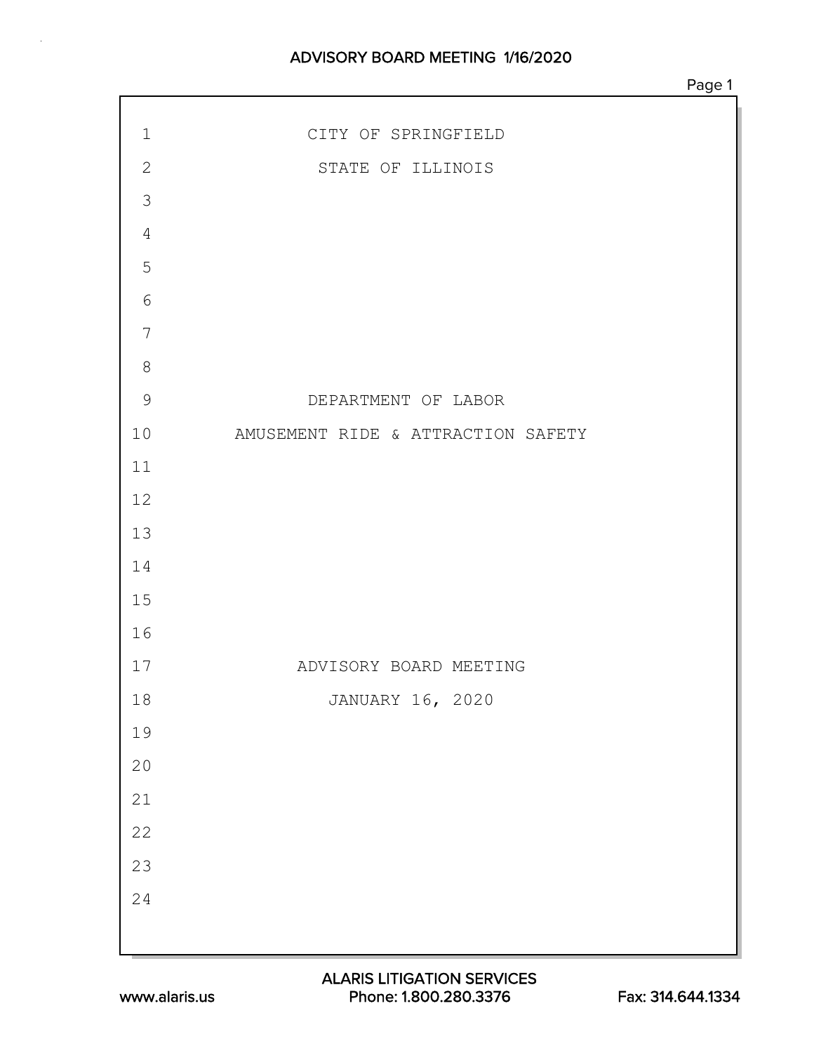CITY OF SPRINGFIELD

STATE OF ILLINOIS

DEPARTMENT OF LABOR

AMUSEMENT RIDE & ATTRACTION SAFETY

ADVISORY BOARD MEETING

JANUARY 16, 2020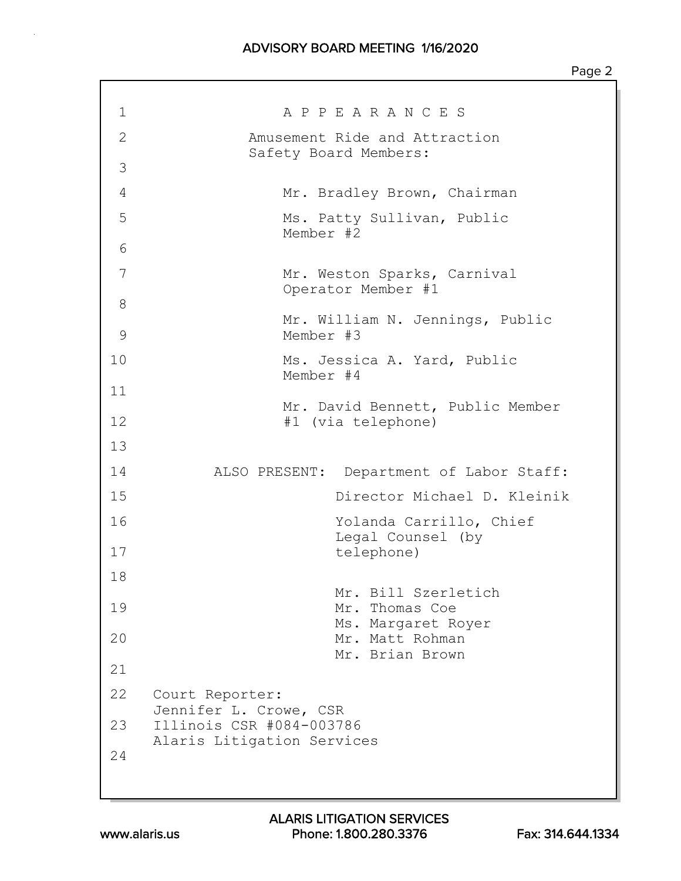# A P P E A R A N C E S

Amusement Ride and Attraction Safety Board Members:

Mr. Bradley Brown, Chairman

Ms. Patty Sullivan, Public Member #2

Mr. Weston Sparks, Carnival Operator Member #1

Mr. William N. Jennings, Public Member #3

Ms. Jessica A. Yard, Public Member #4

Mr. David Bennett, Public Member #1 (via telephone)

ALSO PRESENT: Department of Labor Staff:

Director Michael D. Kleinik

Yolanda Carrillo, Chief Legal Counsel (by telephone)

Mr. Bill Szerletich
Mr. Thomas Coe
Ms. Margaret Royer
Mr. Matt Rohman
Mr. Brian Brown

Court Reporter:
Jennifer L. Crowe, CSR
Illinois CSR #084-003786
Alaris Litigation Services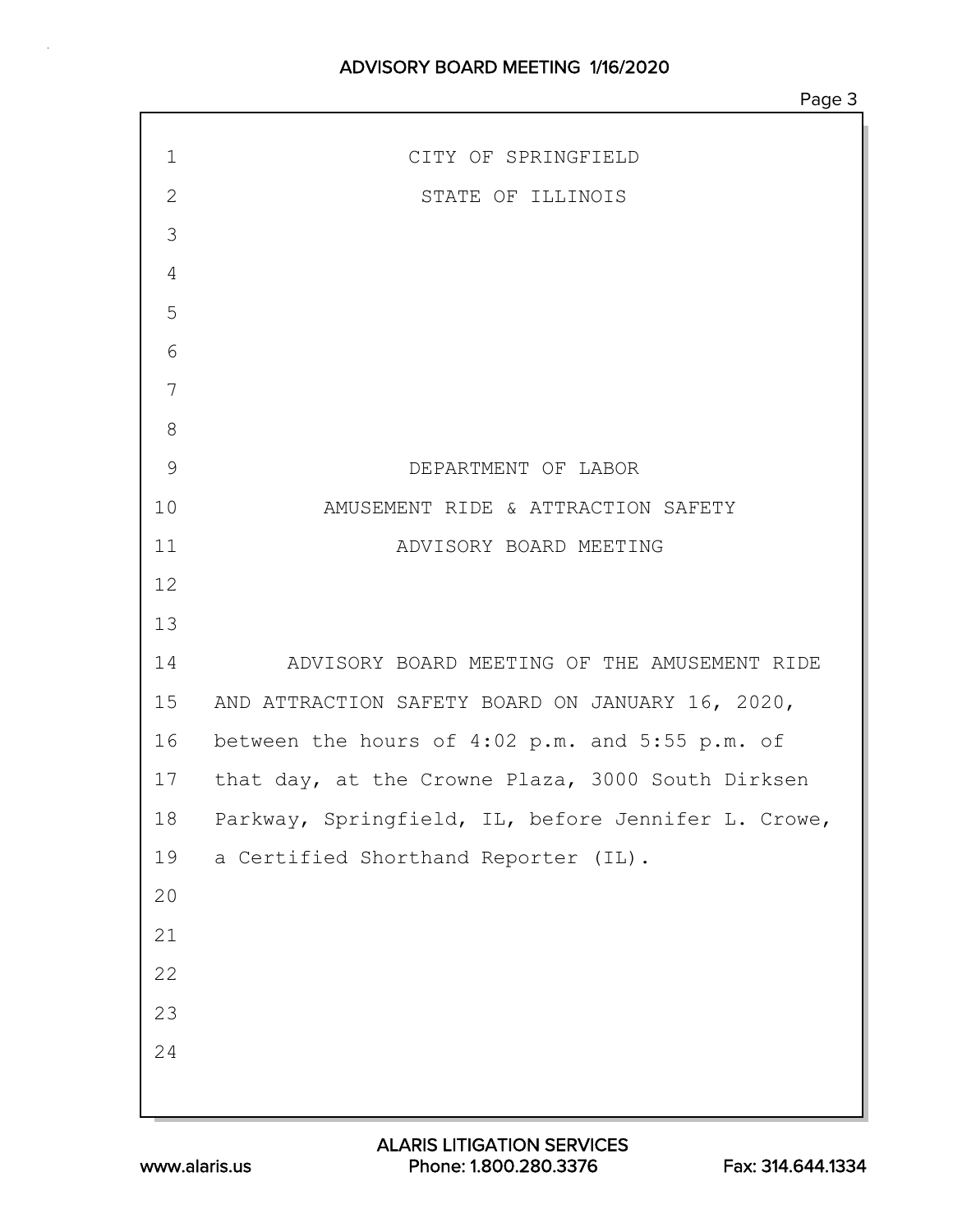CITY OF SPRINGFIELD

STATE OF ILLINOIS

DEPARTMENT OF LABOR

AMUSEMENT RIDE & ATTRACTION SAFETY

ADVISORY BOARD MEETING

ADVISORY BOARD MEETING OF THE AMUSEMENT RIDE AND ATTRACTION SAFETY BOARD ON JANUARY 16, 2020, between the hours of 4:02 p.m. and 5:55 p.m. of that day, at the Crowne Plaza, 3000 South Dirksen Parkway, Springfield, IL, before Jennifer L. Crowe, a Certified Shorthand Reporter (IL).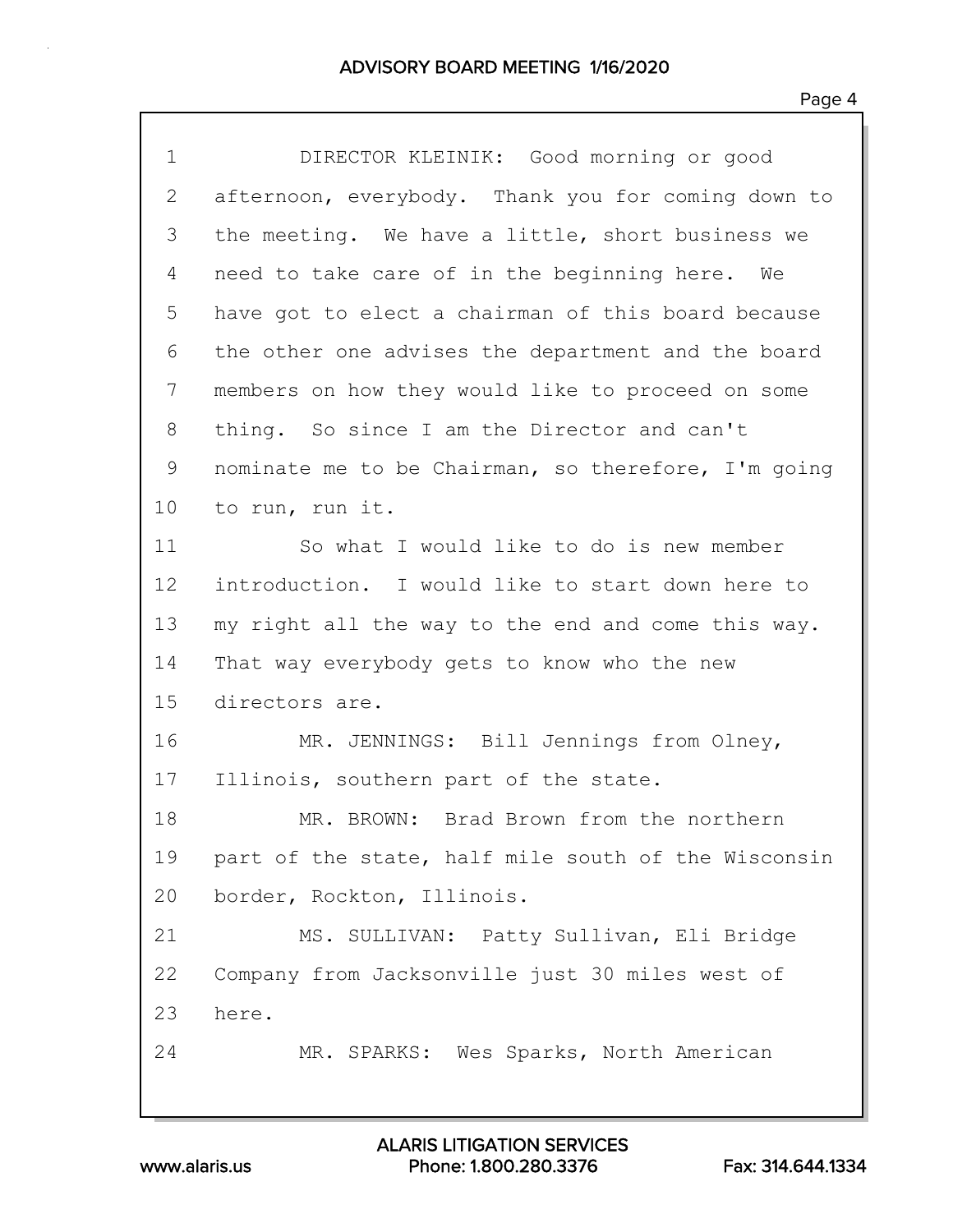1 DIRECTOR KLEINIK: Good morning or good
2 afternoon, everybody. Thank you for coming down to
3 the meeting. We have a little, short business we
4 need to take care of in the beginning here. We
5 have got to elect a chairman of this board because
6 the other one advises the department and the board
7 members on how they would like to proceed on some
8 thing. So since I am the Director and can't
9 nominate me to be Chairman, so therefore, I'm going
10 to run, run it.
11 So what I would like to do is new member
12 introduction. I would like to start down here to
13 my right all the way to the end and come this way.
14 That way everybody gets to know who the new
15 directors are.
16 MR. JENNINGS: Bill Jennings from Olney,
17 Illinois, southern part of the state.
18 MR. BROWN: Brad Brown from the northern
19 part of the state, half mile south of the Wisconsin
20 border, Rockton, Illinois.
21 MS. SULLIVAN: Patty Sullivan, Eli Bridge
22 Company from Jacksonville just 30 miles west of
23 here.
24 MR. SPARKS: Wes Sparks, North American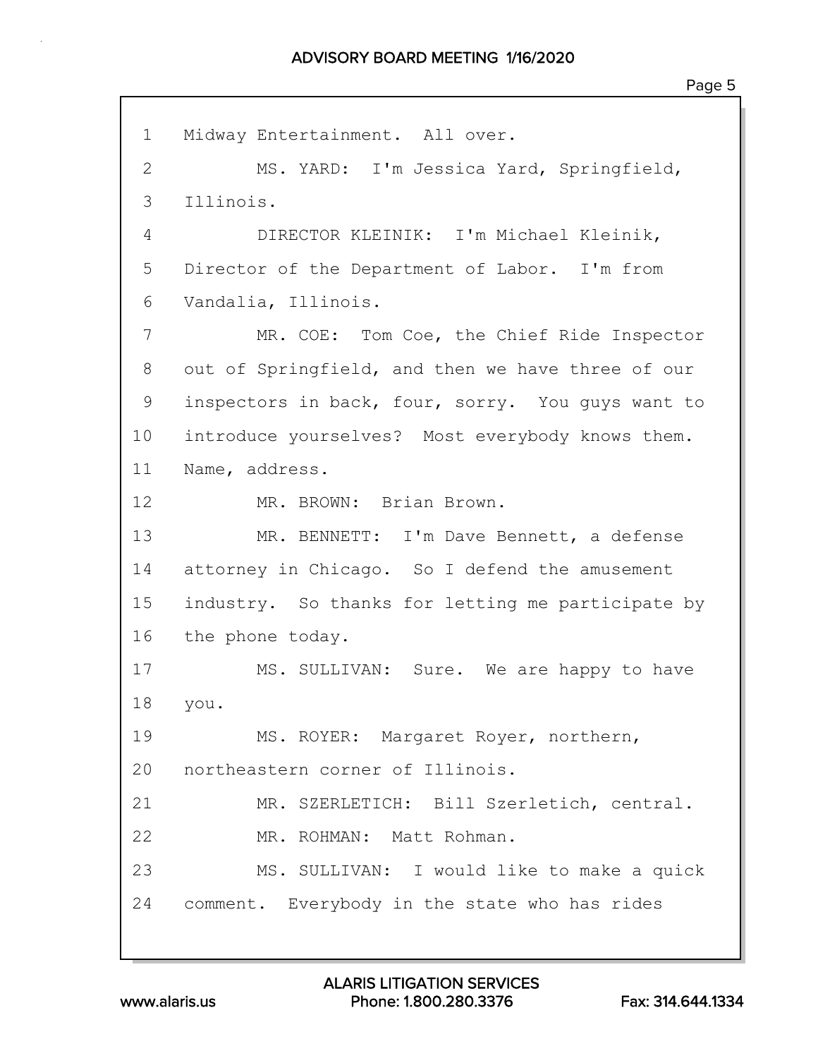1 Midway Entertainment. All over.

2 MS. YARD: I'm Jessica Yard, Springfield,

3 Illinois.

4 DIRECTOR KLEINIK: I'm Michael Kleinik,

5 Director of the Department of Labor. I'm from

6 Vandalia, Illinois.

7 MR. COE: Tom Coe, the Chief Ride Inspector

8 out of Springfield, and then we have three of our

9 inspectors in back, four, sorry. You guys want to

10 introduce yourselves? Most everybody knows them.

11 Name, address.

12 MR. BROWN: Brian Brown.

13 MR. BENNETT: I'm Dave Bennett, a defense

14 attorney in Chicago. So I defend the amusement

15 industry. So thanks for letting me participate by

16 the phone today.

17 MS. SULLIVAN: Sure. We are happy to have

18 you.

19 MS. ROYER: Margaret Royer, northern,

20 northeastern corner of Illinois.

21 MR. SZERLETICH: Bill Szerletich, central.

22 MR. ROHMAN: Matt Rohman.

23 MS. SULLIVAN: I would like to make a quick

24 comment. Everybody in the state who has rides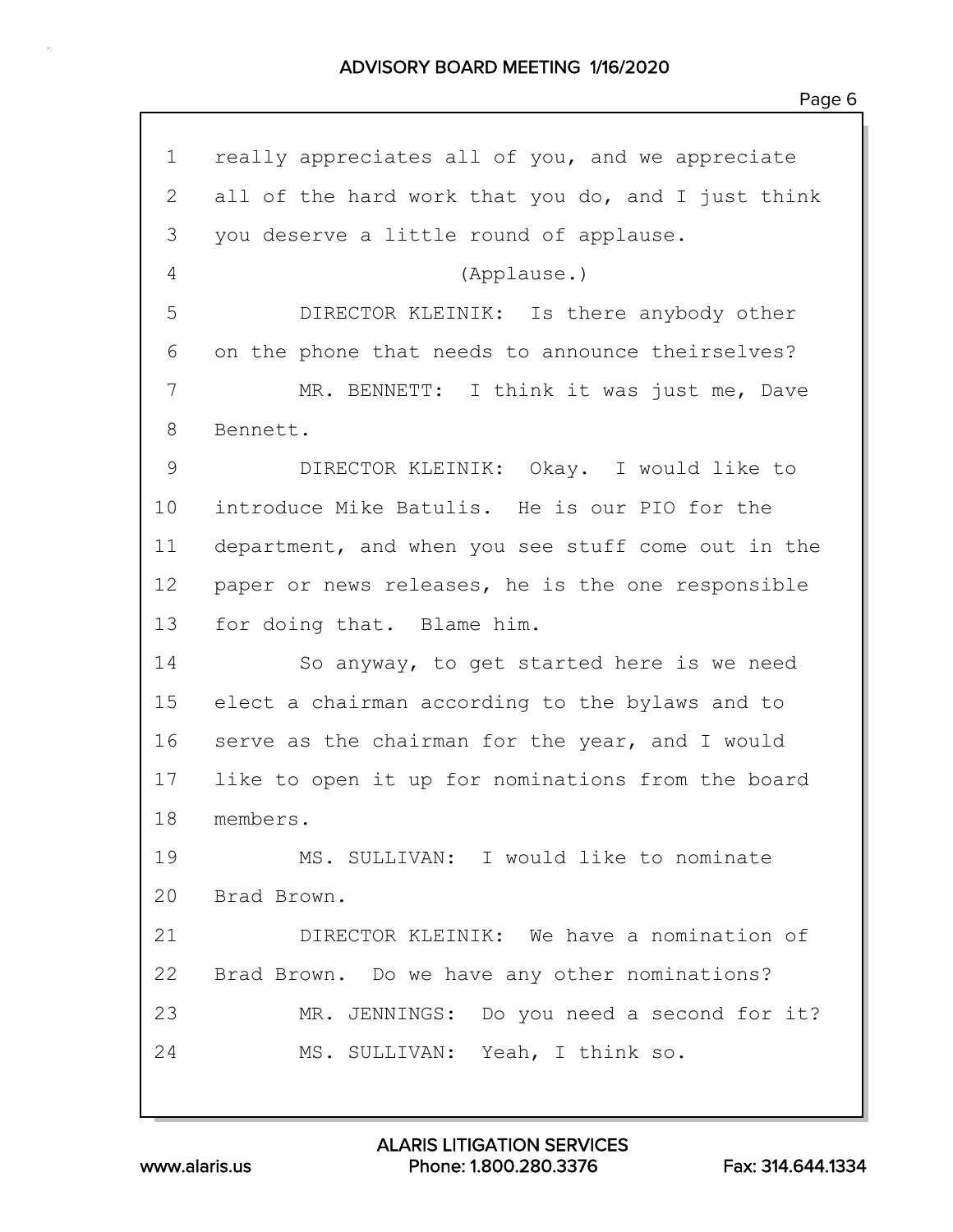1 really appreciates all of you, and we appreciate
2 all of the hard work that you do, and I just think
3 you deserve a little round of applause.
4 (Applause.)
5 DIRECTOR KLEINIK: Is there anybody other
6 on the phone that needs to announce theirselves?
7 MR. BENNETT: I think it was just me, Dave
8 Bennett.
9 DIRECTOR KLEINIK: Okay. I would like to
10 introduce Mike Batulis. He is our PIO for the
11 department, and when you see stuff come out in the
12 paper or news releases, he is the one responsible
13 for doing that. Blame him.
14 So anyway, to get started here is we need
15 elect a chairman according to the bylaws and to
16 serve as the chairman for the year, and I would
17 like to open it up for nominations from the board
18 members.
19 MS. SULLIVAN: I would like to nominate
20 Brad Brown.
21 DIRECTOR KLEINIK: We have a nomination of
22 Brad Brown. Do we have any other nominations?
23 MR. JENNINGS: Do you need a second for it?
24 MS. SULLIVAN: Yeah, I think so.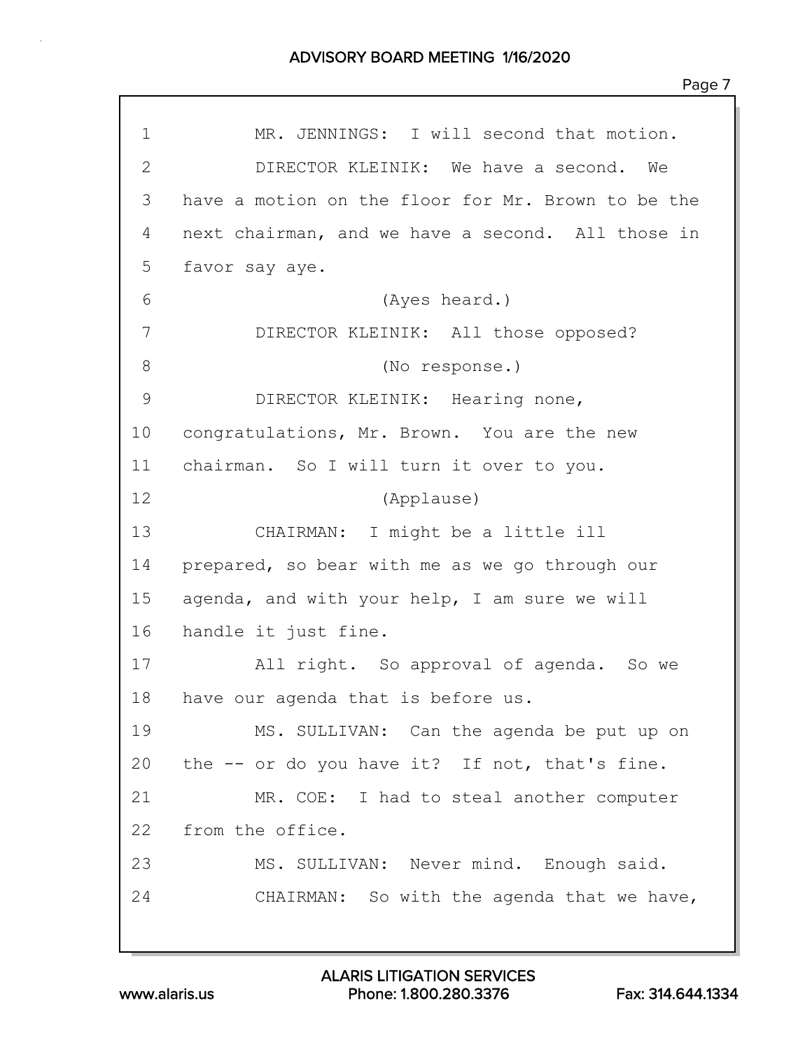1 MR. JENNINGS: I will second that motion.

2 DIRECTOR KLEINIK: We have a second. We

3 have a motion on the floor for Mr. Brown to be the

4 next chairman, and we have a second. All those in

5 favor say aye.

6 (Ayes heard.)

7 DIRECTOR KLEINIK: All those opposed?

8 (No response.)

9 DIRECTOR KLEINIK: Hearing none,

10 congratulations, Mr. Brown. You are the new

11 chairman. So I will turn it over to you.

12 (Applause)

13 CHAIRMAN: I might be a little ill

14 prepared, so bear with me as we go through our

15 agenda, and with your help, I am sure we will

16 handle it just fine.

17 All right. So approval of agenda. So we

18 have our agenda that is before us.

19 MS. SULLIVAN: Can the agenda be put up on

20 the -- or do you have it? If not, that's fine.

21 MR. COE: I had to steal another computer

22 from the office.

23 MS. SULLIVAN: Never mind. Enough said.

24 CHAIRMAN: So with the agenda that we have,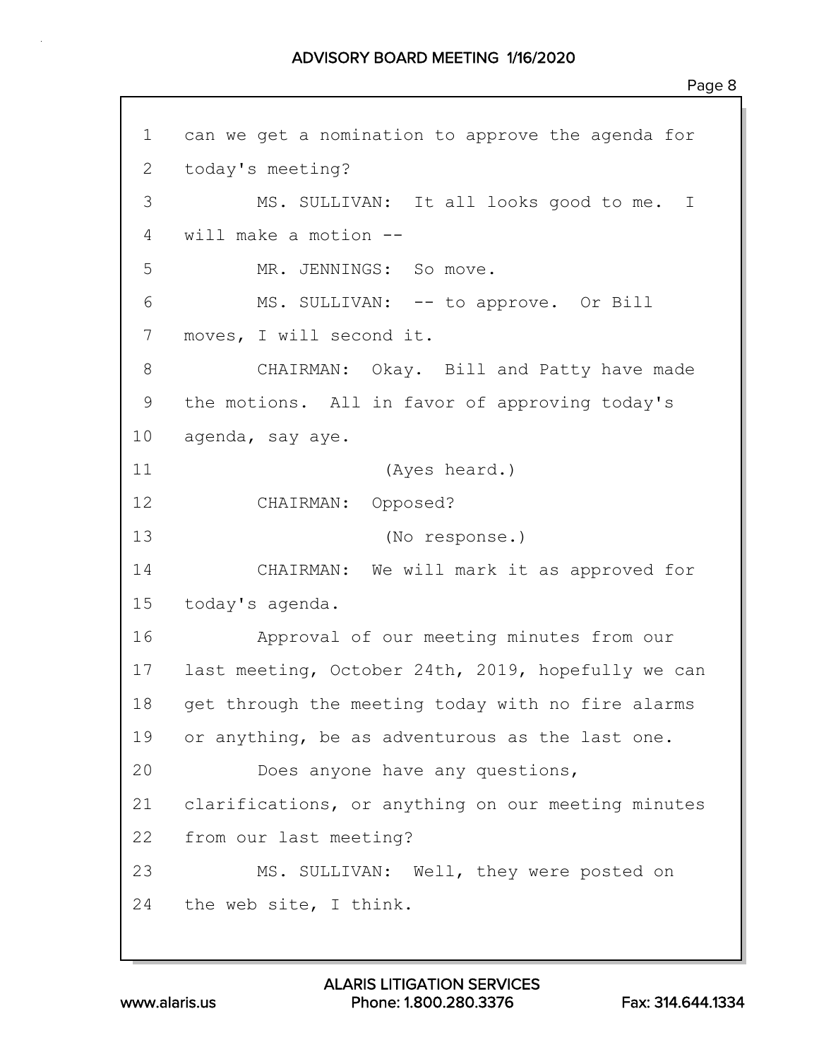can we get a nomination to approve the agenda for today's meeting?

MS. SULLIVAN: It all looks good to me. I will make a motion --

MR. JENNINGS: So move.

MS. SULLIVAN: -- to approve. Or Bill moves, I will second it.

CHAIRMAN: Okay. Bill and Patty have made the motions. All in favor of approving today's agenda, say aye.

(Ayes heard.)

CHAIRMAN: Opposed?

(No response.)

CHAIRMAN: We will mark it as approved for today's agenda.

Approval of our meeting minutes from our last meeting, October 24th, 2019, hopefully we can get through the meeting today with no fire alarms or anything, be as adventurous as the last one.

Does anyone have any questions, clarifications, or anything on our meeting minutes from our last meeting?

MS. SULLIVAN: Well, they were posted on the web site, I think.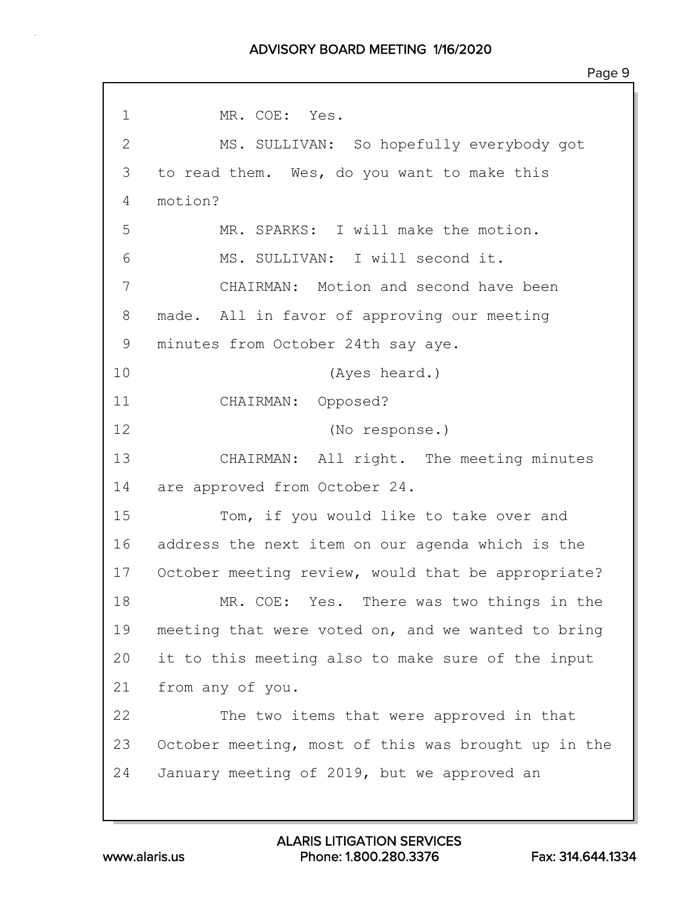1 MR. COE: Yes.

2 MS. SULLIVAN: So hopefully everybody got

3 to read them. Wes, do you want to make this

4 motion?

5 MR. SPARKS: I will make the motion.

6 MS. SULLIVAN: I will second it.

7 CHAIRMAN: Motion and second have been

8 made. All in favor of approving our meeting

9 minutes from October 24th say aye.

10 (Ayes heard.)

11 CHAIRMAN: Opposed?

12 (No response.)

13 CHAIRMAN: All right. The meeting minutes

14 are approved from October 24.

15 Tom, if you would like to take over and

16 address the next item on our agenda which is the

17 October meeting review, would that be appropriate?

18 MR. COE: Yes. There was two things in the

19 meeting that were voted on, and we wanted to bring

20 it to this meeting also to make sure of the input

21 from any of you.

22 The two items that were approved in that

23 October meeting, most of this was brought up in the

24 January meeting of 2019, but we approved an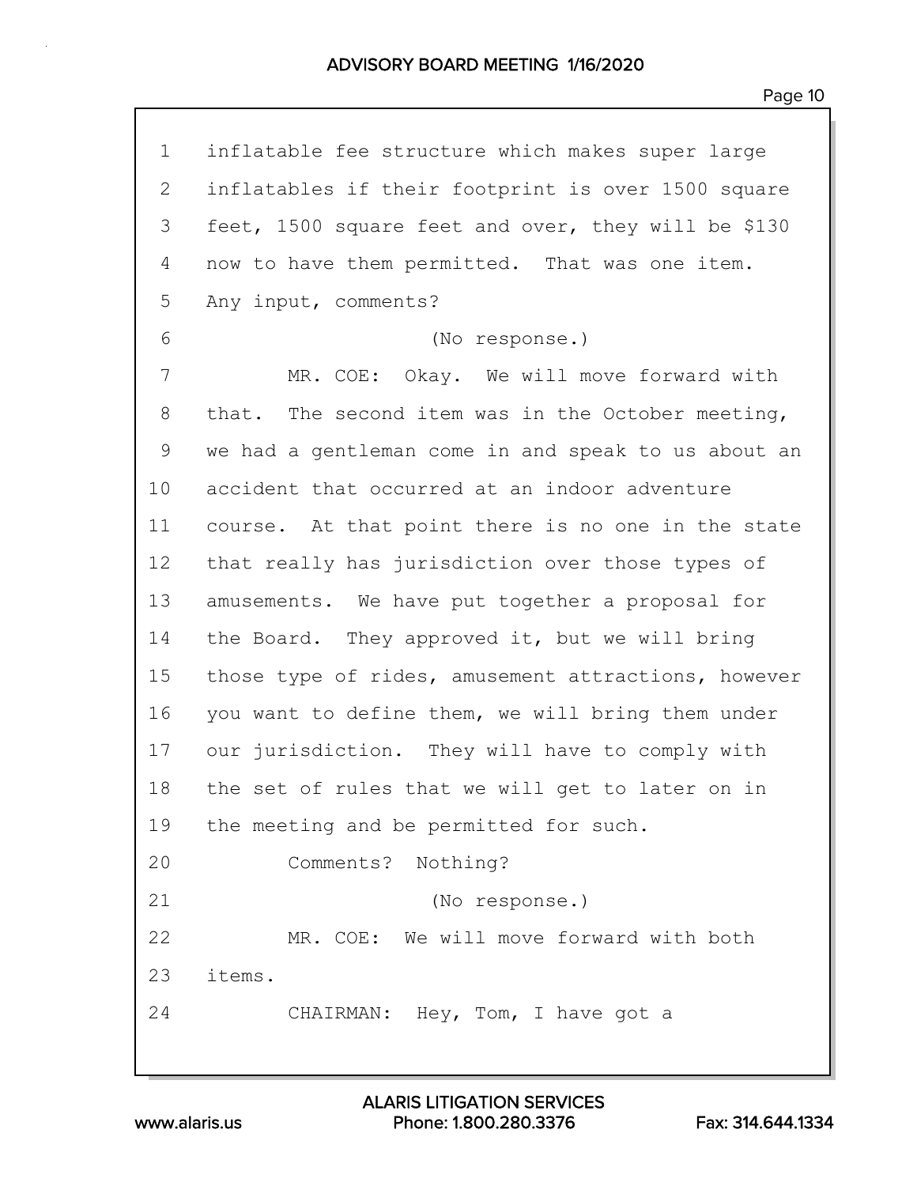1 inflatable fee structure which makes super large
2 inflatables if their footprint is over 1500 square
3 feet, 1500 square feet and over, they will be $130
4 now to have them permitted. That was one item.
5 Any input, comments?
6 (No response.)
7 MR. COE: Okay. We will move forward with
8 that. The second item was in the October meeting,
9 we had a gentleman come in and speak to us about an
10 accident that occurred at an indoor adventure
11 course. At that point there is no one in the state
12 that really has jurisdiction over those types of
13 amusements. We have put together a proposal for
14 the Board. They approved it, but we will bring
15 those type of rides, amusement attractions, however
16 you want to define them, we will bring them under
17 our jurisdiction. They will have to comply with
18 the set of rules that we will get to later on in
19 the meeting and be permitted for such.
20 Comments? Nothing?
21 (No response.)
22 MR. COE: We will move forward with both
23 items.
24 CHAIRMAN: Hey, Tom, I have got a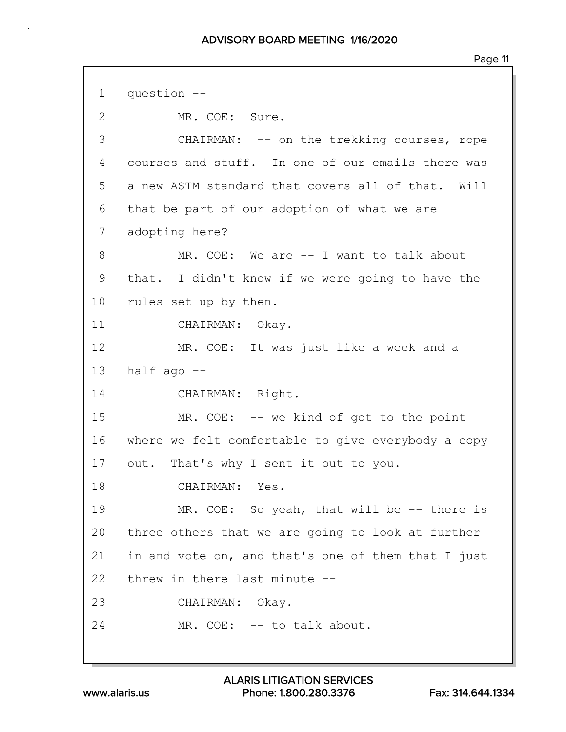1 question --

2 MR. COE: Sure.

3 CHAIRMAN: -- on the trekking courses, rope

4 courses and stuff. In one of our emails there was

5 a new ASTM standard that covers all of that. Will

6 that be part of our adoption of what we are

7 adopting here?

8 MR. COE: We are -- I want to talk about

9 that. I didn't know if we were going to have the

10 rules set up by then.

11 CHAIRMAN: Okay.

12 MR. COE: It was just like a week and a

13 half ago --

14 CHAIRMAN: Right.

15 MR. COE: -- we kind of got to the point

16 where we felt comfortable to give everybody a copy

17 out. That's why I sent it out to you.

18 CHAIRMAN: Yes.

19 MR. COE: So yeah, that will be -- there is

20 three others that we are going to look at further

21 in and vote on, and that's one of them that I just

22 threw in there last minute --

23 CHAIRMAN: Okay.

24 MR. COE: -- to talk about.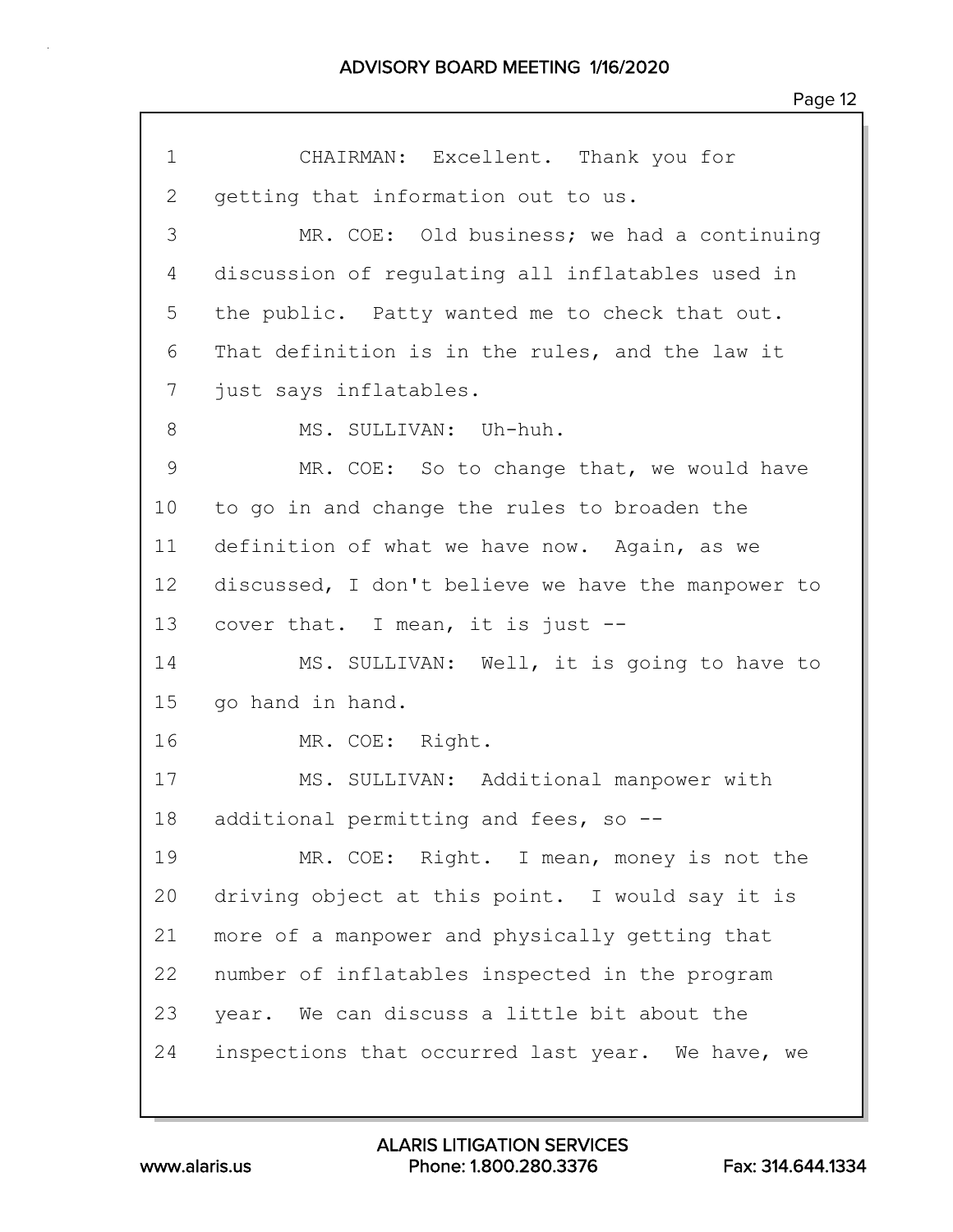1 CHAIRMAN: Excellent. Thank you for
2 getting that information out to us.
3 MR. COE: Old business; we had a continuing
4 discussion of regulating all inflatables used in
5 the public. Patty wanted me to check that out.
6 That definition is in the rules, and the law it
7 just says inflatables.
8 MS. SULLIVAN: Uh-huh.
9 MR. COE: So to change that, we would have
10 to go in and change the rules to broaden the
11 definition of what we have now. Again, as we
12 discussed, I don't believe we have the manpower to
13 cover that. I mean, it is just --
14 MS. SULLIVAN: Well, it is going to have to
15 go hand in hand.
16 MR. COE: Right.
17 MS. SULLIVAN: Additional manpower with
18 additional permitting and fees, so --
19 MR. COE: Right. I mean, money is not the
20 driving object at this point. I would say it is
21 more of a manpower and physically getting that
22 number of inflatables inspected in the program
23 year. We can discuss a little bit about the
24 inspections that occurred last year. We have, we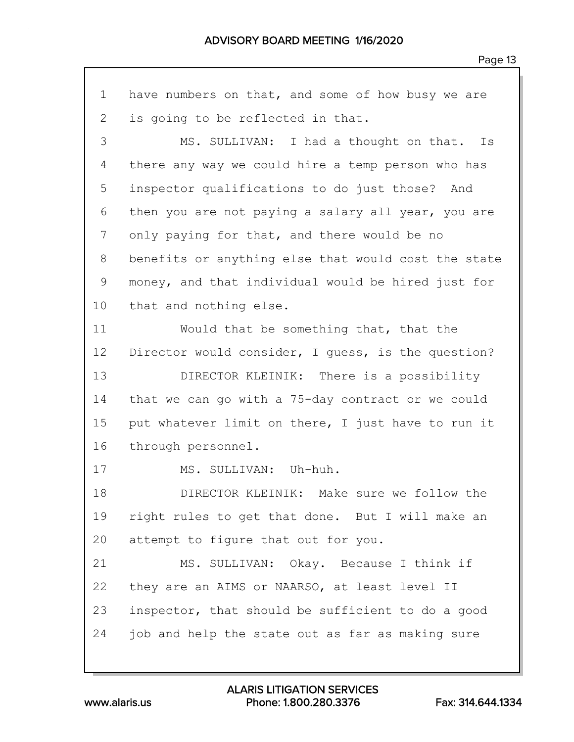1 have numbers on that, and some of how busy we are
2 is going to be reflected in that.
3 MS. SULLIVAN: I had a thought on that. Is
4 there any way we could hire a temp person who has
5 inspector qualifications to do just those? And
6 then you are not paying a salary all year, you are
7 only paying for that, and there would be no
8 benefits or anything else that would cost the state
9 money, and that individual would be hired just for
10 that and nothing else.
11 Would that be something that, that the
12 Director would consider, I guess, is the question?
13 DIRECTOR KLEINIK: There is a possibility
14 that we can go with a 75-day contract or we could
15 put whatever limit on there, I just have to run it
16 through personnel.
17 MS. SULLIVAN: Uh-huh.
18 DIRECTOR KLEINIK: Make sure we follow the
19 right rules to get that done. But I will make an
20 attempt to figure that out for you.
21 MS. SULLIVAN: Okay. Because I think if
22 they are an AIMS or NAARSO, at least level II
23 inspector, that should be sufficient to do a good
24 job and help the state out as far as making sure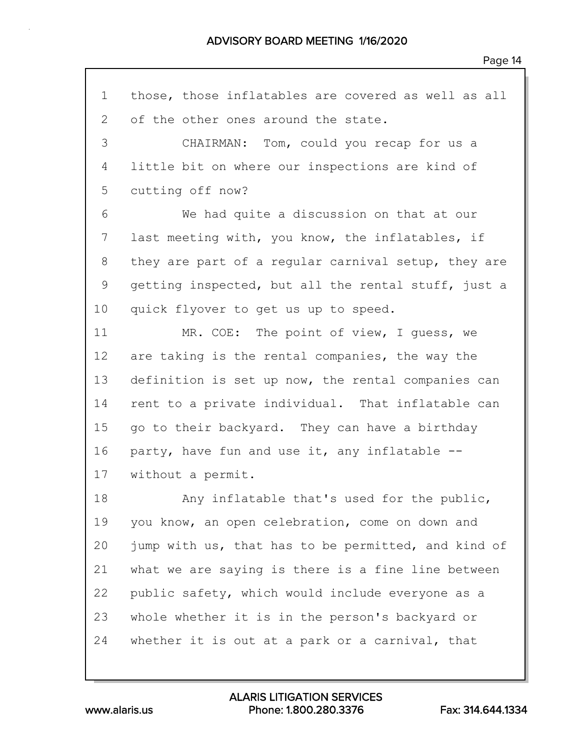those, those inflatables are covered as well as all of the other ones around the state.

CHAIRMAN: Tom, could you recap for us a little bit on where our inspections are kind of cutting off now?

We had quite a discussion on that at our last meeting with, you know, the inflatables, if they are part of a regular carnival setup, they are getting inspected, but all the rental stuff, just a quick flyover to get us up to speed.

MR. COE: The point of view, I guess, we are taking is the rental companies, the way the definition is set up now, the rental companies can rent to a private individual. That inflatable can go to their backyard. They can have a birthday party, have fun and use it, any inflatable -- without a permit.

Any inflatable that's used for the public, you know, an open celebration, come on down and jump with us, that has to be permitted, and kind of what we are saying is there is a fine line between public safety, which would include everyone as a whole whether it is in the person's backyard or whether it is out at a park or a carnival, that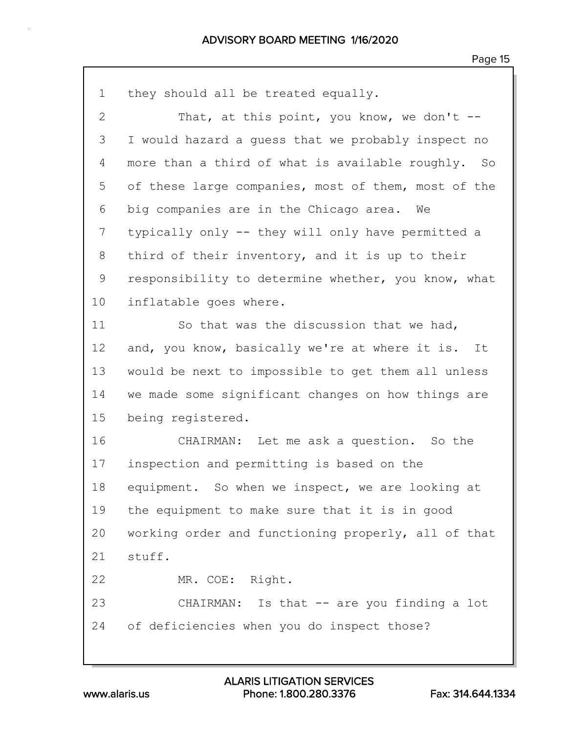1 they should all be treated equally.

2 That, at this point, you know, we don't --

3 I would hazard a guess that we probably inspect no

4 more than a third of what is available roughly. So

5 of these large companies, most of them, most of the

6 big companies are in the Chicago area. We

7 typically only -- they will only have permitted a

8 third of their inventory, and it is up to their

9 responsibility to determine whether, you know, what

10 inflatable goes where.

11 So that was the discussion that we had,

12 and, you know, basically we're at where it is. It

13 would be next to impossible to get them all unless

14 we made some significant changes on how things are

15 being registered.

16 CHAIRMAN: Let me ask a question. So the

17 inspection and permitting is based on the

18 equipment. So when we inspect, we are looking at

19 the equipment to make sure that it is in good

20 working order and functioning properly, all of that

21 stuff.

22 MR. COE: Right.

23 CHAIRMAN: Is that -- are you finding a lot

24 of deficiencies when you do inspect those?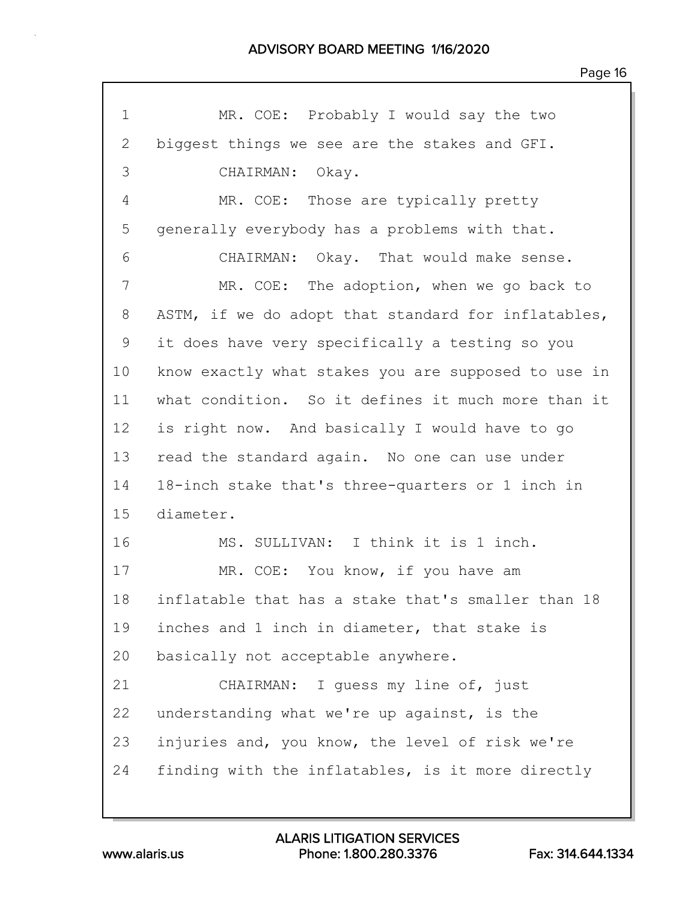MR. COE: Probably I would say the two biggest things we see are the stakes and GFI.

CHAIRMAN: Okay.

MR. COE: Those are typically pretty generally everybody has a problems with that.

CHAIRMAN: Okay. That would make sense.

MR. COE: The adoption, when we go back to ASTM, if we do adopt that standard for inflatables, it does have very specifically a testing so you know exactly what stakes you are supposed to use in what condition. So it defines it much more than it is right now. And basically I would have to go read the standard again. No one can use under 18-inch stake that's three-quarters or 1 inch in diameter.

MS. SULLIVAN: I think it is 1 inch.

MR. COE: You know, if you have am inflatable that has a stake that's smaller than 18 inches and 1 inch in diameter, that stake is basically not acceptable anywhere.

CHAIRMAN: I guess my line of, just understanding what we're up against, is the injuries and, you know, the level of risk we're finding with the inflatables, is it more directly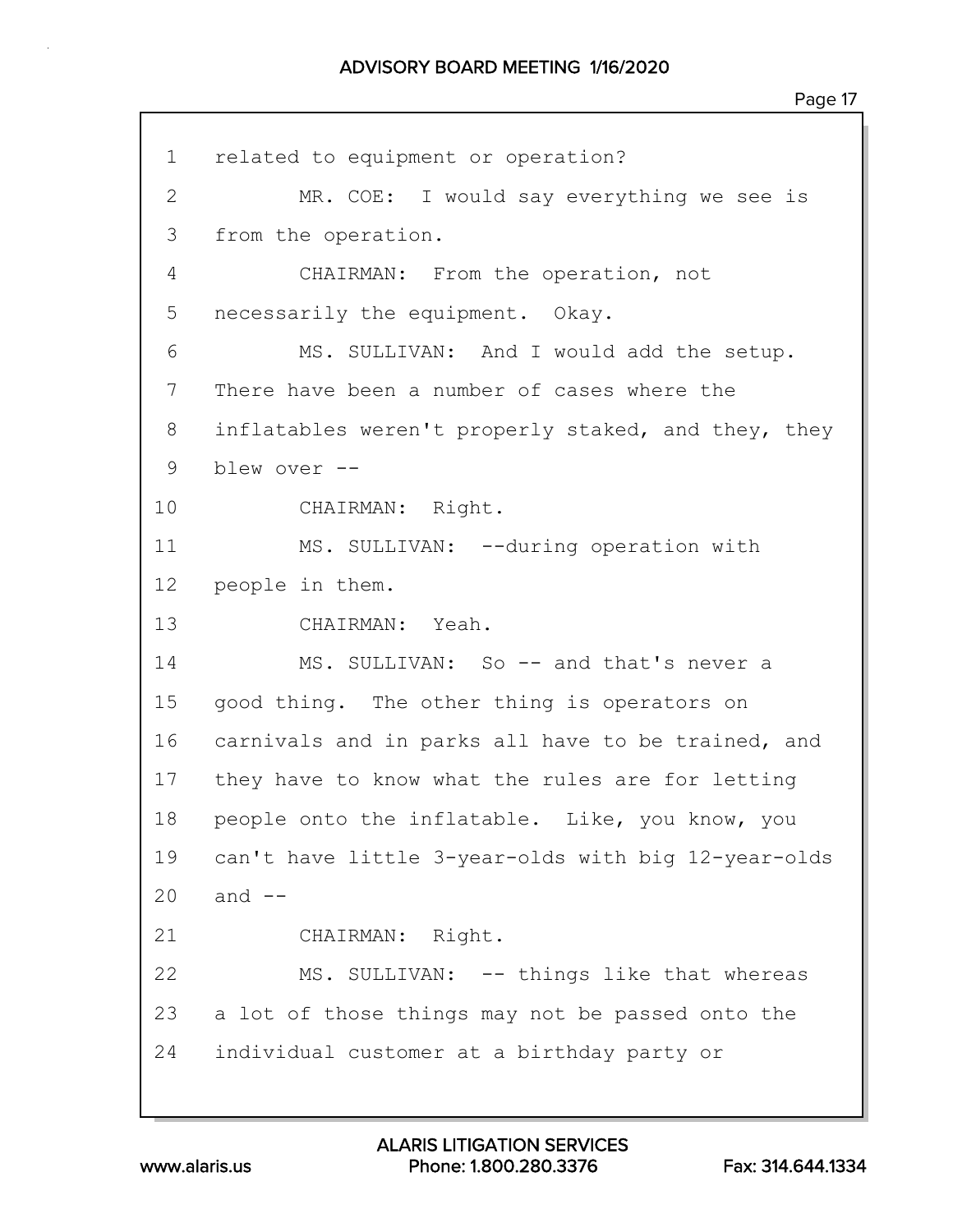1 related to equipment or operation?

2 MR. COE: I would say everything we see is

3 from the operation.

4 CHAIRMAN: From the operation, not

5 necessarily the equipment. Okay.

6 MS. SULLIVAN: And I would add the setup.

7 There have been a number of cases where the

8 inflatables weren't properly staked, and they, they

9 blew over --

10 CHAIRMAN: Right.

11 MS. SULLIVAN: --during operation with

12 people in them.

13 CHAIRMAN: Yeah.

14 MS. SULLIVAN: So -- and that's never a

15 good thing. The other thing is operators on

16 carnivals and in parks all have to be trained, and

17 they have to know what the rules are for letting

18 people onto the inflatable. Like, you know, you

19 can't have little 3-year-olds with big 12-year-olds

20 and --

21 CHAIRMAN: Right.

22 MS. SULLIVAN: -- things like that whereas

23 a lot of those things may not be passed onto the

24 individual customer at a birthday party or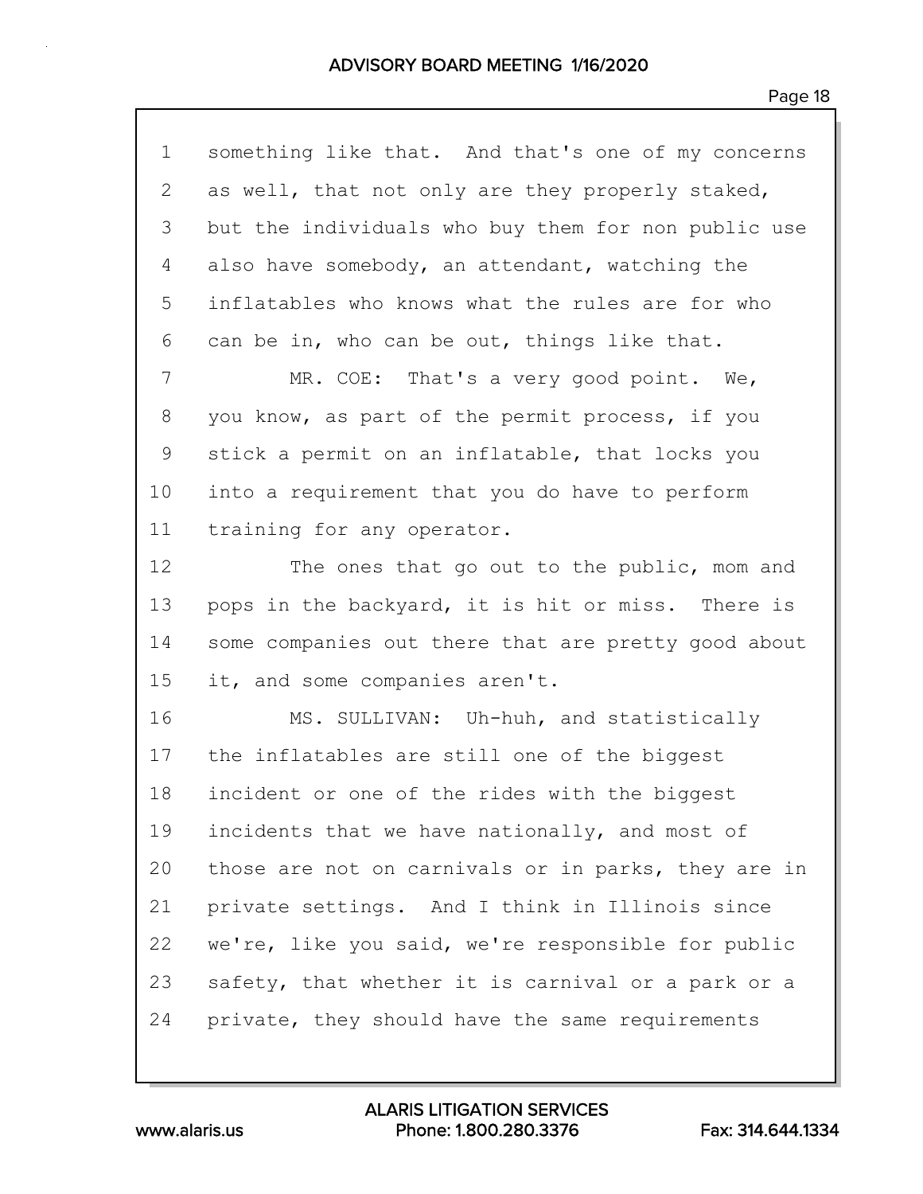something like that. And that's one of my concerns as well, that not only are they properly staked, but the individuals who buy them for non public use also have somebody, an attendant, watching the inflatables who knows what the rules are for who can be in, who can be out, things like that.

MR. COE: That's a very good point. We, you know, as part of the permit process, if you stick a permit on an inflatable, that locks you into a requirement that you do have to perform training for any operator.

The ones that go out to the public, mom and pops in the backyard, it is hit or miss. There is some companies out there that are pretty good about it, and some companies aren't.

MS. SULLIVAN: Uh-huh, and statistically the inflatables are still one of the biggest incident or one of the rides with the biggest incidents that we have nationally, and most of those are not on carnivals or in parks, they are in private settings. And I think in Illinois since we're, like you said, we're responsible for public safety, that whether it is carnival or a park or a private, they should have the same requirements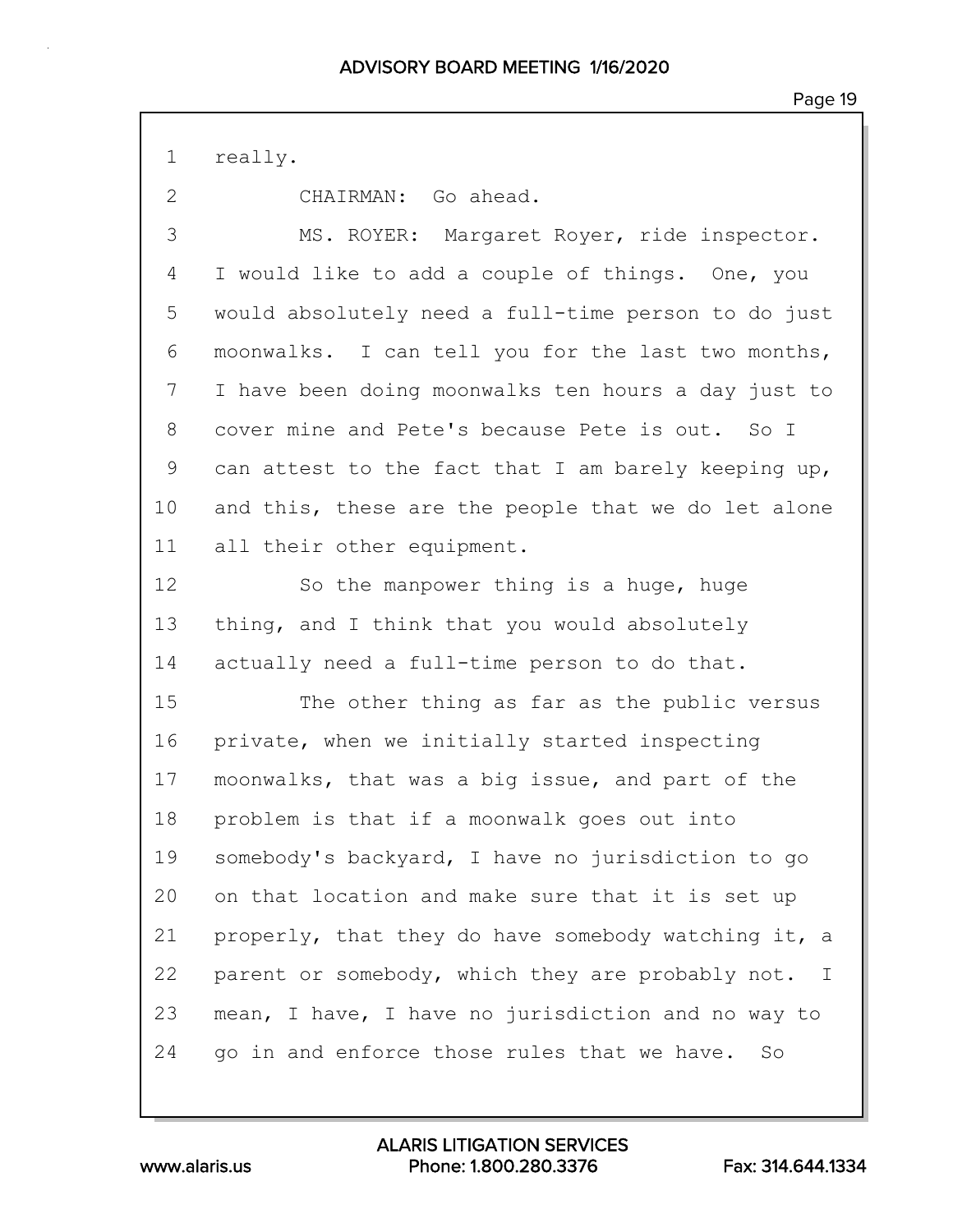really.

CHAIRMAN: Go ahead.

MS. ROYER: Margaret Royer, ride inspector. I would like to add a couple of things. One, you would absolutely need a full-time person to do just moonwalks. I can tell you for the last two months, I have been doing moonwalks ten hours a day just to cover mine and Pete's because Pete is out. So I can attest to the fact that I am barely keeping up, and this, these are the people that we do let alone all their other equipment.

So the manpower thing is a huge, huge thing, and I think that you would absolutely actually need a full-time person to do that.

The other thing as far as the public versus private, when we initially started inspecting moonwalks, that was a big issue, and part of the problem is that if a moonwalk goes out into somebody's backyard, I have no jurisdiction to go on that location and make sure that it is set up properly, that they do have somebody watching it, a parent or somebody, which they are probably not. I mean, I have, I have no jurisdiction and no way to go in and enforce those rules that we have. So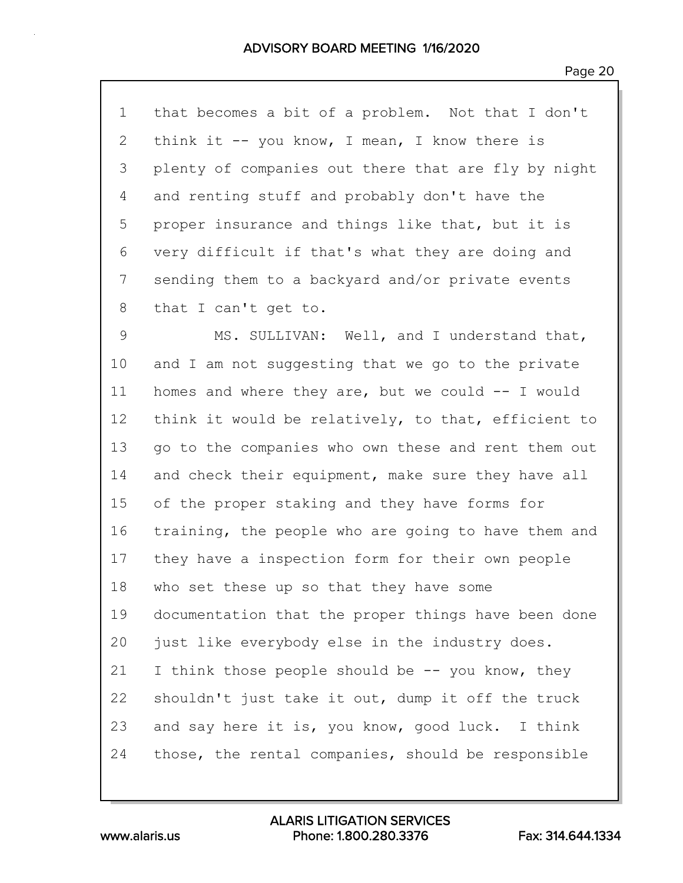1 that becomes a bit of a problem. Not that I don't
2 think it -- you know, I mean, I know there is
3 plenty of companies out there that are fly by night
4 and renting stuff and probably don't have the
5 proper insurance and things like that, but it is
6 very difficult if that's what they are doing and
7 sending them to a backyard and/or private events
8 that I can't get to.
9 MS. SULLIVAN: Well, and I understand that,
10 and I am not suggesting that we go to the private
11 homes and where they are, but we could -- I would
12 think it would be relatively, to that, efficient to
13 go to the companies who own these and rent them out
14 and check their equipment, make sure they have all
15 of the proper staking and they have forms for
16 training, the people who are going to have them and
17 they have a inspection form for their own people
18 who set these up so that they have some
19 documentation that the proper things have been done
20 just like everybody else in the industry does.
21 I think those people should be -- you know, they
22 shouldn't just take it out, dump it off the truck
23 and say here it is, you know, good luck. I think
24 those, the rental companies, should be responsible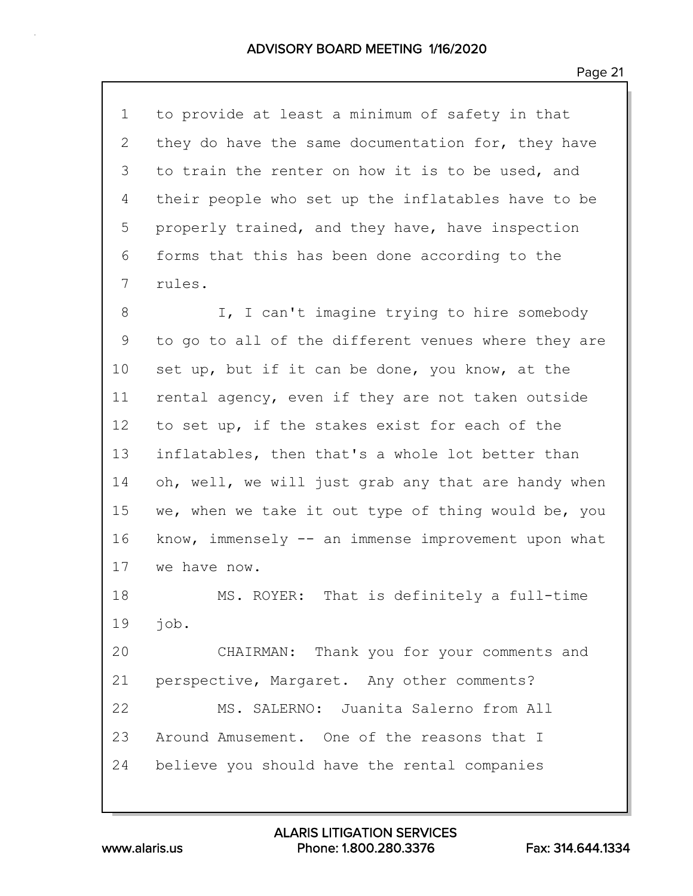to provide at least a minimum of safety in that they do have the same documentation for, they have to train the renter on how it is to be used, and their people who set up the inflatables have to be properly trained, and they have, have inspection forms that this has been done according to the rules.

I, I can't imagine trying to hire somebody to go to all of the different venues where they are set up, but if it can be done, you know, at the rental agency, even if they are not taken outside to set up, if the stakes exist for each of the inflatables, then that's a whole lot better than oh, well, we will just grab any that are handy when we, when we take it out type of thing would be, you know, immensely -- an immense improvement upon what we have now.

MS. ROYER: That is definitely a full-time job.

CHAIRMAN: Thank you for your comments and perspective, Margaret. Any other comments?

MS. SALERNO: Juanita Salerno from All Around Amusement. One of the reasons that I believe you should have the rental companies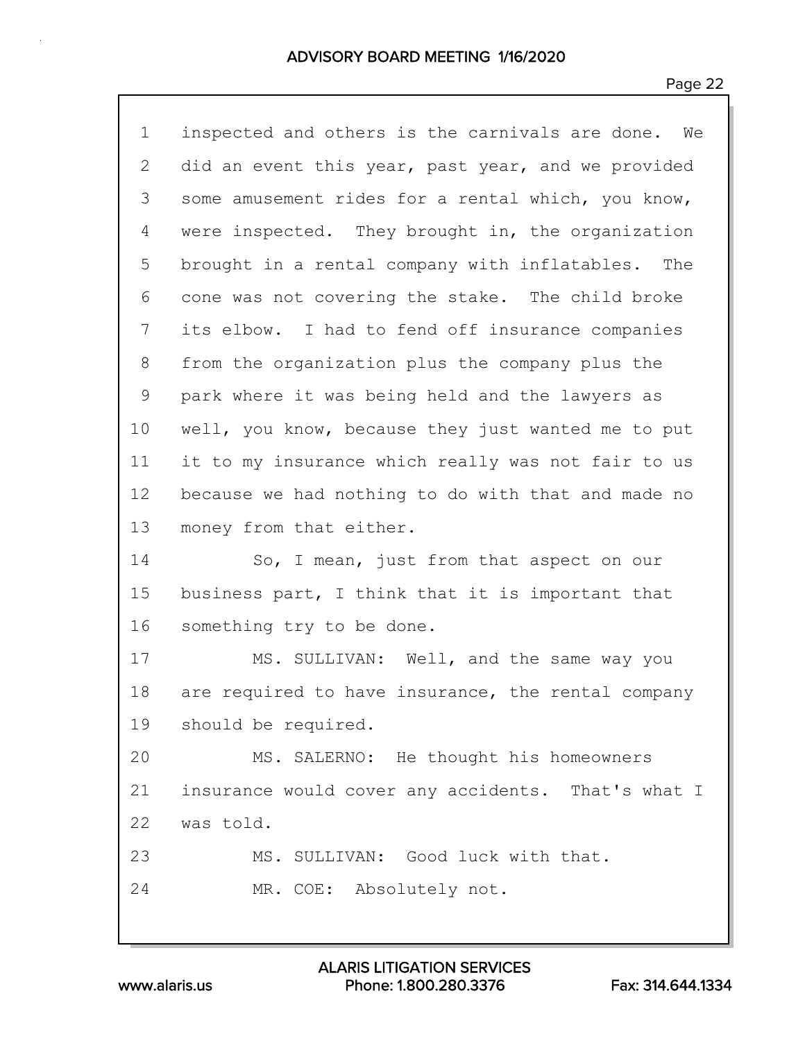inspected and others is the carnivals are done. We did an event this year, past year, and we provided some amusement rides for a rental which, you know, were inspected. They brought in, the organization brought in a rental company with inflatables. The cone was not covering the stake. The child broke its elbow. I had to fend off insurance companies from the organization plus the company plus the park where it was being held and the lawyers as well, you know, because they just wanted me to put it to my insurance which really was not fair to us because we had nothing to do with that and made no money from that either.

So, I mean, just from that aspect on our business part, I think that it is important that something try to be done.

MS. SULLIVAN: Well, and the same way you are required to have insurance, the rental company should be required.

MS. SALERNO: He thought his homeowners insurance would cover any accidents. That's what I was told.

MS. SULLIVAN: Good luck with that.

MR. COE: Absolutely not.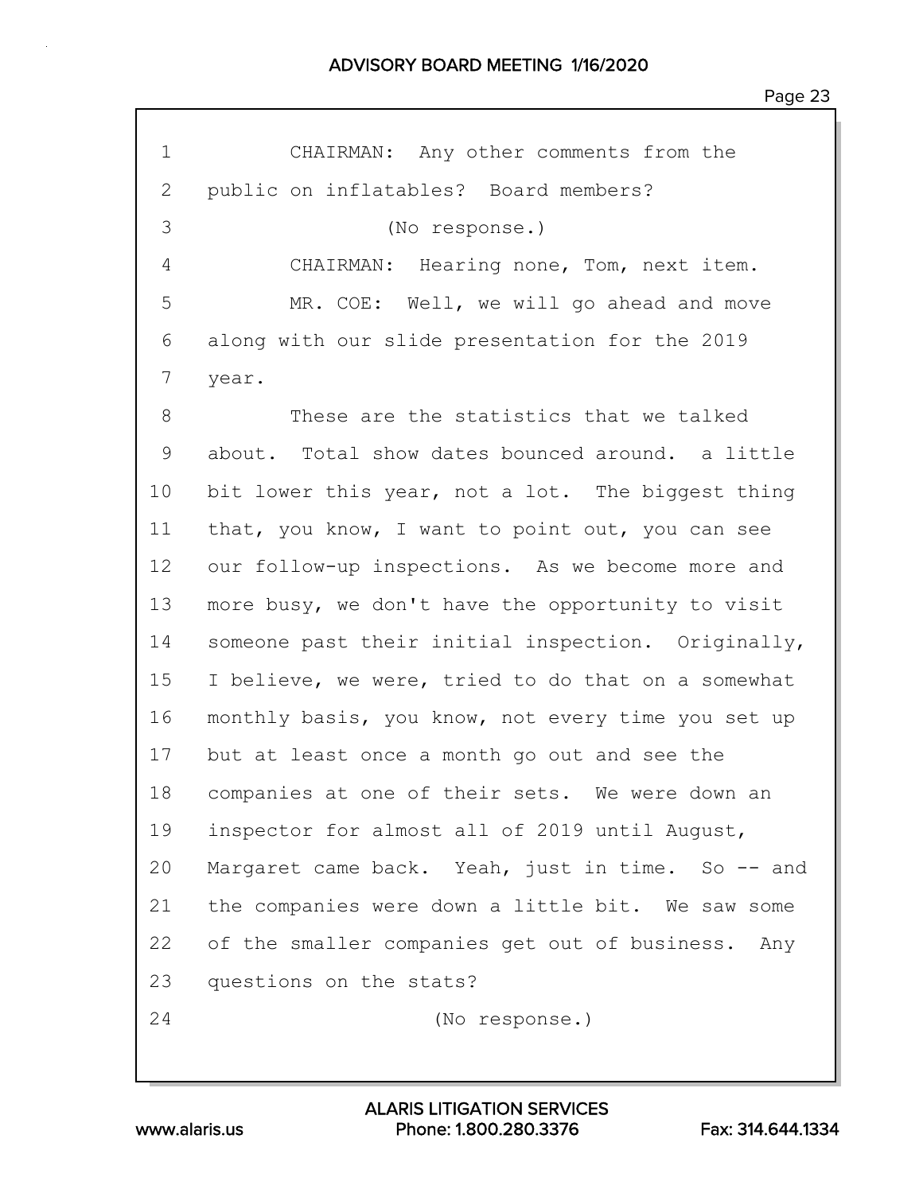1 CHAIRMAN: Any other comments from the
2 public on inflatables? Board members?
3 (No response.)
4 CHAIRMAN: Hearing none, Tom, next item.
5 MR. COE: Well, we will go ahead and move
6 along with our slide presentation for the 2019
7 year.
8 These are the statistics that we talked
9 about. Total show dates bounced around. a little
10 bit lower this year, not a lot. The biggest thing
11 that, you know, I want to point out, you can see
12 our follow-up inspections. As we become more and
13 more busy, we don't have the opportunity to visit
14 someone past their initial inspection. Originally,
15 I believe, we were, tried to do that on a somewhat
16 monthly basis, you know, not every time you set up
17 but at least once a month go out and see the
18 companies at one of their sets. We were down an
19 inspector for almost all of 2019 until August,
20 Margaret came back. Yeah, just in time. So -- and
21 the companies were down a little bit. We saw some
22 of the smaller companies get out of business. Any
23 questions on the stats?
24 (No response.)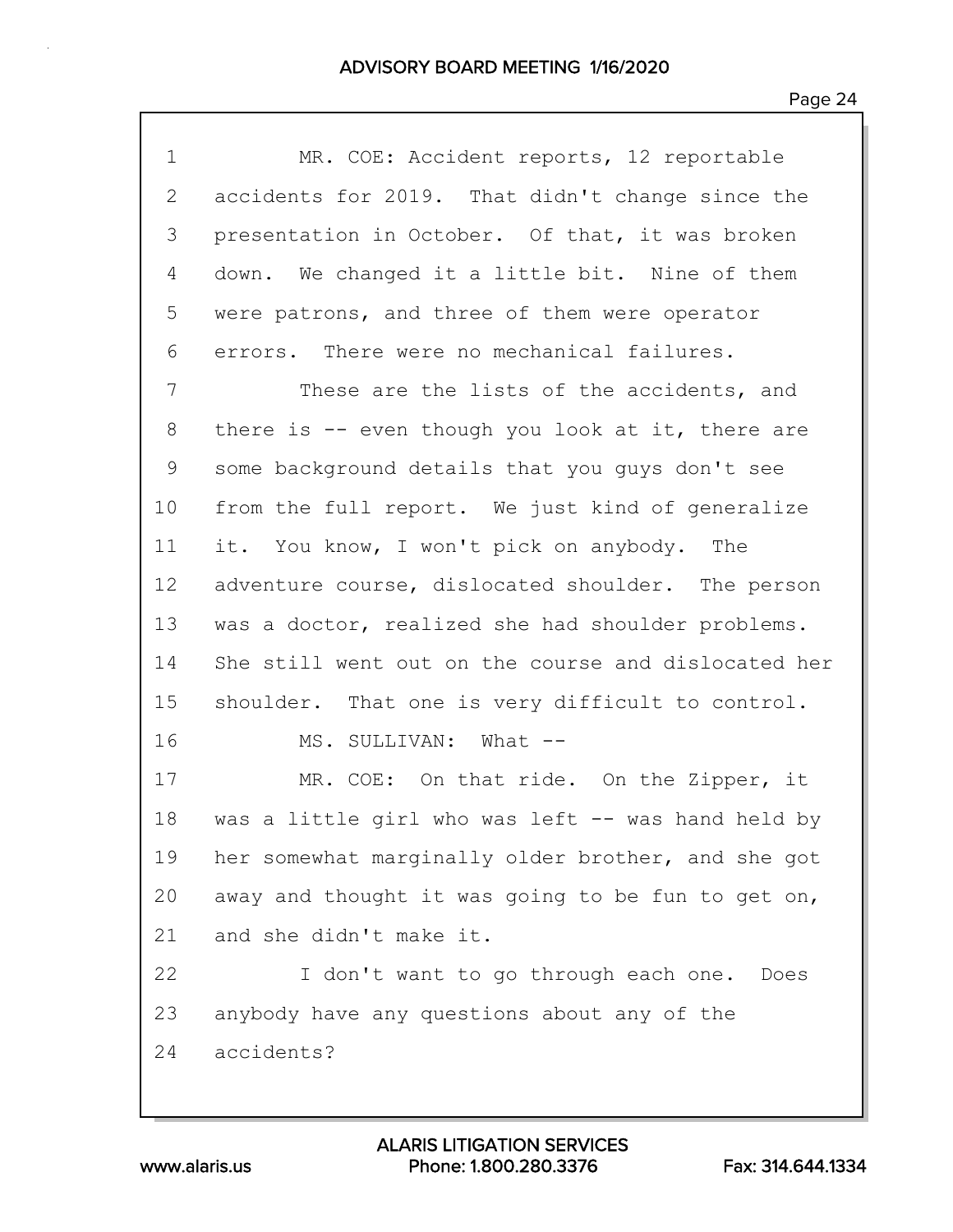MR. COE: Accident reports, 12 reportable accidents for 2019. That didn't change since the presentation in October. Of that, it was broken down. We changed it a little bit. Nine of them were patrons, and three of them were operator errors. There were no mechanical failures.

These are the lists of the accidents, and there is -- even though you look at it, there are some background details that you guys don't see from the full report. We just kind of generalize it. You know, I won't pick on anybody. The adventure course, dislocated shoulder. The person was a doctor, realized she had shoulder problems. She still went out on the course and dislocated her shoulder. That one is very difficult to control.

MS. SULLIVAN: What --

MR. COE: On that ride. On the Zipper, it was a little girl who was left -- was hand held by her somewhat marginally older brother, and she got away and thought it was going to be fun to get on, and she didn't make it.

I don't want to go through each one. Does anybody have any questions about any of the accidents?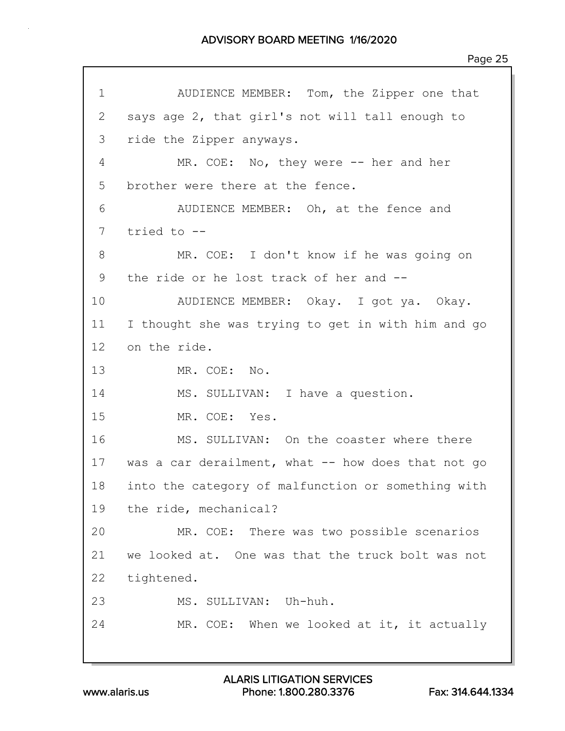1 AUDIENCE MEMBER: Tom, the Zipper one that
2 says age 2, that girl's not will tall enough to
3 ride the Zipper anyways.
4 MR. COE: No, they were -- her and her
5 brother were there at the fence.
6 AUDIENCE MEMBER: Oh, at the fence and
7 tried to --
8 MR. COE: I don't know if he was going on
9 the ride or he lost track of her and --
10 AUDIENCE MEMBER: Okay. I got ya. Okay.
11 I thought she was trying to get in with him and go
12 on the ride.
13 MR. COE: No.
14 MS. SULLIVAN: I have a question.
15 MR. COE: Yes.
16 MS. SULLIVAN: On the coaster where there
17 was a car derailment, what -- how does that not go
18 into the category of malfunction or something with
19 the ride, mechanical?
20 MR. COE: There was two possible scenarios
21 we looked at. One was that the truck bolt was not
22 tightened.
23 MS. SULLIVAN: Uh-huh.
24 MR. COE: When we looked at it, it actually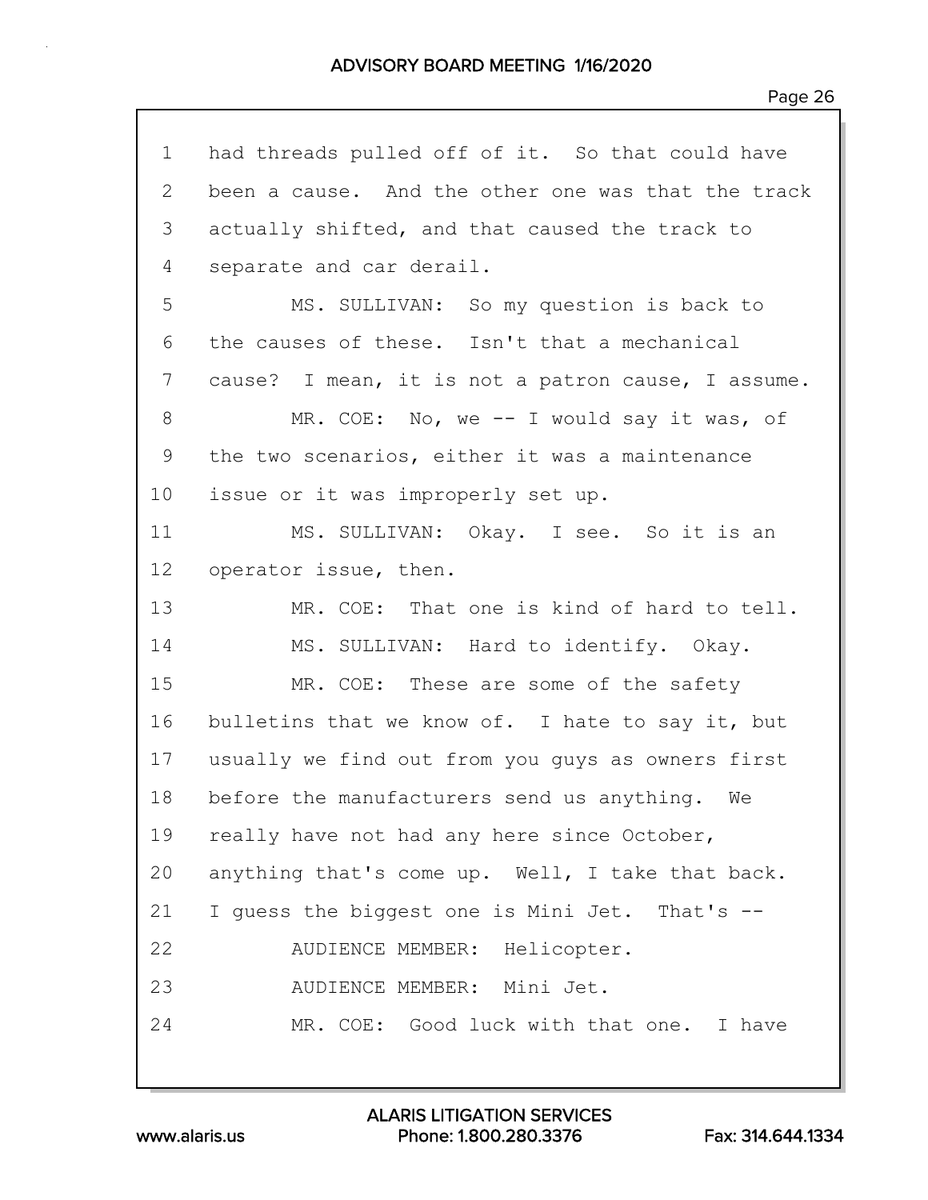had threads pulled off of it. So that could have been a cause. And the other one was that the track actually shifted, and that caused the track to separate and car derail.

MS. SULLIVAN: So my question is back to the causes of these. Isn't that a mechanical cause? I mean, it is not a patron cause, I assume.

MR. COE: No, we -- I would say it was, of the two scenarios, either it was a maintenance issue or it was improperly set up.

MS. SULLIVAN: Okay. I see. So it is an operator issue, then.

MR. COE: That one is kind of hard to tell.

MS. SULLIVAN: Hard to identify. Okay.

MR. COE: These are some of the safety bulletins that we know of. I hate to say it, but usually we find out from you guys as owners first before the manufacturers send us anything. We really have not had any here since October, anything that's come up. Well, I take that back. I guess the biggest one is Mini Jet. That's --

AUDIENCE MEMBER: Helicopter.

AUDIENCE MEMBER: Mini Jet.

MR. COE: Good luck with that one. I have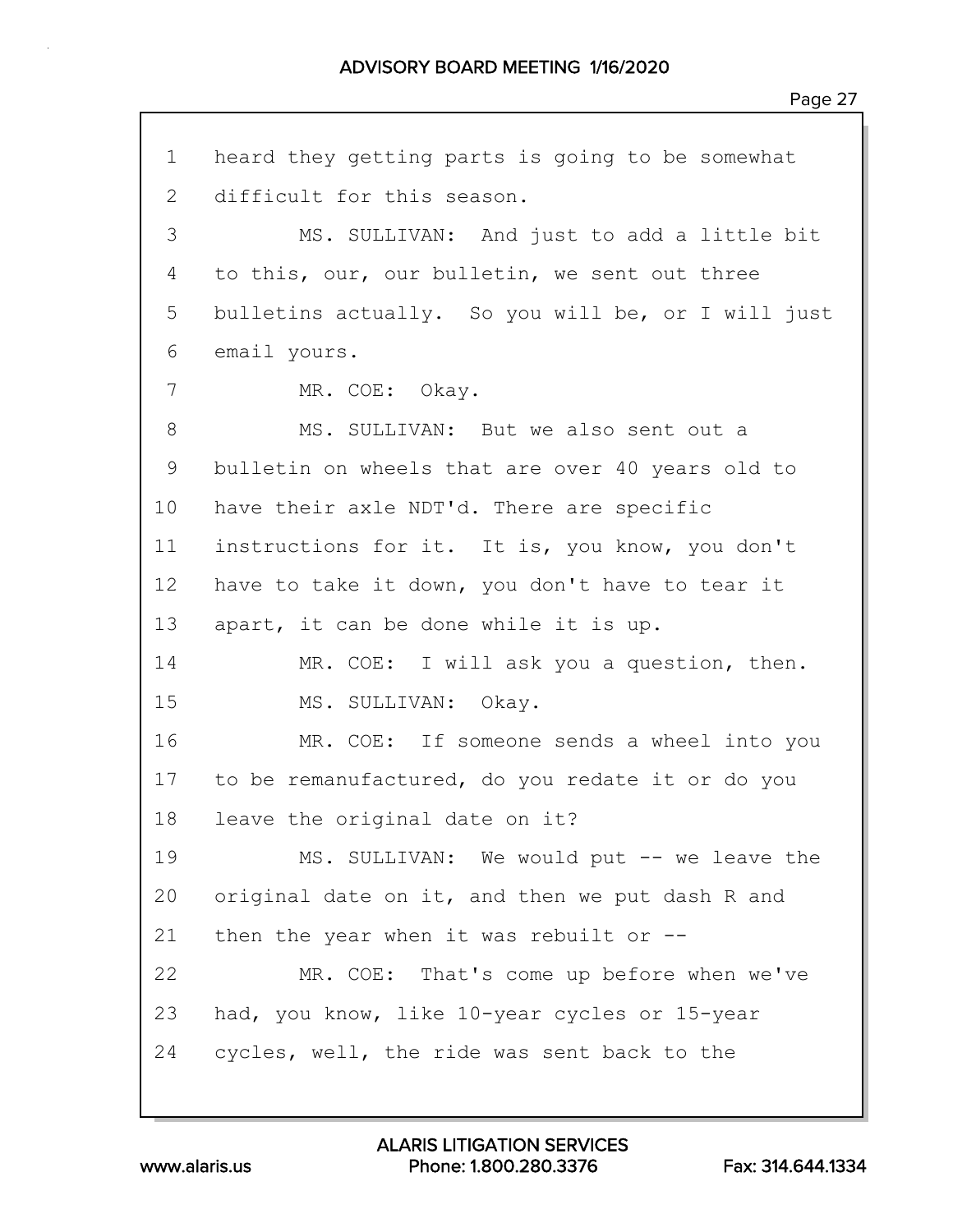1 heard they getting parts is going to be somewhat
2 difficult for this season.
3 MS. SULLIVAN: And just to add a little bit
4 to this, our, our bulletin, we sent out three
5 bulletins actually. So you will be, or I will just
6 email yours.
7 MR. COE: Okay.
8 MS. SULLIVAN: But we also sent out a
9 bulletin on wheels that are over 40 years old to
10 have their axle NDT'd. There are specific
11 instructions for it. It is, you know, you don't
12 have to take it down, you don't have to tear it
13 apart, it can be done while it is up.
14 MR. COE: I will ask you a question, then.
15 MS. SULLIVAN: Okay.
16 MR. COE: If someone sends a wheel into you
17 to be remanufactured, do you redate it or do you
18 leave the original date on it?
19 MS. SULLIVAN: We would put -- we leave the
20 original date on it, and then we put dash R and
21 then the year when it was rebuilt or --
22 MR. COE: That's come up before when we've
23 had, you know, like 10-year cycles or 15-year
24 cycles, well, the ride was sent back to the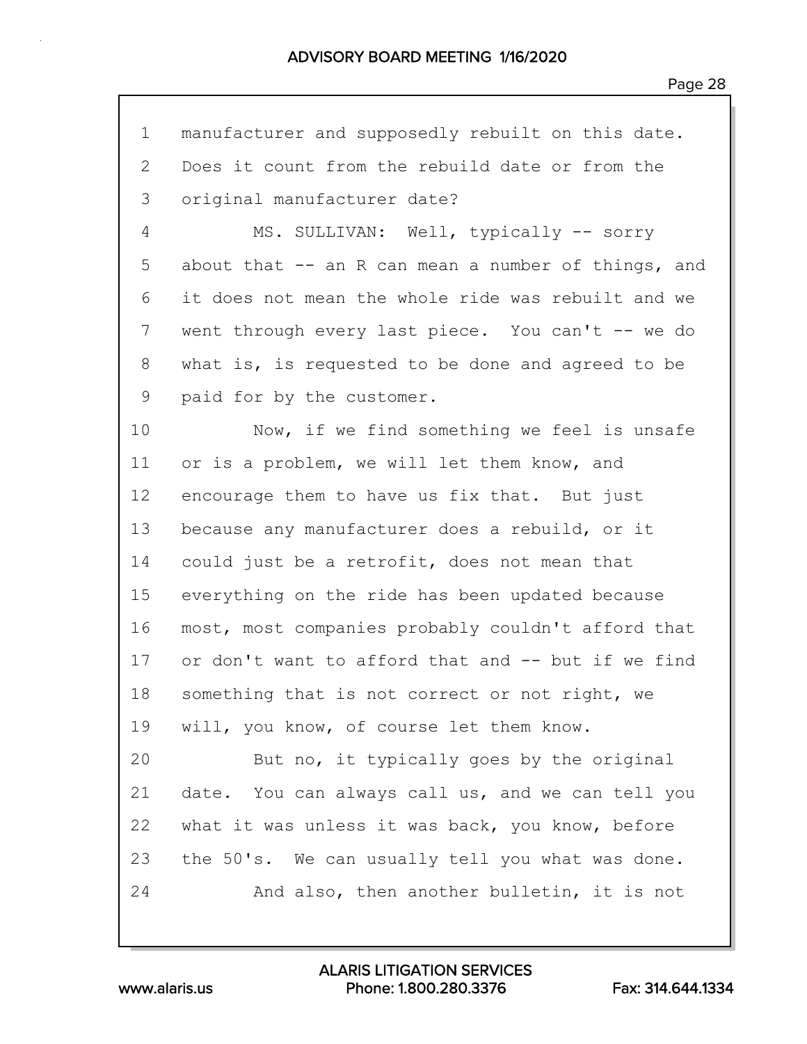manufacturer and supposedly rebuilt on this date. Does it count from the rebuild date or from the original manufacturer date?

MS. SULLIVAN: Well, typically -- sorry about that -- an R can mean a number of things, and it does not mean the whole ride was rebuilt and we went through every last piece. You can't -- we do what is, is requested to be done and agreed to be paid for by the customer.

Now, if we find something we feel is unsafe or is a problem, we will let them know, and encourage them to have us fix that. But just because any manufacturer does a rebuild, or it could just be a retrofit, does not mean that everything on the ride has been updated because most, most companies probably couldn't afford that or don't want to afford that and -- but if we find something that is not correct or not right, we will, you know, of course let them know.

But no, it typically goes by the original date. You can always call us, and we can tell you what it was unless it was back, you know, before the 50's. We can usually tell you what was done.

And also, then another bulletin, it is not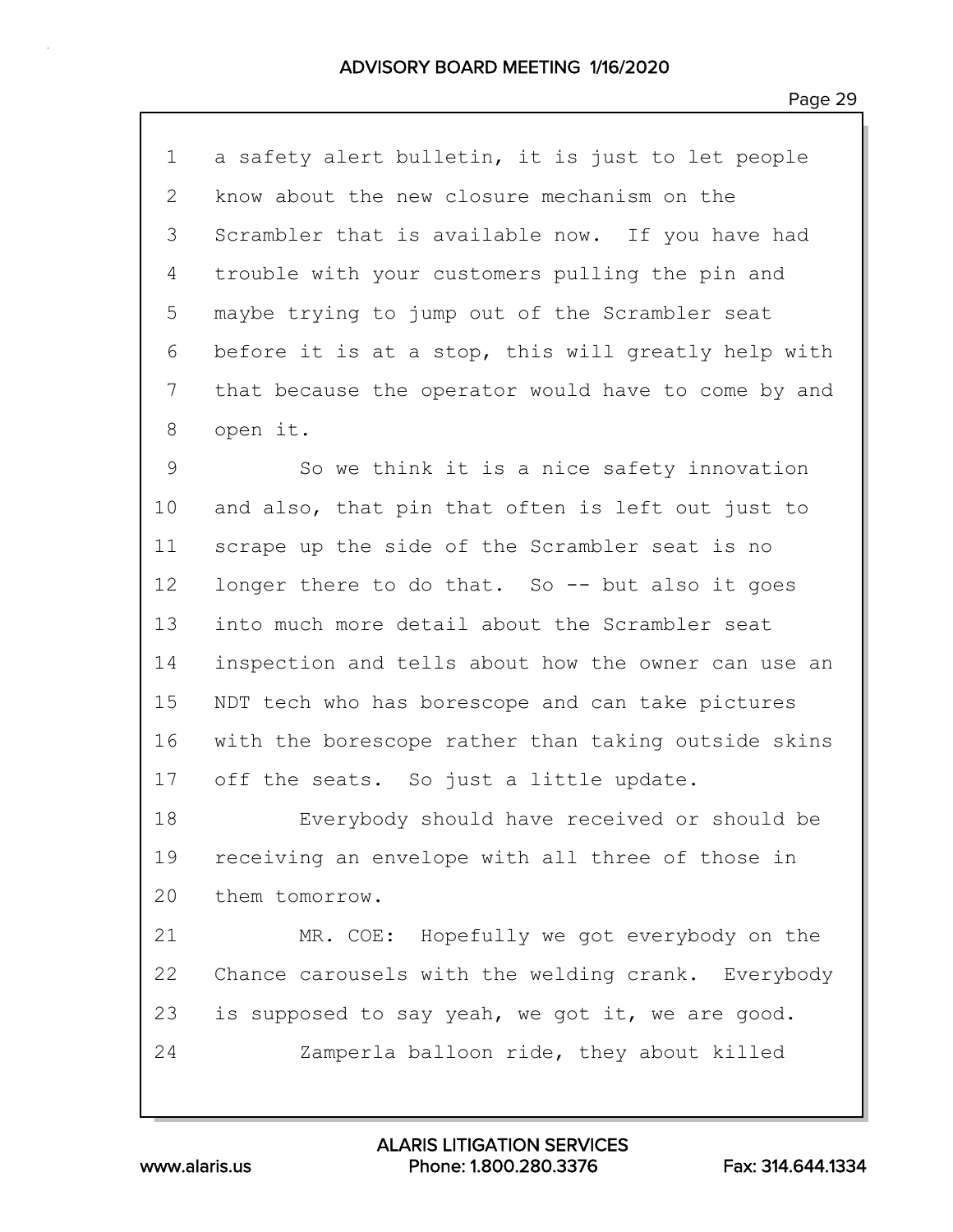a safety alert bulletin, it is just to let people know about the new closure mechanism on the Scrambler that is available now. If you have had trouble with your customers pulling the pin and maybe trying to jump out of the Scrambler seat before it is at a stop, this will greatly help with that because the operator would have to come by and open it.

So we think it is a nice safety innovation and also, that pin that often is left out just to scrape up the side of the Scrambler seat is no longer there to do that. So -- but also it goes into much more detail about the Scrambler seat inspection and tells about how the owner can use an NDT tech who has borescope and can take pictures with the borescope rather than taking outside skins off the seats. So just a little update.

Everybody should have received or should be receiving an envelope with all three of those in them tomorrow.

MR. COE: Hopefully we got everybody on the Chance carousels with the welding crank. Everybody is supposed to say yeah, we got it, we are good.

Zamperla balloon ride, they about killed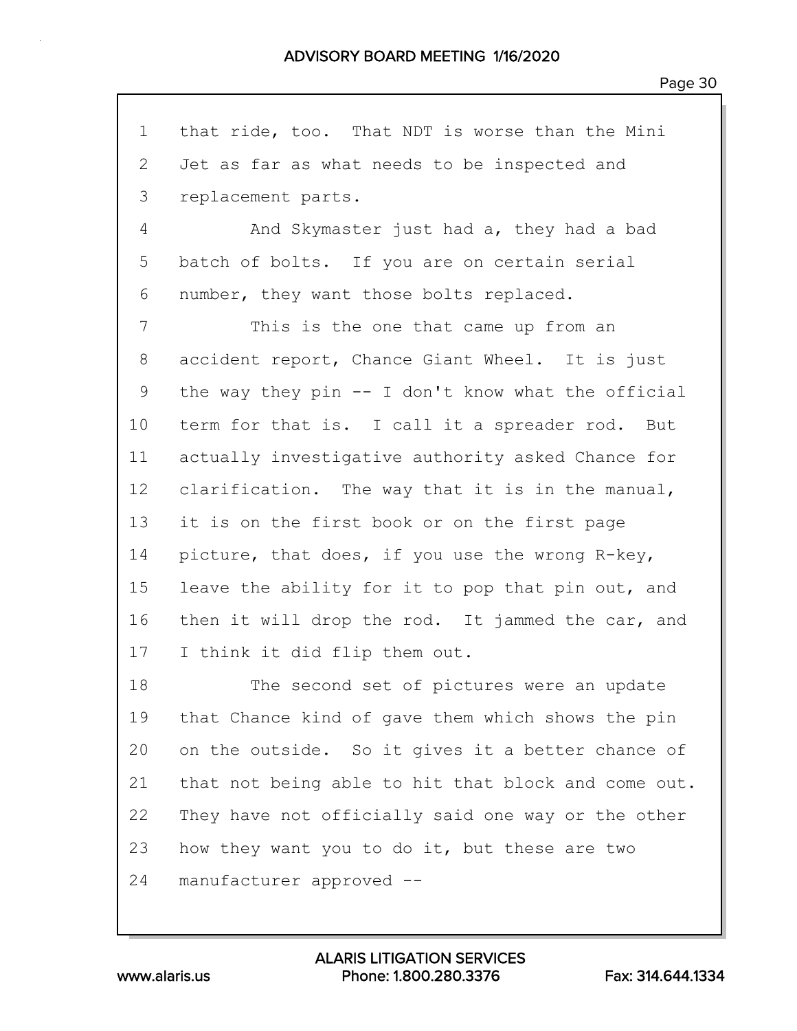1 that ride, too. That NDT is worse than the Mini
2 Jet as far as what needs to be inspected and
3 replacement parts.

4 And Skymaster just had a, they had a bad
5 batch of bolts. If you are on certain serial
6 number, they want those bolts replaced.

7 This is the one that came up from an
8 accident report, Chance Giant Wheel. It is just
9 the way they pin -- I don't know what the official
10 term for that is. I call it a spreader rod. But
11 actually investigative authority asked Chance for
12 clarification. The way that it is in the manual,
13 it is on the first book or on the first page
14 picture, that does, if you use the wrong R-key,
15 leave the ability for it to pop that pin out, and
16 then it will drop the rod. It jammed the car, and
17 I think it did flip them out.

18 The second set of pictures were an update
19 that Chance kind of gave them which shows the pin
20 on the outside. So it gives it a better chance of
21 that not being able to hit that block and come out.
22 They have not officially said one way or the other
23 how they want you to do it, but these are two
24 manufacturer approved --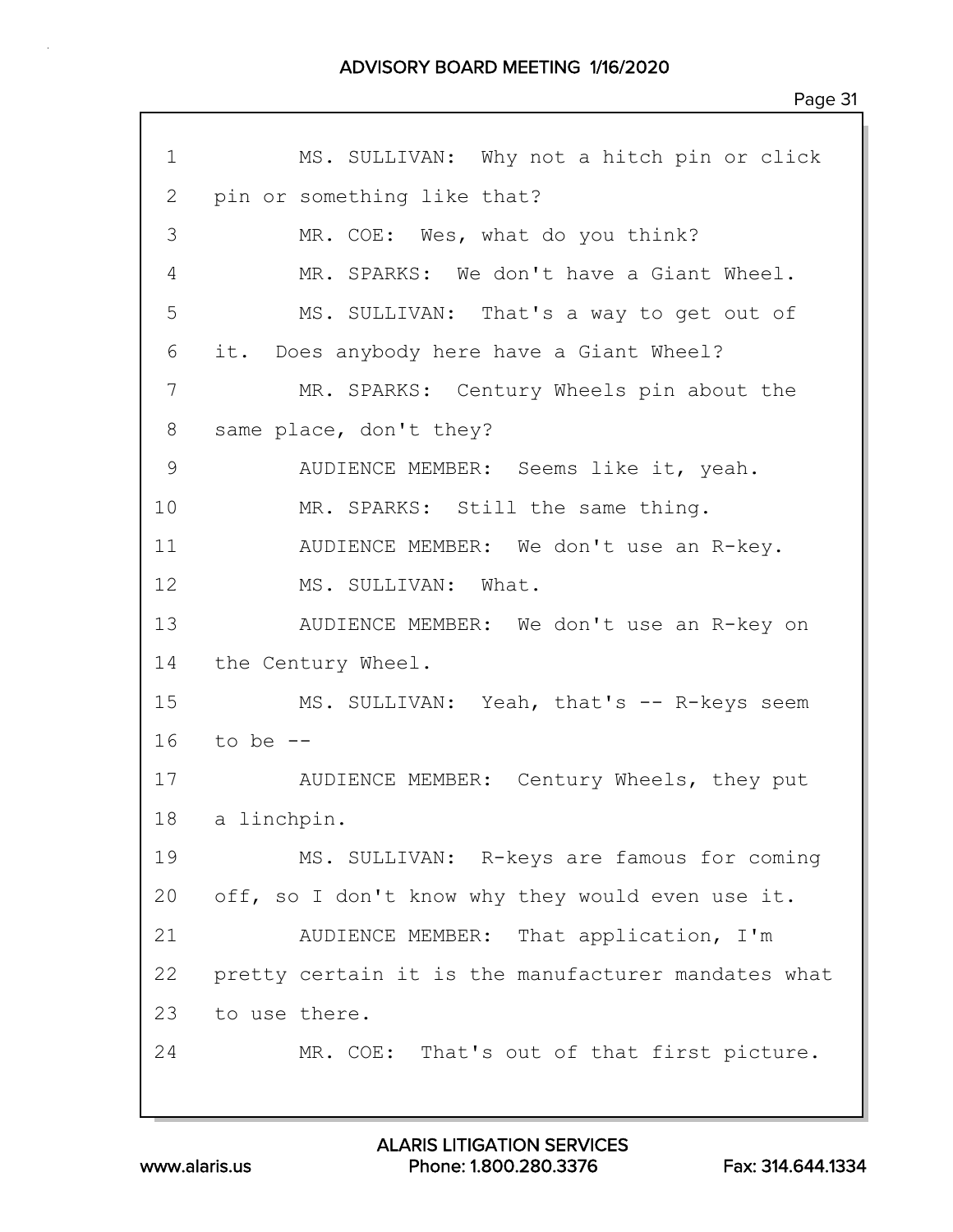1 MS. SULLIVAN: Why not a hitch pin or click
2 pin or something like that?
3 MR. COE: Wes, what do you think?
4 MR. SPARKS: We don't have a Giant Wheel.
5 MS. SULLIVAN: That's a way to get out of
6 it. Does anybody here have a Giant Wheel?
7 MR. SPARKS: Century Wheels pin about the
8 same place, don't they?
9 AUDIENCE MEMBER: Seems like it, yeah.
10 MR. SPARKS: Still the same thing.
11 AUDIENCE MEMBER: We don't use an R-key.
12 MS. SULLIVAN: What.
13 AUDIENCE MEMBER: We don't use an R-key on
14 the Century Wheel.
15 MS. SULLIVAN: Yeah, that's -- R-keys seem
16 to be --
17 AUDIENCE MEMBER: Century Wheels, they put
18 a linchpin.
19 MS. SULLIVAN: R-keys are famous for coming
20 off, so I don't know why they would even use it.
21 AUDIENCE MEMBER: That application, I'm
22 pretty certain it is the manufacturer mandates what
23 to use there.
24 MR. COE: That's out of that first picture.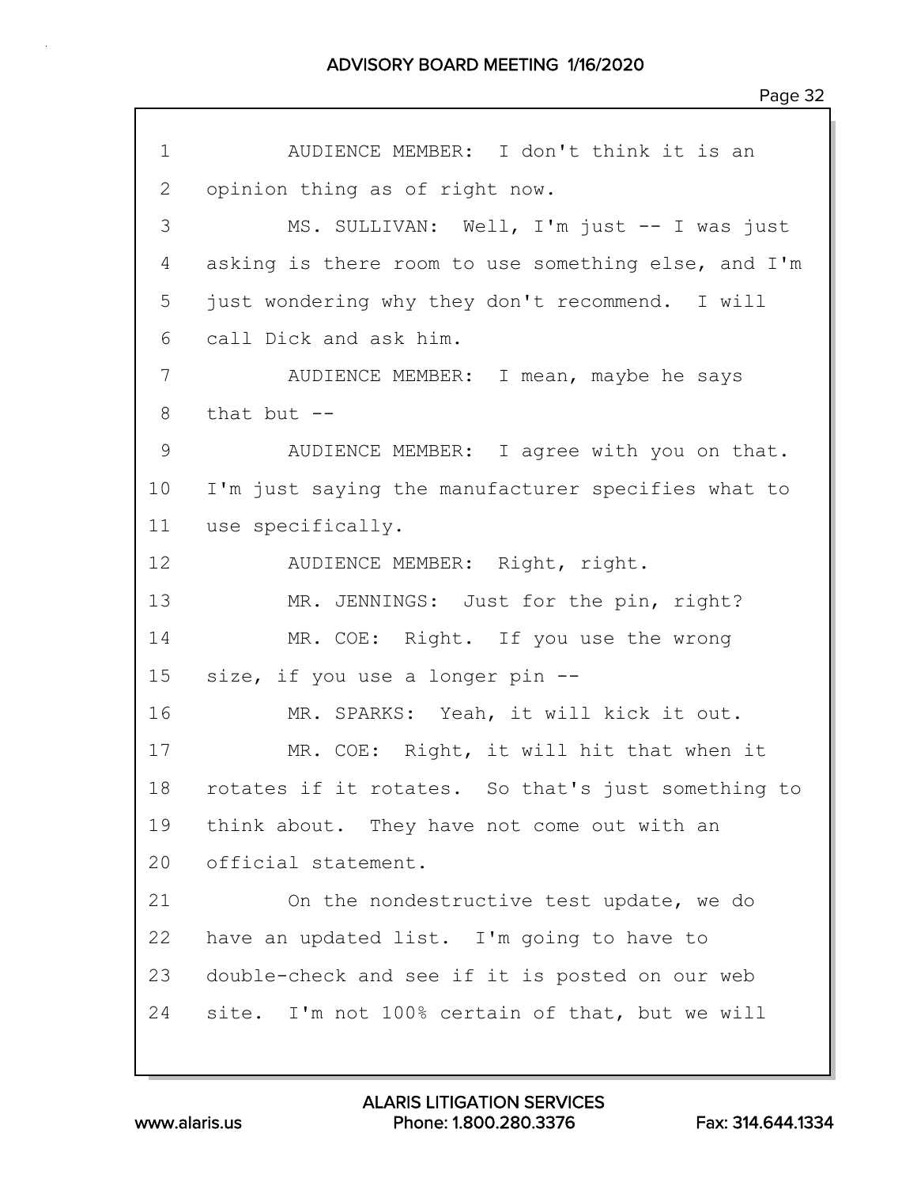1 AUDIENCE MEMBER: I don't think it is an
2 opinion thing as of right now.
3 MS. SULLIVAN: Well, I'm just -- I was just
4 asking is there room to use something else, and I'm
5 just wondering why they don't recommend. I will
6 call Dick and ask him.
7 AUDIENCE MEMBER: I mean, maybe he says
8 that but --
9 AUDIENCE MEMBER: I agree with you on that.
10 I'm just saying the manufacturer specifies what to
11 use specifically.
12 AUDIENCE MEMBER: Right, right.
13 MR. JENNINGS: Just for the pin, right?
14 MR. COE: Right. If you use the wrong
15 size, if you use a longer pin --
16 MR. SPARKS: Yeah, it will kick it out.
17 MR. COE: Right, it will hit that when it
18 rotates if it rotates. So that's just something to
19 think about. They have not come out with an
20 official statement.
21 On the nondestructive test update, we do
22 have an updated list. I'm going to have to
23 double-check and see if it is posted on our web
24 site. I'm not 100% certain of that, but we will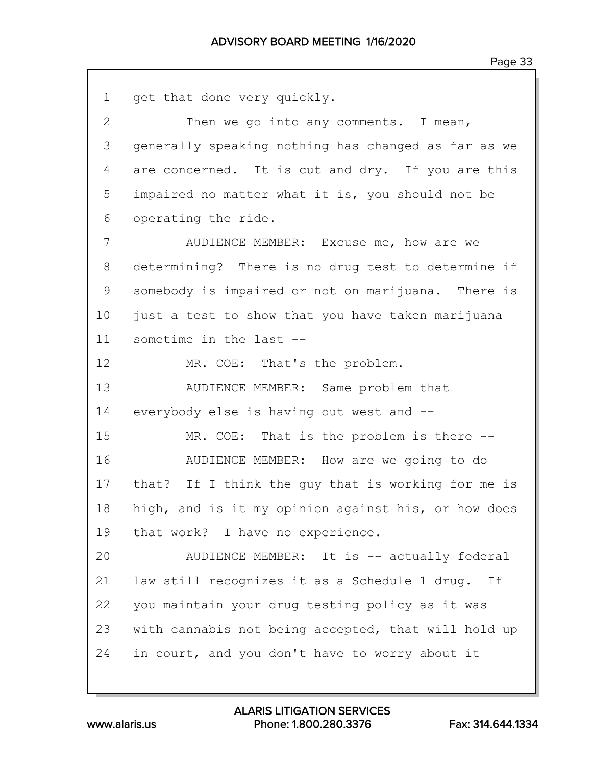1 get that done very quickly.

2 Then we go into any comments. I mean,

3 generally speaking nothing has changed as far as we

4 are concerned. It is cut and dry. If you are this

5 impaired no matter what it is, you should not be

6 operating the ride.

7 AUDIENCE MEMBER: Excuse me, how are we

8 determining? There is no drug test to determine if

9 somebody is impaired or not on marijuana. There is

10 just a test to show that you have taken marijuana

11 sometime in the last --

12 MR. COE: That's the problem.

13 AUDIENCE MEMBER: Same problem that

14 everybody else is having out west and --

15 MR. COE: That is the problem is there --

16 AUDIENCE MEMBER: How are we going to do

17 that? If I think the guy that is working for me is

18 high, and is it my opinion against his, or how does

19 that work? I have no experience.

20 AUDIENCE MEMBER: It is -- actually federal

21 law still recognizes it as a Schedule 1 drug. If

22 you maintain your drug testing policy as it was

23 with cannabis not being accepted, that will hold up

24 in court, and you don't have to worry about it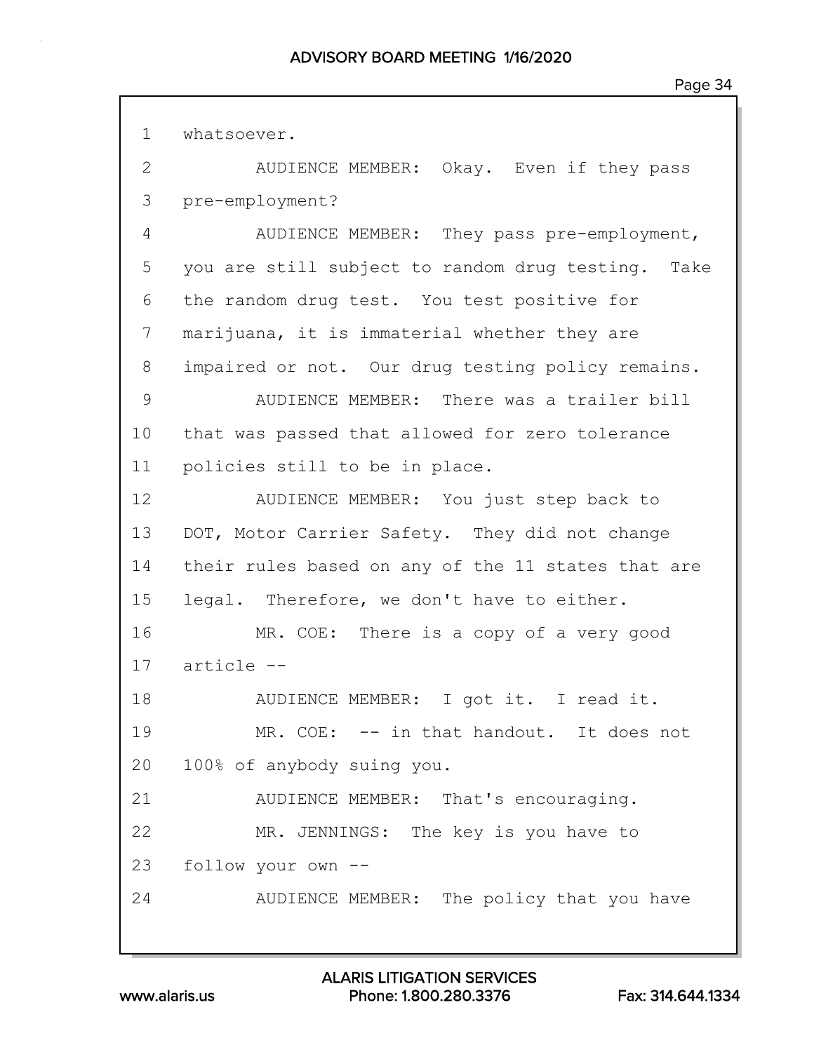1 whatsoever.

2 AUDIENCE MEMBER: Okay. Even if they pass

3 pre-employment?

4 AUDIENCE MEMBER: They pass pre-employment,

5 you are still subject to random drug testing. Take

6 the random drug test. You test positive for

7 marijuana, it is immaterial whether they are

8 impaired or not. Our drug testing policy remains.

9 AUDIENCE MEMBER: There was a trailer bill

10 that was passed that allowed for zero tolerance

11 policies still to be in place.

12 AUDIENCE MEMBER: You just step back to

13 DOT, Motor Carrier Safety. They did not change

14 their rules based on any of the 11 states that are

15 legal. Therefore, we don't have to either.

16 MR. COE: There is a copy of a very good

17 article --

18 AUDIENCE MEMBER: I got it. I read it.

19 MR. COE: -- in that handout. It does not

20 100% of anybody suing you.

21 AUDIENCE MEMBER: That's encouraging.

22 MR. JENNINGS: The key is you have to

23 follow your own --

24 AUDIENCE MEMBER: The policy that you have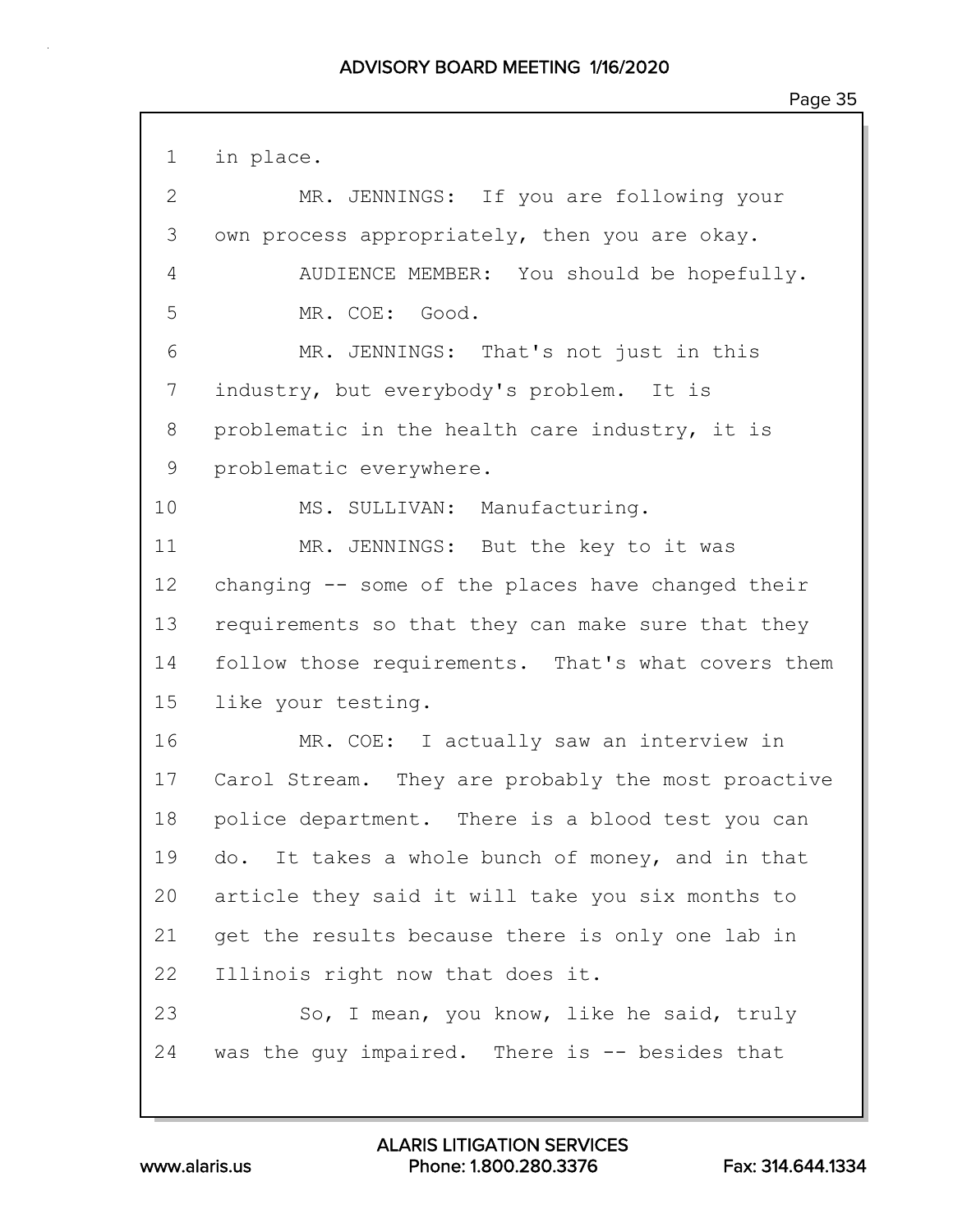1 in place.

2 MR. JENNINGS: If you are following your

3 own process appropriately, then you are okay.

4 AUDIENCE MEMBER: You should be hopefully.

5 MR. COE: Good.

6 MR. JENNINGS: That's not just in this

7 industry, but everybody's problem. It is

8 problematic in the health care industry, it is

9 problematic everywhere.

10 MS. SULLIVAN: Manufacturing.

11 MR. JENNINGS: But the key to it was

12 changing -- some of the places have changed their

13 requirements so that they can make sure that they

14 follow those requirements. That's what covers them

15 like your testing.

16 MR. COE: I actually saw an interview in

17 Carol Stream. They are probably the most proactive

18 police department. There is a blood test you can

19 do. It takes a whole bunch of money, and in that

20 article they said it will take you six months to

21 get the results because there is only one lab in

22 Illinois right now that does it.

23 So, I mean, you know, like he said, truly

24 was the guy impaired. There is -- besides that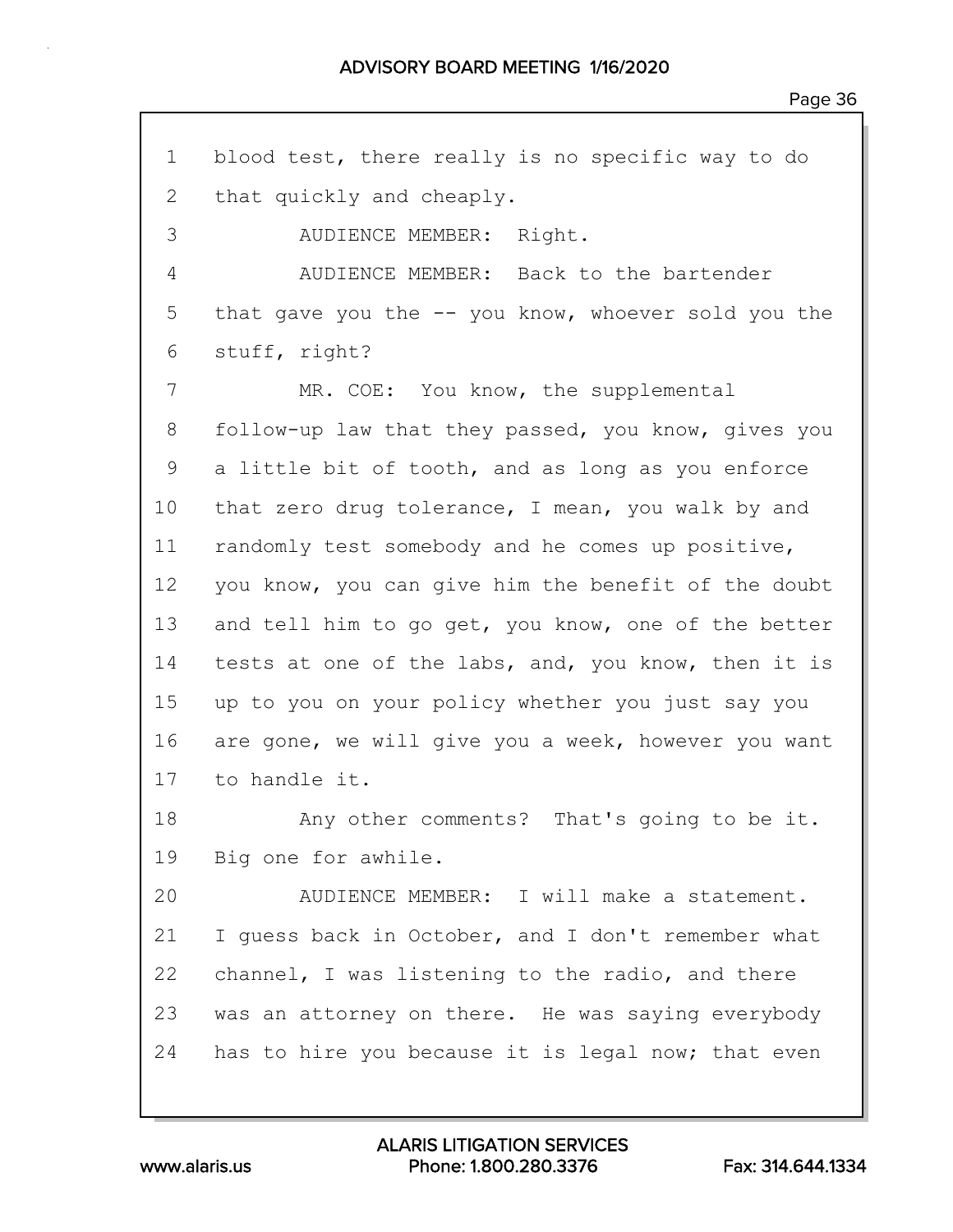1 blood test, there really is no specific way to do
2 that quickly and cheaply.
3 AUDIENCE MEMBER: Right.
4 AUDIENCE MEMBER: Back to the bartender
5 that gave you the -- you know, whoever sold you the
6 stuff, right?
7 MR. COE: You know, the supplemental
8 follow-up law that they passed, you know, gives you
9 a little bit of tooth, and as long as you enforce
10 that zero drug tolerance, I mean, you walk by and
11 randomly test somebody and he comes up positive,
12 you know, you can give him the benefit of the doubt
13 and tell him to go get, you know, one of the better
14 tests at one of the labs, and, you know, then it is
15 up to you on your policy whether you just say you
16 are gone, we will give you a week, however you want
17 to handle it.
18 Any other comments? That's going to be it.
19 Big one for awhile.
20 AUDIENCE MEMBER: I will make a statement.
21 I guess back in October, and I don't remember what
22 channel, I was listening to the radio, and there
23 was an attorney on there. He was saying everybody
24 has to hire you because it is legal now; that even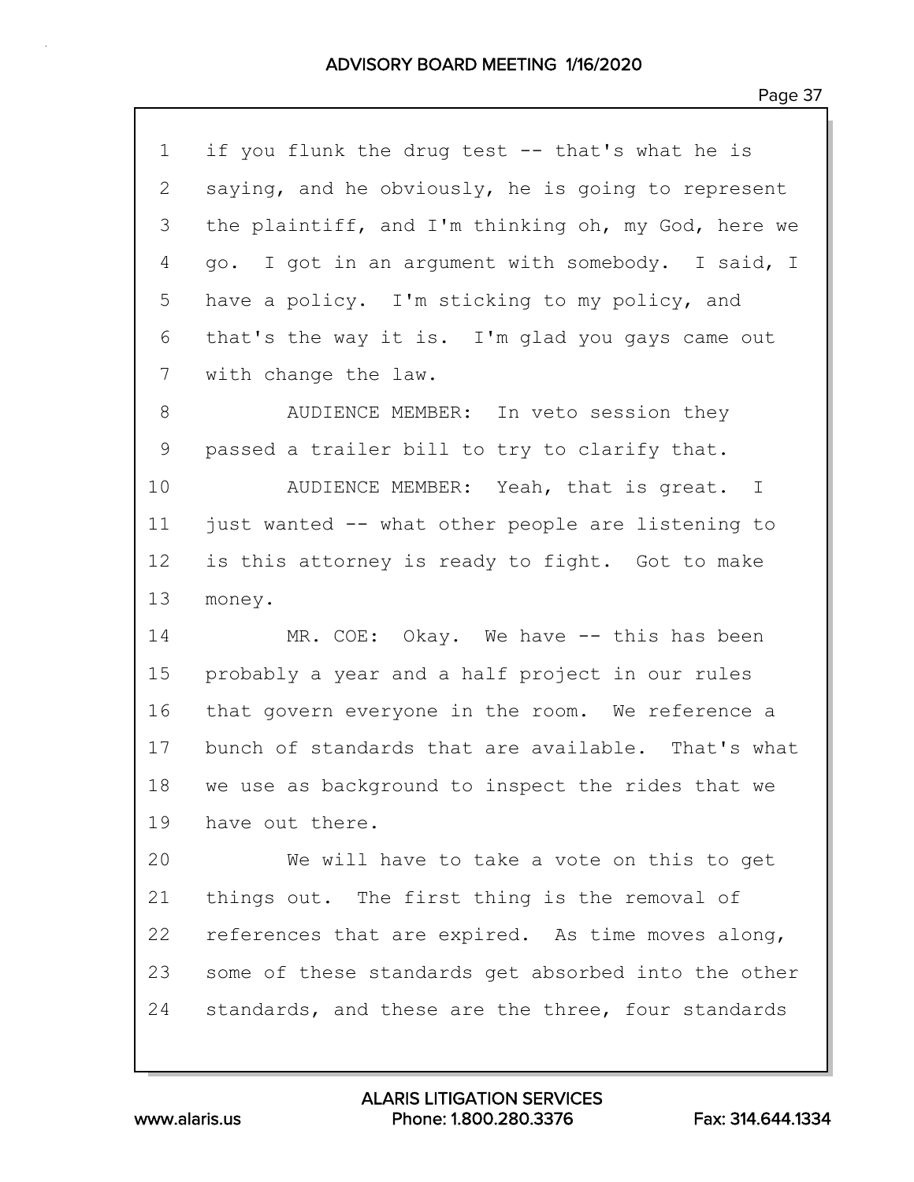if you flunk the drug test -- that's what he is saying, and he obviously, he is going to represent the plaintiff, and I'm thinking oh, my God, here we go. I got in an argument with somebody. I said, I have a policy. I'm sticking to my policy, and that's the way it is. I'm glad you gays came out with change the law.

AUDIENCE MEMBER: In veto session they passed a trailer bill to try to clarify that.

AUDIENCE MEMBER: Yeah, that is great. I just wanted -- what other people are listening to is this attorney is ready to fight. Got to make money.

MR. COE: Okay. We have -- this has been probably a year and a half project in our rules that govern everyone in the room. We reference a bunch of standards that are available. That's what we use as background to inspect the rides that we have out there.

We will have to take a vote on this to get things out. The first thing is the removal of references that are expired. As time moves along, some of these standards get absorbed into the other standards, and these are the three, four standards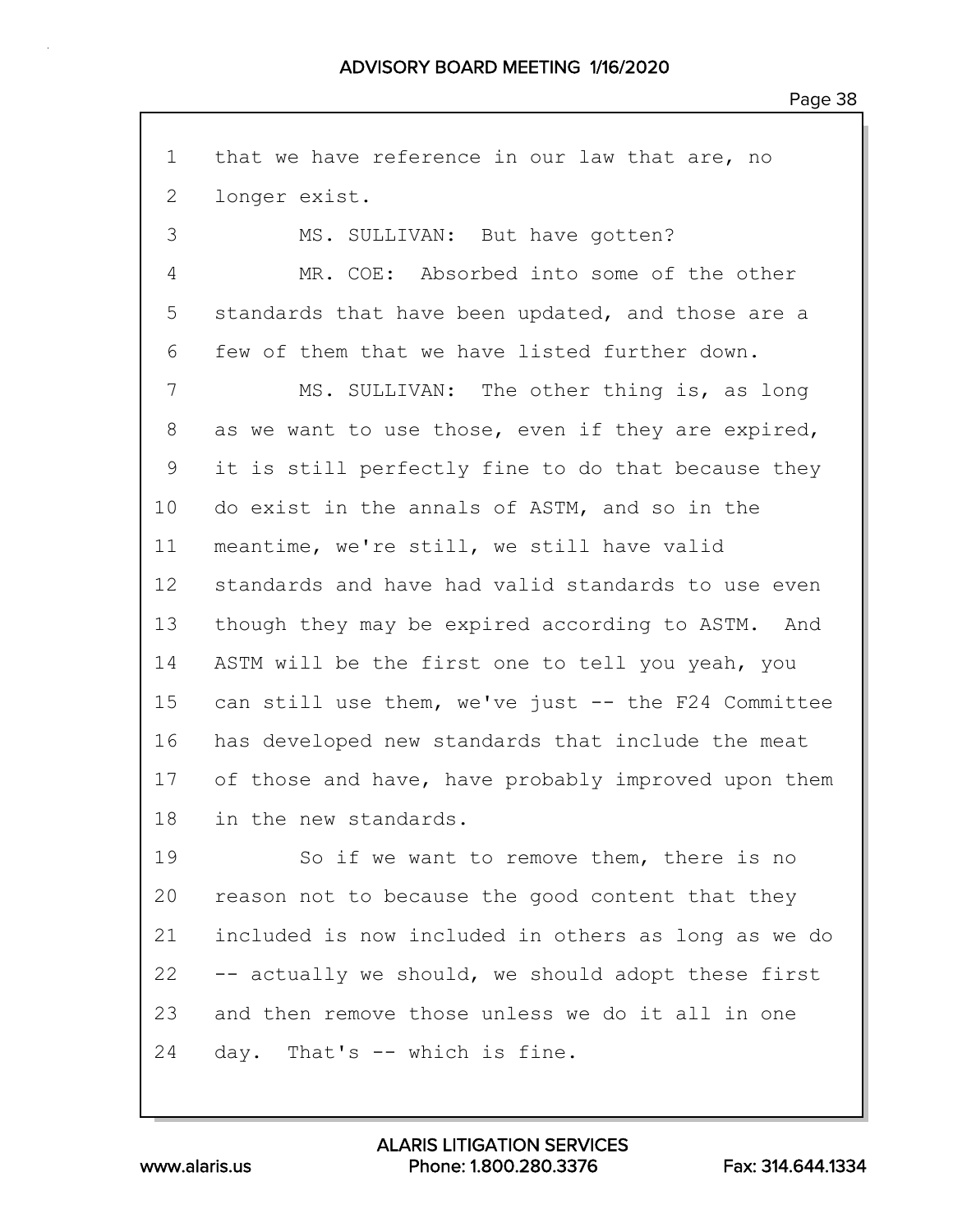1 that we have reference in our law that are, no
2 longer exist.

3 MS. SULLIVAN: But have gotten?

4 MR. COE: Absorbed into some of the other
5 standards that have been updated, and those are a
6 few of them that we have listed further down.

7 MS. SULLIVAN: The other thing is, as long
8 as we want to use those, even if they are expired,
9 it is still perfectly fine to do that because they
10 do exist in the annals of ASTM, and so in the
11 meantime, we're still, we still have valid
12 standards and have had valid standards to use even
13 though they may be expired according to ASTM. And
14 ASTM will be the first one to tell you yeah, you
15 can still use them, we've just -- the F24 Committee
16 has developed new standards that include the meat
17 of those and have, have probably improved upon them
18 in the new standards.

19 So if we want to remove them, there is no
20 reason not to because the good content that they
21 included is now included in others as long as we do
22 -- actually we should, we should adopt these first
23 and then remove those unless we do it all in one
24 day. That's -- which is fine.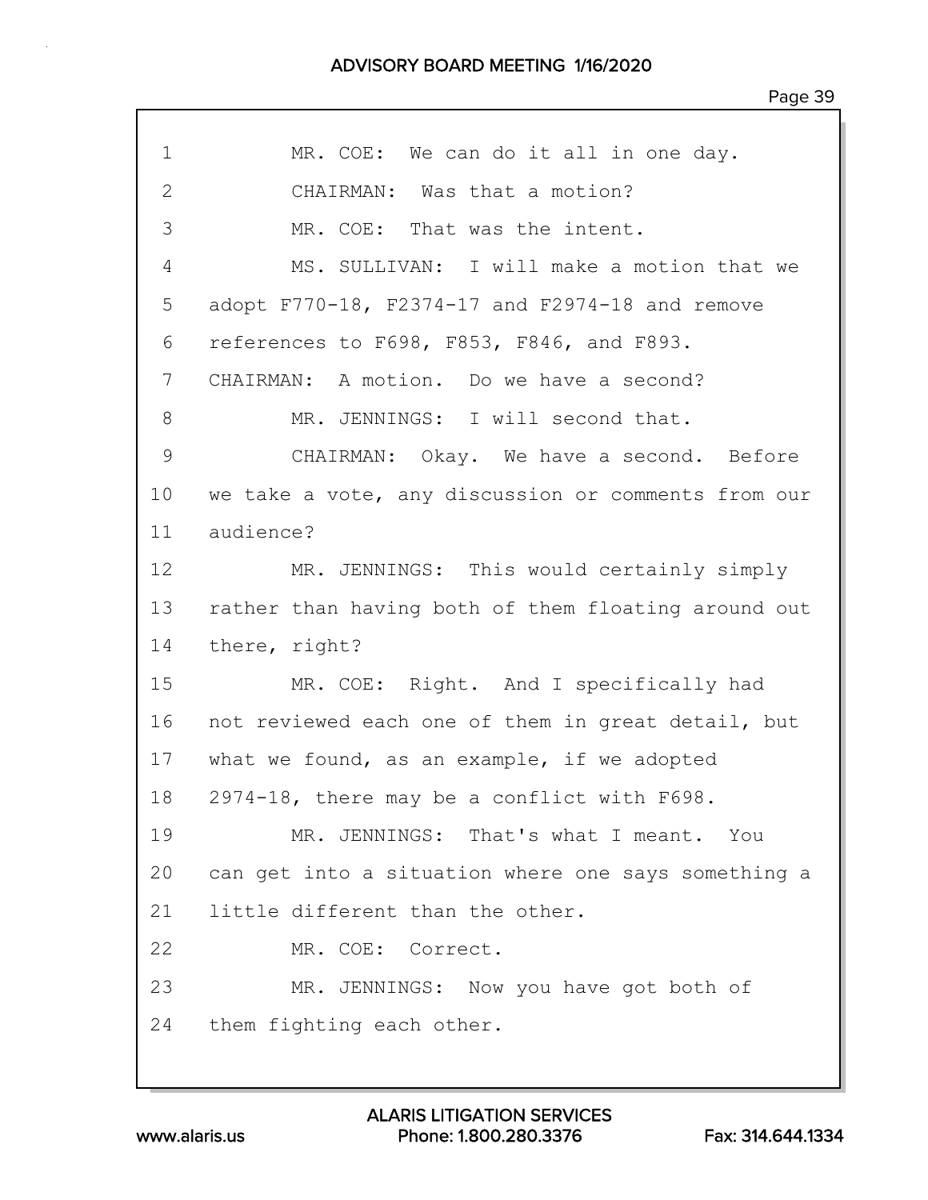1 MR. COE: We can do it all in one day.

2 CHAIRMAN: Was that a motion?

3 MR. COE: That was the intent.

4 MS. SULLIVAN: I will make a motion that we

5 adopt F770-18, F2374-17 and F2974-18 and remove

6 references to F698, F853, F846, and F893.

7 CHAIRMAN: A motion. Do we have a second?

8 MR. JENNINGS: I will second that.

9 CHAIRMAN: Okay. We have a second. Before

10 we take a vote, any discussion or comments from our

11 audience?

12 MR. JENNINGS: This would certainly simply

13 rather than having both of them floating around out

14 there, right?

15 MR. COE: Right. And I specifically had

16 not reviewed each one of them in great detail, but

17 what we found, as an example, if we adopted

18 2974-18, there may be a conflict with F698.

19 MR. JENNINGS: That's what I meant. You

20 can get into a situation where one says something a

21 little different than the other.

22 MR. COE: Correct.

23 MR. JENNINGS: Now you have got both of

24 them fighting each other.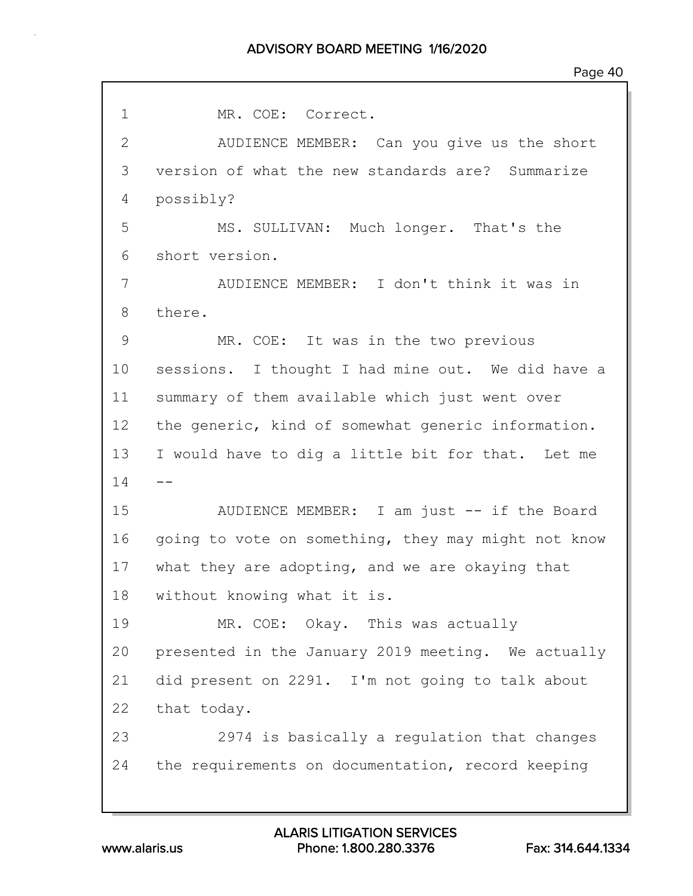MR. COE: Correct.

AUDIENCE MEMBER: Can you give us the short version of what the new standards are? Summarize possibly?

MS. SULLIVAN: Much longer. That's the short version.

AUDIENCE MEMBER: I don't think it was in there.

MR. COE: It was in the two previous sessions. I thought I had mine out. We did have a summary of them available which just went over the generic, kind of somewhat generic information. I would have to dig a little bit for that. Let me --

AUDIENCE MEMBER: I am just -- if the Board going to vote on something, they may might not know what they are adopting, and we are okaying that without knowing what it is.

MR. COE: Okay. This was actually presented in the January 2019 meeting. We actually did present on 2291. I'm not going to talk about that today.

2974 is basically a regulation that changes the requirements on documentation, record keeping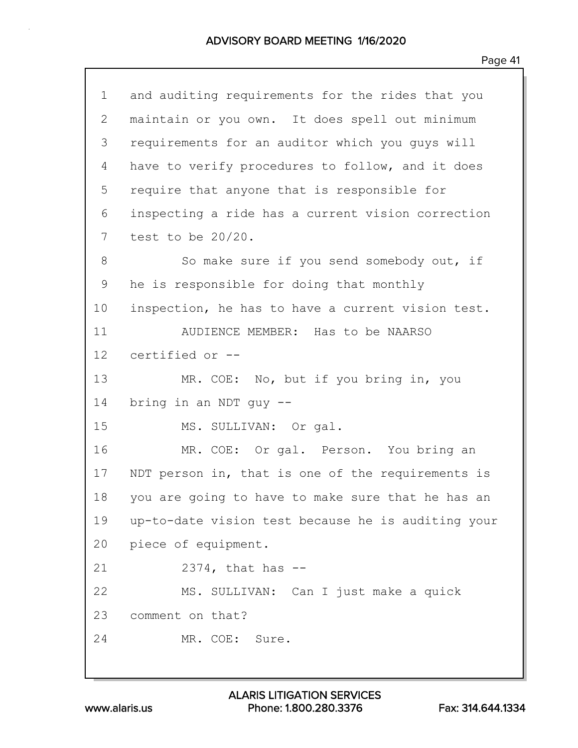1 and auditing requirements for the rides that you
2 maintain or you own. It does spell out minimum
3 requirements for an auditor which you guys will
4 have to verify procedures to follow, and it does
5 require that anyone that is responsible for
6 inspecting a ride has a current vision correction
7 test to be 20/20.

8 So make sure if you send somebody out, if
9 he is responsible for doing that monthly
10 inspection, he has to have a current vision test.

11 AUDIENCE MEMBER: Has to be NAARSO
12 certified or --

13 MR. COE: No, but if you bring in, you
14 bring in an NDT guy --

15 MS. SULLIVAN: Or gal.

16 MR. COE: Or gal. Person. You bring an
17 NDT person in, that is one of the requirements is
18 you are going to have to make sure that he has an
19 up-to-date vision test because he is auditing your
20 piece of equipment.

21 2374, that has --

22 MS. SULLIVAN: Can I just make a quick
23 comment on that?

24 MR. COE: Sure.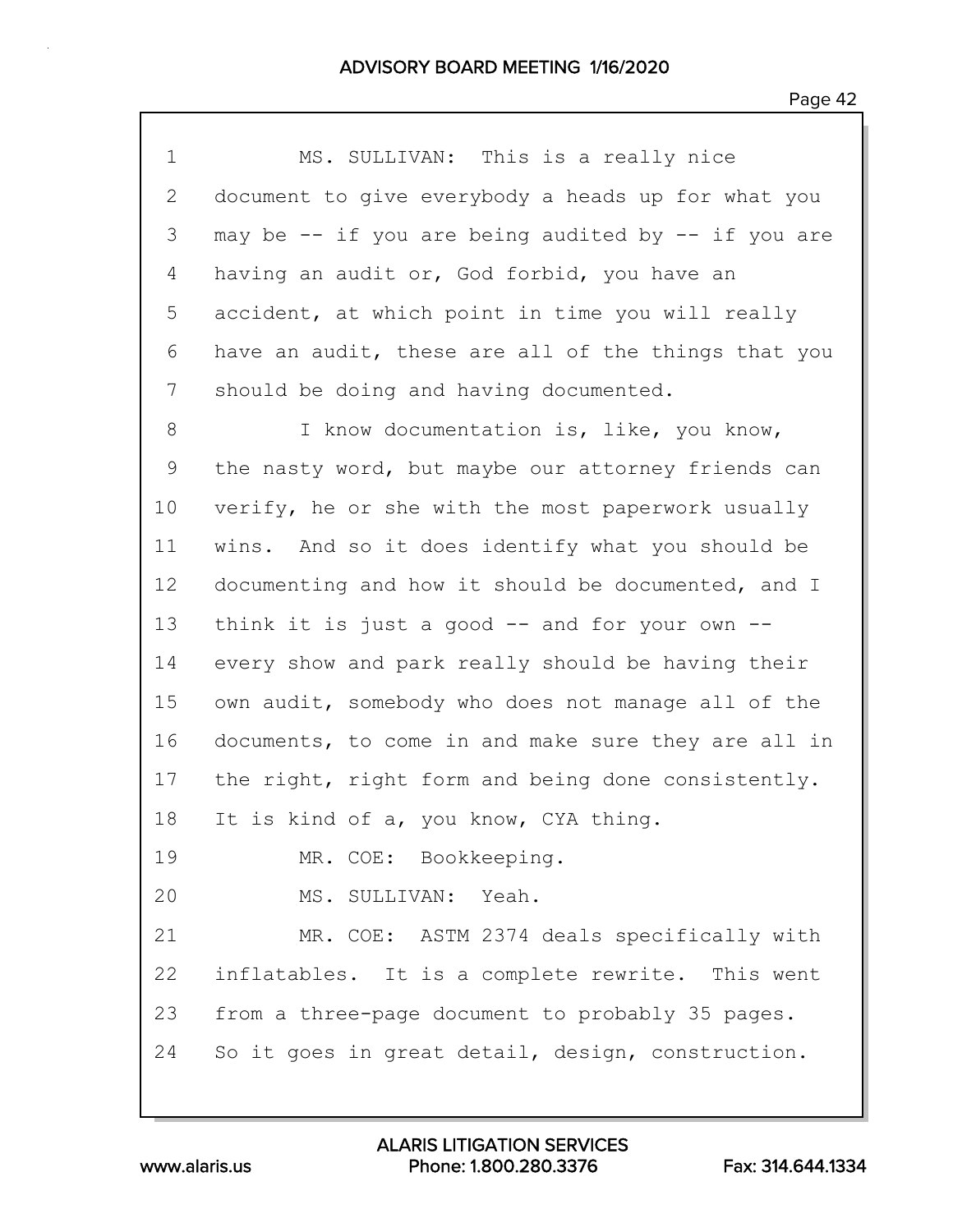MS. SULLIVAN: This is a really nice document to give everybody a heads up for what you may be -- if you are being audited by -- if you are having an audit or, God forbid, you have an accident, at which point in time you will really have an audit, these are all of the things that you should be doing and having documented.

I know documentation is, like, you know, the nasty word, but maybe our attorney friends can verify, he or she with the most paperwork usually wins. And so it does identify what you should be documenting and how it should be documented, and I think it is just a good -- and for your own -- every show and park really should be having their own audit, somebody who does not manage all of the documents, to come in and make sure they are all in the right, right form and being done consistently. It is kind of a, you know, CYA thing.

MR. COE: Bookkeeping.

MS. SULLIVAN: Yeah.

MR. COE: ASTM 2374 deals specifically with inflatables. It is a complete rewrite. This went from a three-page document to probably 35 pages. So it goes in great detail, design, construction.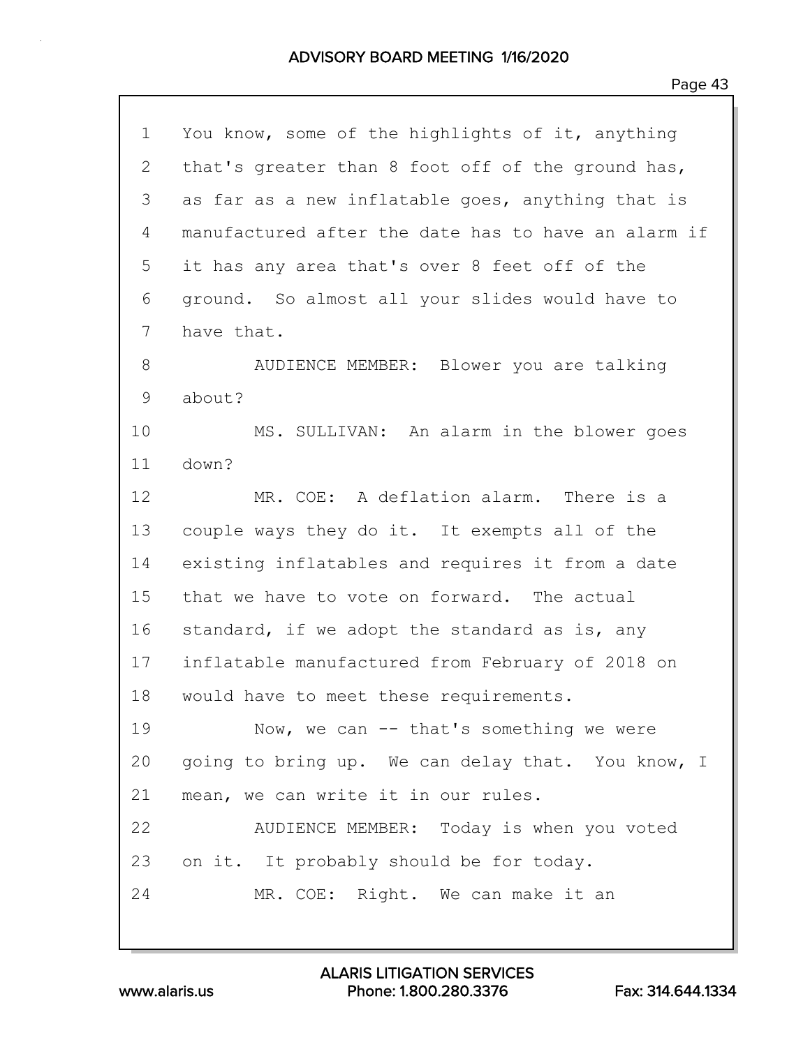1 You know, some of the highlights of it, anything
2 that's greater than 8 foot off of the ground has,
3 as far as a new inflatable goes, anything that is
4 manufactured after the date has to have an alarm if
5 it has any area that's over 8 feet off of the
6 ground. So almost all your slides would have to
7 have that.
8 AUDIENCE MEMBER: Blower you are talking
9 about?
10 MS. SULLIVAN: An alarm in the blower goes
11 down?
12 MR. COE: A deflation alarm. There is a
13 couple ways they do it. It exempts all of the
14 existing inflatables and requires it from a date
15 that we have to vote on forward. The actual
16 standard, if we adopt the standard as is, any
17 inflatable manufactured from February of 2018 on
18 would have to meet these requirements.
19 Now, we can -- that's something we were
20 going to bring up. We can delay that. You know, I
21 mean, we can write it in our rules.
22 AUDIENCE MEMBER: Today is when you voted
23 on it. It probably should be for today.
24 MR. COE: Right. We can make it an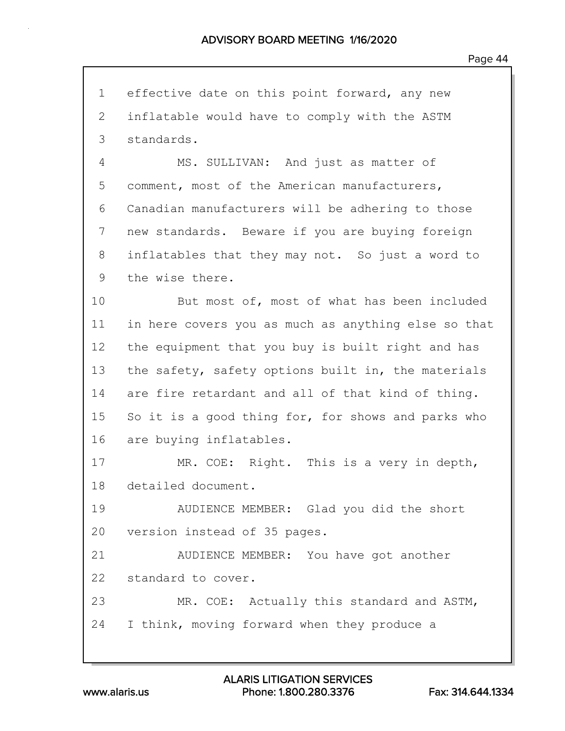1 effective date on this point forward, any new
2 inflatable would have to comply with the ASTM
3 standards.

4 MS. SULLIVAN: And just as matter of
5 comment, most of the American manufacturers,
6 Canadian manufacturers will be adhering to those
7 new standards. Beware if you are buying foreign
8 inflatables that they may not. So just a word to
9 the wise there.

10 But most of, most of what has been included
11 in here covers you as much as anything else so that
12 the equipment that you buy is built right and has
13 the safety, safety options built in, the materials
14 are fire retardant and all of that kind of thing.
15 So it is a good thing for, for shows and parks who
16 are buying inflatables.

17 MR. COE: Right. This is a very in depth,
18 detailed document.

19 AUDIENCE MEMBER: Glad you did the short
20 version instead of 35 pages.

21 AUDIENCE MEMBER: You have got another
22 standard to cover.

23 MR. COE: Actually this standard and ASTM,
24 I think, moving forward when they produce a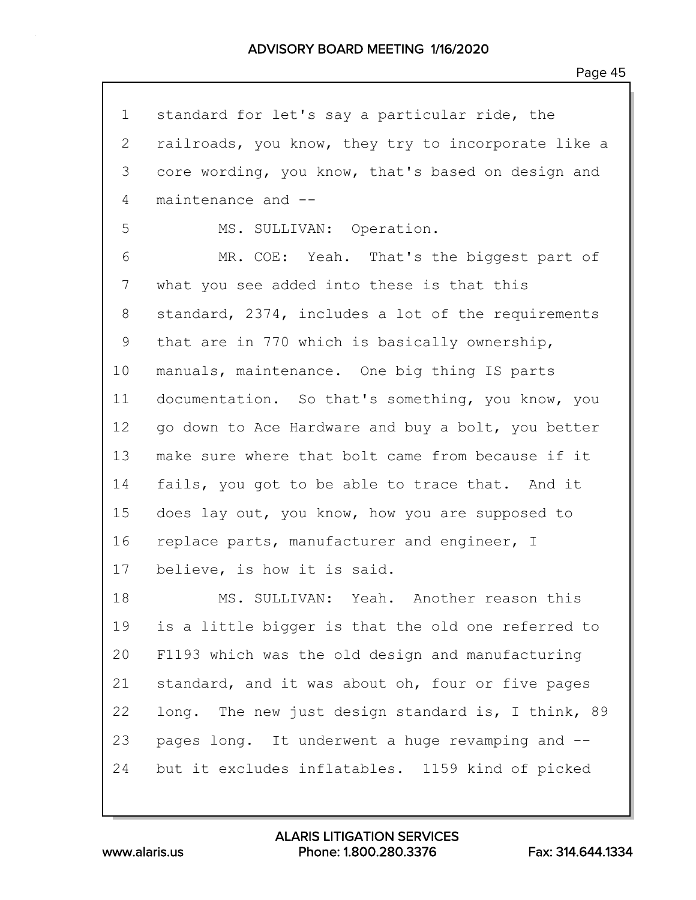1 standard for let's say a particular ride, the
2 railroads, you know, they try to incorporate like a
3 core wording, you know, that's based on design and
4 maintenance and --
5 MS. SULLIVAN: Operation.
6 MR. COE: Yeah. That's the biggest part of
7 what you see added into these is that this
8 standard, 2374, includes a lot of the requirements
9 that are in 770 which is basically ownership,
10 manuals, maintenance. One big thing IS parts
11 documentation. So that's something, you know, you
12 go down to Ace Hardware and buy a bolt, you better
13 make sure where that bolt came from because if it
14 fails, you got to be able to trace that. And it
15 does lay out, you know, how you are supposed to
16 replace parts, manufacturer and engineer, I
17 believe, is how it is said.
18 MS. SULLIVAN: Yeah. Another reason this
19 is a little bigger is that the old one referred to
20 F1193 which was the old design and manufacturing
21 standard, and it was about oh, four or five pages
22 long. The new just design standard is, I think, 89
23 pages long. It underwent a huge revamping and --
24 but it excludes inflatables. 1159 kind of picked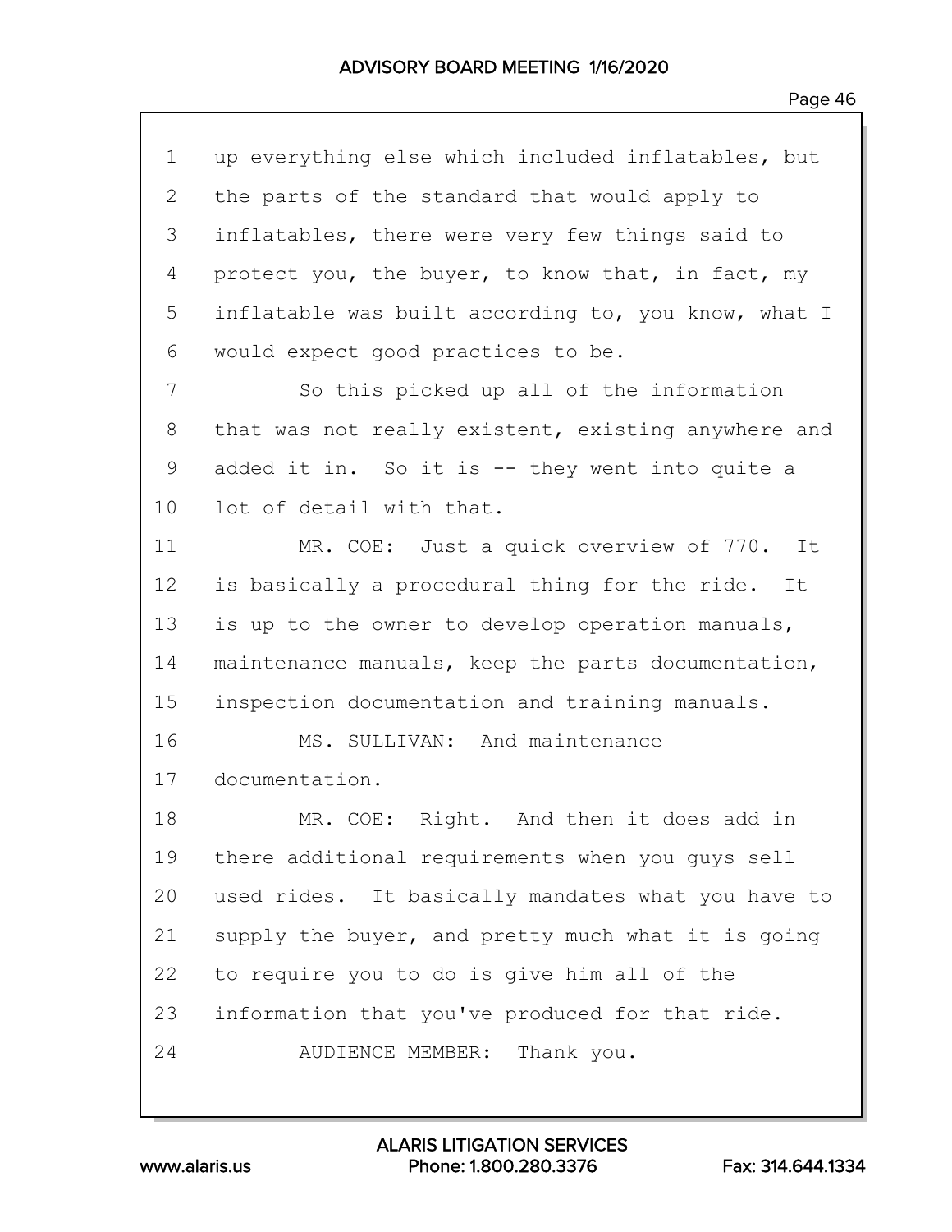1 up everything else which included inflatables, but
2 the parts of the standard that would apply to
3 inflatables, there were very few things said to
4 protect you, the buyer, to know that, in fact, my
5 inflatable was built according to, you know, what I
6 would expect good practices to be.

7 So this picked up all of the information
8 that was not really existent, existing anywhere and
9 added it in. So it is -- they went into quite a
10 lot of detail with that.

11 MR. COE: Just a quick overview of 770. It
12 is basically a procedural thing for the ride. It
13 is up to the owner to develop operation manuals,
14 maintenance manuals, keep the parts documentation,
15 inspection documentation and training manuals.

16 MS. SULLIVAN: And maintenance
17 documentation.

18 MR. COE: Right. And then it does add in
19 there additional requirements when you guys sell
20 used rides. It basically mandates what you have to
21 supply the buyer, and pretty much what it is going
22 to require you to do is give him all of the
23 information that you've produced for that ride.

24 AUDIENCE MEMBER: Thank you.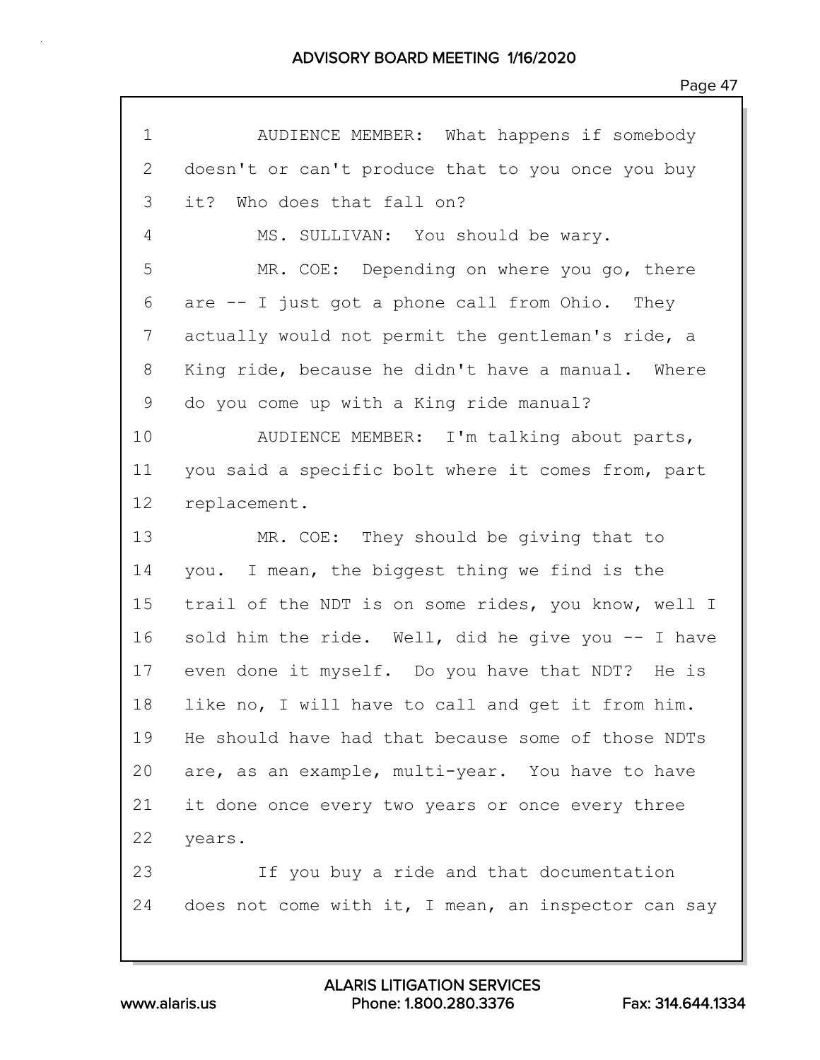1 AUDIENCE MEMBER: What happens if somebody
2 doesn't or can't produce that to you once you buy
3 it? Who does that fall on?
4 MS. SULLIVAN: You should be wary.
5 MR. COE: Depending on where you go, there
6 are -- I just got a phone call from Ohio. They
7 actually would not permit the gentleman's ride, a
8 King ride, because he didn't have a manual. Where
9 do you come up with a King ride manual?
10 AUDIENCE MEMBER: I'm talking about parts,
11 you said a specific bolt where it comes from, part
12 replacement.
13 MR. COE: They should be giving that to
14 you. I mean, the biggest thing we find is the
15 trail of the NDT is on some rides, you know, well I
16 sold him the ride. Well, did he give you -- I have
17 even done it myself. Do you have that NDT? He is
18 like no, I will have to call and get it from him.
19 He should have had that because some of those NDTs
20 are, as an example, multi-year. You have to have
21 it done once every two years or once every three
22 years.
23 If you buy a ride and that documentation
24 does not come with it, I mean, an inspector can say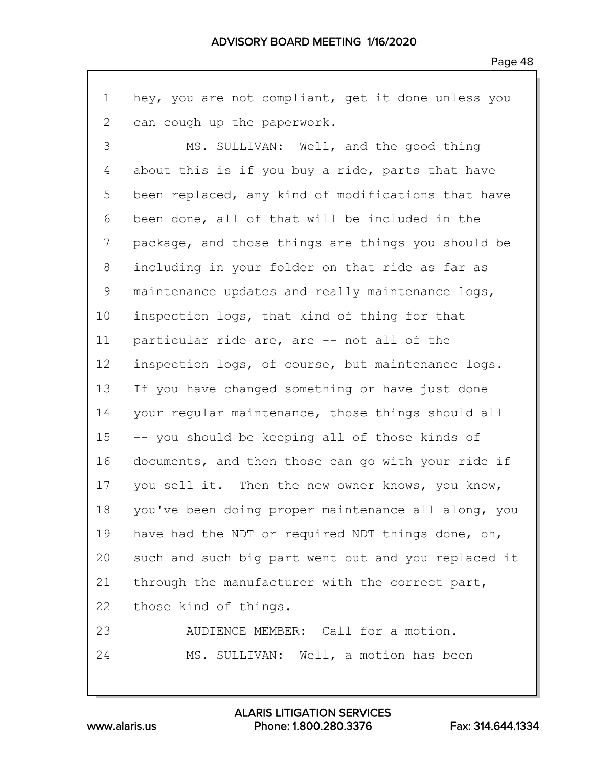1 hey, you are not compliant, get it done unless you
2 can cough up the paperwork.
3 MS. SULLIVAN: Well, and the good thing
4 about this is if you buy a ride, parts that have
5 been replaced, any kind of modifications that have
6 been done, all of that will be included in the
7 package, and those things are things you should be
8 including in your folder on that ride as far as
9 maintenance updates and really maintenance logs,
10 inspection logs, that kind of thing for that
11 particular ride are, are -- not all of the
12 inspection logs, of course, but maintenance logs.
13 If you have changed something or have just done
14 your regular maintenance, those things should all
15 -- you should be keeping all of those kinds of
16 documents, and then those can go with your ride if
17 you sell it. Then the new owner knows, you know,
18 you've been doing proper maintenance all along, you
19 have had the NDT or required NDT things done, oh,
20 such and such big part went out and you replaced it
21 through the manufacturer with the correct part,
22 those kind of things.
23 AUDIENCE MEMBER: Call for a motion.
24 MS. SULLIVAN: Well, a motion has been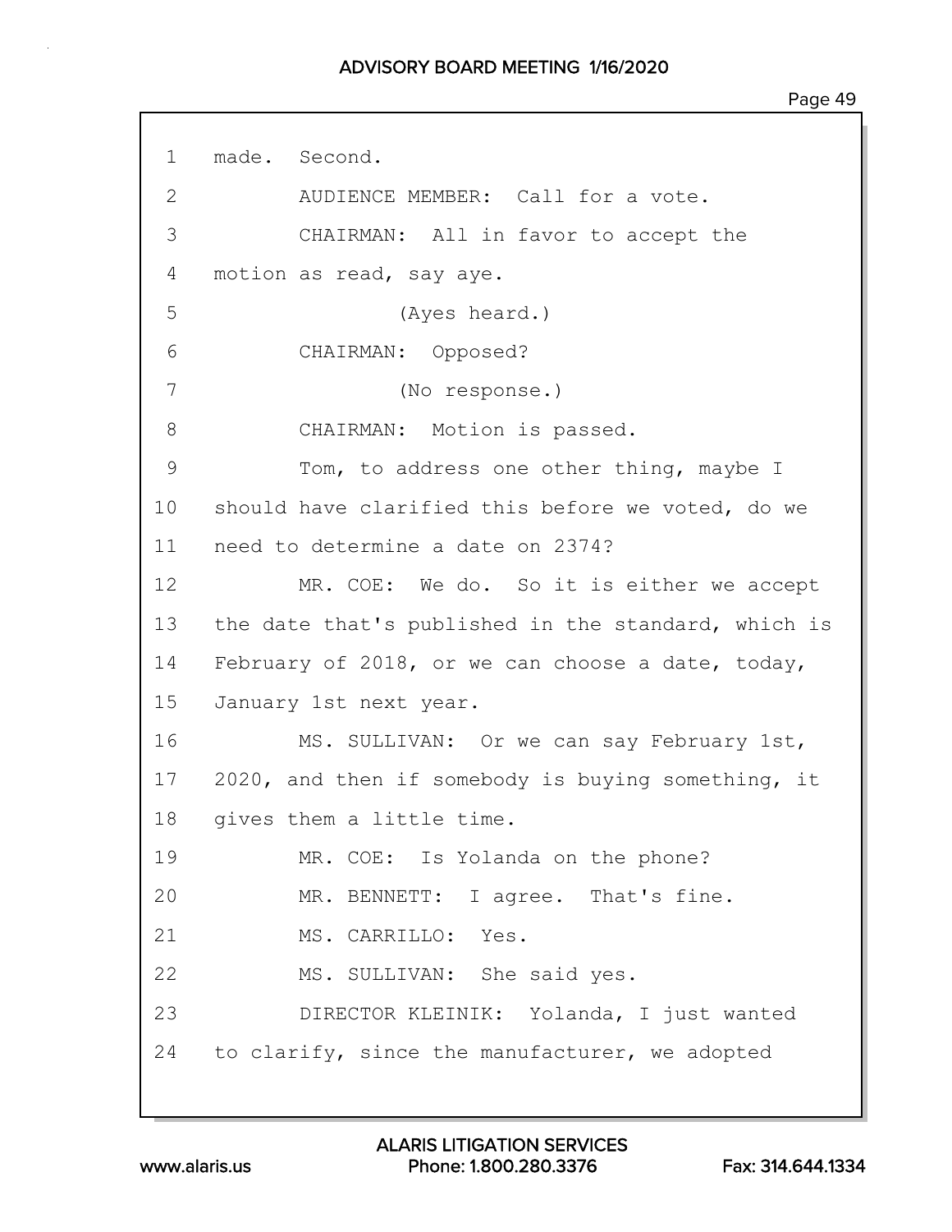1 made. Second.

2 AUDIENCE MEMBER: Call for a vote.

3 CHAIRMAN: All in favor to accept the

4 motion as read, say aye.

5 (Ayes heard.)

6 CHAIRMAN: Opposed?

7 (No response.)

8 CHAIRMAN: Motion is passed.

9 Tom, to address one other thing, maybe I

10 should have clarified this before we voted, do we

11 need to determine a date on 2374?

12 MR. COE: We do. So it is either we accept

13 the date that's published in the standard, which is

14 February of 2018, or we can choose a date, today,

15 January 1st next year.

16 MS. SULLIVAN: Or we can say February 1st,

17 2020, and then if somebody is buying something, it

18 gives them a little time.

19 MR. COE: Is Yolanda on the phone?

20 MR. BENNETT: I agree. That's fine.

21 MS. CARRILLO: Yes.

22 MS. SULLIVAN: She said yes.

23 DIRECTOR KLEINIK: Yolanda, I just wanted

24 to clarify, since the manufacturer, we adopted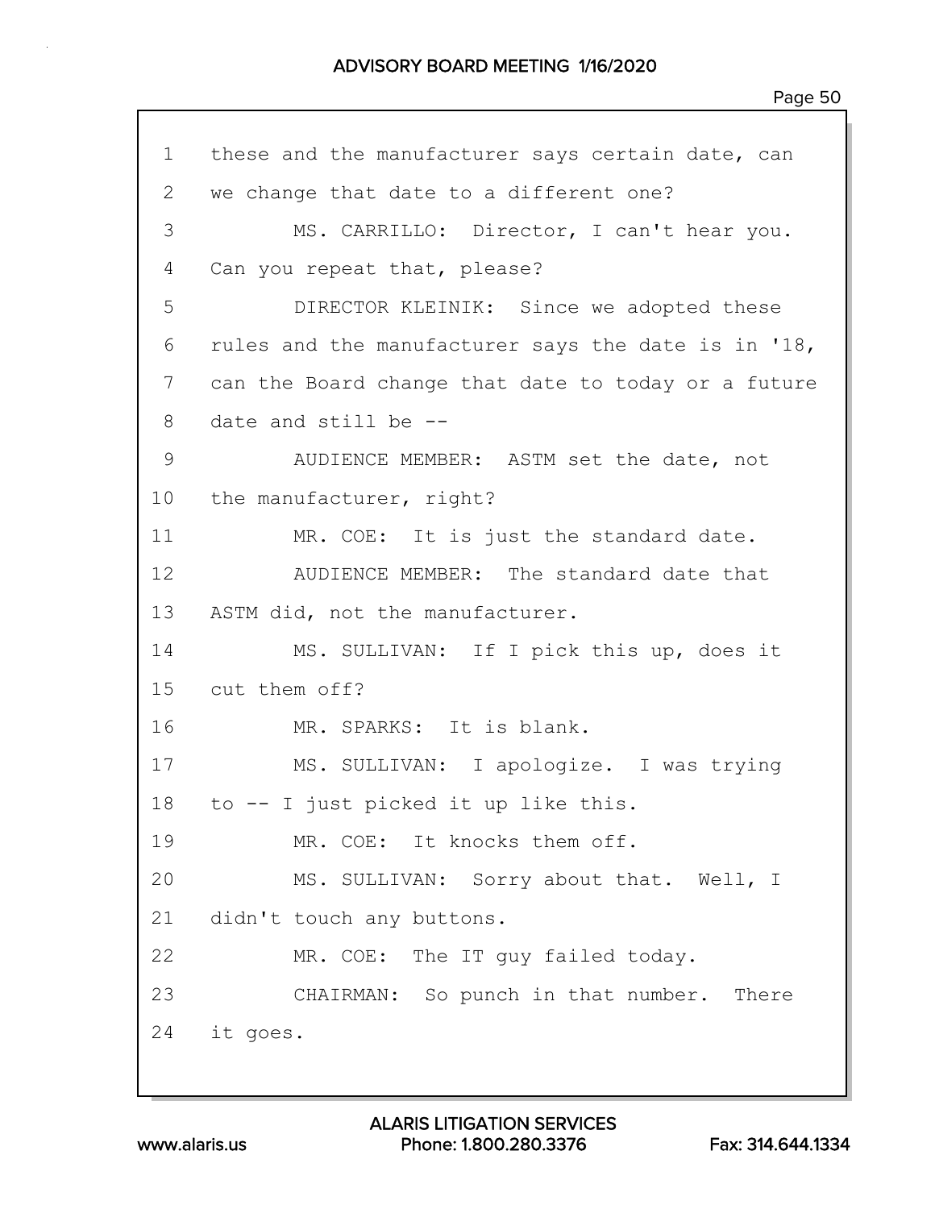1 these and the manufacturer says certain date, can
2 we change that date to a different one?
3 MS. CARRILLO: Director, I can't hear you.
4 Can you repeat that, please?
5 DIRECTOR KLEINIK: Since we adopted these
6 rules and the manufacturer says the date is in '18,
7 can the Board change that date to today or a future
8 date and still be --
9 AUDIENCE MEMBER: ASTM set the date, not
10 the manufacturer, right?
11 MR. COE: It is just the standard date.
12 AUDIENCE MEMBER: The standard date that
13 ASTM did, not the manufacturer.
14 MS. SULLIVAN: If I pick this up, does it
15 cut them off?
16 MR. SPARKS: It is blank.
17 MS. SULLIVAN: I apologize. I was trying
18 to -- I just picked it up like this.
19 MR. COE: It knocks them off.
20 MS. SULLIVAN: Sorry about that. Well, I
21 didn't touch any buttons.
22 MR. COE: The IT guy failed today.
23 CHAIRMAN: So punch in that number. There
24 it goes.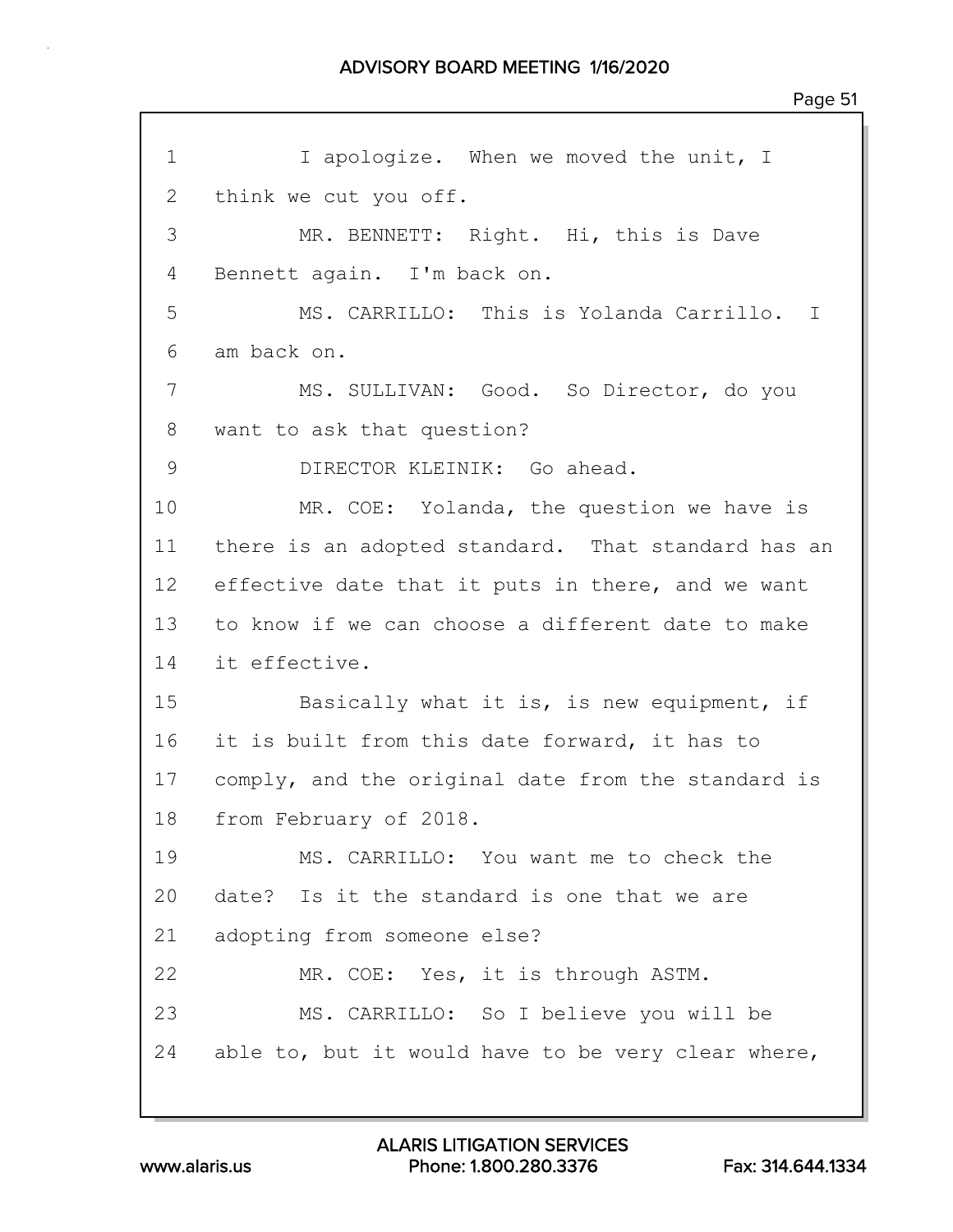1 I apologize. When we moved the unit, I
2 think we cut you off.
3 MR. BENNETT: Right. Hi, this is Dave
4 Bennett again. I'm back on.
5 MS. CARRILLO: This is Yolanda Carrillo. I
6 am back on.
7 MS. SULLIVAN: Good. So Director, do you
8 want to ask that question?
9 DIRECTOR KLEINIK: Go ahead.
10 MR. COE: Yolanda, the question we have is
11 there is an adopted standard. That standard has an
12 effective date that it puts in there, and we want
13 to know if we can choose a different date to make
14 it effective.
15 Basically what it is, is new equipment, if
16 it is built from this date forward, it has to
17 comply, and the original date from the standard is
18 from February of 2018.
19 MS. CARRILLO: You want me to check the
20 date? Is it the standard is one that we are
21 adopting from someone else?
22 MR. COE: Yes, it is through ASTM.
23 MS. CARRILLO: So I believe you will be
24 able to, but it would have to be very clear where,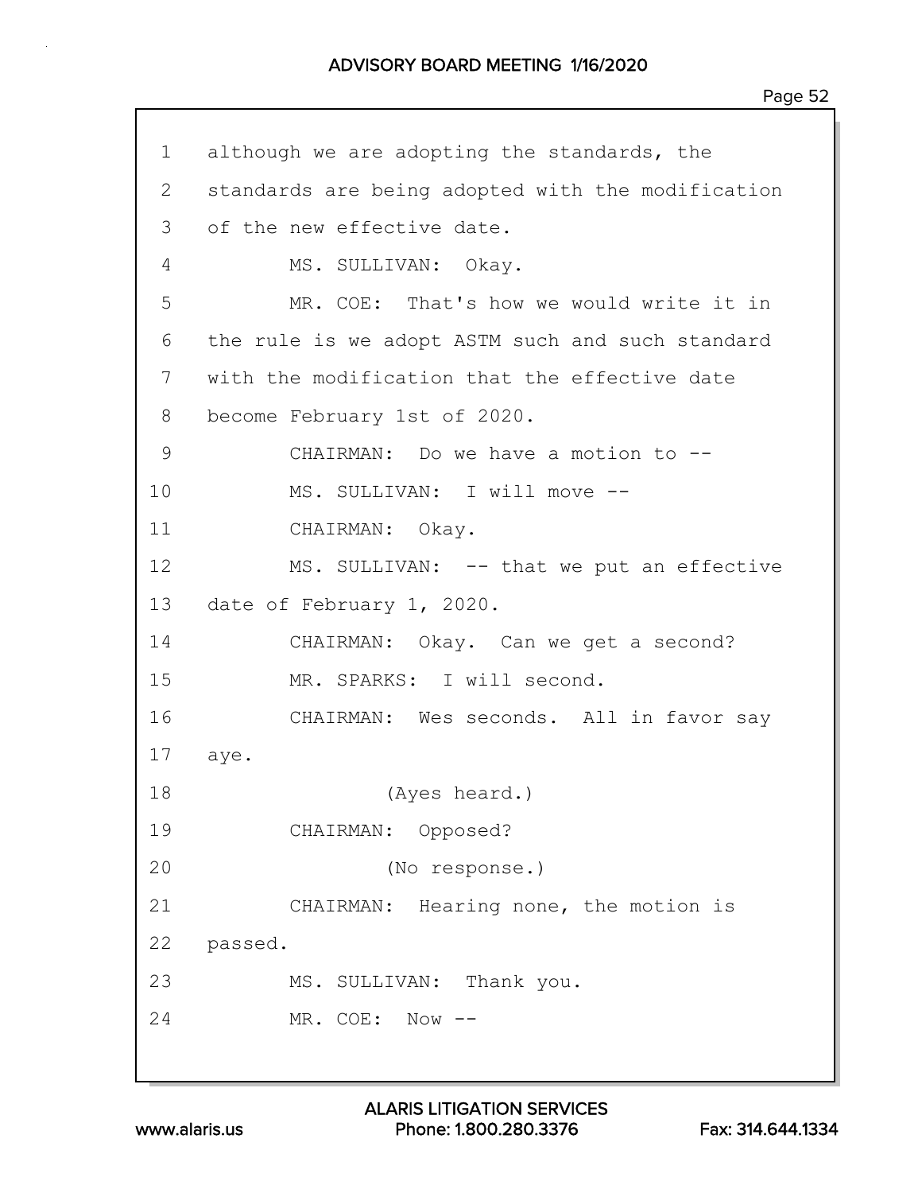1 although we are adopting the standards, the
2 standards are being adopted with the modification
3 of the new effective date.
4 MS. SULLIVAN: Okay.
5 MR. COE: That's how we would write it in
6 the rule is we adopt ASTM such and such standard
7 with the modification that the effective date
8 become February 1st of 2020.
9 CHAIRMAN: Do we have a motion to --
10 MS. SULLIVAN: I will move --
11 CHAIRMAN: Okay.
12 MS. SULLIVAN: -- that we put an effective
13 date of February 1, 2020.
14 CHAIRMAN: Okay. Can we get a second?
15 MR. SPARKS: I will second.
16 CHAIRMAN: Wes seconds. All in favor say
17 aye.
18 (Ayes heard.)
19 CHAIRMAN: Opposed?
20 (No response.)
21 CHAIRMAN: Hearing none, the motion is
22 passed.
23 MS. SULLIVAN: Thank you.
24 MR. COE: Now --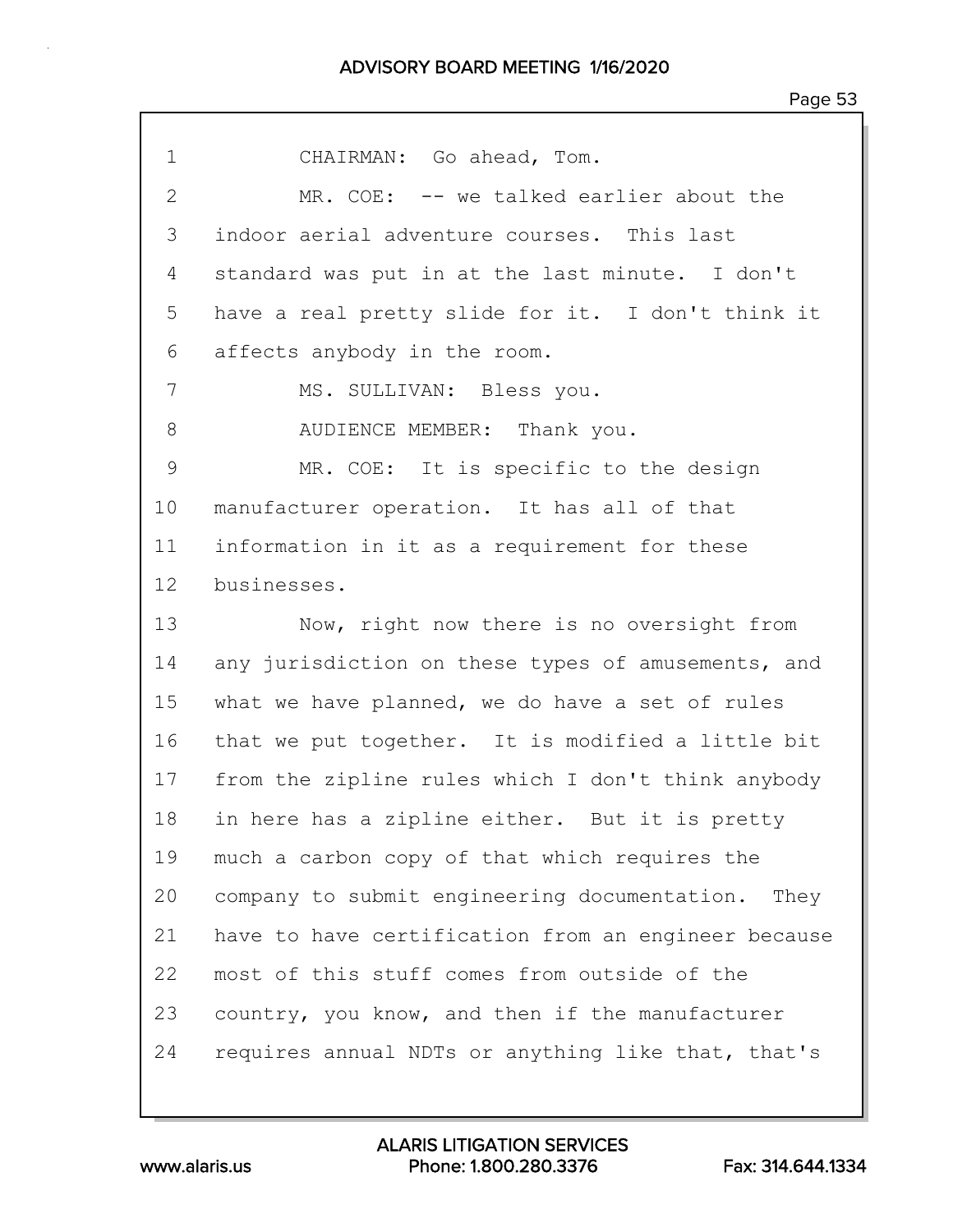1 CHAIRMAN: Go ahead, Tom.

2 MR. COE: -- we talked earlier about the

3 indoor aerial adventure courses. This last

4 standard was put in at the last minute. I don't

5 have a real pretty slide for it. I don't think it

6 affects anybody in the room.

7 MS. SULLIVAN: Bless you.

8 AUDIENCE MEMBER: Thank you.

9 MR. COE: It is specific to the design

10 manufacturer operation. It has all of that

11 information in it as a requirement for these

12 businesses.

13 Now, right now there is no oversight from

14 any jurisdiction on these types of amusements, and

15 what we have planned, we do have a set of rules

16 that we put together. It is modified a little bit

17 from the zipline rules which I don't think anybody

18 in here has a zipline either. But it is pretty

19 much a carbon copy of that which requires the

20 company to submit engineering documentation. They

21 have to have certification from an engineer because

22 most of this stuff comes from outside of the

23 country, you know, and then if the manufacturer

24 requires annual NDTs or anything like that, that's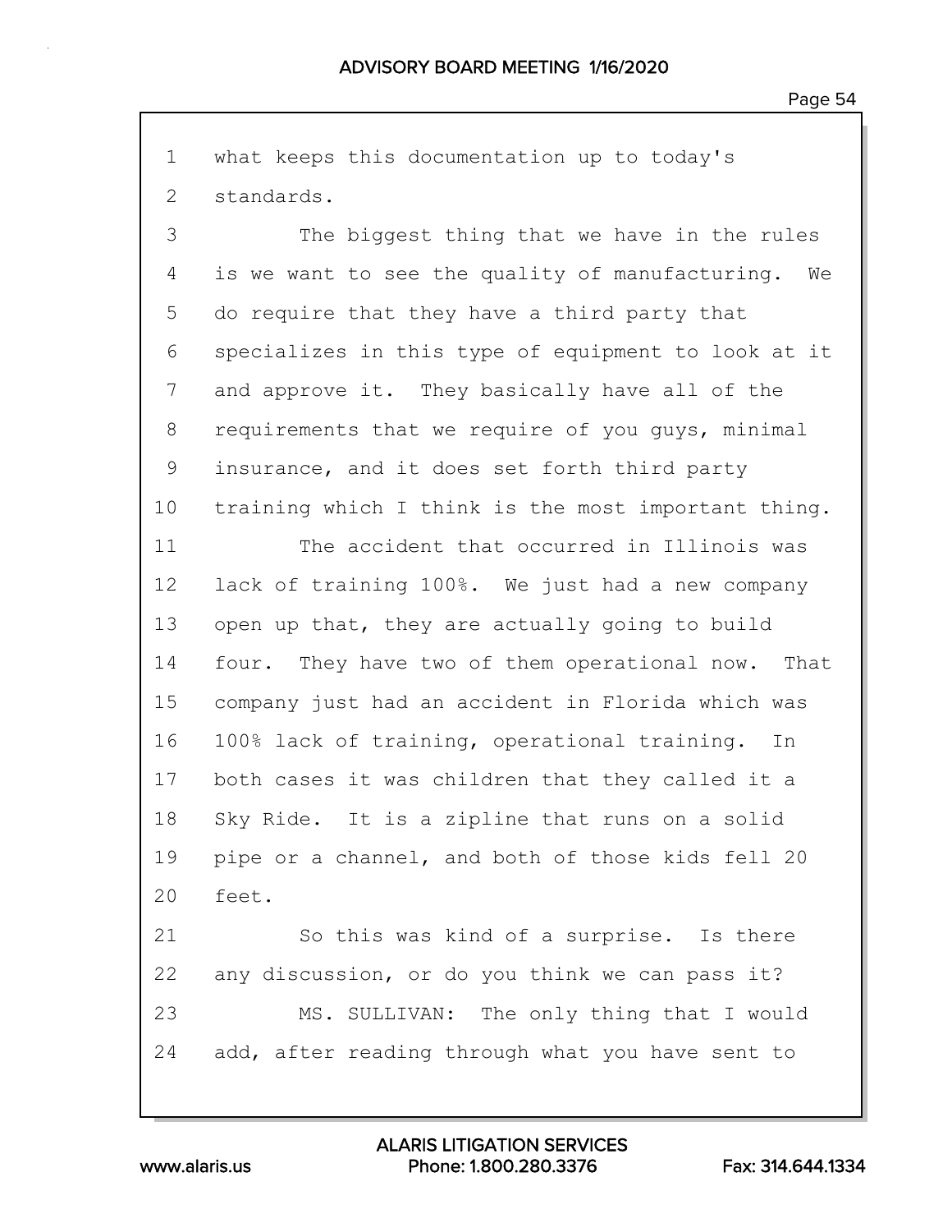what keeps this documentation up to today's standards.

The biggest thing that we have in the rules is we want to see the quality of manufacturing. We do require that they have a third party that specializes in this type of equipment to look at it and approve it. They basically have all of the requirements that we require of you guys, minimal insurance, and it does set forth third party training which I think is the most important thing.

The accident that occurred in Illinois was lack of training 100%. We just had a new company open up that, they are actually going to build four. They have two of them operational now. That company just had an accident in Florida which was 100% lack of training, operational training. In both cases it was children that they called it a Sky Ride. It is a zipline that runs on a solid pipe or a channel, and both of those kids fell 20 feet.

So this was kind of a surprise. Is there any discussion, or do you think we can pass it?

MS. SULLIVAN: The only thing that I would add, after reading through what you have sent to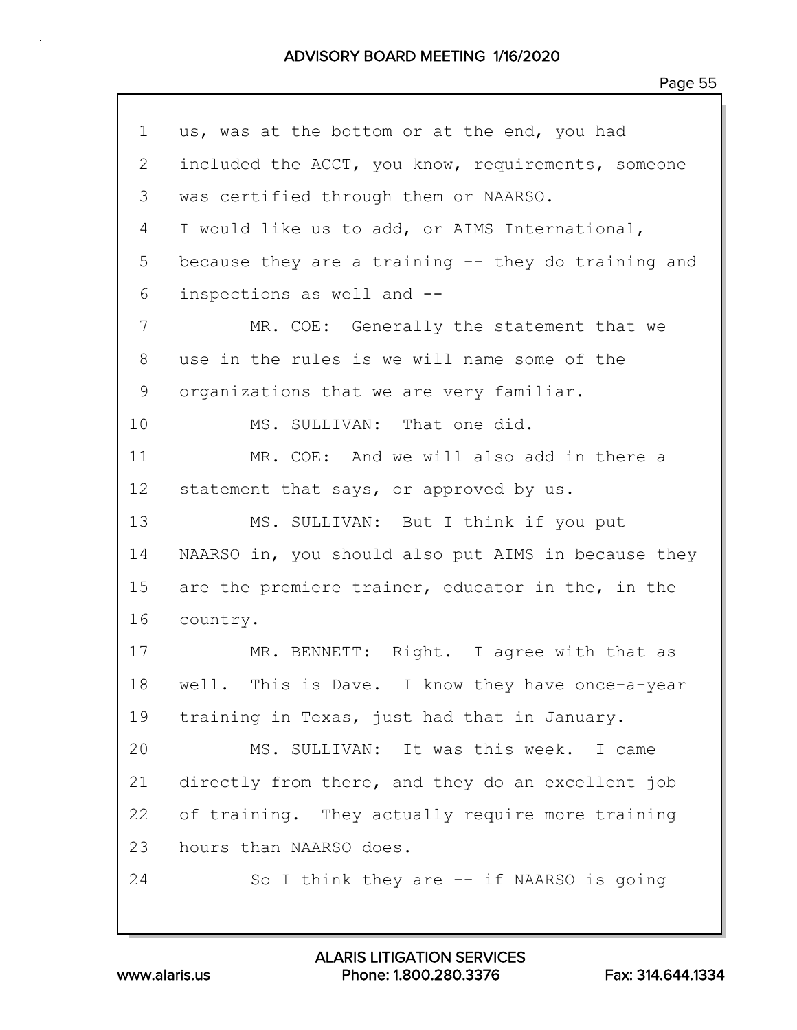1 us, was at the bottom or at the end, you had
2 included the ACCT, you know, requirements, someone
3 was certified through them or NAARSO.
4 I would like us to add, or AIMS International,
5 because they are a training -- they do training and
6 inspections as well and --
7 MR. COE: Generally the statement that we
8 use in the rules is we will name some of the
9 organizations that we are very familiar.
10 MS. SULLIVAN: That one did.
11 MR. COE: And we will also add in there a
12 statement that says, or approved by us.
13 MS. SULLIVAN: But I think if you put
14 NAARSO in, you should also put AIMS in because they
15 are the premiere trainer, educator in the, in the
16 country.
17 MR. BENNETT: Right. I agree with that as
18 well. This is Dave. I know they have once-a-year
19 training in Texas, just had that in January.
20 MS. SULLIVAN: It was this week. I came
21 directly from there, and they do an excellent job
22 of training. They actually require more training
23 hours than NAARSO does.
24 So I think they are -- if NAARSO is going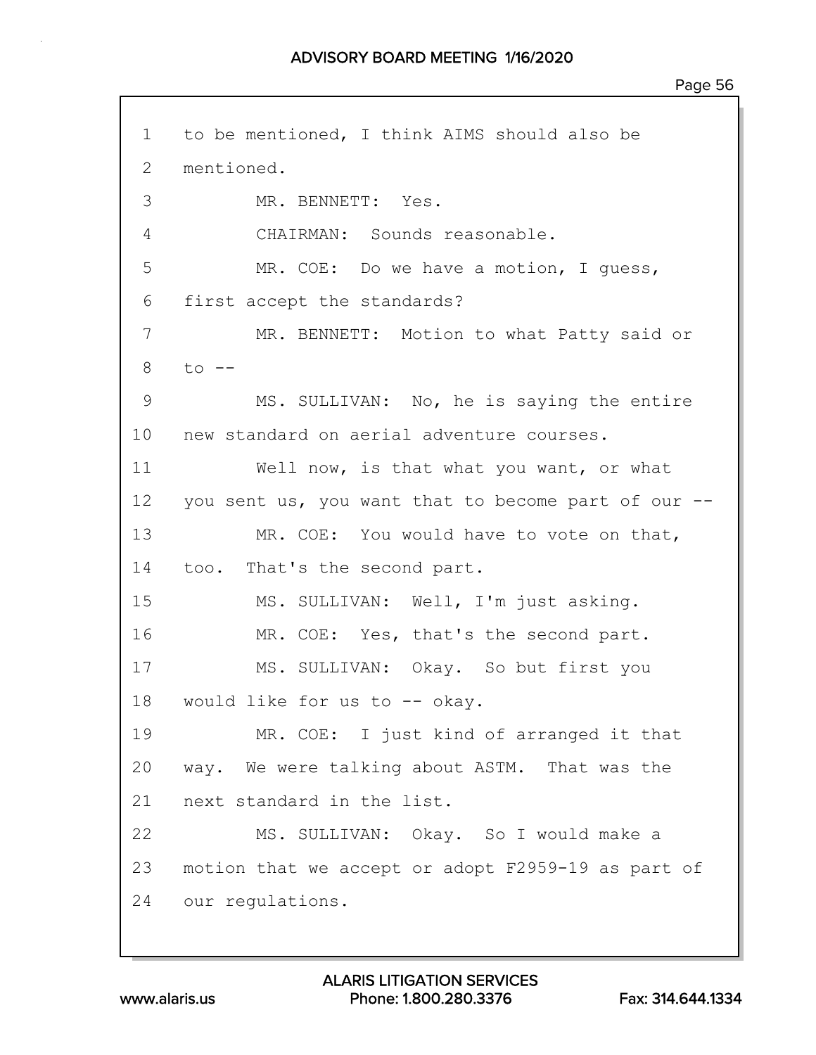1 to be mentioned, I think AIMS should also be
2 mentioned.
3 MR. BENNETT: Yes.
4 CHAIRMAN: Sounds reasonable.
5 MR. COE: Do we have a motion, I guess,
6 first accept the standards?
7 MR. BENNETT: Motion to what Patty said or
8 to --
9 MS. SULLIVAN: No, he is saying the entire
10 new standard on aerial adventure courses.
11 Well now, is that what you want, or what
12 you sent us, you want that to become part of our --
13 MR. COE: You would have to vote on that,
14 too. That's the second part.
15 MS. SULLIVAN: Well, I'm just asking.
16 MR. COE: Yes, that's the second part.
17 MS. SULLIVAN: Okay. So but first you
18 would like for us to -- okay.
19 MR. COE: I just kind of arranged it that
20 way. We were talking about ASTM. That was the
21 next standard in the list.
22 MS. SULLIVAN: Okay. So I would make a
23 motion that we accept or adopt F2959-19 as part of
24 our regulations.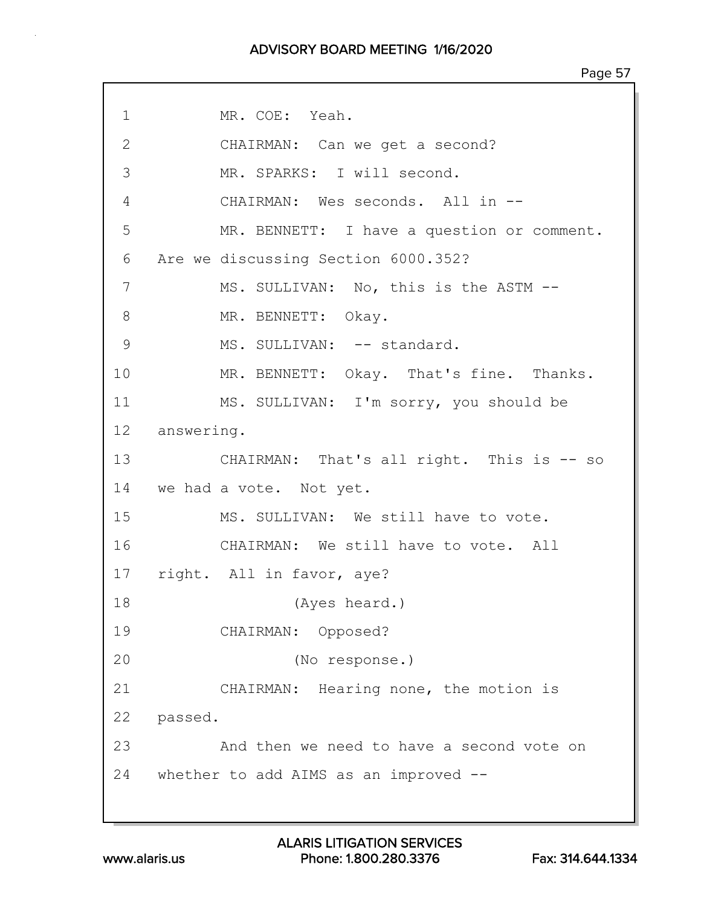1 MR. COE: Yeah.

2 CHAIRMAN: Can we get a second?

3 MR. SPARKS: I will second.

4 CHAIRMAN: Wes seconds. All in --

5 MR. BENNETT: I have a question or comment.

6 Are we discussing Section 6000.352?

7 MS. SULLIVAN: No, this is the ASTM --

8 MR. BENNETT: Okay.

9 MS. SULLIVAN: -- standard.

10 MR. BENNETT: Okay. That's fine. Thanks.

11 MS. SULLIVAN: I'm sorry, you should be

12 answering.

13 CHAIRMAN: That's all right. This is -- so

14 we had a vote. Not yet.

15 MS. SULLIVAN: We still have to vote.

16 CHAIRMAN: We still have to vote. All

17 right. All in favor, aye?

18 (Ayes heard.)

19 CHAIRMAN: Opposed?

20 (No response.)

21 CHAIRMAN: Hearing none, the motion is

22 passed.

23 And then we need to have a second vote on

24 whether to add AIMS as an improved --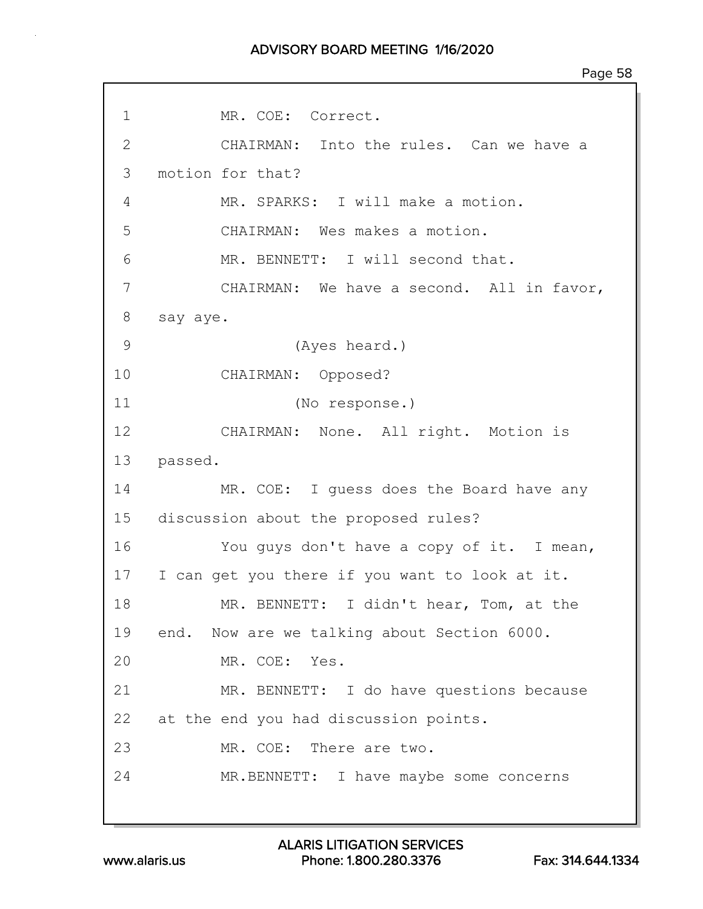1 MR. COE: Correct.

2 CHAIRMAN: Into the rules. Can we have a

3 motion for that?

4 MR. SPARKS: I will make a motion.

5 CHAIRMAN: Wes makes a motion.

6 MR. BENNETT: I will second that.

7 CHAIRMAN: We have a second. All in favor,

8 say aye.

9 (Ayes heard.)

10 CHAIRMAN: Opposed?

11 (No response.)

12 CHAIRMAN: None. All right. Motion is

13 passed.

14 MR. COE: I guess does the Board have any

15 discussion about the proposed rules?

16 You guys don't have a copy of it. I mean,

17 I can get you there if you want to look at it.

18 MR. BENNETT: I didn't hear, Tom, at the

19 end. Now are we talking about Section 6000.

20 MR. COE: Yes.

21 MR. BENNETT: I do have questions because

22 at the end you had discussion points.

23 MR. COE: There are two.

24 MR.BENNETT: I have maybe some concerns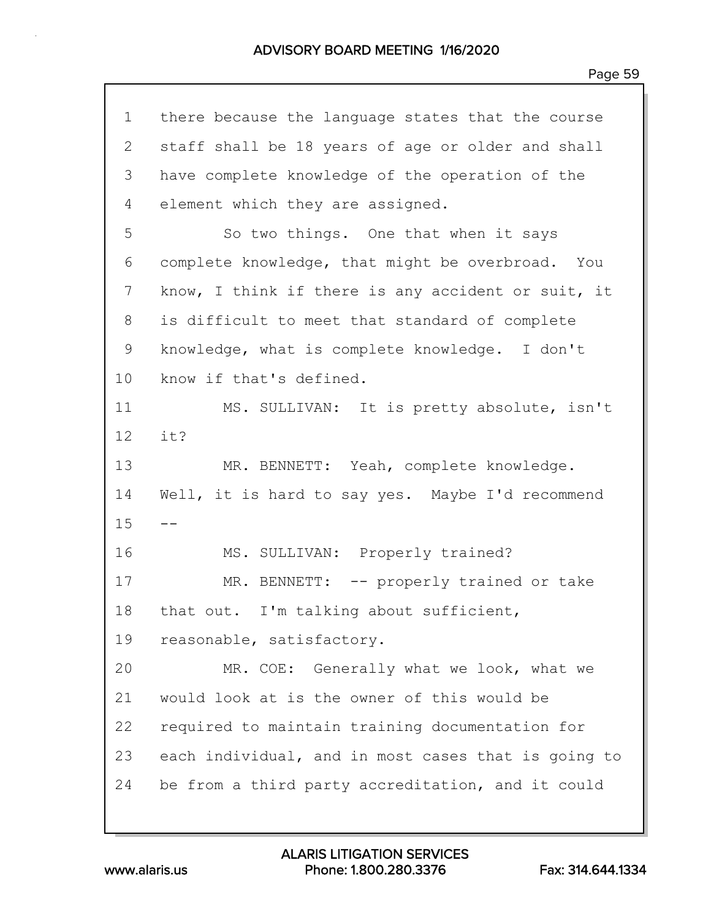there because the language states that the course staff shall be 18 years of age or older and shall have complete knowledge of the operation of the element which they are assigned.

So two things. One that when it says complete knowledge, that might be overbroad. You know, I think if there is any accident or suit, it is difficult to meet that standard of complete knowledge, what is complete knowledge. I don't know if that's defined.

MS. SULLIVAN: It is pretty absolute, isn't it?

MR. BENNETT: Yeah, complete knowledge. Well, it is hard to say yes. Maybe I'd recommend --

MS. SULLIVAN: Properly trained?

MR. BENNETT: -- properly trained or take that out. I'm talking about sufficient, reasonable, satisfactory.

MR. COE: Generally what we look, what we would look at is the owner of this would be required to maintain training documentation for each individual, and in most cases that is going to be from a third party accreditation, and it could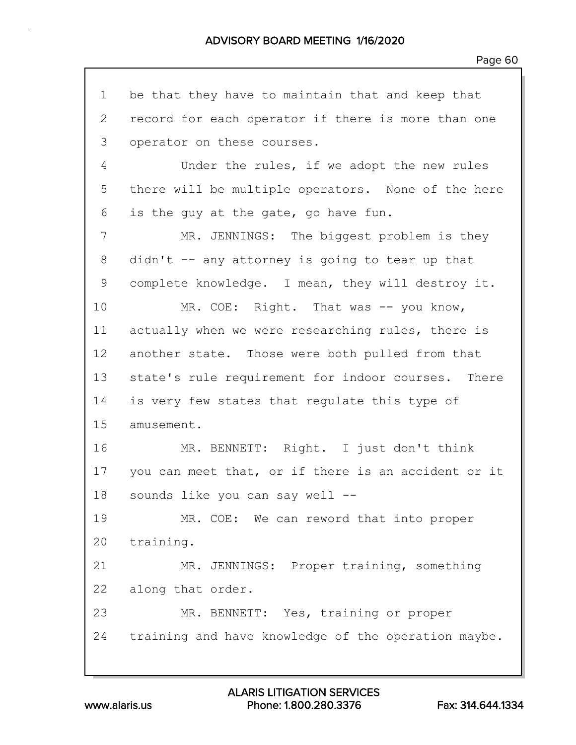1 be that they have to maintain that and keep that
2 record for each operator if there is more than one
3 operator on these courses.

4 Under the rules, if we adopt the new rules
5 there will be multiple operators. None of the here
6 is the guy at the gate, go have fun.

7 MR. JENNINGS: The biggest problem is they
8 didn't -- any attorney is going to tear up that
9 complete knowledge. I mean, they will destroy it.

10 MR. COE: Right. That was -- you know,
11 actually when we were researching rules, there is
12 another state. Those were both pulled from that
13 state's rule requirement for indoor courses. There
14 is very few states that regulate this type of
15 amusement.

16 MR. BENNETT: Right. I just don't think
17 you can meet that, or if there is an accident or it
18 sounds like you can say well --

19 MR. COE: We can reword that into proper
20 training.

21 MR. JENNINGS: Proper training, something
22 along that order.

23 MR. BENNETT: Yes, training or proper
24 training and have knowledge of the operation maybe.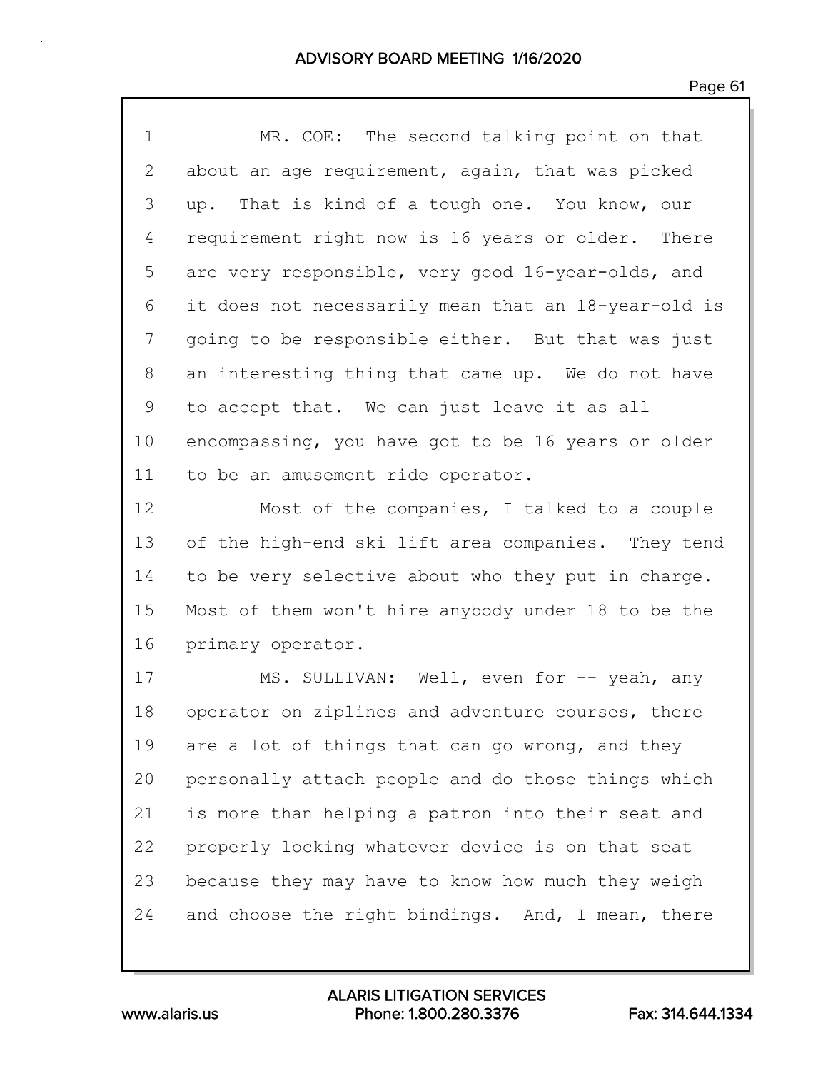MR. COE: The second talking point on that about an age requirement, again, that was picked up. That is kind of a tough one. You know, our requirement right now is 16 years or older. There are very responsible, very good 16-year-olds, and it does not necessarily mean that an 18-year-old is going to be responsible either. But that was just an interesting thing that came up. We do not have to accept that. We can just leave it as all encompassing, you have got to be 16 years or older to be an amusement ride operator.

Most of the companies, I talked to a couple of the high-end ski lift area companies. They tend to be very selective about who they put in charge. Most of them won't hire anybody under 18 to be the primary operator.

MS. SULLIVAN: Well, even for -- yeah, any operator on ziplines and adventure courses, there are a lot of things that can go wrong, and they personally attach people and do those things which is more than helping a patron into their seat and properly locking whatever device is on that seat because they may have to know how much they weigh and choose the right bindings. And, I mean, there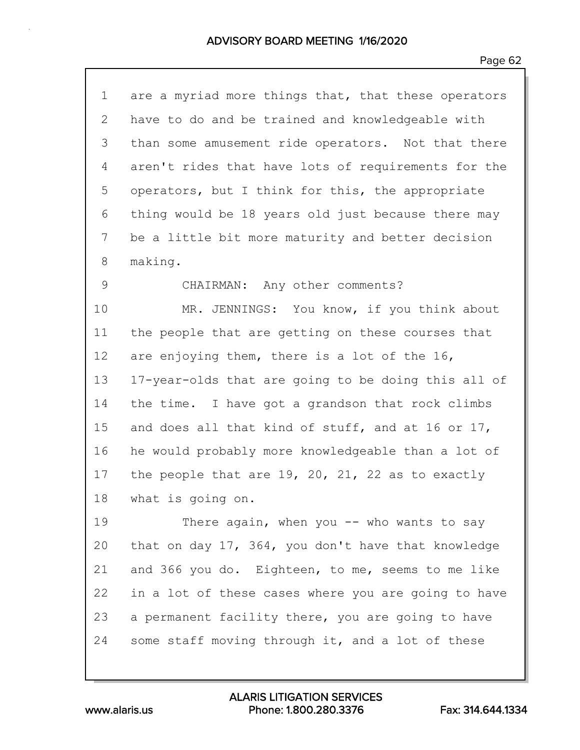are a myriad more things that, that these operators have to do and be trained and knowledgeable with than some amusement ride operators. Not that there aren't rides that have lots of requirements for the operators, but I think for this, the appropriate thing would be 18 years old just because there may be a little bit more maturity and better decision making.

CHAIRMAN: Any other comments?

MR. JENNINGS: You know, if you think about the people that are getting on these courses that are enjoying them, there is a lot of the 16, 17-year-olds that are going to be doing this all of the time. I have got a grandson that rock climbs and does all that kind of stuff, and at 16 or 17, he would probably more knowledgeable than a lot of the people that are 19, 20, 21, 22 as to exactly what is going on.

There again, when you -- who wants to say that on day 17, 364, you don't have that knowledge and 366 you do. Eighteen, to me, seems to me like in a lot of these cases where you are going to have a permanent facility there, you are going to have some staff moving through it, and a lot of these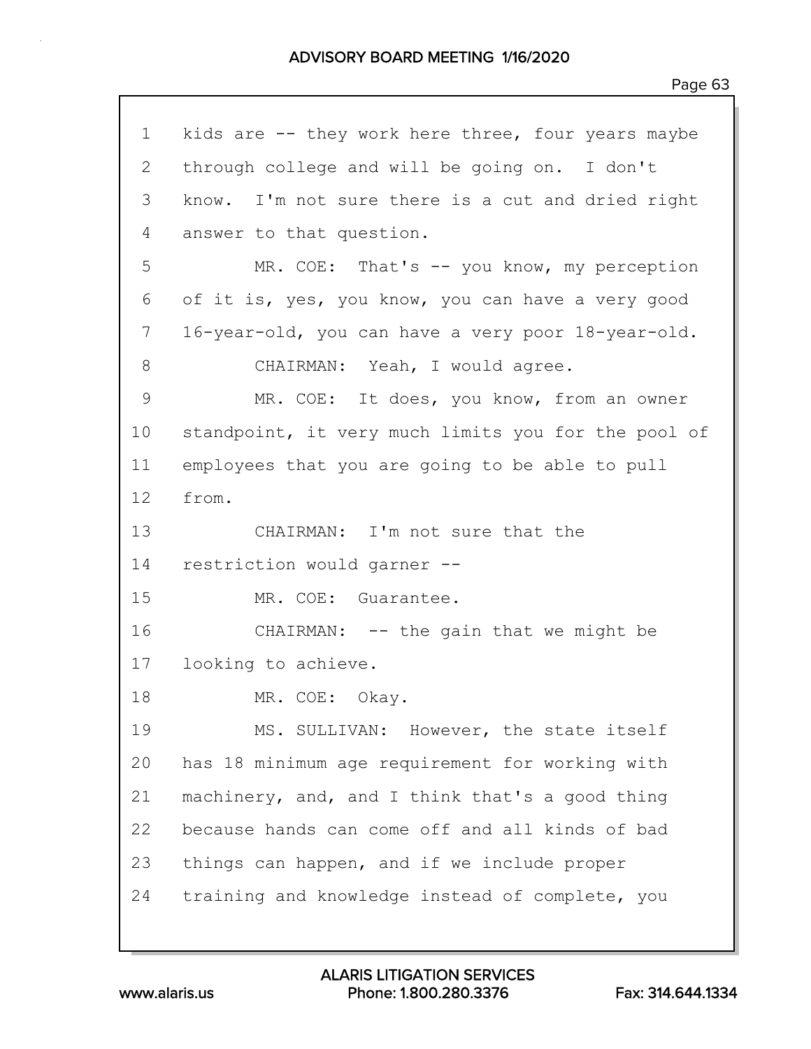1 kids are -- they work here three, four years maybe
2 through college and will be going on. I don't
3 know. I'm not sure there is a cut and dried right
4 answer to that question.
5 MR. COE: That's -- you know, my perception
6 of it is, yes, you know, you can have a very good
7 16-year-old, you can have a very poor 18-year-old.
8 CHAIRMAN: Yeah, I would agree.
9 MR. COE: It does, you know, from an owner
10 standpoint, it very much limits you for the pool of
11 employees that you are going to be able to pull
12 from.
13 CHAIRMAN: I'm not sure that the
14 restriction would garner --
15 MR. COE: Guarantee.
16 CHAIRMAN: -- the gain that we might be
17 looking to achieve.
18 MR. COE: Okay.
19 MS. SULLIVAN: However, the state itself
20 has 18 minimum age requirement for working with
21 machinery, and, and I think that's a good thing
22 because hands can come off and all kinds of bad
23 things can happen, and if we include proper
24 training and knowledge instead of complete, you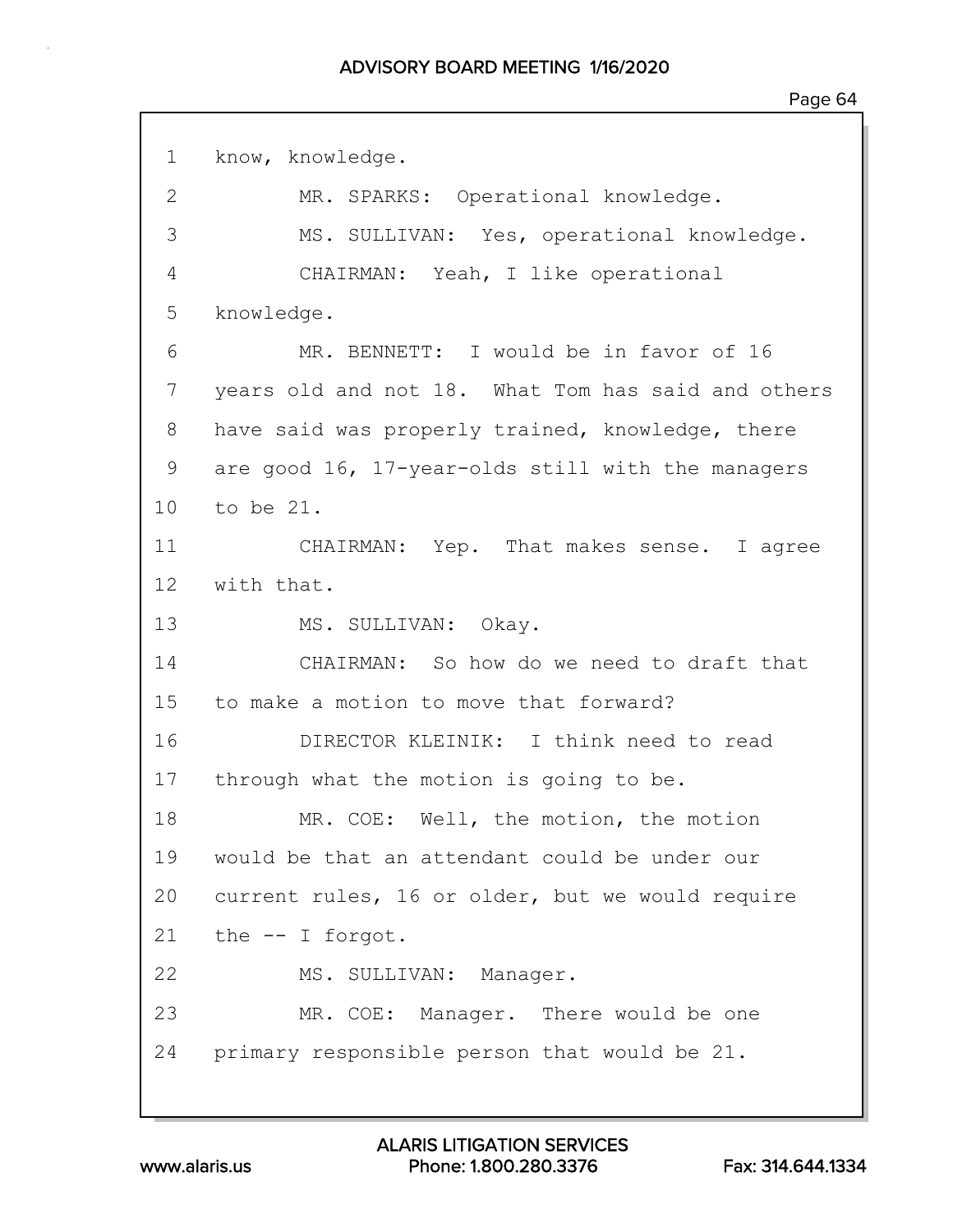1 know, knowledge.

2 MR. SPARKS: Operational knowledge.

3 MS. SULLIVAN: Yes, operational knowledge.

4 CHAIRMAN: Yeah, I like operational

5 knowledge.

6 MR. BENNETT: I would be in favor of 16

7 years old and not 18. What Tom has said and others

8 have said was properly trained, knowledge, there

9 are good 16, 17-year-olds still with the managers

10 to be 21.

11 CHAIRMAN: Yep. That makes sense. I agree

12 with that.

13 MS. SULLIVAN: Okay.

14 CHAIRMAN: So how do we need to draft that

15 to make a motion to move that forward?

16 DIRECTOR KLEINIK: I think need to read

17 through what the motion is going to be.

18 MR. COE: Well, the motion, the motion

19 would be that an attendant could be under our

20 current rules, 16 or older, but we would require

21 the -- I forgot.

22 MS. SULLIVAN: Manager.

23 MR. COE: Manager. There would be one

24 primary responsible person that would be 21.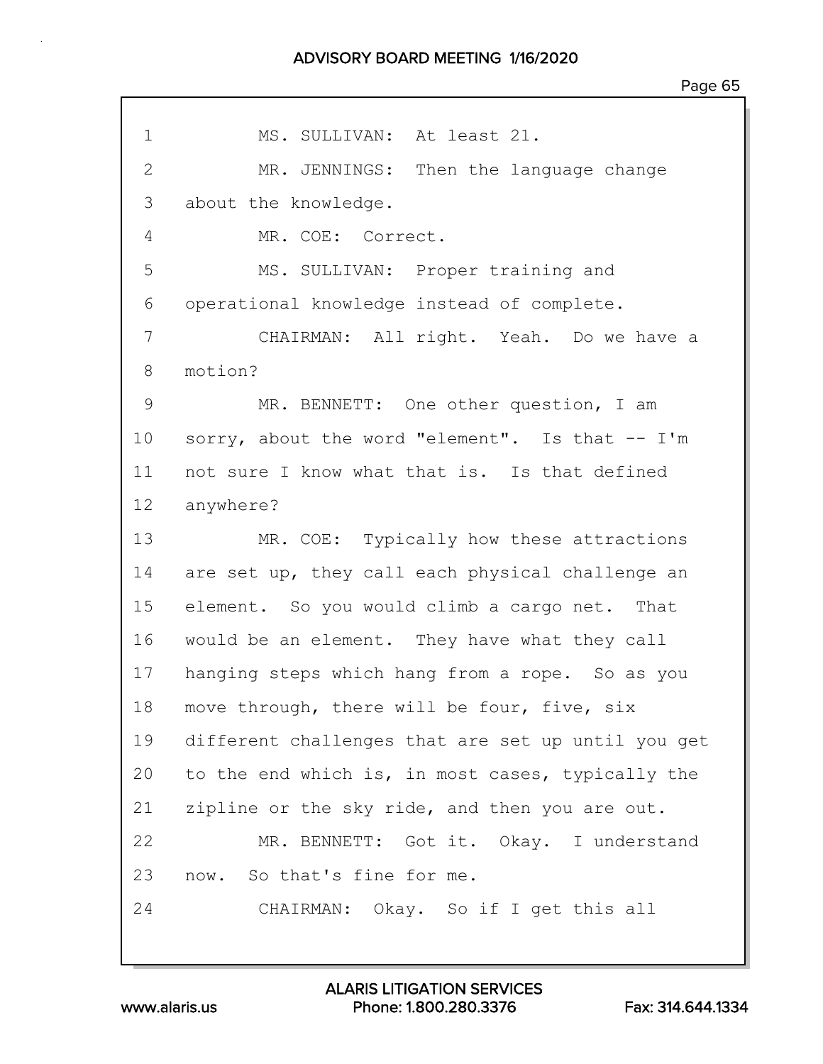1 MS. SULLIVAN: At least 21.

2 MR. JENNINGS: Then the language change

3 about the knowledge.

4 MR. COE: Correct.

5 MS. SULLIVAN: Proper training and

6 operational knowledge instead of complete.

7 CHAIRMAN: All right. Yeah. Do we have a

8 motion?

9 MR. BENNETT: One other question, I am

10 sorry, about the word "element". Is that -- I'm

11 not sure I know what that is. Is that defined

12 anywhere?

13 MR. COE: Typically how these attractions

14 are set up, they call each physical challenge an

15 element. So you would climb a cargo net. That

16 would be an element. They have what they call

17 hanging steps which hang from a rope. So as you

18 move through, there will be four, five, six

19 different challenges that are set up until you get

20 to the end which is, in most cases, typically the

21 zipline or the sky ride, and then you are out.

22 MR. BENNETT: Got it. Okay. I understand

23 now. So that's fine for me.

24 CHAIRMAN: Okay. So if I get this all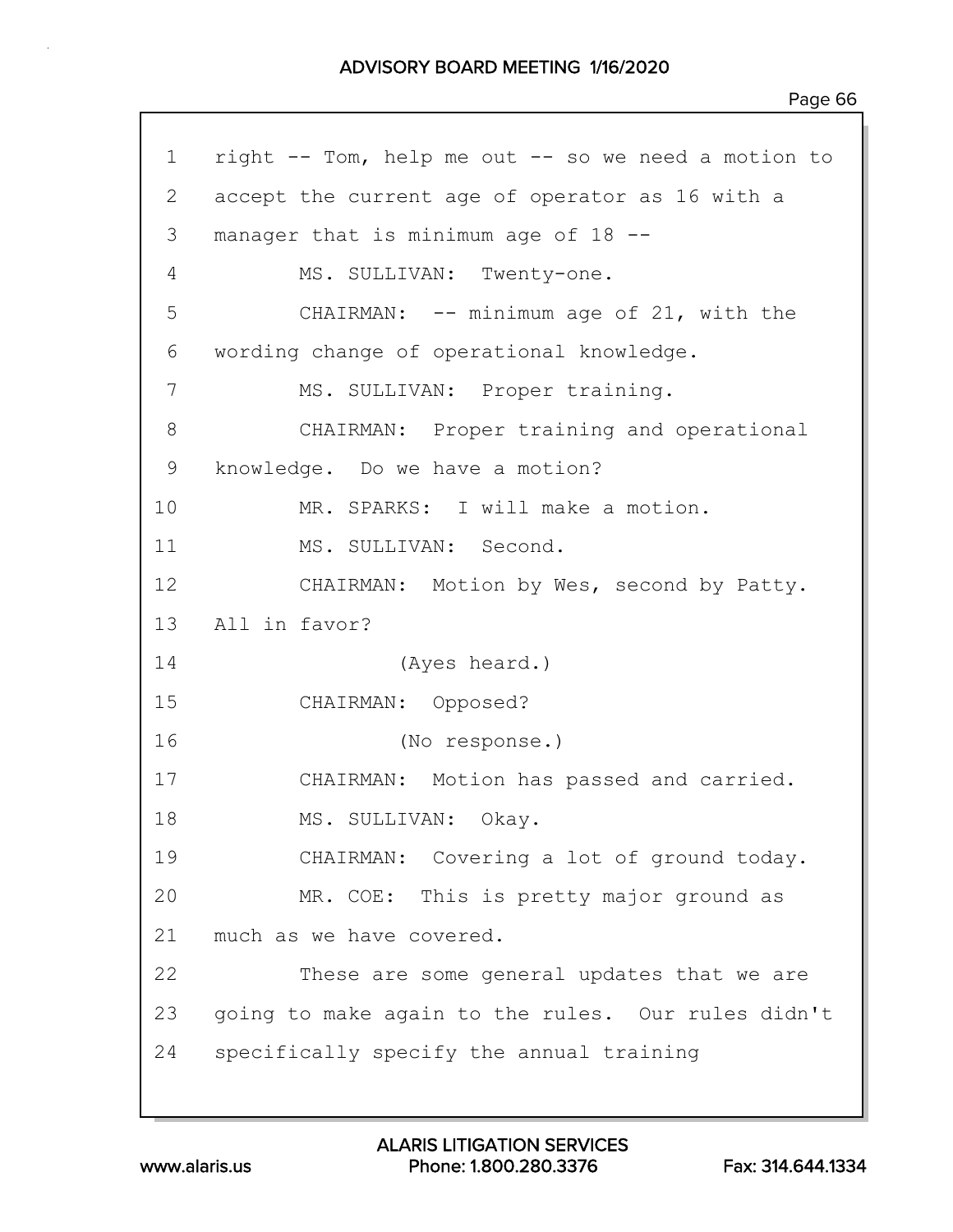1 right -- Tom, help me out -- so we need a motion to
2 accept the current age of operator as 16 with a
3 manager that is minimum age of 18 --
4 MS. SULLIVAN: Twenty-one.
5 CHAIRMAN: -- minimum age of 21, with the
6 wording change of operational knowledge.
7 MS. SULLIVAN: Proper training.
8 CHAIRMAN: Proper training and operational
9 knowledge. Do we have a motion?
10 MR. SPARKS: I will make a motion.
11 MS. SULLIVAN: Second.
12 CHAIRMAN: Motion by Wes, second by Patty.
13 All in favor?
14 (Ayes heard.)
15 CHAIRMAN: Opposed?
16 (No response.)
17 CHAIRMAN: Motion has passed and carried.
18 MS. SULLIVAN: Okay.
19 CHAIRMAN: Covering a lot of ground today.
20 MR. COE: This is pretty major ground as
21 much as we have covered.
22 These are some general updates that we are
23 going to make again to the rules. Our rules didn't
24 specifically specify the annual training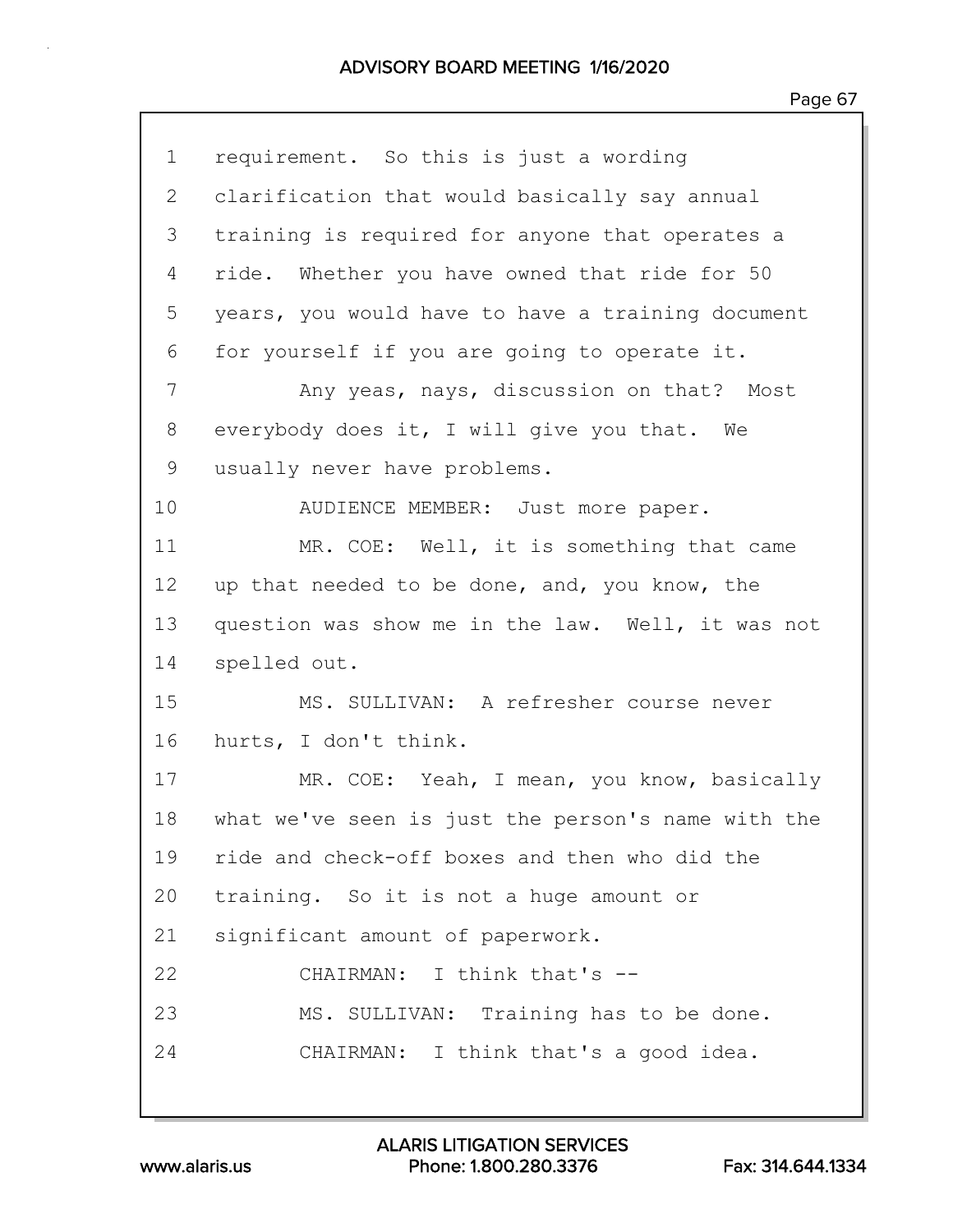1 requirement. So this is just a wording
2 clarification that would basically say annual
3 training is required for anyone that operates a
4 ride. Whether you have owned that ride for 50
5 years, you would have to have a training document
6 for yourself if you are going to operate it.
7 Any yeas, nays, discussion on that? Most
8 everybody does it, I will give you that. We
9 usually never have problems.
10 AUDIENCE MEMBER: Just more paper.
11 MR. COE: Well, it is something that came
12 up that needed to be done, and, you know, the
13 question was show me in the law. Well, it was not
14 spelled out.
15 MS. SULLIVAN: A refresher course never
16 hurts, I don't think.
17 MR. COE: Yeah, I mean, you know, basically
18 what we've seen is just the person's name with the
19 ride and check-off boxes and then who did the
20 training. So it is not a huge amount or
21 significant amount of paperwork.
22 CHAIRMAN: I think that's --
23 MS. SULLIVAN: Training has to be done.
24 CHAIRMAN: I think that's a good idea.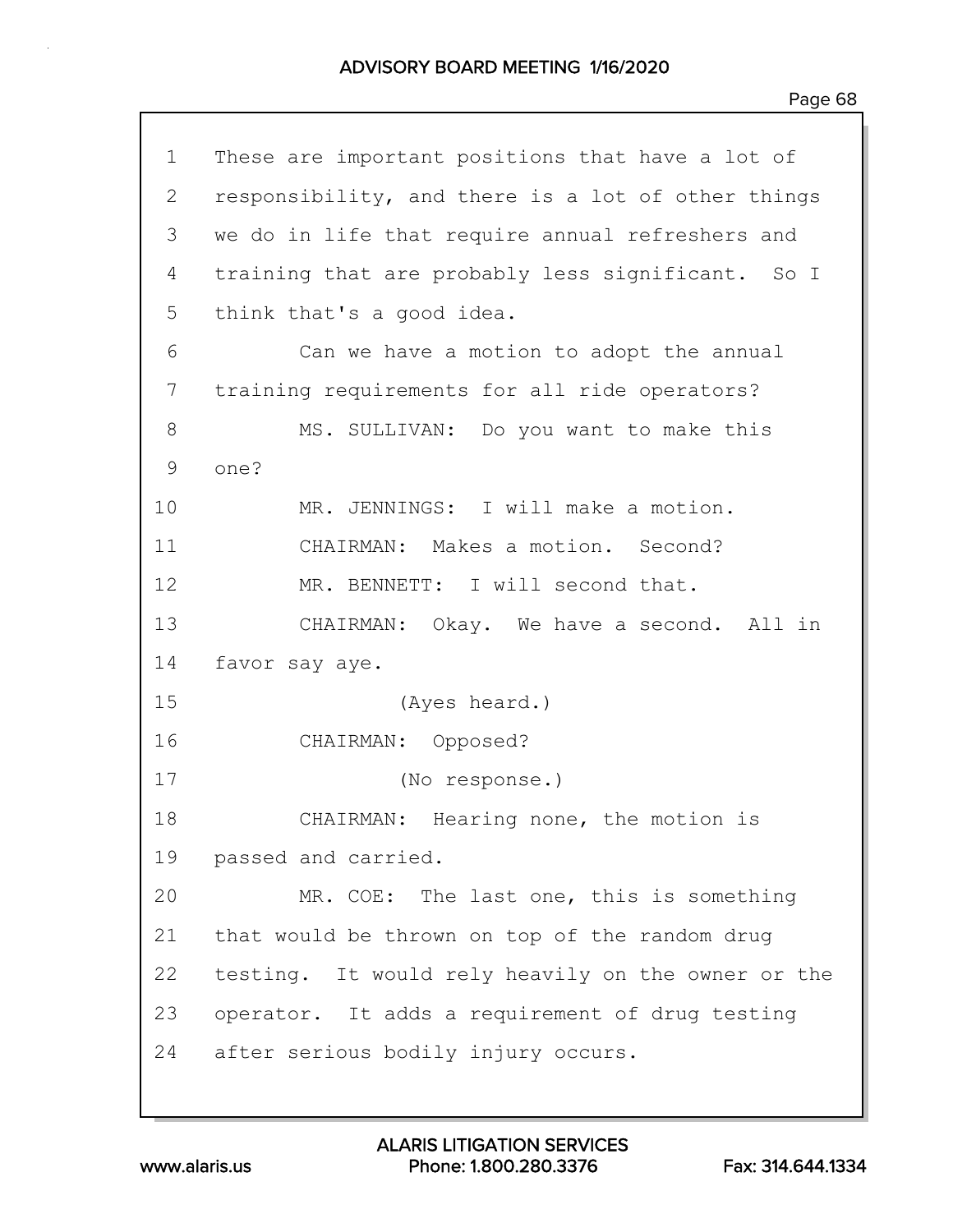1 These are important positions that have a lot of
2 responsibility, and there is a lot of other things
3 we do in life that require annual refreshers and
4 training that are probably less significant. So I
5 think that's a good idea.
6 Can we have a motion to adopt the annual
7 training requirements for all ride operators?
8 MS. SULLIVAN: Do you want to make this
9 one?
10 MR. JENNINGS: I will make a motion.
11 CHAIRMAN: Makes a motion. Second?
12 MR. BENNETT: I will second that.
13 CHAIRMAN: Okay. We have a second. All in
14 favor say aye.
15 (Ayes heard.)
16 CHAIRMAN: Opposed?
17 (No response.)
18 CHAIRMAN: Hearing none, the motion is
19 passed and carried.
20 MR. COE: The last one, this is something
21 that would be thrown on top of the random drug
22 testing. It would rely heavily on the owner or the
23 operator. It adds a requirement of drug testing
24 after serious bodily injury occurs.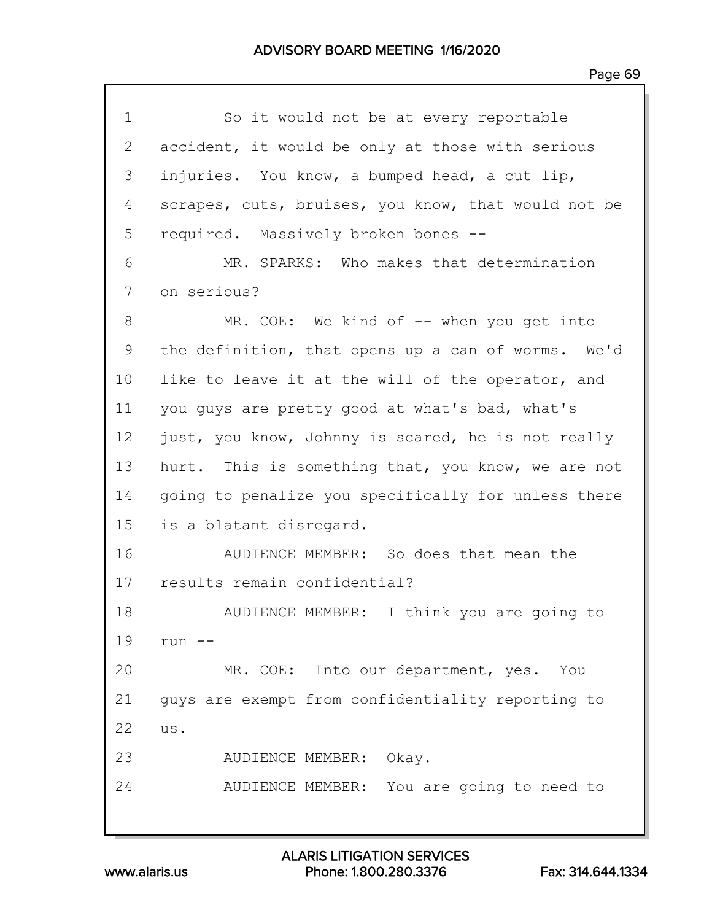1 So it would not be at every reportable
2 accident, it would be only at those with serious
3 injuries. You know, a bumped head, a cut lip,
4 scrapes, cuts, bruises, you know, that would not be
5 required. Massively broken bones --
6 MR. SPARKS: Who makes that determination
7 on serious?
8 MR. COE: We kind of -- when you get into
9 the definition, that opens up a can of worms. We'd
10 like to leave it at the will of the operator, and
11 you guys are pretty good at what's bad, what's
12 just, you know, Johnny is scared, he is not really
13 hurt. This is something that, you know, we are not
14 going to penalize you specifically for unless there
15 is a blatant disregard.
16 AUDIENCE MEMBER: So does that mean the
17 results remain confidential?
18 AUDIENCE MEMBER: I think you are going to
19 run --
20 MR. COE: Into our department, yes. You
21 guys are exempt from confidentiality reporting to
22 us.
23 AUDIENCE MEMBER: Okay.
24 AUDIENCE MEMBER: You are going to need to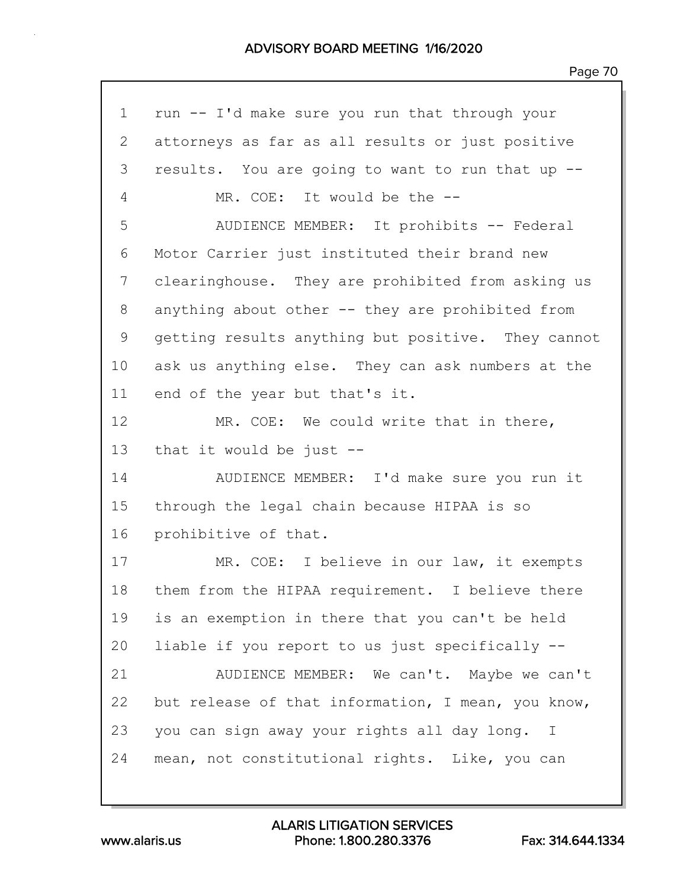run -- I'd make sure you run that through your attorneys as far as all results or just positive results. You are going to want to run that up --

MR. COE: It would be the --

AUDIENCE MEMBER: It prohibits -- Federal Motor Carrier just instituted their brand new clearinghouse. They are prohibited from asking us anything about other -- they are prohibited from getting results anything but positive. They cannot ask us anything else. They can ask numbers at the end of the year but that's it.

MR. COE: We could write that in there, that it would be just --

AUDIENCE MEMBER: I'd make sure you run it through the legal chain because HIPAA is so prohibitive of that.

MR. COE: I believe in our law, it exempts them from the HIPAA requirement. I believe there is an exemption in there that you can't be held liable if you report to us just specifically --

AUDIENCE MEMBER: We can't. Maybe we can't but release of that information, I mean, you know, you can sign away your rights all day long. I mean, not constitutional rights. Like, you can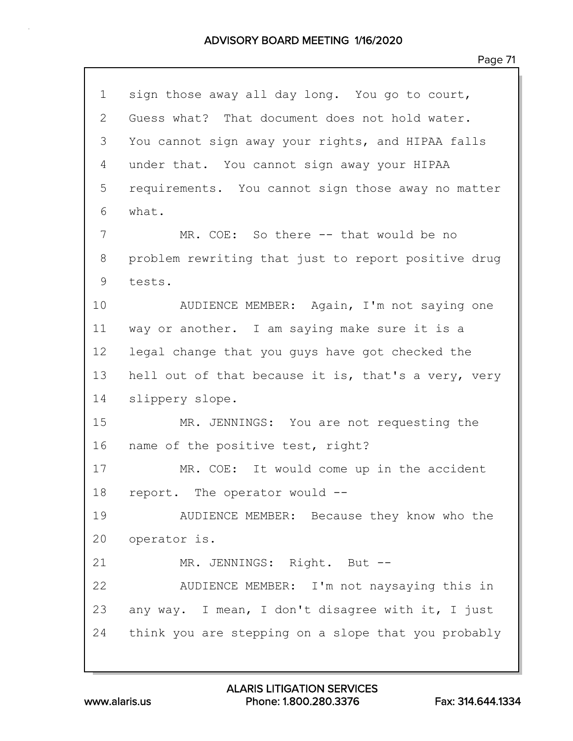1 sign those away all day long. You go to court,
2 Guess what? That document does not hold water.
3 You cannot sign away your rights, and HIPAA falls
4 under that. You cannot sign away your HIPAA
5 requirements. You cannot sign those away no matter
6 what.
7 MR. COE: So there -- that would be no
8 problem rewriting that just to report positive drug
9 tests.
10 AUDIENCE MEMBER: Again, I'm not saying one
11 way or another. I am saying make sure it is a
12 legal change that you guys have got checked the
13 hell out of that because it is, that's a very, very
14 slippery slope.
15 MR. JENNINGS: You are not requesting the
16 name of the positive test, right?
17 MR. COE: It would come up in the accident
18 report. The operator would --
19 AUDIENCE MEMBER: Because they know who the
20 operator is.
21 MR. JENNINGS: Right. But --
22 AUDIENCE MEMBER: I'm not naysaying this in
23 any way. I mean, I don't disagree with it, I just
24 think you are stepping on a slope that you probably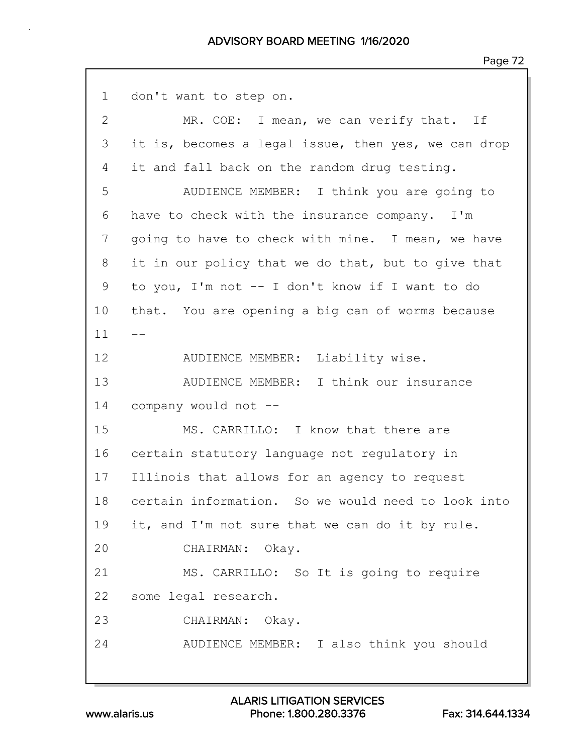1 don't want to step on.

2 MR. COE: I mean, we can verify that. If

3 it is, becomes a legal issue, then yes, we can drop

4 it and fall back on the random drug testing.

5 AUDIENCE MEMBER: I think you are going to

6 have to check with the insurance company. I'm

7 going to have to check with mine. I mean, we have

8 it in our policy that we do that, but to give that

9 to you, I'm not -- I don't know if I want to do

10 that. You are opening a big can of worms because

11 --

12 AUDIENCE MEMBER: Liability wise.

13 AUDIENCE MEMBER: I think our insurance

14 company would not --

15 MS. CARRILLO: I know that there are

16 certain statutory language not regulatory in

17 Illinois that allows for an agency to request

18 certain information. So we would need to look into

19 it, and I'm not sure that we can do it by rule.

20 CHAIRMAN: Okay.

21 MS. CARRILLO: So It is going to require

22 some legal research.

23 CHAIRMAN: Okay.

24 AUDIENCE MEMBER: I also think you should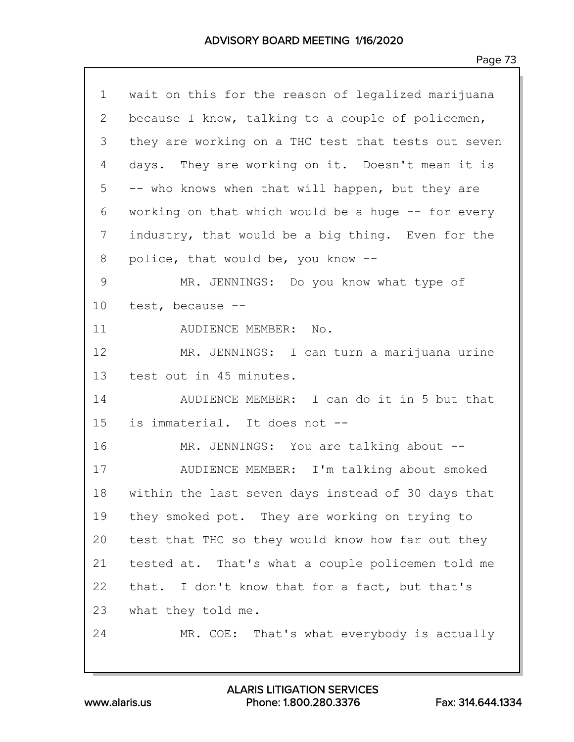wait on this for the reason of legalized marijuana because I know, talking to a couple of policemen, they are working on a THC test that tests out seven days. They are working on it. Doesn't mean it is -- who knows when that will happen, but they are working on that which would be a huge -- for every industry, that would be a big thing. Even for the police, that would be, you know --

MR. JENNINGS: Do you know what type of test, because --

AUDIENCE MEMBER: No.

MR. JENNINGS: I can turn a marijuana urine test out in 45 minutes.

AUDIENCE MEMBER: I can do it in 5 but that is immaterial. It does not --

MR. JENNINGS: You are talking about --

AUDIENCE MEMBER: I'm talking about smoked within the last seven days instead of 30 days that they smoked pot. They are working on trying to test that THC so they would know how far out they tested at. That's what a couple policemen told me that. I don't know that for a fact, but that's what they told me.

MR. COE: That's what everybody is actually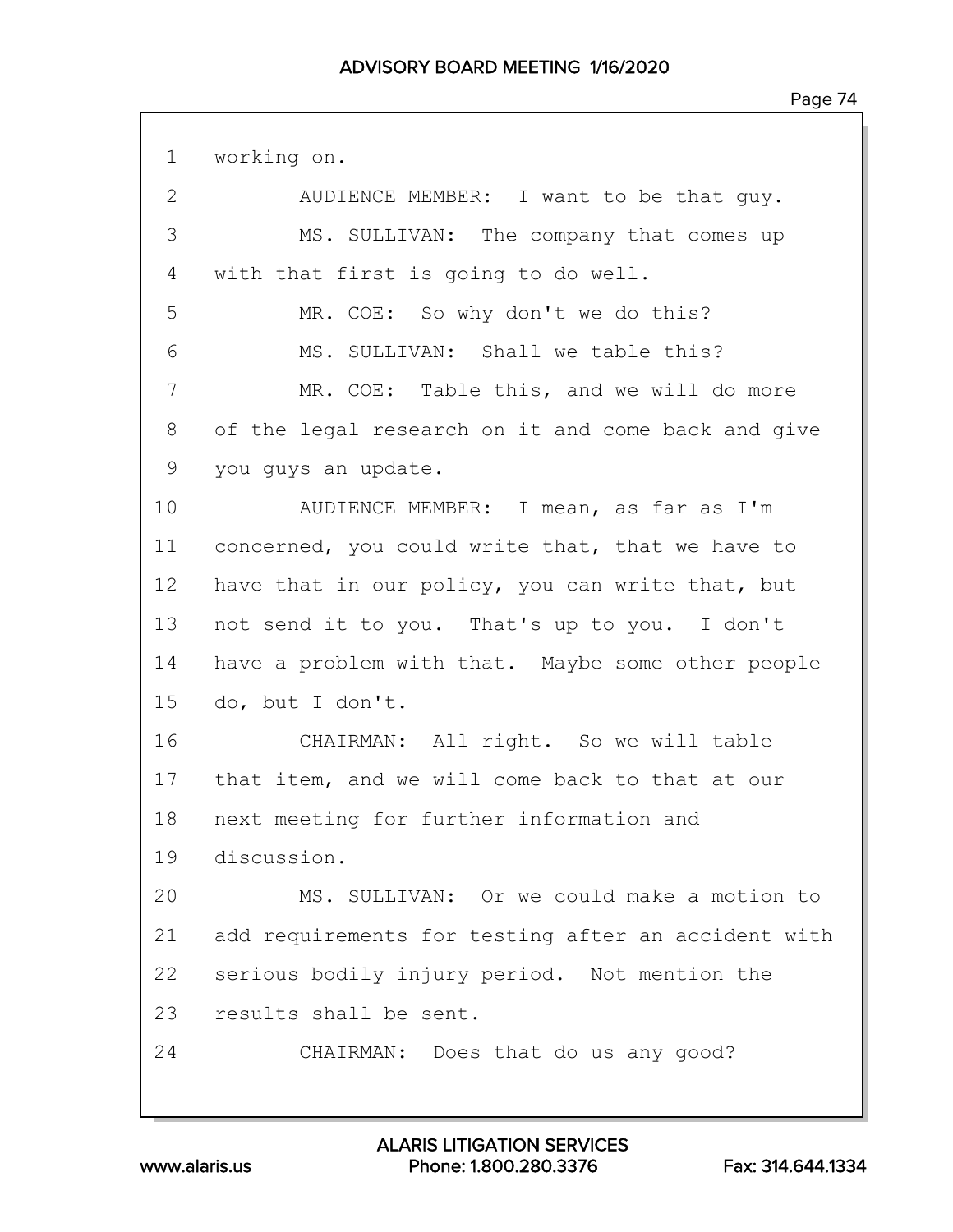1 working on.

2 AUDIENCE MEMBER: I want to be that guy.

3 MS. SULLIVAN: The company that comes up

4 with that first is going to do well.

5 MR. COE: So why don't we do this?

6 MS. SULLIVAN: Shall we table this?

7 MR. COE: Table this, and we will do more

8 of the legal research on it and come back and give

9 you guys an update.

10 AUDIENCE MEMBER: I mean, as far as I'm

11 concerned, you could write that, that we have to

12 have that in our policy, you can write that, but

13 not send it to you. That's up to you. I don't

14 have a problem with that. Maybe some other people

15 do, but I don't.

16 CHAIRMAN: All right. So we will table

17 that item, and we will come back to that at our

18 next meeting for further information and

19 discussion.

20 MS. SULLIVAN: Or we could make a motion to

21 add requirements for testing after an accident with

22 serious bodily injury period. Not mention the

23 results shall be sent.

24 CHAIRMAN: Does that do us any good?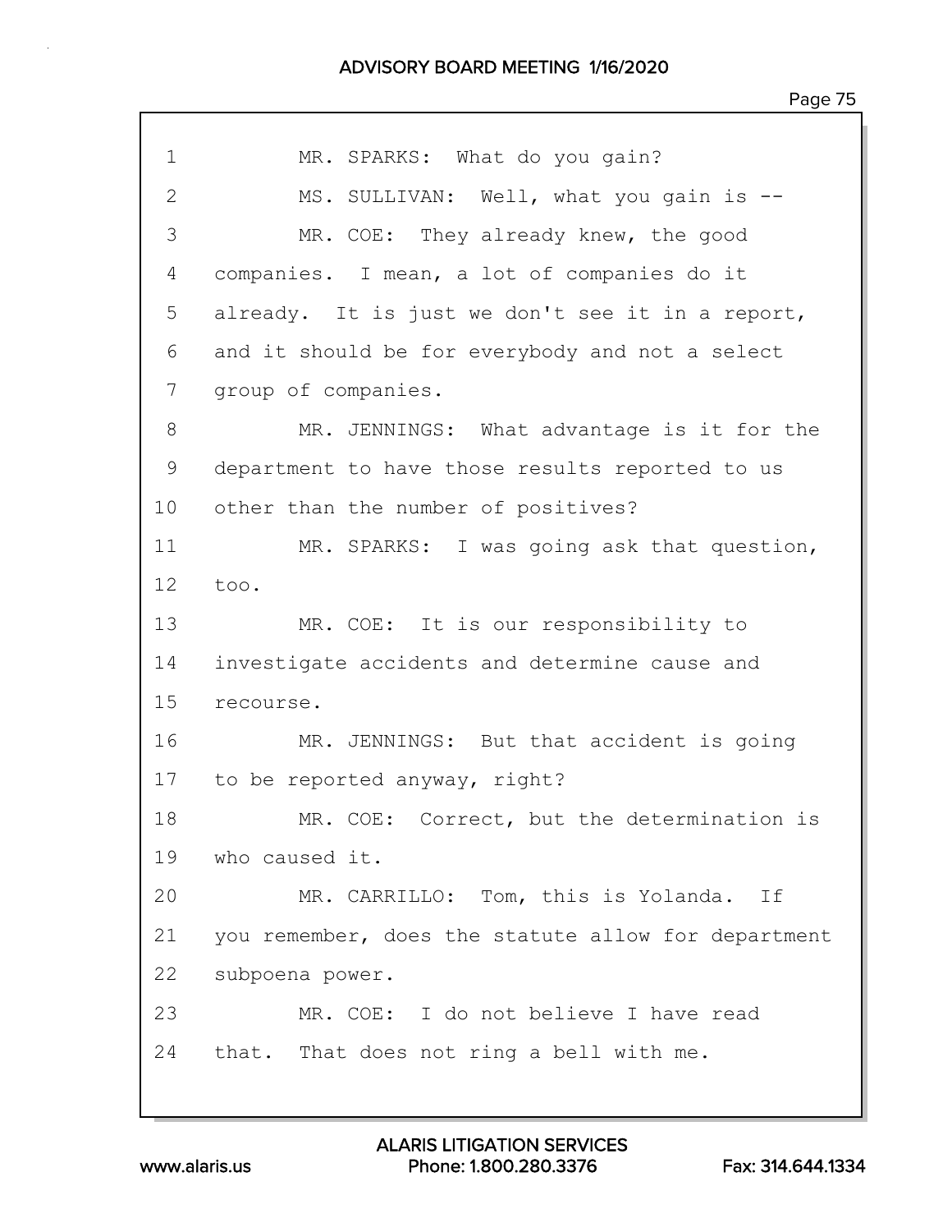1 MR. SPARKS: What do you gain?

2 MS. SULLIVAN: Well, what you gain is --

3 MR. COE: They already knew, the good

4 companies. I mean, a lot of companies do it

5 already. It is just we don't see it in a report,

6 and it should be for everybody and not a select

7 group of companies.

8 MR. JENNINGS: What advantage is it for the

9 department to have those results reported to us

10 other than the number of positives?

11 MR. SPARKS: I was going ask that question,

12 too.

13 MR. COE: It is our responsibility to

14 investigate accidents and determine cause and

15 recourse.

16 MR. JENNINGS: But that accident is going

17 to be reported anyway, right?

18 MR. COE: Correct, but the determination is

19 who caused it.

20 MR. CARRILLO: Tom, this is Yolanda. If

21 you remember, does the statute allow for department

22 subpoena power.

23 MR. COE: I do not believe I have read

24 that. That does not ring a bell with me.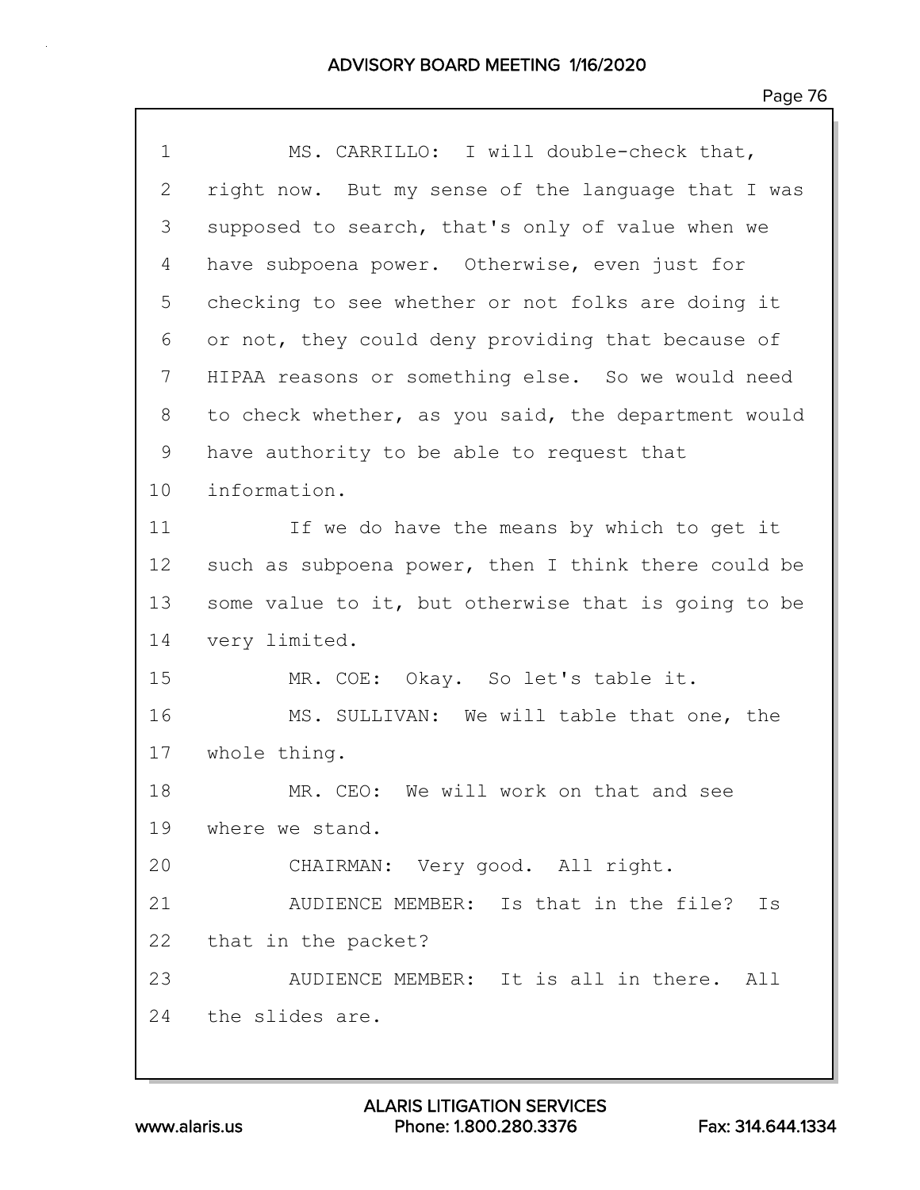1 MS. CARRILLO: I will double-check that,
2 right now. But my sense of the language that I was
3 supposed to search, that's only of value when we
4 have subpoena power. Otherwise, even just for
5 checking to see whether or not folks are doing it
6 or not, they could deny providing that because of
7 HIPAA reasons or something else. So we would need
8 to check whether, as you said, the department would
9 have authority to be able to request that
10 information.

11 If we do have the means by which to get it
12 such as subpoena power, then I think there could be
13 some value to it, but otherwise that is going to be
14 very limited.

15 MR. COE: Okay. So let's table it.

16 MS. SULLIVAN: We will table that one, the
17 whole thing.

18 MR. CEO: We will work on that and see
19 where we stand.

20 CHAIRMAN: Very good. All right.

21 AUDIENCE MEMBER: Is that in the file? Is
22 that in the packet?

23 AUDIENCE MEMBER: It is all in there. All
24 the slides are.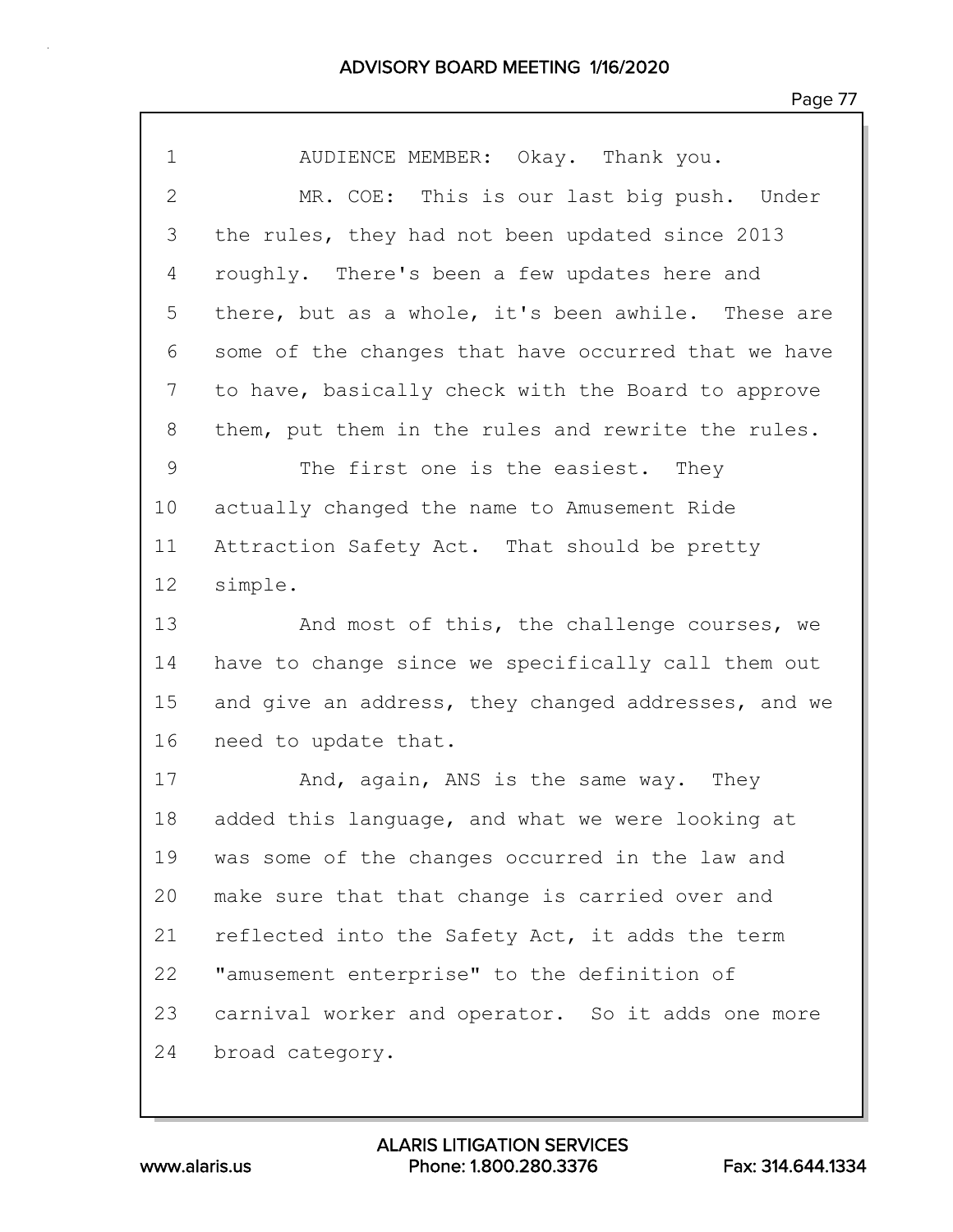AUDIENCE MEMBER: Okay. Thank you.

MR. COE: This is our last big push. Under the rules, they had not been updated since 2013 roughly. There's been a few updates here and there, but as a whole, it's been awhile. These are some of the changes that have occurred that we have to have, basically check with the Board to approve them, put them in the rules and rewrite the rules.

The first one is the easiest. They actually changed the name to Amusement Ride Attraction Safety Act. That should be pretty simple.

And most of this, the challenge courses, we have to change since we specifically call them out and give an address, they changed addresses, and we need to update that.

And, again, ANS is the same way. They added this language, and what we were looking at was some of the changes occurred in the law and make sure that that change is carried over and reflected into the Safety Act, it adds the term "amusement enterprise" to the definition of carnival worker and operator. So it adds one more broad category.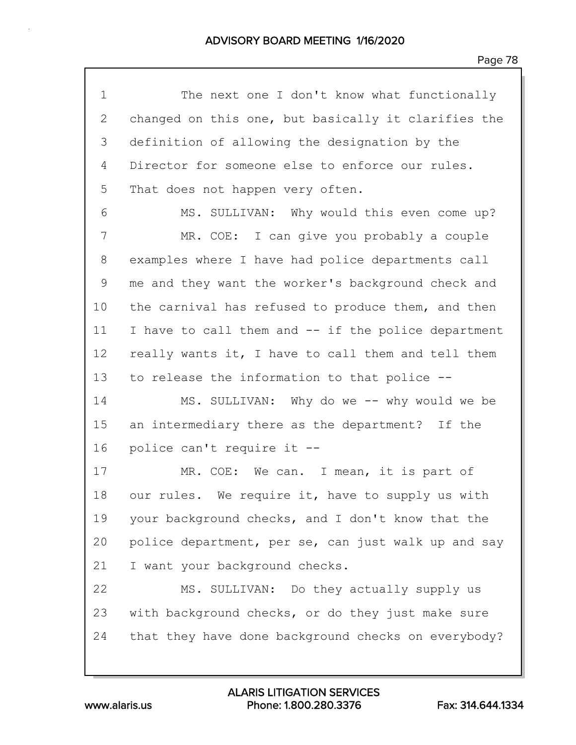1 The next one I don't know what functionally
2 changed on this one, but basically it clarifies the
3 definition of allowing the designation by the
4 Director for someone else to enforce our rules.
5 That does not happen very often.
6 MS. SULLIVAN: Why would this even come up?
7 MR. COE: I can give you probably a couple
8 examples where I have had police departments call
9 me and they want the worker's background check and
10 the carnival has refused to produce them, and then
11 I have to call them and -- if the police department
12 really wants it, I have to call them and tell them
13 to release the information to that police --
14 MS. SULLIVAN: Why do we -- why would we be
15 an intermediary there as the department? If the
16 police can't require it --
17 MR. COE: We can. I mean, it is part of
18 our rules. We require it, have to supply us with
19 your background checks, and I don't know that the
20 police department, per se, can just walk up and say
21 I want your background checks.
22 MS. SULLIVAN: Do they actually supply us
23 with background checks, or do they just make sure
24 that they have done background checks on everybody?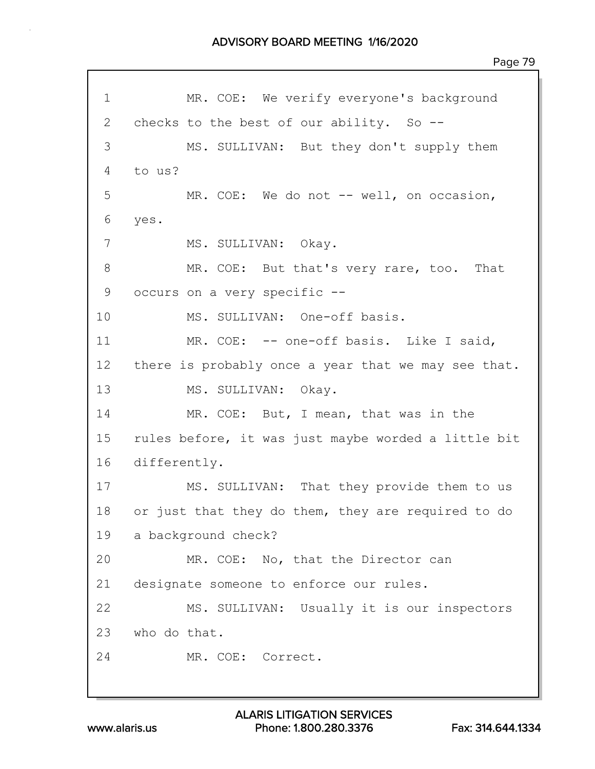1 MR. COE: We verify everyone's background
2 checks to the best of our ability. So --
3 MS. SULLIVAN: But they don't supply them
4 to us?
5 MR. COE: We do not -- well, on occasion,
6 yes.
7 MS. SULLIVAN: Okay.
8 MR. COE: But that's very rare, too. That
9 occurs on a very specific --
10 MS. SULLIVAN: One-off basis.
11 MR. COE: -- one-off basis. Like I said,
12 there is probably once a year that we may see that.
13 MS. SULLIVAN: Okay.
14 MR. COE: But, I mean, that was in the
15 rules before, it was just maybe worded a little bit
16 differently.
17 MS. SULLIVAN: That they provide them to us
18 or just that they do them, they are required to do
19 a background check?
20 MR. COE: No, that the Director can
21 designate someone to enforce our rules.
22 MS. SULLIVAN: Usually it is our inspectors
23 who do that.
24 MR. COE: Correct.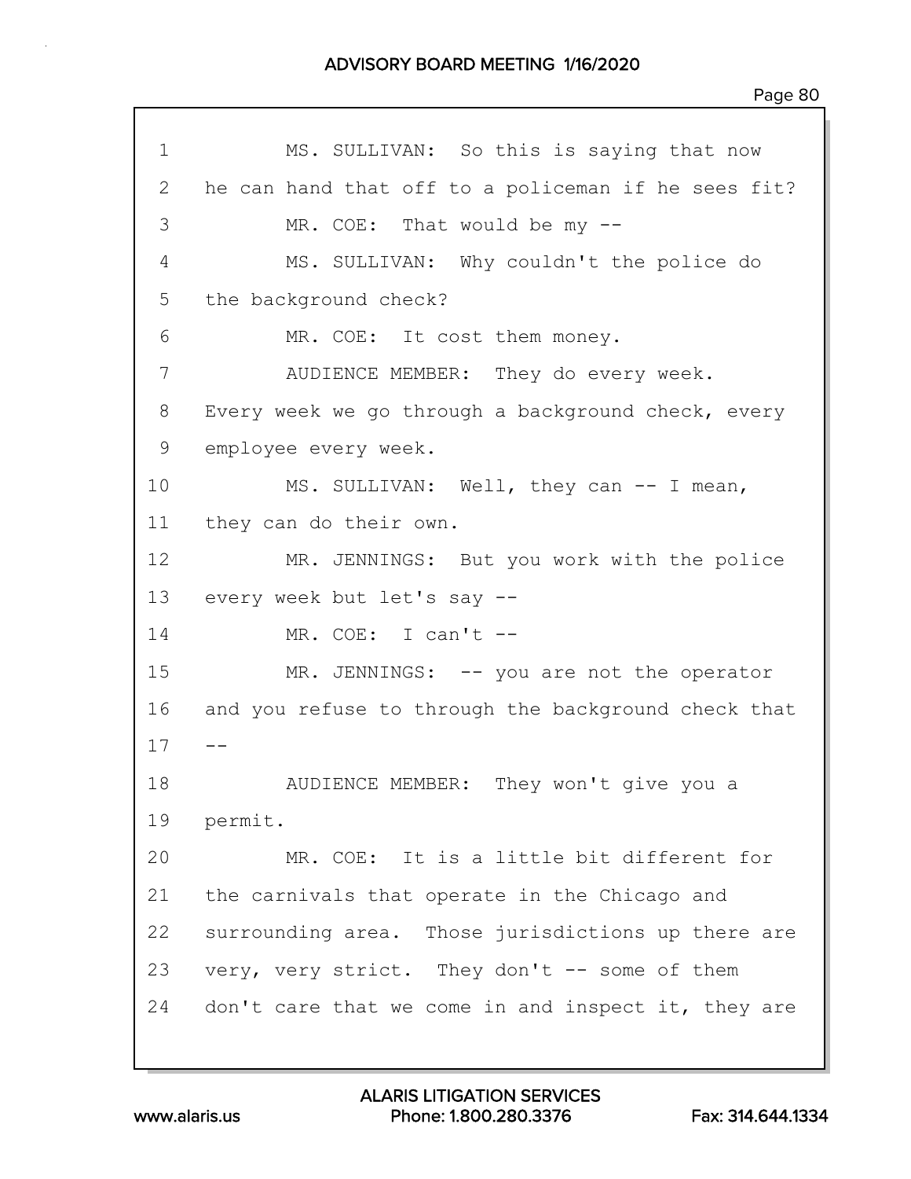1 MS. SULLIVAN: So this is saying that now
2 he can hand that off to a policeman if he sees fit?
3 MR. COE: That would be my --
4 MS. SULLIVAN: Why couldn't the police do
5 the background check?
6 MR. COE: It cost them money.
7 AUDIENCE MEMBER: They do every week.
8 Every week we go through a background check, every
9 employee every week.
10 MS. SULLIVAN: Well, they can -- I mean,
11 they can do their own.
12 MR. JENNINGS: But you work with the police
13 every week but let's say --
14 MR. COE: I can't --
15 MR. JENNINGS: -- you are not the operator
16 and you refuse to through the background check that
17 --
18 AUDIENCE MEMBER: They won't give you a
19 permit.
20 MR. COE: It is a little bit different for
21 the carnivals that operate in the Chicago and
22 surrounding area. Those jurisdictions up there are
23 very, very strict. They don't -- some of them
24 don't care that we come in and inspect it, they are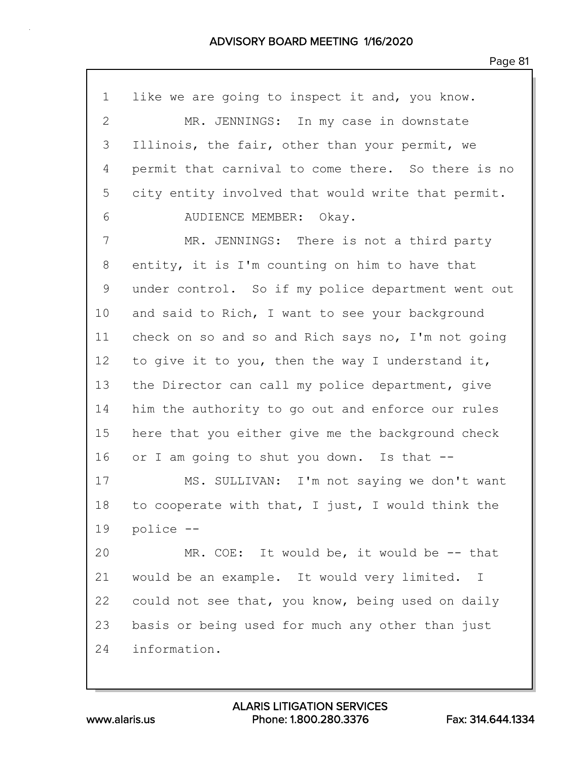1 like we are going to inspect it and, you know.

2 MR. JENNINGS: In my case in downstate

3 Illinois, the fair, other than your permit, we

4 permit that carnival to come there. So there is no

5 city entity involved that would write that permit.

6 AUDIENCE MEMBER: Okay.

7 MR. JENNINGS: There is not a third party

8 entity, it is I'm counting on him to have that

9 under control. So if my police department went out

10 and said to Rich, I want to see your background

11 check on so and so and Rich says no, I'm not going

12 to give it to you, then the way I understand it,

13 the Director can call my police department, give

14 him the authority to go out and enforce our rules

15 here that you either give me the background check

16 or I am going to shut you down. Is that --

17 MS. SULLIVAN: I'm not saying we don't want

18 to cooperate with that, I just, I would think the

19 police --

20 MR. COE: It would be, it would be -- that

21 would be an example. It would very limited. I

22 could not see that, you know, being used on daily

23 basis or being used for much any other than just

24 information.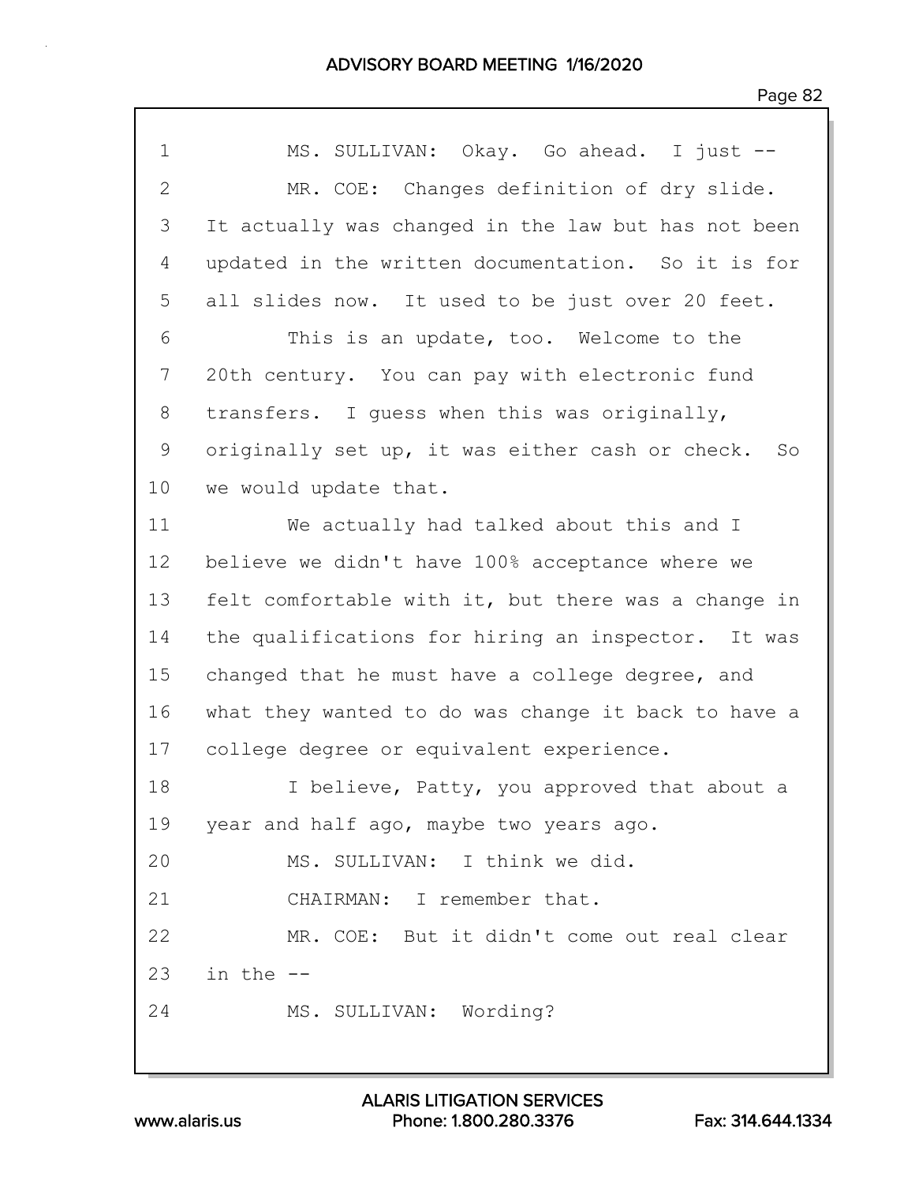1 MS. SULLIVAN: Okay. Go ahead. I just --

2 MR. COE: Changes definition of dry slide.

3 It actually was changed in the law but has not been

4 updated in the written documentation. So it is for

5 all slides now. It used to be just over 20 feet.

6 This is an update, too. Welcome to the

7 20th century. You can pay with electronic fund

8 transfers. I guess when this was originally,

9 originally set up, it was either cash or check. So

10 we would update that.

11 We actually had talked about this and I

12 believe we didn't have 100% acceptance where we

13 felt comfortable with it, but there was a change in

14 the qualifications for hiring an inspector. It was

15 changed that he must have a college degree, and

16 what they wanted to do was change it back to have a

17 college degree or equivalent experience.

18 I believe, Patty, you approved that about a

19 year and half ago, maybe two years ago.

20 MS. SULLIVAN: I think we did.

21 CHAIRMAN: I remember that.

22 MR. COE: But it didn't come out real clear

23 in the --

24 MS. SULLIVAN: Wording?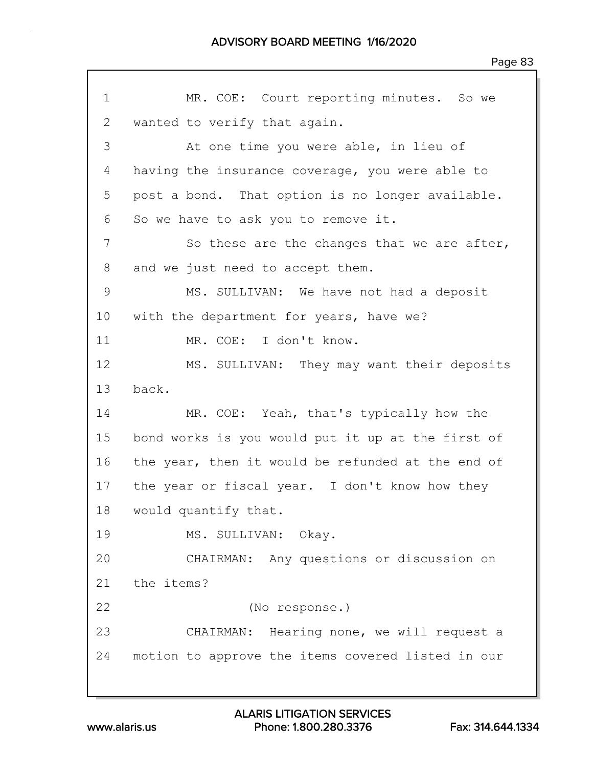1 MR. COE: Court reporting minutes. So we
2 wanted to verify that again.
3 At one time you were able, in lieu of
4 having the insurance coverage, you were able to
5 post a bond. That option is no longer available.
6 So we have to ask you to remove it.
7 So these are the changes that we are after,
8 and we just need to accept them.
9 MS. SULLIVAN: We have not had a deposit
10 with the department for years, have we?
11 MR. COE: I don't know.
12 MS. SULLIVAN: They may want their deposits
13 back.
14 MR. COE: Yeah, that's typically how the
15 bond works is you would put it up at the first of
16 the year, then it would be refunded at the end of
17 the year or fiscal year. I don't know how they
18 would quantify that.
19 MS. SULLIVAN: Okay.
20 CHAIRMAN: Any questions or discussion on
21 the items?
22 (No response.)
23 CHAIRMAN: Hearing none, we will request a
24 motion to approve the items covered listed in our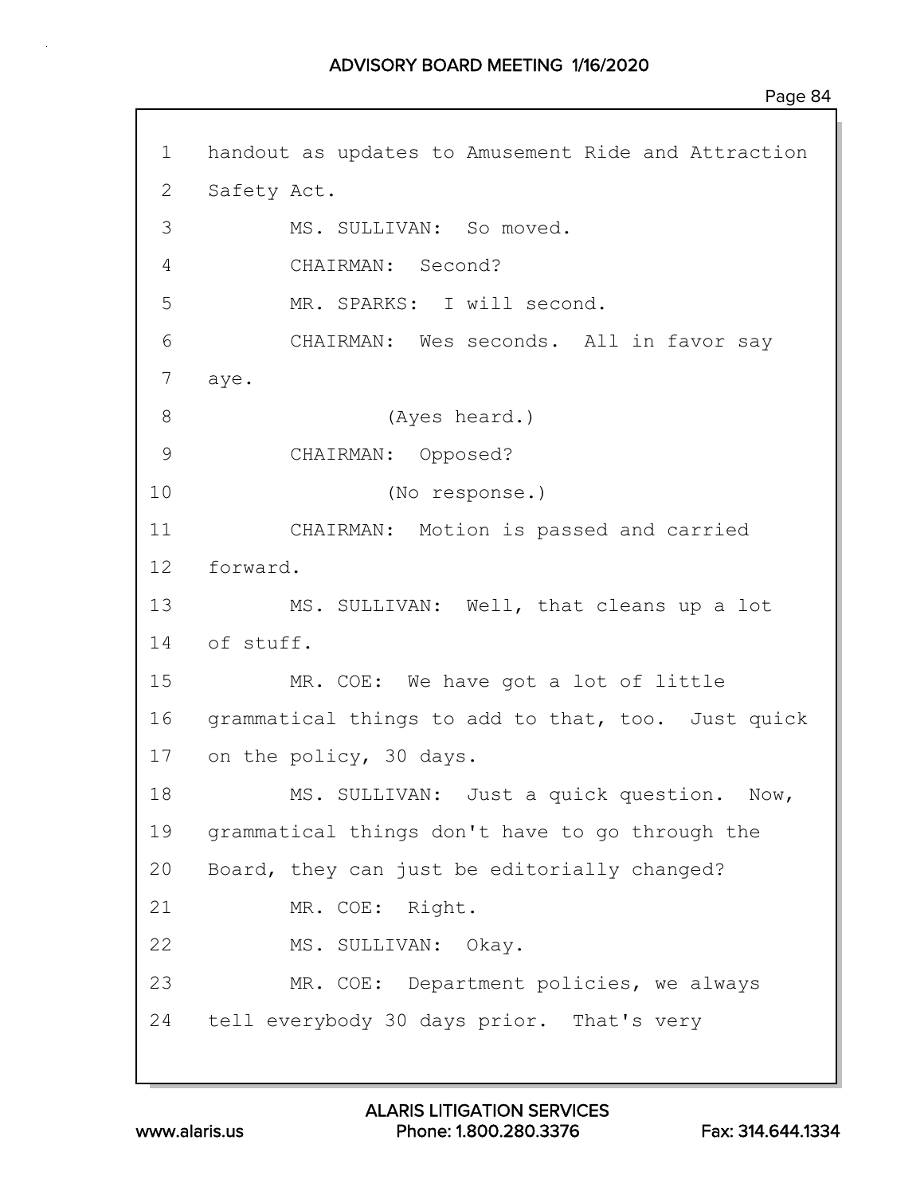1 handout as updates to Amusement Ride and Attraction
2 Safety Act.
3 MS. SULLIVAN: So moved.
4 CHAIRMAN: Second?
5 MR. SPARKS: I will second.
6 CHAIRMAN: Wes seconds. All in favor say
7 aye.
8 (Ayes heard.)
9 CHAIRMAN: Opposed?
10 (No response.)
11 CHAIRMAN: Motion is passed and carried
12 forward.
13 MS. SULLIVAN: Well, that cleans up a lot
14 of stuff.
15 MR. COE: We have got a lot of little
16 grammatical things to add to that, too. Just quick
17 on the policy, 30 days.
18 MS. SULLIVAN: Just a quick question. Now,
19 grammatical things don't have to go through the
20 Board, they can just be editorially changed?
21 MR. COE: Right.
22 MS. SULLIVAN: Okay.
23 MR. COE: Department policies, we always
24 tell everybody 30 days prior. That's very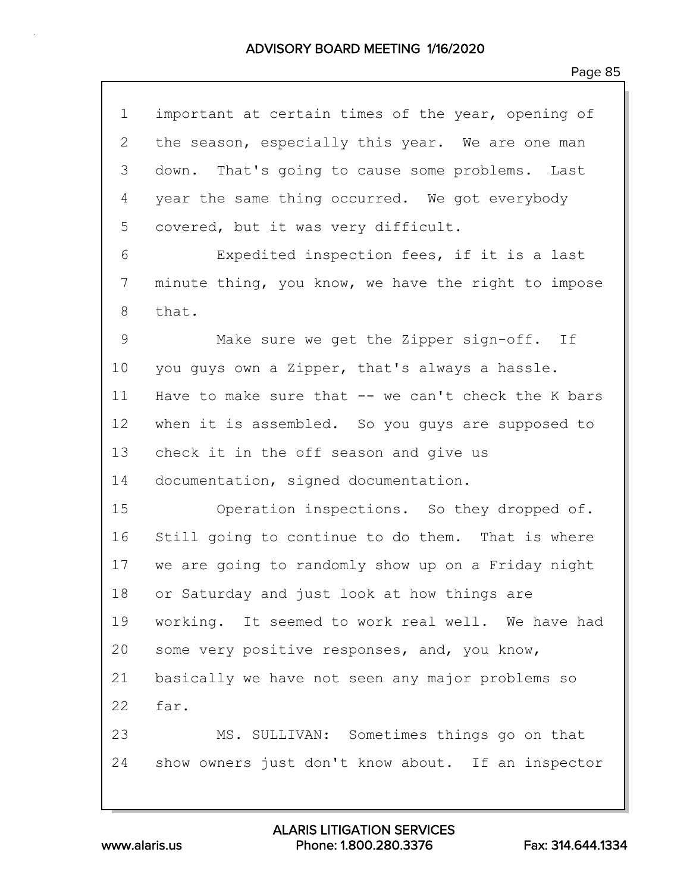1 important at certain times of the year, opening of
2 the season, especially this year. We are one man
3 down. That's going to cause some problems. Last
4 year the same thing occurred. We got everybody
5 covered, but it was very difficult.

6 Expedited inspection fees, if it is a last
7 minute thing, you know, we have the right to impose
8 that.

9 Make sure we get the Zipper sign-off. If
10 you guys own a Zipper, that's always a hassle.
11 Have to make sure that -- we can't check the K bars
12 when it is assembled. So you guys are supposed to
13 check it in the off season and give us
14 documentation, signed documentation.

15 Operation inspections. So they dropped of.
16 Still going to continue to do them. That is where
17 we are going to randomly show up on a Friday night
18 or Saturday and just look at how things are
19 working. It seemed to work real well. We have had
20 some very positive responses, and, you know,
21 basically we have not seen any major problems so
22 far.

23 MS. SULLIVAN: Sometimes things go on that
24 show owners just don't know about. If an inspector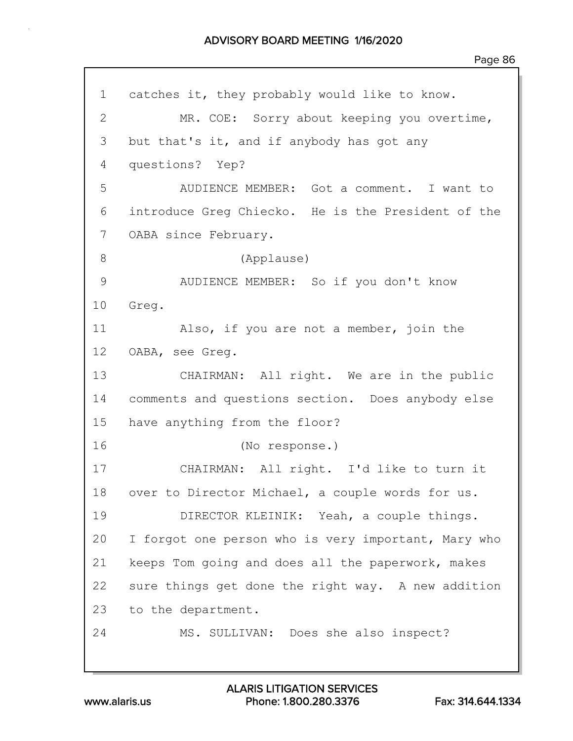1 catches it, they probably would like to know.

2 MR. COE: Sorry about keeping you overtime,

3 but that's it, and if anybody has got any

4 questions? Yep?

5 AUDIENCE MEMBER: Got a comment. I want to

6 introduce Greg Chiecko. He is the President of the

7 OABA since February.

8 (Applause)

9 AUDIENCE MEMBER: So if you don't know

10 Greg.

11 Also, if you are not a member, join the

12 OABA, see Greg.

13 CHAIRMAN: All right. We are in the public

14 comments and questions section. Does anybody else

15 have anything from the floor?

16 (No response.)

17 CHAIRMAN: All right. I'd like to turn it

18 over to Director Michael, a couple words for us.

19 DIRECTOR KLEINIK: Yeah, a couple things.

20 I forgot one person who is very important, Mary who

21 keeps Tom going and does all the paperwork, makes

22 sure things get done the right way. A new addition

23 to the department.

24 MS. SULLIVAN: Does she also inspect?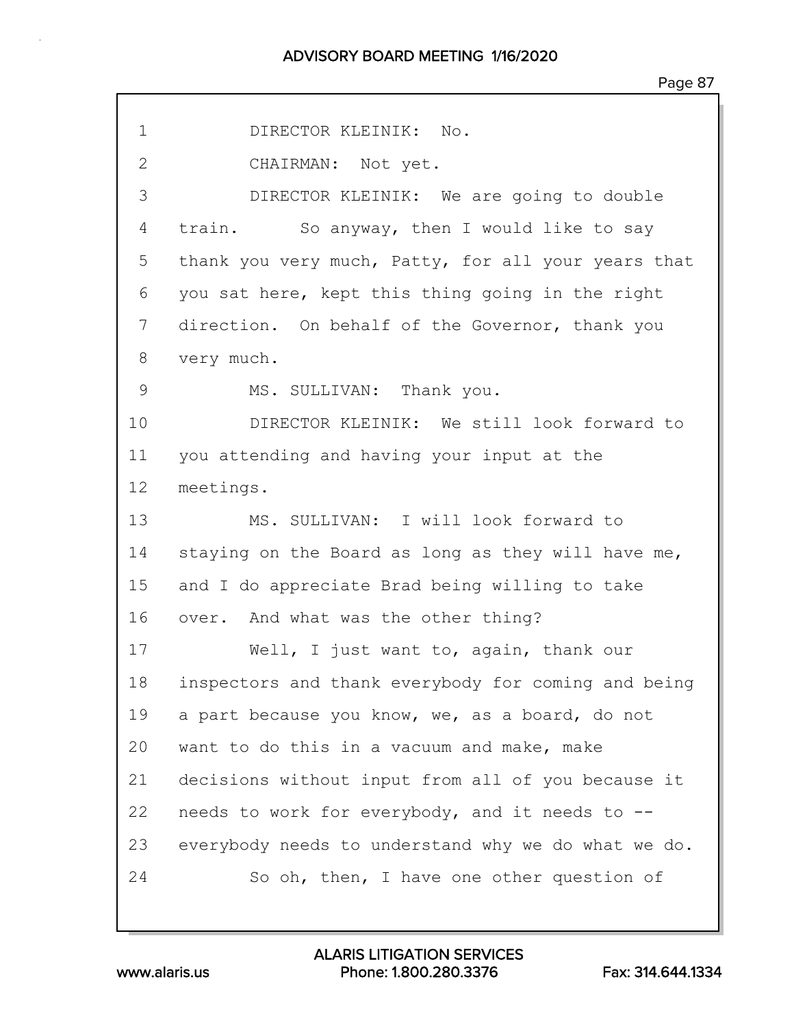1 DIRECTOR KLEINIK: No.

2 CHAIRMAN: Not yet.

3 DIRECTOR KLEINIK: We are going to double
4 train. So anyway, then I would like to say
5 thank you very much, Patty, for all your years that
6 you sat here, kept this thing going in the right
7 direction. On behalf of the Governor, thank you
8 very much.

9 MS. SULLIVAN: Thank you.

10 DIRECTOR KLEINIK: We still look forward to
11 you attending and having your input at the
12 meetings.

13 MS. SULLIVAN: I will look forward to
14 staying on the Board as long as they will have me,
15 and I do appreciate Brad being willing to take
16 over. And what was the other thing?

17 Well, I just want to, again, thank our
18 inspectors and thank everybody for coming and being
19 a part because you know, we, as a board, do not
20 want to do this in a vacuum and make, make
21 decisions without input from all of you because it
22 needs to work for everybody, and it needs to --
23 everybody needs to understand why we do what we do.

24 So oh, then, I have one other question of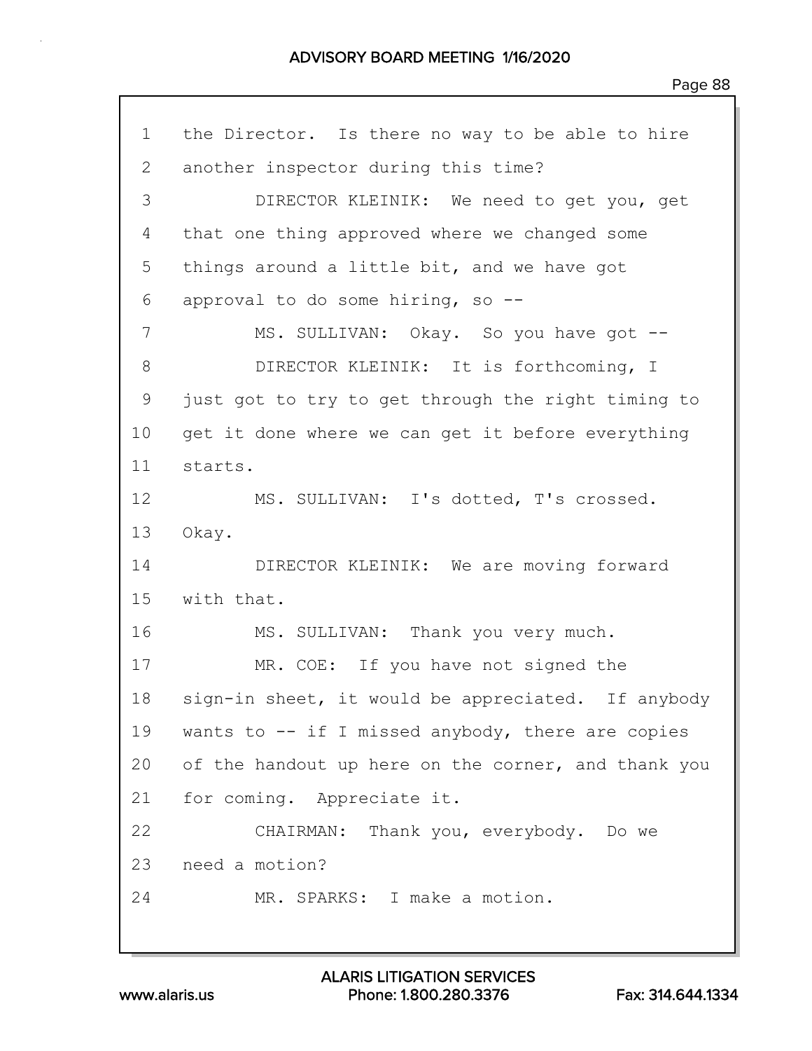1 the Director. Is there no way to be able to hire
2 another inspector during this time?
3 DIRECTOR KLEINIK: We need to get you, get
4 that one thing approved where we changed some
5 things around a little bit, and we have got
6 approval to do some hiring, so --
7 MS. SULLIVAN: Okay. So you have got --
8 DIRECTOR KLEINIK: It is forthcoming, I
9 just got to try to get through the right timing to
10 get it done where we can get it before everything
11 starts.
12 MS. SULLIVAN: I's dotted, T's crossed.
13 Okay.
14 DIRECTOR KLEINIK: We are moving forward
15 with that.
16 MS. SULLIVAN: Thank you very much.
17 MR. COE: If you have not signed the
18 sign-in sheet, it would be appreciated. If anybody
19 wants to -- if I missed anybody, there are copies
20 of the handout up here on the corner, and thank you
21 for coming. Appreciate it.
22 CHAIRMAN: Thank you, everybody. Do we
23 need a motion?
24 MR. SPARKS: I make a motion.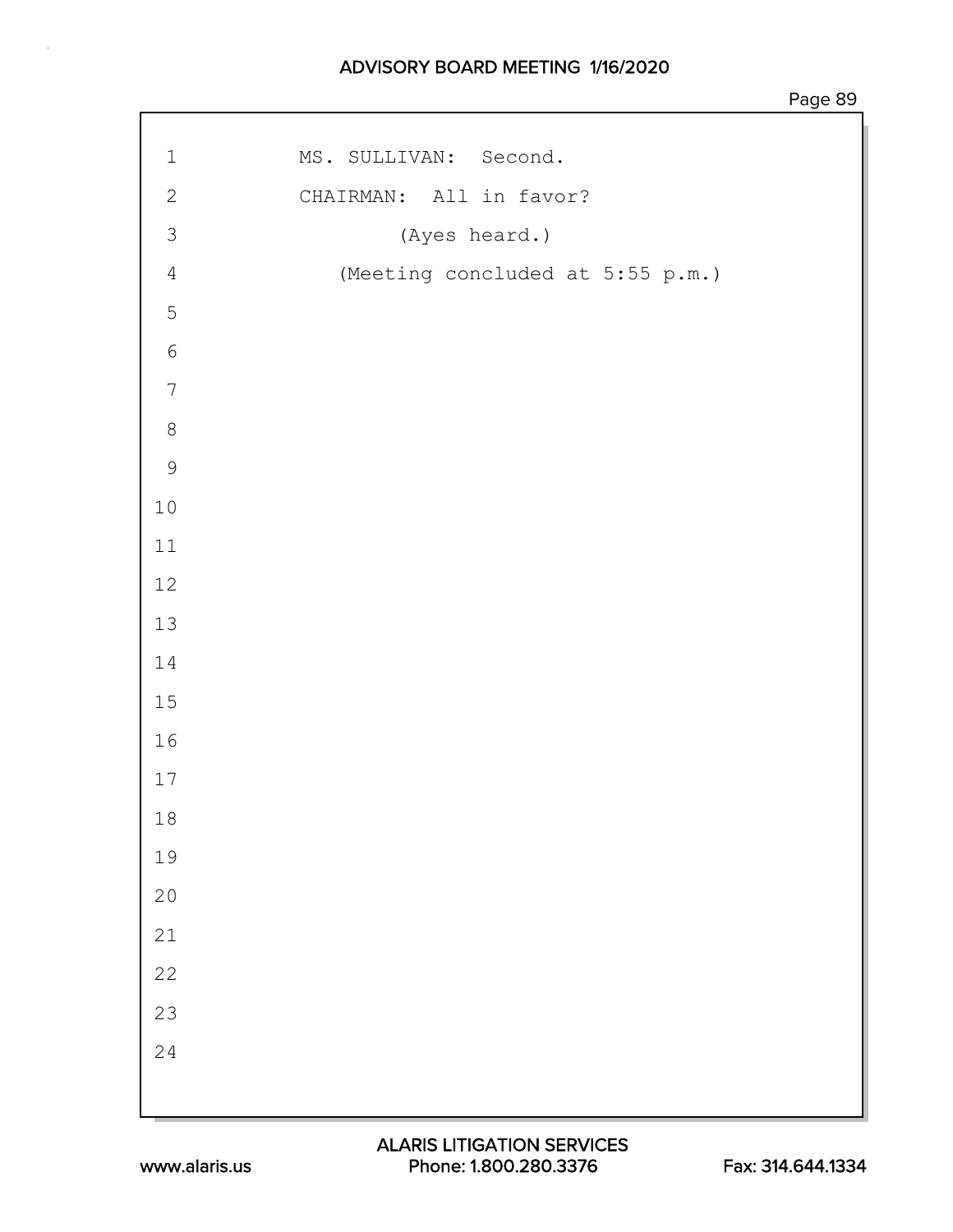MS. SULLIVAN: Second.

CHAIRMAN: All in favor?

(Ayes heard.)

(Meeting concluded at 5:55 p.m.)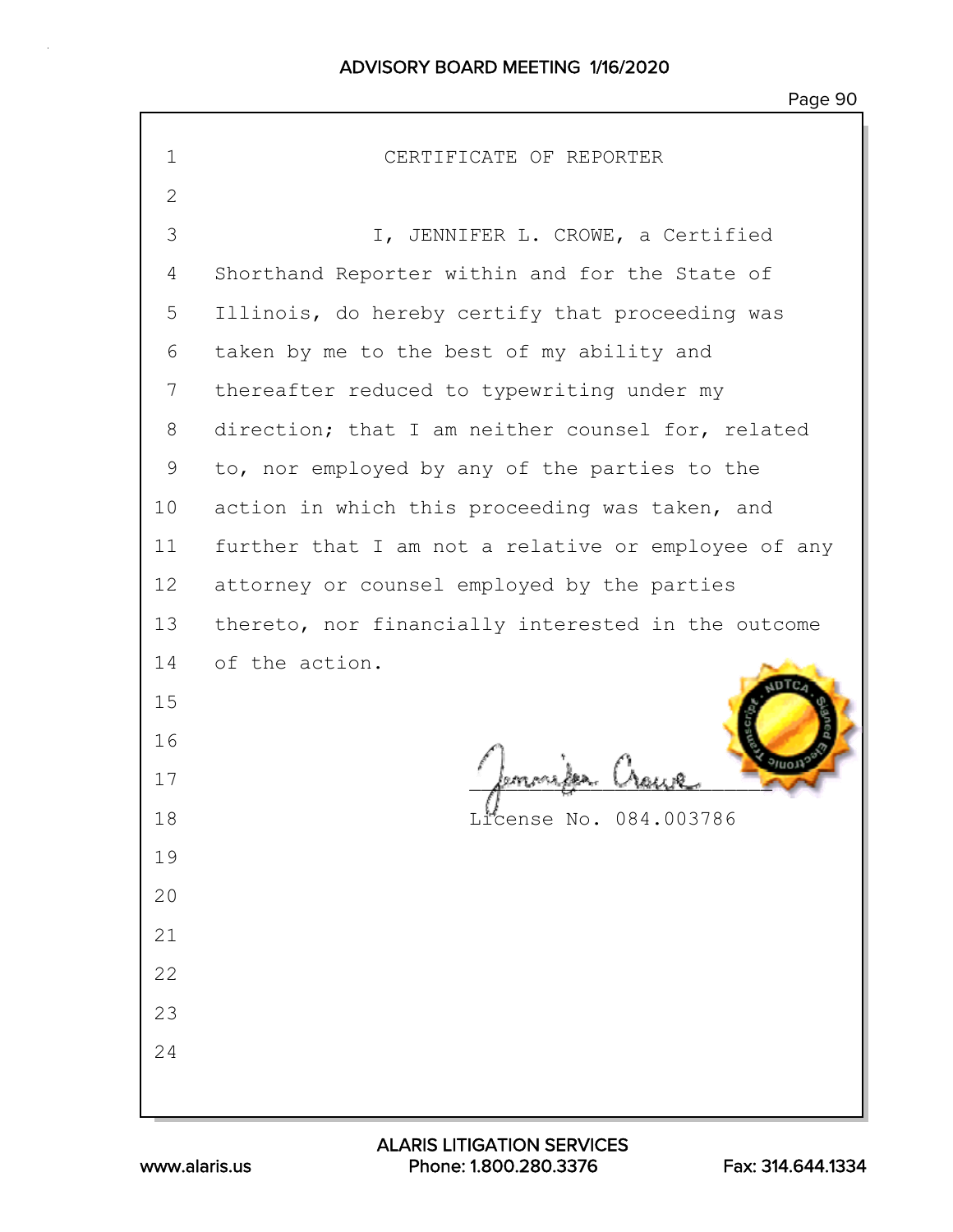# CERTIFICATE OF REPORTER

I, JENNIFER L. CROWE, a Certified Shorthand Reporter within and for the State of Illinois, do hereby certify that proceeding was taken by me to the best of my ability and thereafter reduced to typewriting under my direction; that I am neither counsel for, related to, nor employed by any of the parties to the action in which this proceeding was taken, and further that I am not a relative or employee of any attorney or counsel employed by the parties thereto, nor financially interested in the outcome of the action.

License No. 084.003786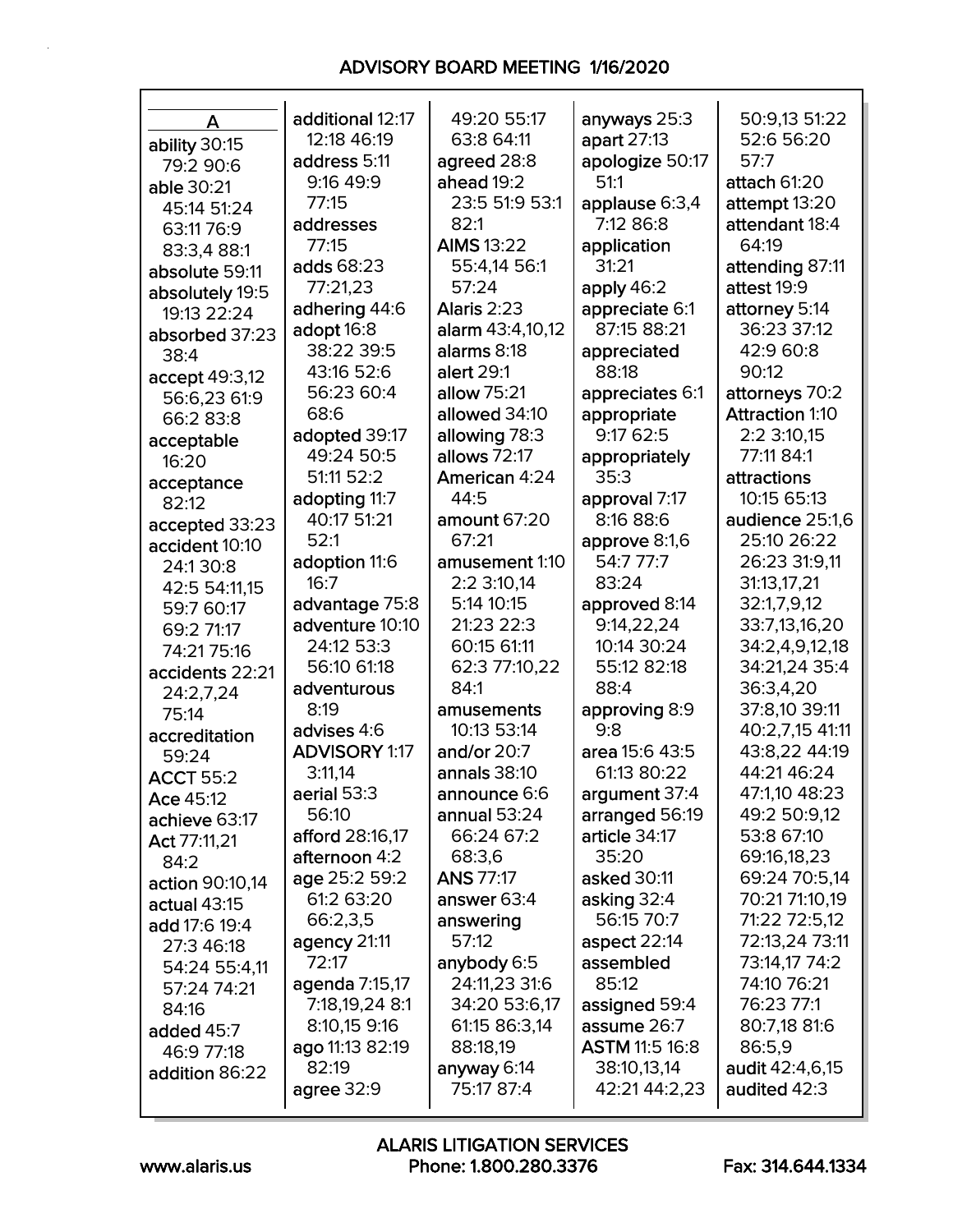# A

ability 30:15 79:2 90:6
able 30:21 45:14 51:24 63:11 76:9 83:3,4 88:1
absolute 59:11
absolutely 19:5 19:13 22:24
absorbed 37:23 38:4
accept 49:3,12 56:6,23 61:9 66:2 83:8
acceptable 16:20
acceptance 82:12
accepted 33:23
accident 10:10 24:1 30:8 42:5 54:11,15 59:7 60:17 69:2 71:17 74:21 75:16
accidents 22:21 24:2,7,24 75:14
accreditation 59:24
ACCT 55:2
Ace 45:12
achieve 63:17
Act 77:11,21 84:2
action 90:10,14
actual 43:15
add 17:6 19:4 27:3 46:18 54:24 55:4,11 57:24 74:21 84:16
added 45:7 46:9 77:18
addition 86:22
additional 12:17 12:18 46:19
address 5:11 9:16 49:9 77:15
addresses 77:15
adds 68:23 77:21,23
adhering 44:6
adopt 16:8 38:22 39:5 43:16 52:6 56:23 60:4 68:6
adopted 39:17 49:24 50:5 51:11 52:2
adopting 11:7 40:17 51:21 52:1
adoption 11:6 16:7
advantage 75:8
adventure 10:10 24:12 53:3 56:10 61:18
adventurous 8:19
advises 4:6
ADVISORY 1:17 3:11,14
aerial 53:3 56:10
afford 28:16,17
afternoon 4:2
age 25:2 59:2 61:2 63:20 66:2,3,5
agency 21:11 72:17
agenda 7:15,17 7:18,19,24 8:1 8:10,15 9:16
ago 11:13 82:19 82:19
agree 32:9
agreed 28:8
ahead 19:2 23:5 51:9 53:1 82:1
AIMS 13:22 55:4,14 56:1 57:24
Alaris 2:23
alarm 43:4,10,12
alarms 8:18
alert 29:1
allow 75:21
allowed 34:10
allowing 78:3
allows 72:17
American 4:24 44:5
amount 67:20 67:21
amusement 1:10 2:2 3:10,14 5:14 10:15 21:23 22:3 60:15 61:11 62:3 77:10,22 84:1
amusements 10:13 53:14
and/or 20:7
annals 38:10
announce 6:6
annual 53:24 66:24 67:2 68:3,6
ANS 77:17
answer 63:4
answering 57:12
anybody 6:5 24:11,23 31:6 34:20 53:6,17 61:15 86:3,14 88:18,19
anyway 6:14 75:17 87:4
anyways 25:3
apart 27:13
apologize 50:17 51:1
applause 6:3,4 7:12 86:8
application 31:21
apply 46:2
appreciate 6:1 87:15 88:21
appreciated 88:18
appreciates 6:1
appropriate 9:17 62:5
appropriately 35:3
approval 7:17 8:16 88:6
approve 8:1,6 54:7 77:7 83:24
approved 8:14 9:14,22,24 10:14 30:24 55:12 82:18 88:4
approving 8:9 9:8
area 15:6 43:5 61:13 80:22
argument 37:4
arranged 56:19
article 34:17 35:20
asked 30:11
asking 32:4 56:15 70:7
aspect 22:14
assembled 85:12
assigned 59:4
assume 26:7
ASTM 11:5 16:8 38:10,13,14 42:21 44:2,23 50:9,13 51:22 52:6 56:20 57:7
attach 61:20
attempt 13:20
attendant 18:4 64:19
attending 87:11
attest 19:9
attorney 5:14 36:23 37:12 42:9 60:8 90:12
attorneys 70:2
Attraction 1:10 2:2 3:10,15 77:11 84:1
attractions 10:15 65:13
audience 25:1,6 25:10 26:22 26:23 31:9,11 31:13,17,21 32:1,7,9,12 33:7,13,16,20 34:2,4,9,12,18 34:21,24 35:4 36:3,4,20 37:8,10 39:11 40:2,7,15 41:11 43:8,22 44:19 44:21 46:24 47:1,10 48:23 49:2 50:9,12 53:8 67:10 69:16,18,23 69:24 70:5,14 70:21 71:10,19 71:22 72:5,12 72:13,24 73:11 73:14,17 74:2 74:10 76:21 76:23 77:1 80:7,18 81:6 86:5,9
audit 42:4,6,15
audited 42:3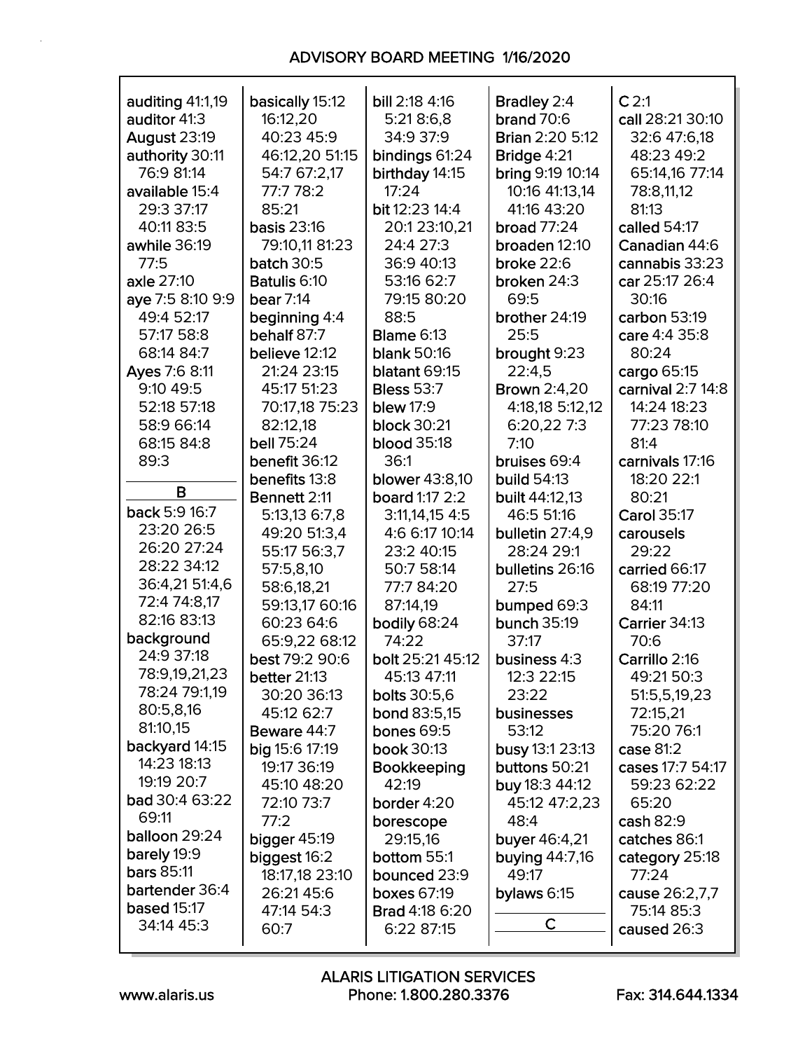auditing 41:1,19
auditor 41:3
August 23:19
authority 30:11 76:9 81:14
available 15:4 29:3 37:17 40:11 83:5
awhile 36:19 77:5
axle 27:10
aye 7:5 8:10 9:9 49:4 52:17 57:17 58:8 68:14 84:7
Ayes 7:6 8:11 9:10 49:5 52:18 57:18 58:9 66:14 68:15 84:8 89:3

**B**

back 5:9 16:7 23:20 26:5 26:20 27:24 28:22 34:12 36:4,21 51:4,6 72:4 74:8,17 82:16 83:13
background 24:9 37:18 78:9,19,21,23 78:24 79:1,19 80:5,8,16 81:10,15
backyard 14:15 14:23 18:13 19:19 20:7
bad 30:4 63:22 69:11
balloon 29:24
barely 19:9
bars 85:11
bartender 36:4
based 15:17 34:14 45:3
basically 15:12 16:12,20 40:23 45:9 46:12,20 51:15 54:7 67:2,17 77:7 78:2 85:21
basis 23:16 79:10,11 81:23
batch 30:5
Batulis 6:10
bear 7:14
beginning 4:4
behalf 87:7
believe 12:12 21:24 23:15 45:17 51:23 70:17,18 75:23 82:12,18
bell 75:24
benefit 36:12
benefits 13:8
Bennett 2:11 5:13,13 6:7,8 49:20 51:3,4 55:17 56:3,7 57:5,8,10 58:6,18,21 59:13,17 60:16 60:23 64:6 65:9,22 68:12
best 79:2 90:6
better 21:13 30:20 36:13 45:12 62:7
Beware 44:7
big 15:6 17:19 19:17 36:19 45:10 48:20 72:10 73:7 77:2
bigger 45:19
biggest 16:2 18:17,18 23:10 26:21 45:6 47:14 54:3 60:7
bill 2:18 4:16 5:21 8:6,8 34:9 37:9
bindings 61:24
birthday 14:15 17:24
bit 12:23 14:4 20:1 23:10,21 24:4 27:3 36:9 40:13 53:16 62:7 79:15 80:20 88:5
Blame 6:13
blank 50:16
blatant 69:15
Bless 53:7
blew 17:9
block 30:21
blood 35:18 36:1
blower 43:8,10
board 1:17 2:2 3:11,14,15 4:5 4:6 6:17 10:14 23:2 40:15 50:7 58:14 77:7 84:20 87:14,19
bodily 68:24 74:22
bolt 25:21 45:12 45:13 47:11
bolts 30:5,6
bond 83:5,15
bones 69:5
book 30:13
Bookkeeping 42:19
border 4:20
borescope 29:15,16
bottom 55:1
bounced 23:9
boxes 67:19
Brad 4:18 6:20 6:22 87:15
Bradley 2:4
brand 70:6
Brian 2:20 5:12
Bridge 4:21
bring 9:19 10:14 10:16 41:13,14 41:16 43:20
broad 77:24
broaden 12:10
broke 22:6
broken 24:3 69:5
brother 24:19 25:5
brought 9:23 22:4,5
Brown 2:4,20 4:18,18 5:12,12 6:20,22 7:3 7:10
bruises 69:4
build 54:13
built 44:12,13 46:5 51:16
bulletin 27:4,9 28:24 29:1
bulletins 26:16 27:5
bumped 69:3
bunch 35:19 37:17
business 4:3 12:3 22:15 23:22
businesses 53:12
busy 13:1 23:13
buttons 50:21
buy 18:3 44:12 45:12 47:2,23 48:4
buyer 46:4,21
buying 44:7,16 49:17
bylaws 6:15

**C**

C 2:1
call 28:21 30:10 32:6 47:6,18 48:23 49:2 65:14,16 77:14 78:8,11,12 81:13
called 54:17
Canadian 44:6
cannabis 33:23
car 25:17 26:4 30:16
carbon 53:19
care 4:4 35:8 80:24
cargo 65:15
carnival 2:7 14:8 14:24 18:23 77:23 78:10 81:4
carnivals 17:16 18:20 22:1 80:21
Carol 35:17
carousels 29:22
carried 66:17 68:19 77:20 84:11
Carrier 34:13 70:6
Carrillo 2:16 49:21 50:3 51:5,5,19,23 72:15,21 75:20 76:1
case 81:2
cases 17:7 54:17 59:23 62:22 65:20
cash 82:9
catches 86:1
category 25:18 77:24
cause 26:2,7,7 75:14 85:3
caused 26:3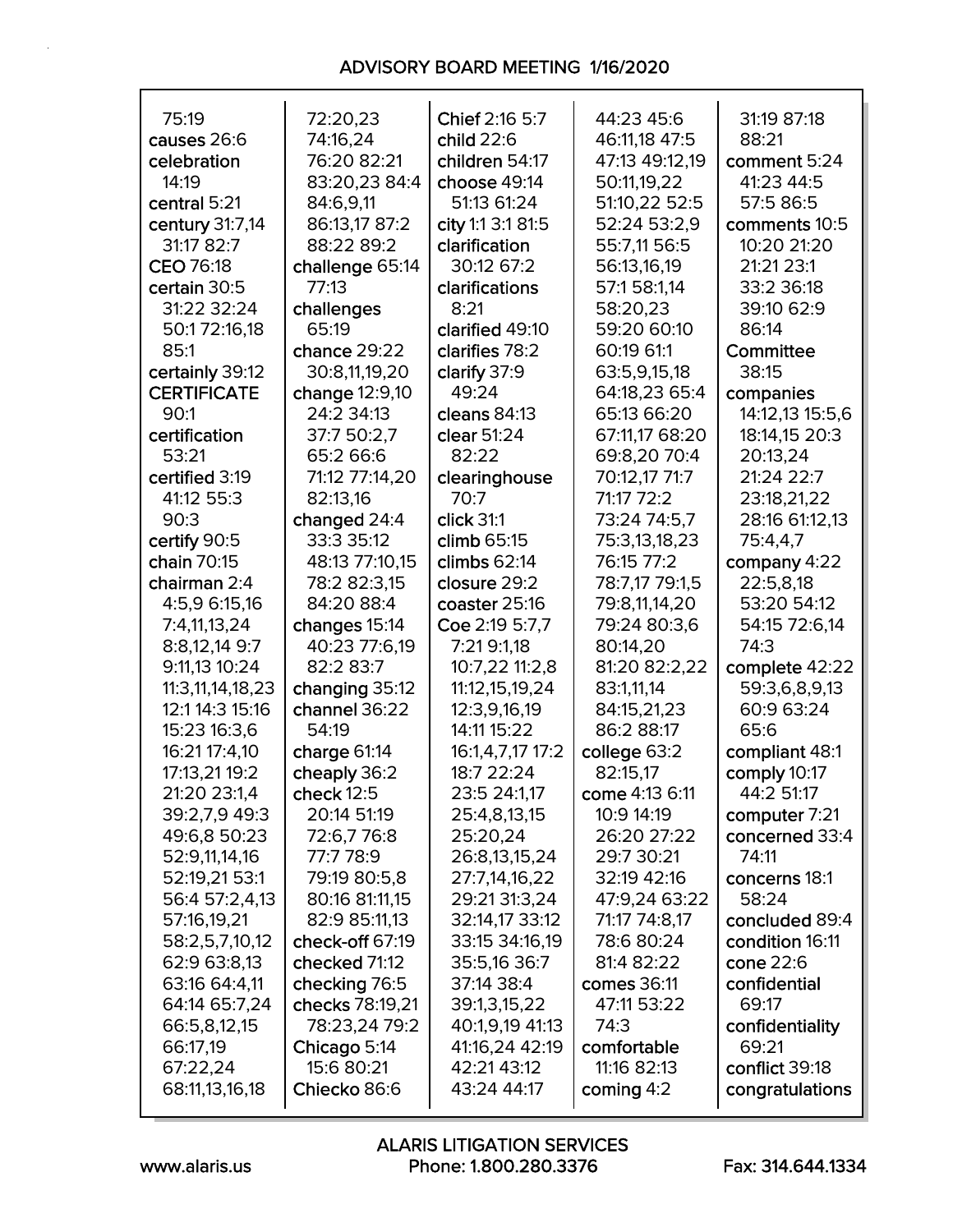75:19
causes 26:6
celebration 14:19
central 5:21
century 31:7,14 31:17 82:7
CEO 76:18
certain 30:5 31:22 32:24 50:1 72:16,18 85:1
certainly 39:12
CERTIFICATE 90:1
certification 53:21
certified 3:19 41:12 55:3 90:3
certify 90:5
chain 70:15
chairman 2:4 4:5,9 6:15,16 7:4,11,13,24 8:8,12,14 9:7 9:11,13 10:24 11:3,11,14,18,23 12:1 14:3 15:16 15:23 16:3,6 16:21 17:4,10 17:13,21 19:2 21:20 23:1,4 39:2,7,9 49:3 49:6,8 50:23 52:9,11,14,16 52:19,21 53:1 56:4 57:2,4,13 57:16,19,21 58:2,5,7,10,12 62:9 63:8,13 63:16 64:4,11 64:14 65:7,24 66:5,8,12,15 66:17,19 67:22,24 68:11,13,16,18

72:20,23 74:16,24 76:20 82:21 83:20,23 84:4 84:6,9,11 86:13,17 87:2 88:22 89:2
challenge 65:14 77:13
challenges 65:19
chance 29:22 30:8,11,19,20
change 12:9,10 24:2 34:13 37:7 50:2,7 65:2 66:6 71:12 77:14,20 82:13,16
changed 24:4 33:3 35:12 48:13 77:10,15 78:2 82:3,15 84:20 88:4
changes 15:14 40:23 77:6,19 82:2 83:7
changing 35:12
channel 36:22 54:19
charge 61:14
cheaply 36:2
check 12:5 20:14 51:19 72:6,7 76:8 77:7 78:9 79:19 80:5,8 80:16 81:11,15 82:9 85:11,13
check-off 67:19
checked 71:12
checking 76:5
checks 78:19,21 78:23,24 79:2
Chicago 5:14 15:6 80:21
Chiecko 86:6

Chief 2:16 5:7
child 22:6
children 54:17
choose 49:14 51:13 61:24
city 1:1 3:1 81:5
clarification 30:12 67:2
clarifications 8:21
clarified 49:10
clarifies 78:2
clarify 37:9 49:24
cleans 84:13
clear 51:24 82:22
clearinghouse 70:7
click 31:1
climb 65:15
climbs 62:14
closure 29:2
coaster 25:16
Coe 2:19 5:7,7 7:21 9:1,18 10:7,22 11:2,8 11:12,15,19,24 12:3,9,16,19 14:11 15:22 16:1,4,7,17 17:2 18:7 22:24 23:5 24:1,17 25:4,8,13,15 25:20,24 26:8,13,15,24 27:7,14,16,22 29:21 31:3,24 32:14,17 33:12 33:15 34:16,19 35:5,16 36:7 37:14 38:4 39:1,3,15,22 40:1,9,19 41:13 41:16,24 42:19 42:21 43:12 43:24 44:17

44:23 45:6 46:11,18 47:5 47:13 49:12,19 50:11,19,22 51:10,22 52:5 52:24 53:2,9 55:7,11 56:5 56:13,16,19 57:1 58:1,14 58:20,23 59:20 60:10 60:19 61:1 63:5,9,15,18 64:18,23 65:4 65:13 66:20 67:11,17 68:20 69:8,20 70:4 70:12,17 71:7 71:17 72:2 73:24 74:5,7 75:3,13,18,23 76:15 77:2 78:7,17 79:1,5 79:8,11,14,20 79:24 80:3,6 80:14,20 81:20 82:2,22 83:1,11,14 84:15,21,23 86:2 88:17
college 63:2 82:15,17
come 4:13 6:11 10:9 14:19 26:20 27:22 29:7 30:21 32:19 42:16 47:9,24 63:22 71:17 74:8,17 78:6 80:24 81:4 82:22
comes 36:11 47:11 53:22 74:3
comfortable 11:16 82:13
coming 4:2

31:19 87:18 88:21
comment 5:24 41:23 44:5 57:5 86:5
comments 10:5 10:20 21:20 21:21 23:1 33:2 36:18 39:10 62:9 86:14
Committee 38:15
companies 14:12,13 15:5,6 18:14,15 20:3 20:13,24 21:24 22:7 23:18,21,22 28:16 61:12,13 75:4,4,7
company 4:22 22:5,8,18 53:20 54:12 54:15 72:6,14 74:3
complete 42:22 59:3,6,8,9,13 60:9 63:24 65:6
compliant 48:1
comply 10:17 44:2 51:17
computer 7:21
concerned 33:4 74:11
concerns 18:1 58:24
concluded 89:4
condition 16:11
cone 22:6
confidential 69:17
confidentiality 69:21
conflict 39:18
congratulations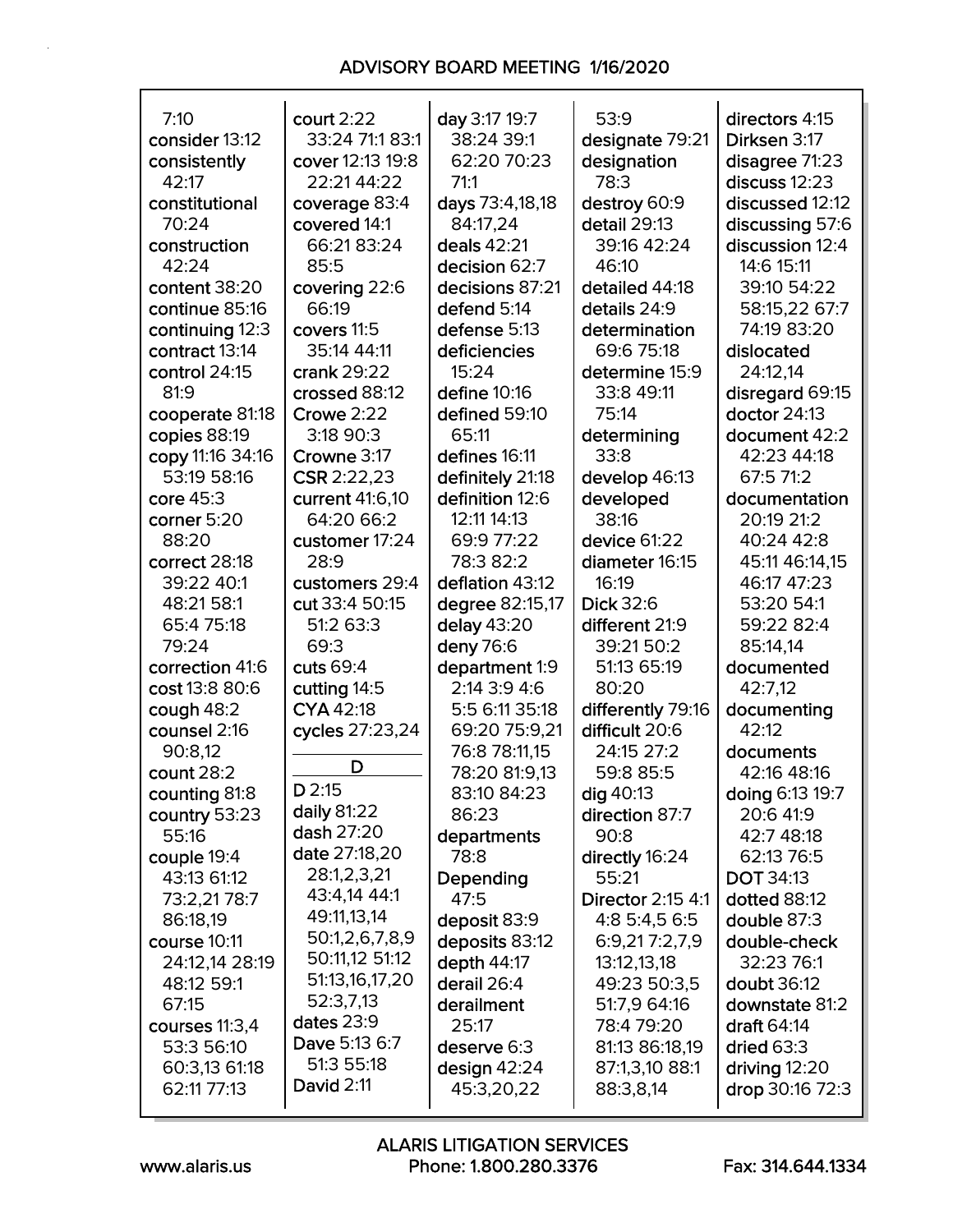7:10
consider 13:12
consistently 42:17
constitutional 70:24
construction 42:24
content 38:20
continue 85:16
continuing 12:3
contract 13:14
control 24:15 81:9
cooperate 81:18
copies 88:19
copy 11:16 34:16 53:19 58:16
core 45:3
corner 5:20 88:20
correct 28:18 39:22 40:1 48:21 58:1 65:4 75:18 79:24
correction 41:6
cost 13:8 80:6
cough 48:2
counsel 2:16 90:8,12
count 28:2
counting 81:8
country 53:23 55:16
couple 19:4 43:13 61:12 73:2,21 78:7 86:18,19
course 10:11 24:12,14 28:19 48:12 59:1 67:15
courses 11:3,4 53:3 56:10 60:3,13 61:18 62:11 77:13
court 2:22 33:24 71:1 83:1
cover 12:13 19:8 22:21 44:22
coverage 83:4
covered 14:1 66:21 83:24 85:5
covering 22:6 66:19
covers 11:5 35:14 44:11
crank 29:22
crossed 88:12
Crowe 2:22 3:18 90:3
Crowne 3:17
CSR 2:22,23
current 41:6,10 64:20 66:2
customer 17:24 28:9
customers 29:4
cut 33:4 50:15 51:2 63:3 69:3
cuts 69:4
cutting 14:5
CYA 42:18
cycles 27:23,24

## D

D 2:15
daily 81:22
dash 27:20
date 27:18,20 28:1,2,3,21 43:4,14 44:1 49:11,13,14 50:1,2,6,7,8,9 50:11,12 51:12 51:13,16,17,20 52:3,7,13
dates 23:9
Dave 5:13 6:7 51:3 55:18
David 2:11
day 3:17 19:7 38:24 39:1 62:20 70:23 71:1
days 73:4,18,18 84:17,24
deals 42:21
decision 62:7
decisions 87:21
defend 5:14
defense 5:13
deficiencies 15:24
define 10:16
defined 59:10 65:11
defines 16:11
definitely 21:18
definition 12:6 12:11 14:13 69:9 77:22 78:3 82:2
deflation 43:12
degree 82:15,17
delay 43:20
deny 76:6
department 1:9 2:14 3:9 4:6 5:5 6:11 35:18 69:20 75:9,21 76:8 78:11,15 78:20 81:9,13 83:10 84:23 86:23
departments 78:8
Depending 47:5
deposit 83:9
deposits 83:12
depth 44:17
derail 26:4
derailment 25:17
deserve 6:3
design 42:24 45:3,20,22
53:9
designate 79:21
designation 78:3
destroy 60:9
detail 29:13 39:16 42:24 46:10
detailed 44:18
details 24:9
determination 69:6 75:18
determine 15:9 33:8 49:11 75:14
determining 33:8
develop 46:13
developed 38:16
device 61:22
diameter 16:15 16:19
Dick 32:6
different 21:9 39:21 50:2 51:13 65:19 80:20
differently 79:16
difficult 20:6 24:15 27:2 59:8 85:5
dig 40:13
direction 87:7 90:8
directly 16:24 55:21
Director 2:15 4:1 4:8 5:4,5 6:5 6:9,21 7:2,7,9 13:12,13,18 49:23 50:3,5 51:7,9 64:16 78:4 79:20 81:13 86:18,19 87:1,3,10 88:1 88:3,8,14
directors 4:15
Dirksen 3:17
disagree 71:23
discuss 12:23
discussed 12:12
discussing 57:6
discussion 12:4 14:6 15:11 39:10 54:22 58:15,22 67:7 74:19 83:20
dislocated 24:12,14
disregard 69:15
doctor 24:13
document 42:2 42:23 44:18 67:5 71:2
documentation 20:19 21:2 40:24 42:8 45:11 46:14,15 46:17 47:23 53:20 54:1 59:22 82:4 85:14,14
documented 42:7,12
documenting 42:12
documents 42:16 48:16
doing 6:13 19:7 20:6 41:9 42:7 48:18 62:13 76:5
DOT 34:13
dotted 88:12
double 87:3
double-check 32:23 76:1
doubt 36:12
downstate 81:2
draft 64:14
dried 63:3
driving 12:20
drop 30:16 72:3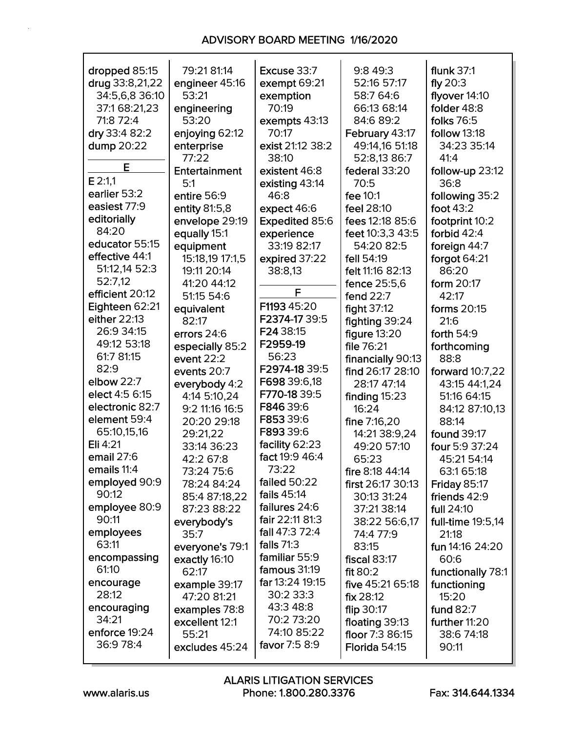dropped 85:15
drug 33:8,21,22 34:5,6,8 36:10 37:1 68:21,23 71:8 72:4
dry 33:4 82:2
dump 20:22

## E

E 2:1,1
earlier 53:2
easiest 77:9
editorially 84:20
educator 55:15
effective 44:1 51:12,14 52:3 52:7,12
efficient 20:12
Eighteen 62:21
either 22:13 26:9 34:15 49:12 53:18 61:7 81:15 82:9
elbow 22:7
elect 4:5 6:15
electronic 82:7
element 59:4 65:10,15,16
Eli 4:21
email 27:6
emails 11:4
employed 90:9 90:12
employee 80:9 90:11
employees 63:11
encompassing 61:10
encourage 28:12
encouraging 34:21
enforce 19:24 36:9 78:4
79:21 81:14
engineer 45:16 53:21
engineering 53:20
enjoying 62:12
enterprise 77:22
Entertainment 5:1
entire 56:9
entity 81:5,8
envelope 29:19
equally 15:1
equipment 15:18,19 17:1,5 19:11 20:14 41:20 44:12 51:15 54:6
equivalent 82:17
errors 24:6
especially 85:2
event 22:2
events 20:7
everybody 4:2 4:14 5:10,24 9:2 11:16 16:5 20:20 29:18 29:21,22 33:14 36:23 42:2 67:8 73:24 75:6 78:24 84:24 85:4 87:18,22 87:23 88:22
everybody's 35:7
everyone's 79:1
exactly 16:10 62:17
example 39:17 47:20 81:21
examples 78:8
excellent 12:1 55:21
excludes 45:24
Excuse 33:7
exempt 69:21
exemption 70:19
exempts 43:13 70:17
exist 21:12 38:2 38:10
existent 46:8
existing 43:14 46:8
expect 46:6
Expedited 85:6
experience 33:19 82:17
expired 37:22 38:8,13

## F

F1193 45:20
F2374-17 39:5
F24 38:15
F2959-19 56:23
F2974-18 39:5
F698 39:6,18
F770-18 39:5
F846 39:6
F853 39:6
F893 39:6
facility 62:23
fact 19:9 46:4 73:22
failed 50:22
fails 45:14
failures 24:6
fair 22:11 81:3
fall 47:3 72:4
falls 71:3
familiar 55:9
famous 31:19
far 13:24 19:15 30:2 33:3 43:3 48:8 70:2 73:20 74:10 85:22
favor 7:5 8:9
9:8 49:3 52:16 57:17 58:7 64:6 66:13 68:14 84:6 89:2
February 43:17 49:14,16 51:18 52:8,13 86:7
federal 33:20 70:5
fee 10:1
feel 28:10
fees 12:18 85:6
feet 10:3,3 43:5 54:20 82:5
fell 54:19
felt 11:16 82:13
fence 25:5,6
fend 22:7
fight 37:12
fighting 39:24
figure 13:20
file 76:21
financially 90:13
find 26:17 28:10 28:17 47:14
finding 15:23 16:24
fine 7:16,20 14:21 38:9,24 49:20 57:10 65:23
fire 8:18 44:14
first 26:17 30:13 30:13 31:24 37:21 38:14 38:22 56:6,17 74:4 77:9 83:15
fiscal 83:17
fit 80:2
five 45:21 65:18
fix 28:12
flip 30:17
floating 39:13
floor 7:3 86:15
Florida 54:15
flunk 37:1
fly 20:3
flyover 14:10
folder 48:8
folks 76:5
follow 13:18 34:23 35:14 41:4
follow-up 23:12 36:8
following 35:2
foot 43:2
footprint 10:2
forbid 42:4
foreign 44:7
forgot 64:21 86:20
form 20:17 42:17
forms 20:15 21:6
forth 54:9
forthcoming 88:8
forward 10:7,22 43:15 44:1,24 51:16 64:15 84:12 87:10,13 88:14
found 39:17
four 5:9 37:24 45:21 54:14 63:1 65:18
Friday 85:17
friends 42:9
full 24:10
full-time 19:5,14 21:18
fun 14:16 24:20 60:6
functionally 78:1
functioning 15:20
fund 82:7
further 11:20 38:6 74:18 90:11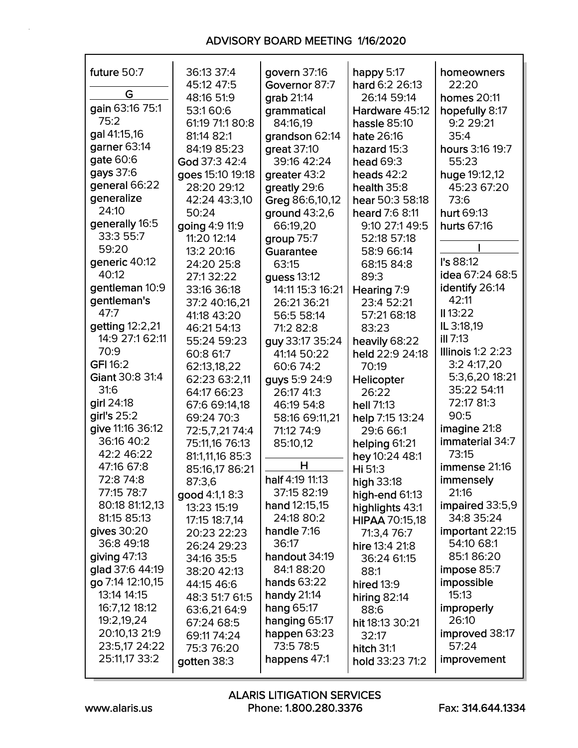future 50:7

## G

gain 63:16 75:1 75:2
gal 41:15,16
garner 63:14
gate 60:6
gays 37:6
general 66:22
generalize 24:10
generally 16:5 33:3 55:7 59:20
generic 40:12 40:12
gentleman 10:9
gentleman's 47:7
getting 12:2,21 14:9 27:1 62:11 70:9
GFI 16:2
Giant 30:8 31:4 31:6
girl 24:18
girl's 25:2
give 11:16 36:12 36:16 40:2 42:2 46:22 47:16 67:8 72:8 74:8 77:15 78:7 80:18 81:12,13 81:15 85:13
gives 30:20 36:8 49:18
giving 47:13
glad 37:6 44:19
go 7:14 12:10,15 13:14 14:15 16:7,12 18:12 19:2,19,24 20:10,13 21:9 23:5,17 24:22 25:11,17 33:2 36:13 37:4 45:12 47:5 48:16 51:9 53:1 60:6 61:19 71:1 80:8 81:14 82:1 84:19 85:23
God 37:3 42:4
goes 15:10 19:18 28:20 29:12 42:24 43:3,10 50:24
going 4:9 11:9 11:20 12:14 13:2 20:16 24:20 25:8 27:1 32:22 33:16 36:18 37:2 40:16,21 41:18 43:20 46:21 54:13 55:24 59:23 60:8 61:7 62:13,18,22 62:23 63:2,11 64:17 66:23 67:6 69:14,18 69:24 70:3 72:5,7,21 74:4 75:11,16 76:13 81:1,11,16 85:3 85:16,17 86:21 87:3,6
good 4:1,1 8:3 13:23 15:19 17:15 18:7,14 20:23 22:23 26:24 29:23 34:16 35:5 38:20 42:13 44:15 46:6 48:3 51:7 61:5 63:6,21 64:9 67:24 68:5 69:11 74:24 75:3 76:20
gotten 38:3
govern 37:16
Governor 87:7
grab 21:14
grammatical 84:16,19
grandson 62:14
great 37:10 39:16 42:24
greater 43:2
greatly 29:6
Greg 86:6,10,12
ground 43:2,6 66:19,20
group 75:7
Guarantee 63:15
guess 13:12 14:11 15:3 16:21 26:21 36:21 56:5 58:14 71:2 82:8
guy 33:17 35:24 41:14 50:22 60:6 74:2
guys 5:9 24:9 26:17 41:3 46:19 54:8 58:16 69:11,21 71:12 74:9 85:10,12

## H

half 4:19 11:13 37:15 82:19
hand 12:15,15 24:18 80:2
handle 7:16 36:17
handout 34:19 84:1 88:20
hands 63:22
handy 21:14
hang 65:17
hanging 65:17
happen 63:23 73:5 78:5
happens 47:1
happy 5:17
hard 6:2 26:13 26:14 59:14
Hardware 45:12
hassle 85:10
hate 26:16
hazard 15:3
head 69:3
heads 42:2
health 35:8
hear 50:3 58:18
heard 7:6 8:11 9:10 27:1 49:5 52:18 57:18 58:9 66:14 68:15 84:8 89:3
Hearing 7:9 23:4 52:21 57:21 68:18 83:23
heavily 68:22
held 22:9 24:18 70:19
Helicopter 26:22
hell 71:13
help 7:15 13:24 29:6 66:1
helping 61:21
hey 10:24 48:1
Hi 51:3
high 33:18
high-end 61:13
highlights 43:1
HIPAA 70:15,18 71:3,4 76:7
hire 13:4 21:8 36:24 61:15 88:1
hired 13:9
hiring 82:14 88:6
hit 18:13 30:21 32:17
hitch 31:1
hold 33:23 71:2
homeowners 22:20
homes 20:11
hopefully 8:17 9:2 29:21 35:4
hours 3:16 19:7 55:23
huge 19:12,12 45:23 67:20 73:6
hurt 69:13
hurts 67:16

## I

I's 88:12
idea 67:24 68:5
identify 26:14 42:11
II 13:22
IL 3:18,19
ill 7:13
Illinois 1:2 2:23 3:2 4:17,20 5:3,6,20 18:21 35:22 54:11 72:17 81:3 90:5
imagine 21:8
immaterial 34:7 73:15
immense 21:16
immensely 21:16
impaired 33:5,9 34:8 35:24
important 22:15 54:10 68:1 85:1 86:20
impose 85:7
impossible 15:13
improperly 26:10
improved 38:17 57:24
improvement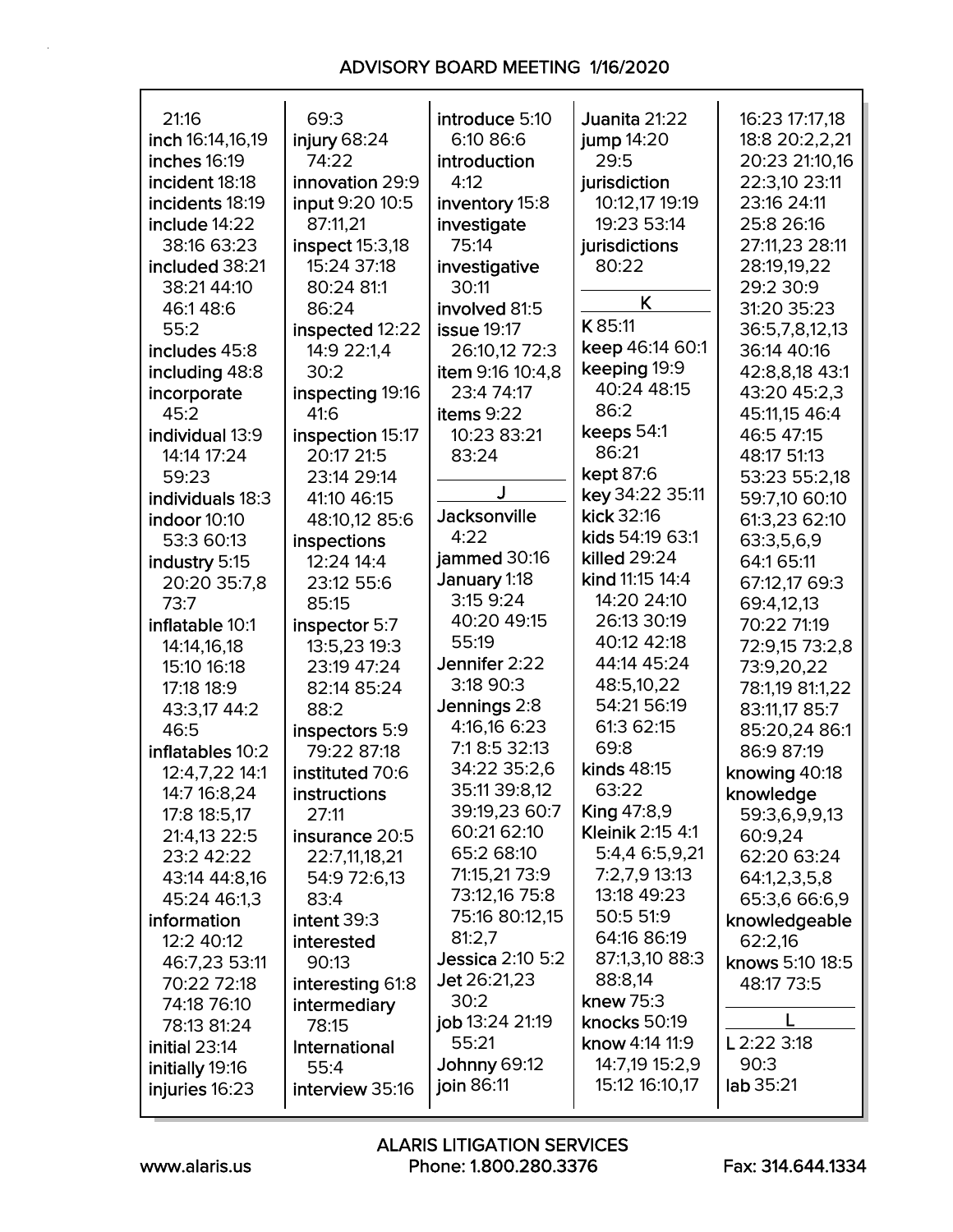21:16
inch 16:14,16,19
inches 16:19
incident 18:18
incidents 18:19
include 14:22 38:16 63:23
included 38:21 38:21 44:10 46:1 48:6 55:2
includes 45:8
including 48:8
incorporate 45:2
individual 13:9 14:14 17:24 59:23
individuals 18:3
indoor 10:10 53:3 60:13
industry 5:15 20:20 35:7,8 73:7
inflatable 10:1 14:14,16,18 15:10 16:18 17:18 18:9 43:3,17 44:2 46:5
inflatables 10:2 12:4,7,22 14:1 14:7 16:8,24 17:8 18:5,17 21:4,13 22:5 23:2 42:22 43:14 44:8,16 45:24 46:1,3
information 12:2 40:12 46:7,23 53:11 70:22 72:18 74:18 76:10 78:13 81:24
initial 23:14
initially 19:16
injuries 16:23
69:3
injury 68:24 74:22
innovation 29:9
input 9:20 10:5 87:11,21
inspect 15:3,18 15:24 37:18 80:24 81:1 86:24
inspected 12:22 14:9 22:1,4 30:2
inspecting 19:16 41:6
inspection 15:17 20:17 21:5 23:14 29:14 41:10 46:15 48:10,12 85:6
inspections 12:24 14:4 23:12 55:6 85:15
inspector 5:7 13:5,23 19:3 23:19 47:24 82:14 85:24 88:2
inspectors 5:9 79:22 87:18
instituted 70:6
instructions 27:11
insurance 20:5 22:7,11,18,21 54:9 72:6,13 83:4
intent 39:3
interested 90:13
interesting 61:8
intermediary 78:15
International 55:4
interview 35:16
introduce 5:10 6:10 86:6
introduction 4:12
inventory 15:8
investigate 75:14
investigative 30:11
involved 81:5
issue 19:17 26:10,12 72:3
item 9:16 10:4,8 23:4 74:17
items 9:22 10:23 83:21 83:24

J

Jacksonville 4:22
jammed 30:16
January 1:18 3:15 9:24 40:20 49:15 55:19
Jennifer 2:22 3:18 90:3
Jennings 2:8 4:16,16 6:23 7:1 8:5 32:13 34:22 35:2,6 35:11 39:8,12 39:19,23 60:7 60:21 62:10 65:2 68:10 71:15,21 73:9 73:12,16 75:8 75:16 80:12,15 81:2,7
Jessica 2:10 5:2
Jet 26:21,23 30:2
job 13:24 21:19 55:21
Johnny 69:12
join 86:11
Juanita 21:22
jump 14:20 29:5
jurisdiction 10:12,17 19:19 19:23 53:14
jurisdictions 80:22

K

K 85:11
keep 46:14 60:1
keeping 19:9 40:24 48:15 86:2
keeps 54:1 86:21
kept 87:6
key 34:22 35:11
kick 32:16
kids 54:19 63:1
killed 29:24
kind 11:15 14:4 14:20 24:10 26:13 30:19 40:12 42:18 44:14 45:24 48:5,10,22 54:21 56:19 61:3 62:15 69:8
kinds 48:15 63:22
King 47:8,9
Kleinik 2:15 4:1 5:4,4 6:5,9,21 7:2,7,9 13:13 13:18 49:23 50:5 51:9 64:16 86:19 87:1,3,10 88:3 88:8,14
knew 75:3
knocks 50:19
know 4:14 11:9 14:7,19 15:2,9 15:12 16:10,17
16:23 17:17,18 18:8 20:2,2,21 20:23 21:10,16 22:3,10 23:11 23:16 24:11 25:8 26:16 27:11,23 28:11 28:19,19,22 29:2 30:9 31:20 35:23 36:5,7,8,12,13 36:14 40:16 42:8,8,18 43:1 43:20 45:2,3 45:11,15 46:4 46:5 47:15 48:17 51:13 53:23 55:2,18 59:7,10 60:10 61:3,23 62:10 63:3,5,6,9 64:1 65:11 67:12,17 69:3 69:4,12,13 70:22 71:19 72:9,15 73:2,8 73:9,20,22 78:1,19 81:1,22 83:11,17 85:7 85:20,24 86:1 86:9 87:19
knowing 40:18
knowledge 59:3,6,9,9,13 60:9,24 62:20 63:24 64:1,2,3,5,8 65:3,6 66:6,9
knowledgeable 62:2,16
knows 5:10 18:5 48:17 73:5

L

L 2:22 3:18 90:3
lab 35:21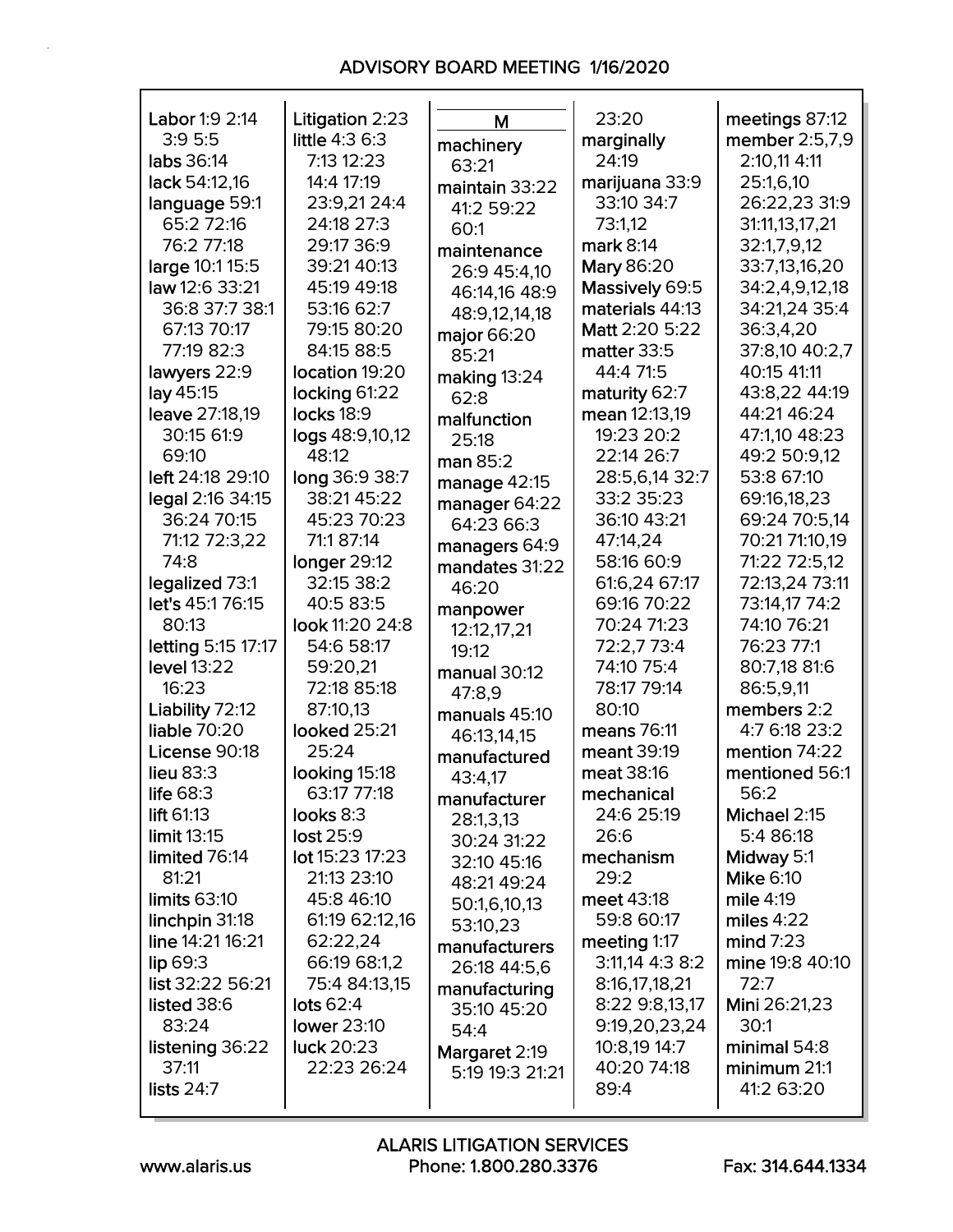# ADVISORY BOARD MEETING 1/16/2020

**Labor** 1:9 2:14 3:9 5:5
**labs** 36:14
**lack** 54:12,16
**language** 59:1 65:2 72:16 76:2 77:18
**large** 10:1 15:5
**law** 12:6 33:21 36:8 37:7 38:1 67:13 70:17 77:19 82:3
**lawyers** 22:9
**lay** 45:15
**leave** 27:18,19 30:15 61:9 69:10
**left** 24:18 29:10
**legal** 2:16 34:15 36:24 70:15 71:12 72:3,22 74:8
**legalized** 73:1
**let's** 45:1 76:15 80:13
**letting** 5:15 17:17
**level** 13:22 16:23
**Liability** 72:12
**liable** 70:20
**License** 90:18
**lieu** 83:3
**life** 68:3
**lift** 61:13
**limit** 13:15
**limited** 76:14 81:21
**limits** 63:10
**linchpin** 31:18
**line** 14:21 16:21
**lip** 69:3
**list** 32:22 56:21
**listed** 38:6 83:24
**listening** 36:22 37:11
**lists** 24:7
**Litigation** 2:23
**little** 4:3 6:3 7:13 12:23 14:4 17:19 23:9,21 24:4 24:18 27:3 29:17 36:9 39:21 40:13 45:19 49:18 53:16 62:7 79:15 80:20 84:15 88:5
**location** 19:20
**locking** 61:22
**locks** 18:9
**logs** 48:9,10,12 48:12
**long** 36:9 38:7 38:21 45:22 45:23 70:23 71:1 87:14
**longer** 29:12 32:15 38:2 40:5 83:5
**look** 11:20 24:8 54:6 58:17 59:20,21 72:18 85:18 87:10,13
**looked** 25:21 25:24
**looking** 15:18 63:17 77:18
**looks** 8:3
**lost** 25:9
**lot** 15:23 17:23 21:13 23:10 45:8 46:10 61:19 62:12,16 62:22,24 66:19 68:1,2 75:4 84:13,15
**lots** 62:4
**lower** 23:10
**luck** 20:23 22:23 26:24

## M

**machinery** 63:21
**maintain** 33:22 41:2 59:22 60:1
**maintenance** 26:9 45:4,10 46:14,16 48:9 48:9,12,14,18
**major** 66:20 85:21
**making** 13:24 62:8
**malfunction** 25:18
**man** 85:2
**manage** 42:15
**manager** 64:22 64:23 66:3
**managers** 64:9
**mandates** 31:22 46:20
**manpower** 12:12,17,21 19:12
**manual** 30:12 47:8,9
**manuals** 45:10 46:13,14,15
**manufactured** 43:4,17
**manufacturer** 28:1,3,13 30:24 31:22 32:10 45:16 48:21 49:24 50:1,6,10,13 53:10,23
**manufacturers** 26:18 44:5,6
**manufacturing** 35:10 45:20 54:4
**Margaret** 2:19 5:19 19:3 21:21 23:20
**marginally** 24:19
**marijuana** 33:9 33:10 34:7 73:1,12
**mark** 8:14
**Mary** 86:20
**Massively** 69:5
**materials** 44:13
**Matt** 2:20 5:22
**matter** 33:5 44:4 71:5
**maturity** 62:7
**mean** 12:13,19 19:23 20:2 22:14 26:7 28:5,6,14 32:7 33:2 35:23 36:10 43:21 47:14,24 58:16 60:9 61:6,24 67:17 69:16 70:22 70:24 71:23 72:2,7 73:4 74:10 75:4 78:17 79:14 80:10
**means** 76:11
**meant** 39:19
**meat** 38:16
**mechanical** 24:6 25:19 26:6
**mechanism** 29:2
**meet** 43:18 59:8 60:17
**meeting** 1:17 3:11,14 4:3 8:2 8:16,17,18,21 8:22 9:8,13,17 9:19,20,23,24 10:8,19 14:7 40:20 74:18 89:4
**meetings** 87:12
**member** 2:5,7,9 2:10,11 4:11 25:1,6,10 26:22,23 31:9 31:11,13,17,21 32:1,7,9,12 33:7,13,16,20 34:2,4,9,12,18 34:21,24 35:4 36:3,4,20 37:8,10 40:2,7 40:15 41:11 43:8,22 44:19 44:21 46:24 47:1,10 48:23 49:2 50:9,12 53:8 67:10 69:16,18,23 69:24 70:5,14 70:21 71:10,19 71:22 72:5,12 72:13,24 73:11 73:14,17 74:2 74:10 76:21 76:23 77:1 80:7,18 81:6 86:5,9,11
**members** 2:2 4:7 6:18 23:2
**mention** 74:22
**mentioned** 56:1 56:2
**Michael** 2:15 5:4 86:18
**Midway** 5:1
**Mike** 6:10
**mile** 4:19
**miles** 4:22
**mind** 7:23
**mine** 19:8 40:10 72:7
**Mini** 26:21,23 30:1
**minimal** 54:8
**minimum** 21:1 41:2 63:20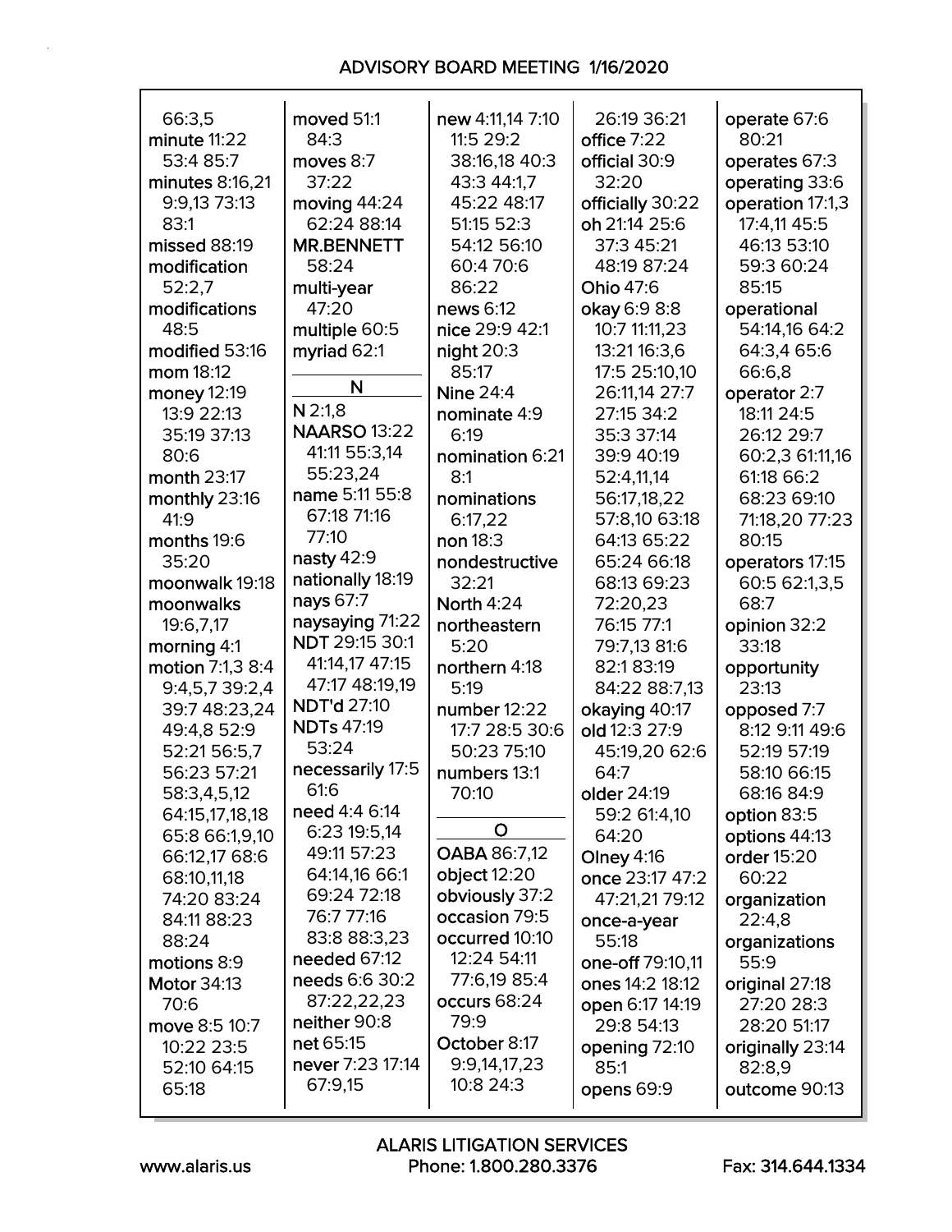66:3,5
minute 11:22 53:4 85:7
minutes 8:16,21 9:9,13 73:13 83:1
missed 88:19
modification 52:2,7
modifications 48:5
modified 53:16
mom 18:12
money 12:19 13:9 22:13 35:19 37:13 80:6
month 23:17
monthly 23:16 41:9
months 19:6 35:20
moonwalk 19:18
moonwalks 19:6,7,17
morning 4:1
motion 7:1,3 8:4 9:4,5,7 39:2,4 39:7 48:23,24 49:4,8 52:9 52:21 56:5,7 56:23 57:21 58:3,4,5,12 64:15,17,18,18 65:8 66:1,9,10 66:12,17 68:6 68:10,11,18 74:20 83:24 84:11 88:23 88:24
motions 8:9
Motor 34:13 70:6
move 8:5 10:7 10:22 23:5 52:10 64:15 65:18
moved 51:1 84:3
moves 8:7 37:22
moving 44:24 62:24 88:14
MR.BENNETT 58:24
multi-year 47:20
multiple 60:5
myriad 62:1

**N**

N 2:1,8
NAARSO 13:22 41:11 55:3,14 55:23,24
name 5:11 55:8 67:18 71:16 77:10
nasty 42:9
nationally 18:19
nays 67:7
naysaying 71:22
NDT 29:15 30:1 41:14,17 47:15 47:17 48:19,19
NDT'd 27:10
NDTs 47:19 53:24
necessarily 17:5 61:6
need 4:4 6:14 6:23 19:5,14 49:11 57:23 64:14,16 66:1 69:24 72:18 76:7 77:16 83:8 88:3,23
needed 67:12
needs 6:6 30:2 87:22,22,23
neither 90:8
net 65:15
never 7:23 17:14 67:9,15
new 4:11,14 7:10 11:5 29:2 38:16,18 40:3 43:3 44:1,7 45:22 48:17 51:15 52:3 54:12 56:10 60:4 70:6 86:22
news 6:12
nice 29:9 42:1
night 20:3 85:17
Nine 24:4
nominate 4:9 6:19
nomination 6:21 8:1
nominations 6:17,22
non 18:3
nondestructive 32:21
North 4:24
northeastern 5:20
northern 4:18 5:19
number 12:22 17:7 28:5 30:6 50:23 75:10
numbers 13:1 70:10

**O**

OABA 86:7,12
object 12:20
obviously 37:2
occasion 79:5
occurred 10:10 12:24 54:11 77:6,19 85:4
occurs 68:24 79:9
October 8:17 9:9,14,17,23 10:8 24:3
26:19 36:21
office 7:22
official 30:9 32:20
officially 30:22
oh 21:14 25:6 37:3 45:21 48:19 87:24
Ohio 47:6
okay 6:9 8:8 10:7 11:11,23 13:21 16:3,6 17:5 25:10,10 26:11,14 27:7 27:15 34:2 35:3 37:14 39:9 40:19 52:4,11,14 56:17,18,22 57:8,10 63:18 64:13 65:22 65:24 66:18 68:13 69:23 72:20,23 76:15 77:1 79:7,13 81:6 82:1 83:19 84:22 88:7,13
okaying 40:17
old 12:3 27:9 45:19,20 62:6 64:7
older 24:19 59:2 61:4,10 64:20
Olney 4:16
once 23:17 47:2 47:21,21 79:12
once-a-year 55:18
one-off 79:10,11
ones 14:2 18:12
open 6:17 14:19 29:8 54:13
opening 72:10 85:1
opens 69:9
operate 67:6 80:21
operates 67:3
operating 33:6
operation 17:1,3 17:4,11 45:5 46:13 53:10 59:3 60:24 85:15
operational 54:14,16 64:2 64:3,4 65:6 66:6,8
operator 2:7 18:11 24:5 26:12 29:7 60:2,3 61:11,16 61:18 66:2 68:23 69:10 71:18,20 77:23 80:15
operators 17:15 60:5 62:1,3,5 68:7
opinion 32:2 33:18
opportunity 23:13
opposed 7:7 8:12 9:11 49:6 52:19 57:19 58:10 66:15 68:16 84:9
option 83:5
options 44:13
order 15:20 60:22
organization 22:4,8
organizations 55:9
original 27:18 27:20 28:3 28:20 51:17
originally 23:14 82:8,9
outcome 90:13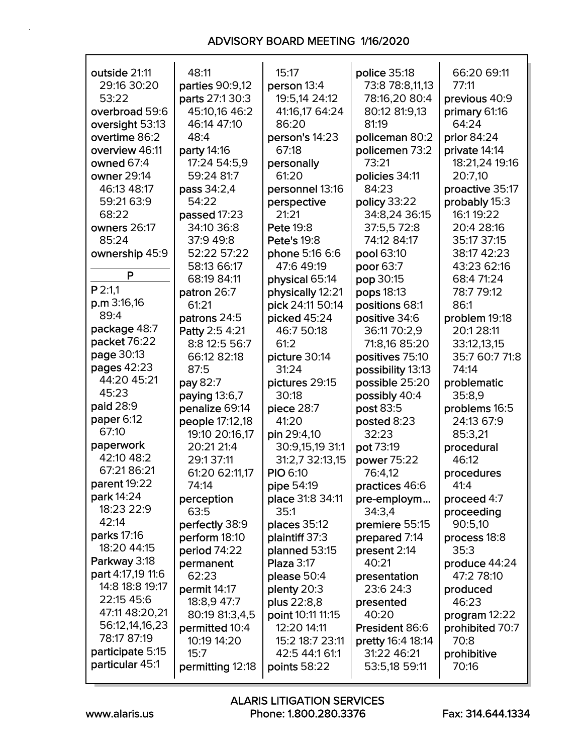outside 21:11 29:16 30:20 53:22
overbroad 59:6
oversight 53:13
overtime 86:2
overview 46:11
owned 67:4
owner 29:14 46:13 48:17 59:21 63:9 68:22
owners 26:17 85:24
ownership 45:9

## P

P 2:1,1
p.m 3:16,16 89:4
package 48:7
packet 76:22
page 30:13
pages 42:23 44:20 45:21 45:23
paid 28:9
paper 6:12 67:10
paperwork 42:10 48:2 67:21 86:21
parent 19:22
park 14:24 18:23 22:9 42:14
parks 17:16 18:20 44:15
Parkway 3:18
part 4:17,19 11:6 14:8 18:8 19:17 22:15 45:6 47:11 48:20,21 56:12,14,16,23 78:17 87:19
participate 5:15
particular 45:1 48:11
parties 90:9,12
parts 27:1 30:3 45:10,16 46:2 46:14 47:10 48:4
party 14:16 17:24 54:5,9 59:24 81:7
pass 34:2,4 54:22
passed 17:23 34:10 36:8 37:9 49:8 52:22 57:22 58:13 66:17 68:19 84:11
patron 26:7 61:21
patrons 24:5
Patty 2:5 4:21 8:8 12:5 56:7 66:12 82:18 87:5
pay 82:7
paying 13:6,7
penalize 69:14
people 17:12,18 19:10 20:16,17 20:21 21:4 29:1 37:11 61:20 62:11,17 74:14
perception 63:5
perfectly 38:9
perform 18:10
period 74:22
permanent 62:23
permit 14:17 18:8,9 47:7 80:19 81:3,4,5
permitted 10:4 10:19 14:20 15:7
permitting 12:18 15:17
person 13:4 19:5,14 24:12 41:16,17 64:24 86:20
person's 14:23 67:18
personally 61:20
personnel 13:16
perspective 21:21
Pete 19:8
Pete's 19:8
phone 5:16 6:6 47:6 49:19
physical 65:14
physically 12:21
pick 24:11 50:14
picked 45:24 46:7 50:18 61:2
picture 30:14 31:24
pictures 29:15 30:18
piece 28:7 41:20
pin 29:4,10 30:9,15,19 31:1 31:2,7 32:13,15
PIO 6:10
pipe 54:19
place 31:8 34:11 35:1
places 35:12
plaintiff 37:3
planned 53:15
Plaza 3:17
please 50:4
plenty 20:3
plus 22:8,8
point 10:11 11:15 12:20 14:11 15:2 18:7 23:11 42:5 44:1 61:1
points 58:22
police 35:18 73:8 78:8,11,13 78:16,20 80:4 80:12 81:9,13 81:19
policeman 80:2
policemen 73:2 73:21
policies 34:11 84:23
policy 33:22 34:8,24 36:15 37:5,5 72:8 74:12 84:17
pool 63:10
poor 63:7
pop 30:15
pops 18:13
positions 68:1
positive 34:6 36:11 70:2,9 71:8,16 85:20
positives 75:10
possibility 13:13
possible 25:20
possibly 40:4
post 83:5
posted 8:23 32:23
pot 73:19
power 75:22 76:4,12
practices 46:6
pre-employm... 34:3,4
premiere 55:15
prepared 7:14
present 2:14 40:21
presentation 23:6 24:3
presented 40:20
President 86:6
pretty 16:4 18:14 31:22 46:21 53:5,18 59:11 66:20 69:11 77:11
previous 40:9
primary 61:16 64:24
prior 84:24
private 14:14 18:21,24 19:16 20:7,10
proactive 35:17
probably 15:3 16:1 19:22 20:4 28:16 35:17 37:15 38:17 42:23 43:23 62:16 68:4 71:24 78:7 79:12 86:1
problem 19:18 20:1 28:11 33:12,13,15 35:7 60:7 71:8 74:14
problematic 35:8,9
problems 16:5 24:13 67:9 85:3,21
procedural 46:12
procedures 41:4
proceed 4:7
proceeding 90:5,10
process 18:8 35:3
produce 44:24 47:2 78:10
produced 46:23
program 12:22
prohibited 70:7 70:8
prohibitive 70:16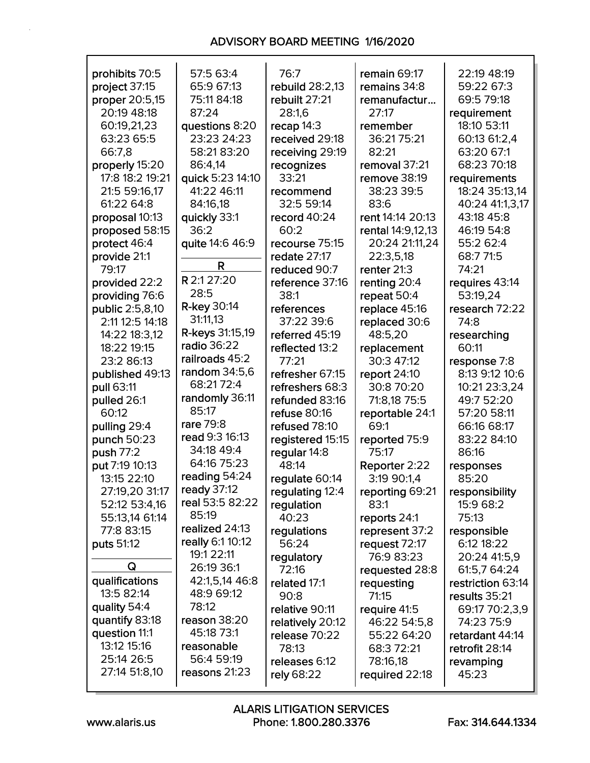prohibits 70:5
project 37:15
proper 20:5,15 20:19 48:18 60:19,21,23 63:23 65:5 66:7,8
properly 15:20 17:8 18:2 19:21 21:5 59:16,17 61:22 64:8
proposal 10:13
proposed 58:15
protect 46:4
provide 21:1 79:17
provided 22:2
providing 76:6
public 2:5,8,10 2:11 12:5 14:18 14:22 18:3,12 18:22 19:15 23:2 86:13
published 49:13
pull 63:11
pulled 26:1 60:12
pulling 29:4
punch 50:23
push 77:2
put 7:19 10:13 13:15 22:10 27:19,20 31:17 52:12 53:4,16 55:13,14 61:14 77:8 83:15
puts 51:12

**Q**

qualifications 13:5 82:14
quality 54:4
quantify 83:18
question 11:1 13:12 15:16 25:14 26:5 27:14 51:8,10 57:5 63:4 65:9 67:13 75:11 84:18 87:24
questions 8:20 23:23 24:23 58:21 83:20 86:4,14
quick 5:23 14:10 41:22 46:11 84:16,18
quickly 33:1 36:2
quite 14:6 46:9

**R**

R 2:1 27:20 28:5
R-key 30:14 31:11,13
R-keys 31:15,19
radio 36:22
railroads 45:2
random 34:5,6 68:21 72:4
randomly 36:11 85:17
rare 79:8
read 9:3 16:13 34:18 49:4 64:16 75:23
reading 54:24
ready 37:12
real 53:5 82:22 85:19
realized 24:13
really 6:1 10:12 19:1 22:11 26:19 36:1 42:1,5,14 46:8 48:9 69:12 78:12
reason 38:20 45:18 73:1
reasonable 56:4 59:19
reasons 21:23 76:7
rebuild 28:2,13
rebuilt 27:21 28:1,6
recap 14:3
received 29:18
receiving 29:19
recognizes 33:21
recommend 32:5 59:14
record 40:24 60:2
recourse 75:15
redate 27:17
reduced 90:7
reference 37:16 38:1
references 37:22 39:6
referred 45:19
reflected 13:2 77:21
refresher 67:15
refreshers 68:3
refunded 83:16
refuse 80:16
refused 78:10
registered 15:15
regular 14:8 48:14
regulate 60:14
regulating 12:4
regulation 40:23
regulations 56:24
regulatory 72:16
related 17:1 90:8
relative 90:11
relatively 20:12
release 70:22 78:13
releases 6:12
rely 68:22
remain 69:17
remains 34:8
remanufactur... 27:17
remember 36:21 75:21 82:21
removal 37:21
remove 38:19 38:23 39:5 83:6
rent 14:14 20:13
rental 14:9,12,13 20:24 21:11,24 22:3,5,18
renter 21:3
renting 20:4
repeat 50:4
replace 45:16
replaced 30:6 48:5,20
replacement 30:3 47:12
report 24:10 30:8 70:20 71:8,18 75:5
reportable 24:1 69:1
reported 75:9 75:17
Reporter 2:22 3:19 90:1,4
reporting 69:21 83:1
reports 24:1
represent 37:2
request 72:17 76:9 83:23
requested 28:8
requesting 71:15
require 41:5 46:22 54:5,8 55:22 64:20 68:3 72:21 78:16,18
required 22:18 22:19 48:19 59:22 67:3 69:5 79:18
requirement 18:10 53:11 60:13 61:2,4 63:20 67:1 68:23 70:18
requirements 18:24 35:13,14 40:24 41:1,3,17 43:18 45:8 46:19 54:8 55:2 62:4 68:7 71:5 74:21
requires 43:14 53:19,24
research 72:22 74:8
researching 60:11
response 7:8 8:13 9:12 10:6 10:21 23:3,24 49:7 52:20 57:20 58:11 66:16 68:17 83:22 84:10 86:16
responses 85:20
responsibility 15:9 68:2 75:13
responsible 6:12 18:22 20:24 41:5,9 61:5,7 64:24
restriction 63:14
results 35:21 69:17 70:2,3,9 74:23 75:9
retardant 44:14
retrofit 28:14
revamping 45:23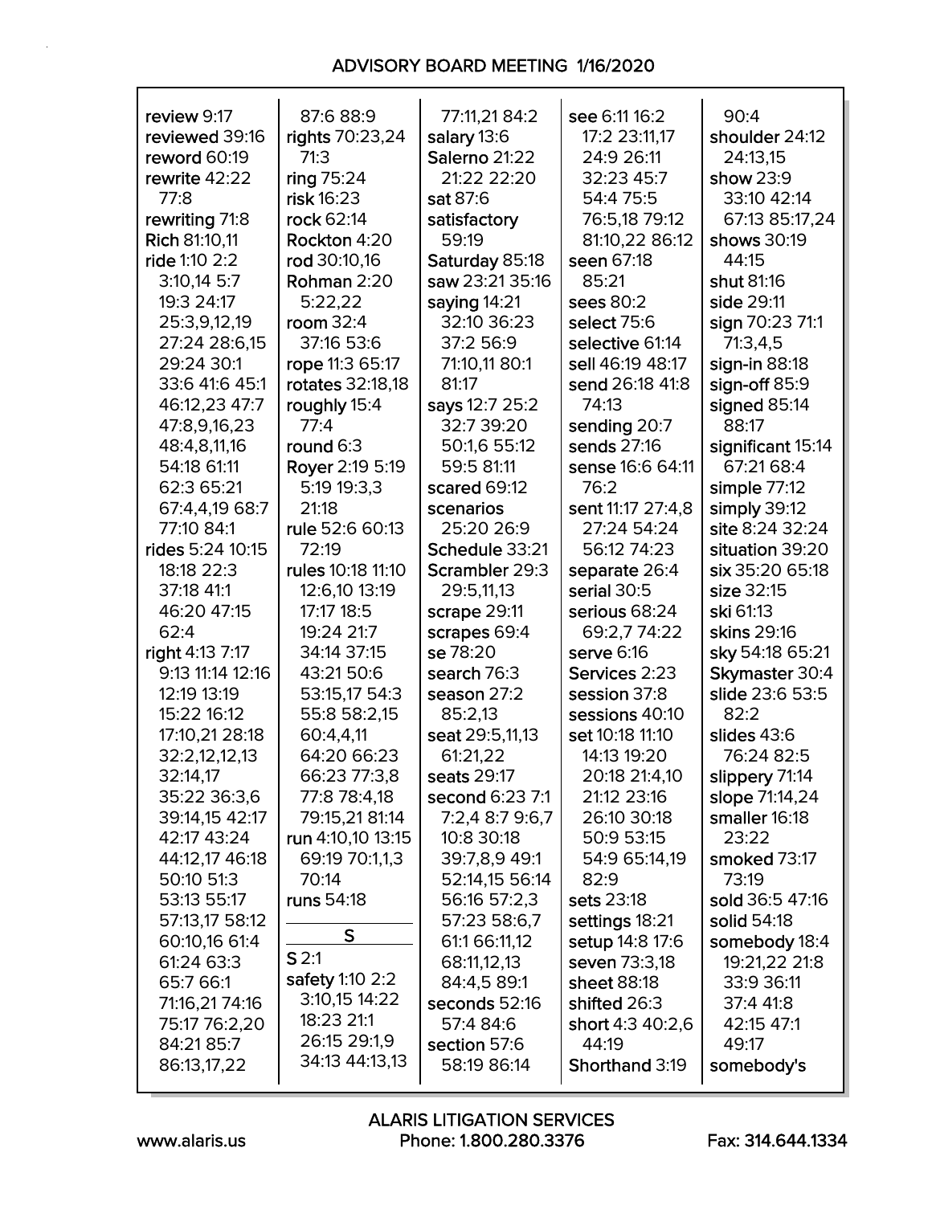review 9:17
reviewed 39:16
reword 60:19
rewrite 42:22 77:8
rewriting 71:8
Rich 81:10,11
ride 1:10 2:2 3:10,14 5:7 19:3 24:17 25:3,9,12,19 27:24 28:6,15 29:24 30:1 33:6 41:6 45:1 46:12,23 47:7 47:8,9,16,23 48:4,8,11,16 54:18 61:11 62:3 65:21 67:4,4,19 68:7 77:10 84:1
rides 5:24 10:15 18:18 22:3 37:18 41:1 46:20 47:15 62:4
right 4:13 7:17 9:13 11:14 12:16 12:19 13:19 15:22 16:12 17:10,21 28:18 32:2,12,12,13 32:14,17 35:22 36:3,6 39:14,15 42:17 42:17 43:24 44:12,17 46:18 50:10 51:3 53:13 55:17 57:13,17 58:12 60:10,16 61:4 61:24 63:3 65:7 66:1 71:16,21 74:16 75:17 76:2,20 84:21 85:7 86:13,17,22 87:6 88:9
rights 70:23,24 71:3
ring 75:24
risk 16:23
rock 62:14
Rockton 4:20
rod 30:10,16
Rohman 2:20 5:22,22
room 32:4 37:16 53:6
rope 11:3 65:17
rotates 32:18,18
roughly 15:4 77:4
round 6:3
Royer 2:19 5:19 5:19 19:3,3 21:18
rule 52:6 60:13 72:19
rules 10:18 11:10 12:6,10 13:19 17:17 18:5 19:24 21:7 34:14 37:15 43:21 50:6 53:15,17 54:3 55:8 58:2,15 60:4,4,11 64:20 66:23 66:23 77:3,8 77:8 78:4,18 79:15,21 81:14
run 4:10,10 13:15 69:19 70:1,1,3 70:14
runs 54:18

## S

S 2:1
safety 1:10 2:2 3:10,15 14:22 18:23 21:1 26:15 29:1,9 34:13 44:13,13 77:11,21 84:2
salary 13:6
Salerno 21:22 21:22 22:20
sat 87:6
satisfactory 59:19
Saturday 85:18
saw 23:21 35:16
saying 14:21 32:10 36:23 37:2 56:9 71:10,11 80:1 81:17
says 12:7 25:2 32:7 39:20 50:1,6 55:12 59:5 81:11
scared 69:12
scenarios 25:20 26:9
Schedule 33:21
Scrambler 29:3 29:5,11,13
scrape 29:11
scrapes 69:4
se 78:20
search 76:3
season 27:2 85:2,13
seat 29:5,11,13 61:21,22
seats 29:17
second 6:23 7:1 7:2,4 8:7 9:6,7 10:8 30:18 39:7,8,9 49:1 52:14,15 56:14 56:16 57:2,3 57:23 58:6,7 61:1 66:11,12 68:11,12,13 84:4,5 89:1
seconds 52:16 57:4 84:6
section 57:6 58:19 86:14
see 6:11 16:2 17:2 23:11,17 24:9 26:11 32:23 45:7 54:4 75:5 76:5,18 79:12 81:10,22 86:12
seen 67:18 85:21
sees 80:2
select 75:6
selective 61:14
sell 46:19 48:17
send 26:18 41:8 74:13
sending 20:7
sends 27:16
sense 16:6 64:11 76:2
sent 11:17 27:4,8 27:24 54:24 56:12 74:23
separate 26:4
serial 30:5
serious 68:24 69:2,7 74:22
serve 6:16
Services 2:23
session 37:8
sessions 40:10
set 10:18 11:10 14:13 19:20 20:18 21:4,10 21:12 23:16 26:10 30:18 50:9 53:15 54:9 65:14,19 82:9
sets 23:18
settings 18:21
setup 14:8 17:6
seven 73:3,18
sheet 88:18
shifted 26:3
short 4:3 40:2,6 44:19
Shorthand 3:19 90:4
shoulder 24:12 24:13,15
show 23:9 33:10 42:14 67:13 85:17,24
shows 30:19 44:15
shut 81:16
side 29:11
sign 70:23 71:1 71:3,4,5
sign-in 88:18
sign-off 85:9
signed 85:14 88:17
significant 15:14 67:21 68:4
simple 77:12
simply 39:12
site 8:24 32:24
situation 39:20
six 35:20 65:18
size 32:15
ski 61:13
skins 29:16
sky 54:18 65:21
Skymaster 30:4
slide 23:6 53:5 82:2
slides 43:6 76:24 82:5
slippery 71:14
slope 71:14,24
smaller 16:18 23:22
smoked 73:17 73:19
sold 36:5 47:16
solid 54:18
somebody 18:4 19:21,22 21:8 33:9 36:11 37:4 41:8 42:15 47:1 49:17
somebody's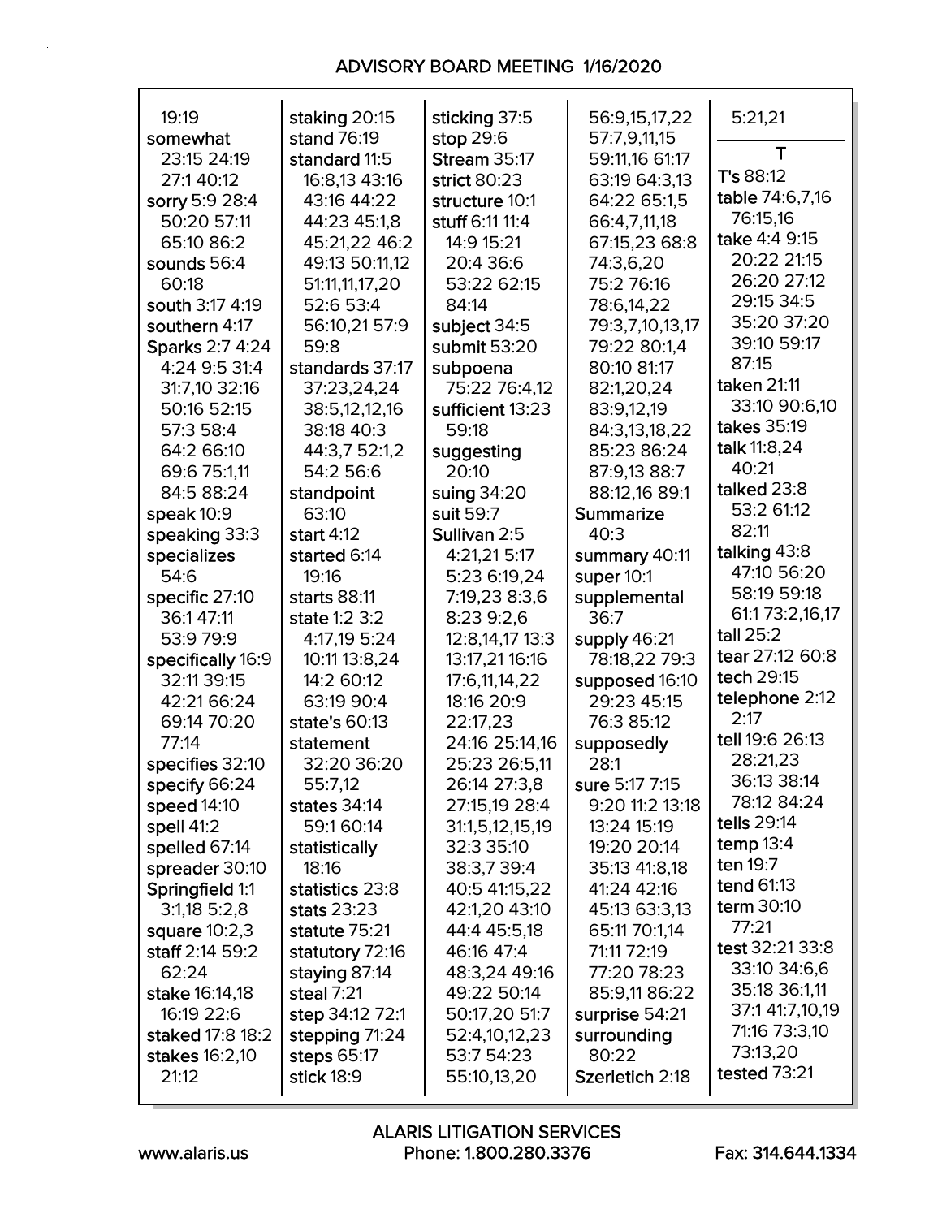19:19
somewhat 23:15 24:19 27:1 40:12
sorry 5:9 28:4 50:20 57:11 65:10 86:2
sounds 56:4 60:18
south 3:17 4:19
southern 4:17
Sparks 2:7 4:24 4:24 9:5 31:4 31:7,10 32:16 50:16 52:15 57:3 58:4 64:2 66:10 69:6 75:1,11 84:5 88:24
speak 10:9
speaking 33:3
specializes 54:6
specific 27:10 36:1 47:11 53:9 79:9
specifically 16:9 32:11 39:15 42:21 66:24 69:14 70:20 77:14
specifies 32:10
specify 66:24
speed 14:10
spell 41:2
spelled 67:14
spreader 30:10
Springfield 1:1 3:1,18 5:2,8
square 10:2,3
staff 2:14 59:2 62:24
stake 16:14,18 16:19 22:6
staked 17:8 18:2
stakes 16:2,10 21:12
staking 20:15
stand 76:19
standard 11:5 16:8,13 43:16 43:16 44:22 44:23 45:1,8 45:21,22 46:2 49:13 50:11,12 51:11,11,17,20 52:6 53:4 56:10,21 57:9 59:8
standards 37:17 37:23,24,24 38:5,12,12,16 38:18 40:3 44:3,7 52:1,2 54:2 56:6
standpoint 63:10
start 4:12
started 6:14 19:16
starts 88:11
state 1:2 3:2 4:17,19 5:24 10:11 13:8,24 14:2 60:12 63:19 90:4
state's 60:13
statement 32:20 36:20 55:7,12
states 34:14 59:1 60:14
statistically 18:16
statistics 23:8
stats 23:23
statute 75:21
statutory 72:16
staying 87:14
steal 7:21
step 34:12 72:1
stepping 71:24
steps 65:17
stick 18:9
sticking 37:5
stop 29:6
Stream 35:17
strict 80:23
structure 10:1
stuff 6:11 11:4 14:9 15:21 20:4 36:6 53:22 62:15 84:14
subject 34:5
submit 53:20
subpoena 75:22 76:4,12
sufficient 13:23 59:18
suggesting 20:10
suing 34:20
suit 59:7
Sullivan 2:5 4:21,21 5:17 5:23 6:19,24 7:19,23 8:3,6 8:23 9:2,6 12:8,14,17 13:3 13:17,21 16:16 17:6,11,14,22 18:16 20:9 22:17,23 24:16 25:14,16 25:23 26:5,11 26:14 27:3,8 27:15,19 28:4 31:1,5,12,15,19 32:3 35:10 38:3,7 39:4 40:5 41:15,22 42:1,20 43:10 44:4 45:5,18 46:16 47:4 48:3,24 49:16 49:22 50:14 50:17,20 51:7 52:4,10,12,23 53:7 54:23 55:10,13,20 56:9,15,17,22 57:7,9,11,15 59:11,16 61:17 63:19 64:3,13 64:22 65:1,5 66:4,7,11,18 67:15,23 68:8 74:3,6,20 75:2 76:16 78:6,14,22 79:3,7,10,13,17 79:22 80:1,4 80:10 81:17 82:1,20,24 83:9,12,19 84:3,13,18,22 85:23 86:24 87:9,13 88:7 88:12,16 89:1
Summarize 40:3
summary 40:11
super 10:1
supplemental 36:7
supply 46:21 78:18,22 79:3
supposed 16:10 29:23 45:15 76:3 85:12
supposedly 28:1
sure 5:17 7:15 9:20 11:2 13:18 13:24 15:19 19:20 20:14 35:13 41:8,18 41:24 42:16 45:13 63:3,13 65:11 70:1,14 71:11 72:19 77:20 78:23 85:9,11 86:22
surprise 54:21
surrounding 80:22
Szerletich 2:18 5:21,21

## T

T's 88:12
table 74:6,7,16 76:15,16
take 4:4 9:15 20:22 21:15 26:20 27:12 29:15 34:5 35:20 37:20 39:10 59:17 87:15
taken 21:11 33:10 90:6,10
takes 35:19
talk 11:8,24 40:21
talked 23:8 53:2 61:12 82:11
talking 43:8 47:10 56:20 58:19 59:18 61:1 73:2,16,17
tall 25:2
tear 27:12 60:8
tech 29:15
telephone 2:12 2:17
tell 19:6 26:13 28:21,23 36:13 38:14 78:12 84:24
tells 29:14
temp 13:4
ten 19:7
tend 61:13
term 30:10 77:21
test 32:21 33:8 33:10 34:6,6 35:18 36:1,11 37:1 41:7,10,19 71:16 73:3,10 73:13,20
tested 73:21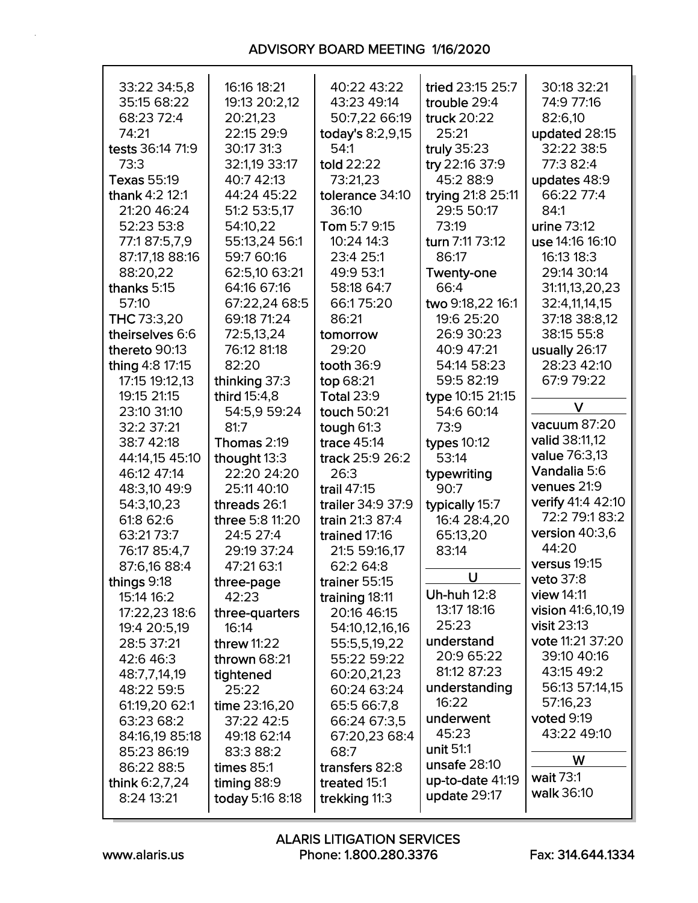33:22 34:5,8
35:15 68:22
68:23 72:4
74:21
**tests** 36:14 71:9
73:3
**Texas** 55:19
**thank** 4:2 12:1
21:20 46:24
52:23 53:8
77:1 87:5,7,9
87:17,18 88:16
88:20,22
**thanks** 5:15
57:10
**THC** 73:3,20
**theirselves** 6:6
**thereto** 90:13
**thing** 4:8 17:15
17:15 19:12,13
19:15 21:15
23:10 31:10
32:2 37:21
38:7 42:18
44:14,15 45:10
46:12 47:14
48:3,10 49:9
54:3,10,23
61:8 62:6
63:21 73:7
76:17 85:4,7
87:6,16 88:4
**things** 9:18
15:14 16:2
17:22,23 18:6
19:4 20:5,19
28:5 37:21
42:6 46:3
48:7,7,14,19
48:22 59:5
61:19,20 62:1
63:23 68:2
84:16,19 85:18
85:23 86:19
86:22 88:5
**think** 6:2,7,24
8:24 13:21
16:16 18:21
19:13 20:2,12
20:21,23
22:15 29:9
30:17 31:3
32:1,19 33:17
40:7 42:13
44:24 45:22
51:2 53:5,17
54:10,22
55:13,24 56:1
59:7 60:16
62:5,10 63:21
64:16 67:16
67:22,24 68:5
69:18 71:24
72:5,13,24
76:12 81:18
82:20
**thinking** 37:3
**third** 15:4,8
54:5,9 59:24
81:7
**Thomas** 2:19
**thought** 13:3
22:20 24:20
25:11 40:10
**threads** 26:1
**three** 5:8 11:20
24:5 27:4
29:19 37:24
47:21 63:1
**three-page**
42:23
**three-quarters**
16:14
**threw** 11:22
**thrown** 68:21
**tightened**
25:22
**time** 23:16,20
37:22 42:5
49:18 62:14
83:3 88:2
**times** 85:1
**timing** 88:9
**today** 5:16 8:18
40:22 43:22
43:23 49:14
50:7,22 66:19
**today's** 8:2,9,15
54:1
**told** 22:22
73:21,23
**tolerance** 34:10
36:10
**Tom** 5:7 9:15
10:24 14:3
23:4 25:1
49:9 53:1
58:18 64:7
66:1 75:20
86:21
**tomorrow**
29:20
**tooth** 36:9
**top** 68:21
**Total** 23:9
**touch** 50:21
**tough** 61:3
**trace** 45:14
**track** 25:9 26:2
26:3
**trail** 47:15
**trailer** 34:9 37:9
**train** 21:3 87:4
**trained** 17:16
21:5 59:16,17
62:2 64:8
**trainer** 55:15
**training** 18:11
20:16 46:15
54:10,12,16,16
55:5,5,19,22
55:22 59:22
60:20,21,23
60:24 63:24
65:5 66:7,8
66:24 67:3,5
67:20,23 68:4
68:7
**transfers** 82:8
**treated** 15:1
**trekking** 11:3
**tried** 23:15 25:7
**trouble** 29:4
**truck** 20:22
25:21
**truly** 35:23
**try** 22:16 37:9
45:2 88:9
**trying** 21:8 25:11
29:5 50:17
73:19
**turn** 7:11 73:12
86:17
**Twenty-one**
66:4
**two** 9:18,22 16:1
19:6 25:20
26:9 30:23
40:9 47:21
54:14 58:23
59:5 82:19
**type** 10:15 21:15
54:6 60:14
73:9
**types** 10:12
53:14
**typewriting**
90:7
**typically** 15:7
16:4 28:4,20
65:13,20
83:14

## U

**Uh-huh** 12:8
13:17 18:16
25:23
**understand**
20:9 65:22
81:12 87:23
**understanding**
16:22
**underwent**
45:23
**unit** 51:1
**unsafe** 28:10
**up-to-date** 41:19
**update** 29:17
30:18 32:21
74:9 77:16
82:6,10
**updated** 28:15
32:22 38:5
77:3 82:4
**updates** 48:9
66:22 77:4
84:1
**urine** 73:12
**use** 14:16 16:10
16:13 18:3
29:14 30:14
31:11,13,20,23
32:4,11,14,15
37:18 38:8,12
38:15 55:8
**usually** 26:17
28:23 42:10
67:9 79:22

## V

**vacuum** 87:20
**valid** 38:11,12
**value** 76:3,13
**Vandalia** 5:6
**venues** 21:9
**verify** 41:4 42:10
72:2 79:1 83:2
**version** 40:3,6
44:20
**versus** 19:15
**veto** 37:8
**view** 14:11
**vision** 41:6,10,19
**visit** 23:13
**vote** 11:21 37:20
39:10 40:16
43:15 49:2
56:13 57:14,15
57:16,23
**voted** 9:19
43:22 49:10

## W

**wait** 73:1
**walk** 36:10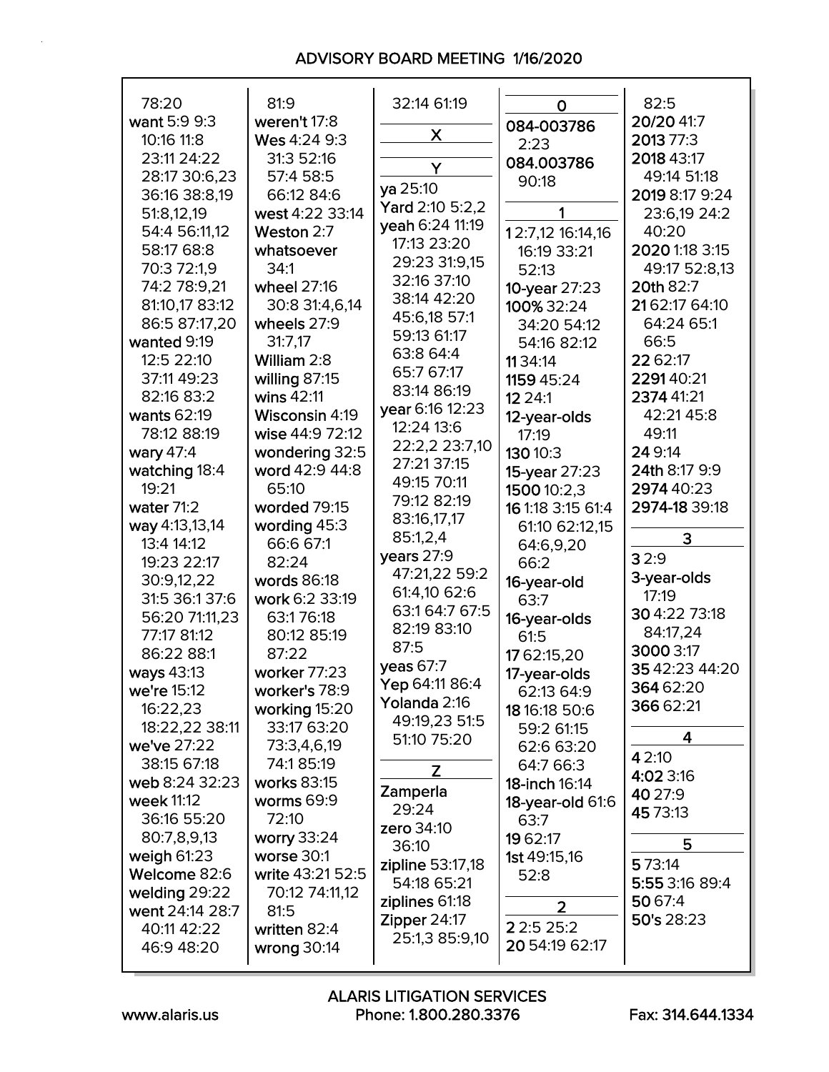78:20
want 5:9 9:3
10:16 11:8
23:11 24:22
28:17 30:6,23
36:16 38:8,19
51:8,12,19
54:4 56:11,12
58:17 68:8
70:3 72:1,9
74:2 78:9,21
81:10,17 83:12
86:5 87:17,20
wanted 9:19
12:5 22:10
37:11 49:23
82:16 83:2
wants 62:19
78:12 88:19
wary 47:4
watching 18:4
19:21
water 71:2
way 4:13,13,14
13:4 14:12
19:23 22:17
30:9,12,22
31:5 36:1 37:6
56:20 71:11,23
77:17 81:12
86:22 88:1
ways 43:13
we're 15:12
16:22,23
18:22,22 38:11
we've 27:22
38:15 67:18
web 8:24 32:23
week 11:12
36:16 55:20
80:7,8,9,13
weigh 61:23
Welcome 82:6
welding 29:22
went 24:14 28:7
40:11 42:22
46:9 48:20

81:9
weren't 17:8
Wes 4:24 9:3
31:3 52:16
57:4 58:5
66:12 84:6
west 4:22 33:14
Weston 2:7
whatsoever
34:1
wheel 27:16
30:8 31:4,6,14
wheels 27:9
31:7,17
William 2:8
willing 87:15
wins 42:11
Wisconsin 4:19
wise 44:9 72:12
wondering 32:5
word 42:9 44:8
65:10
worded 79:15
wording 45:3
66:6 67:1
82:24
words 86:18
work 6:2 33:19
63:1 76:18
80:12 85:19
87:22
worker 77:23
worker's 78:9
working 15:20
33:17 63:20
73:3,4,6,19
74:1 85:19
works 83:15
worms 69:9
72:10
worry 33:24
worse 30:1
write 43:21 52:5
70:12 74:11,12
81:5
written 82:4
wrong 30:14

32:14 61:19

## X

## Y

ya 25:10
Yard 2:10 5:2,2
yeah 6:24 11:19
17:13 23:20
29:23 31:9,15
32:16 37:10
38:14 42:20
45:6,18 57:1
59:13 61:17
63:8 64:4
65:7 67:17
83:14 86:19
year 6:16 12:23
12:24 13:6
22:2,2 23:7,10
27:21 37:15
49:15 70:11
79:12 82:19
83:16,17,17
85:1,2,4
years 27:9
47:21,22 59:2
61:4,10 62:6
63:1 64:7 67:5
82:19 83:10
87:5
yeas 67:7
Yep 64:11 86:4
Yolanda 2:16
49:19,23 51:5
51:10 75:20

## Z

Zamperla
29:24
zero 34:10
36:10
zipline 53:17,18
54:18 65:21
ziplines 61:18
Zipper 24:17
25:1,3 85:9,10

## 0

084-003786
2:23
084.003786
90:18

## 1

1 2:7,12 16:14,16
16:19 33:21
52:13
10-year 27:23
100% 32:24
34:20 54:12
54:16 82:12
11 34:14
1159 45:24
12 24:1
12-year-olds
17:19
130 10:3
15-year 27:23
1500 10:2,3
16 1:18 3:15 61:4
61:10 62:12,15
64:6,9,20
66:2
16-year-old
63:7
16-year-olds
61:5
17 62:15,20
17-year-olds
62:13 64:9
18 16:18 50:6
59:2 61:15
62:6 63:20
64:7 66:3
18-inch 16:14
18-year-old 61:6
63:7
19 62:17
1st 49:15,16
52:8

## 2

2 2:5 25:2
20 54:19 62:17
82:5
20/20 41:7
2013 77:3
2018 43:17
49:14 51:18
2019 8:17 9:24
23:6,19 24:2
40:20
2020 1:18 3:15
49:17 52:8,13
20th 82:7
21 62:17 64:10
64:24 65:1
66:5
22 62:17
2291 40:21
2374 41:21
42:21 45:8
49:11
24 9:14
24th 8:17 9:9
2974 40:23
2974-18 39:18

## 3

3 2:9
3-year-olds
17:19
30 4:22 73:18
84:17,24
3000 3:17
35 42:23 44:20
364 62:20
366 62:21

## 4

4 2:10
4:02 3:16
40 27:9
45 73:13

## 5

5 73:14
5:55 3:16 89:4
50 67:4
50's 28:23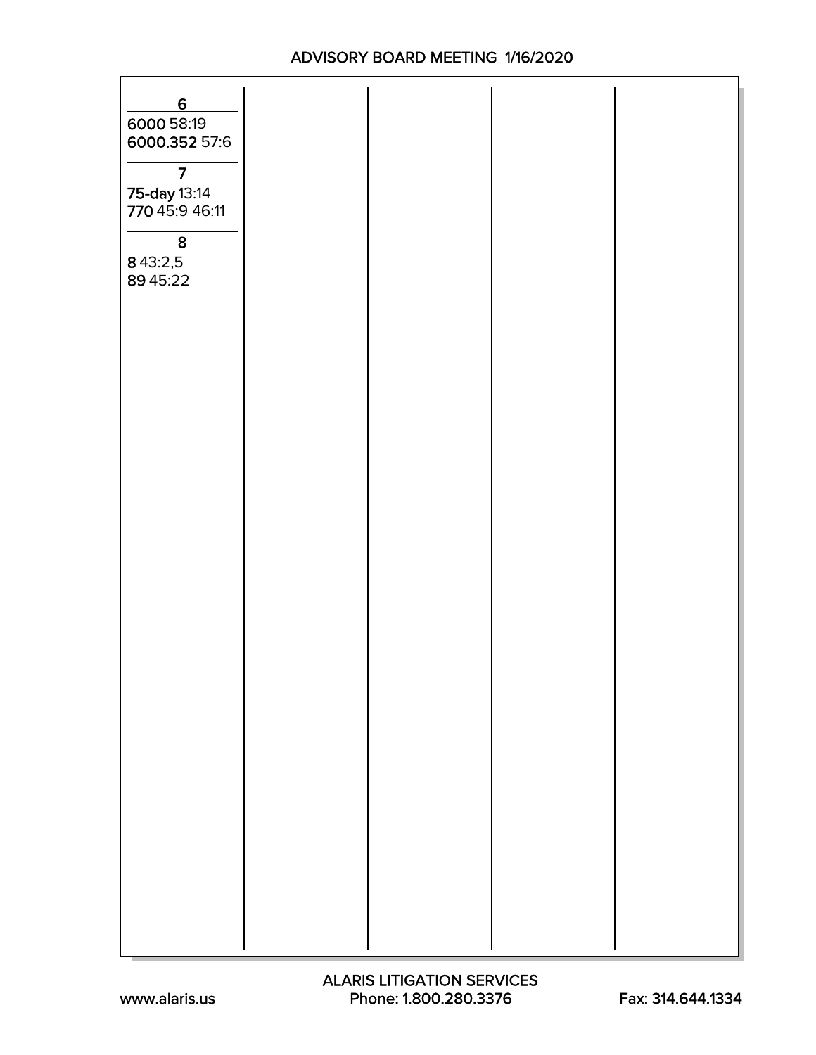**6**

**6000** 58:19
**6000.352** 57:6

**7**

**75-day** 13:14
**770** 45:9 46:11

**8**

**8** 43:2,5
**89** 45:22